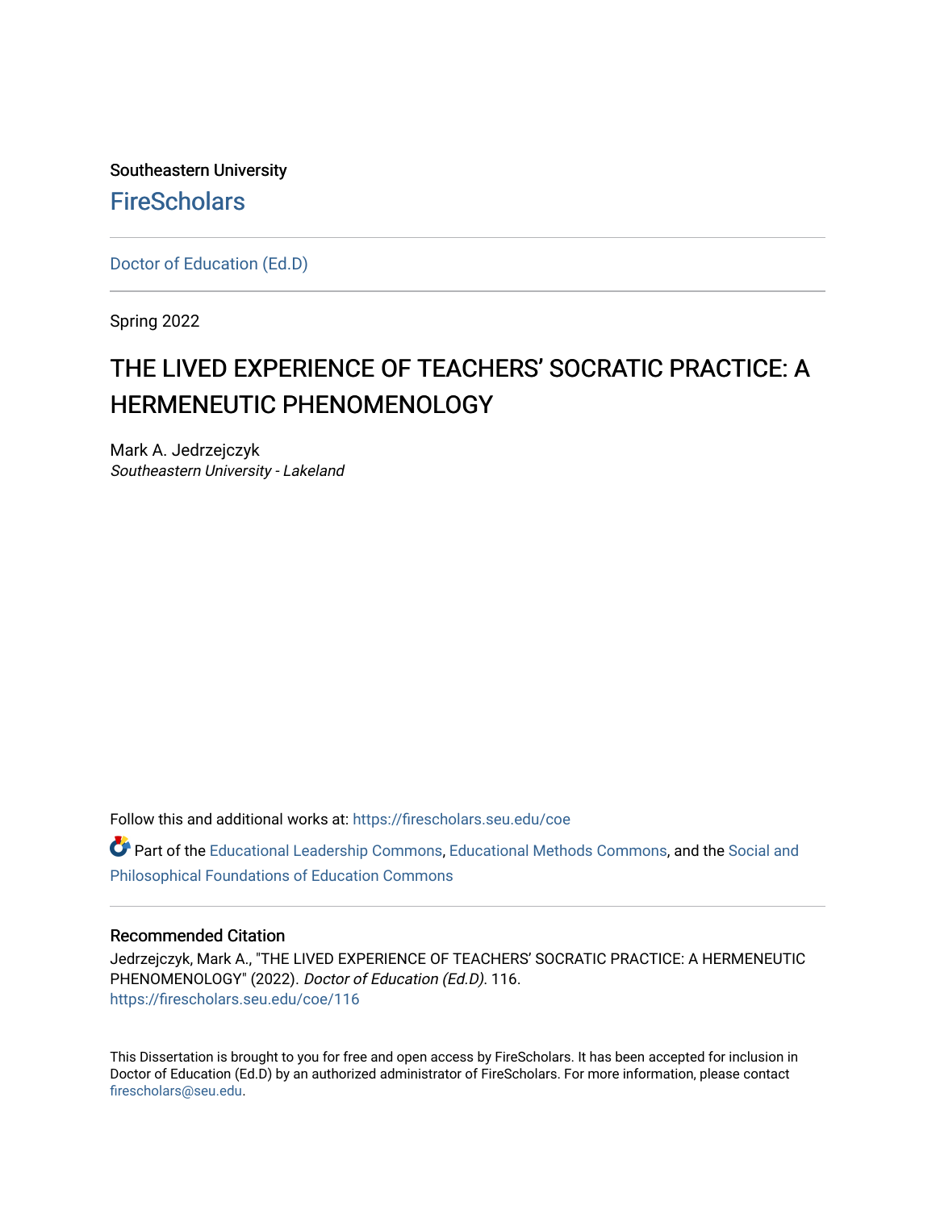Southeastern University

# FireScholars

Doctor of Education (Ed.D)

Spring 2022

# THE LIVED EXPERIENCE OF TEACHERS' SOCRATIC PRACTICE: A HERMENEUTIC PHENOMENOLOGY

Mark A. Jedrzejczyk
*Southeastern University - Lakeland*

Follow this and additional works at: https://firescholars.seu.edu/coe

Part of the Educational Leadership Commons, Educational Methods Commons, and the Social and Philosophical Foundations of Education Commons

## Recommended Citation

Jedrzejczyk, Mark A., "THE LIVED EXPERIENCE OF TEACHERS' SOCRATIC PRACTICE: A HERMENEUTIC PHENOMENOLOGY" (2022). *Doctor of Education (Ed.D)*. 116.
https://firescholars.seu.edu/coe/116

This Dissertation is brought to you for free and open access by FireScholars. It has been accepted for inclusion in Doctor of Education (Ed.D) by an authorized administrator of FireScholars. For more information, please contact firescholars@seu.edu.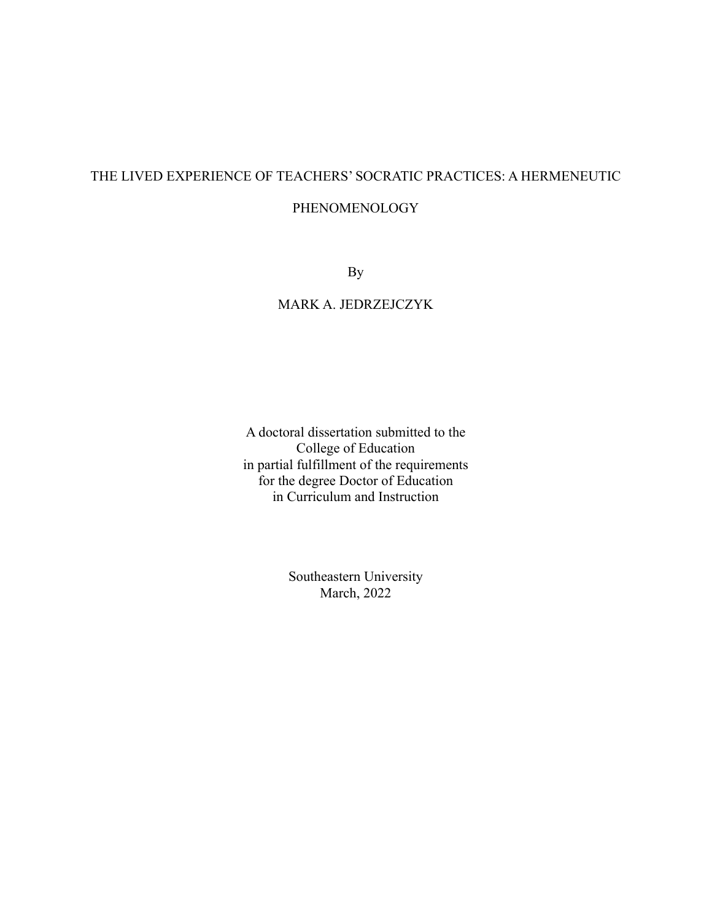# THE LIVED EXPERIENCE OF TEACHERS' SOCRATIC PRACTICES: A HERMENEUTIC PHENOMENOLOGY

By

MARK A. JEDRZEJCZYK

A doctoral dissertation submitted to the
College of Education
in partial fulfillment of the requirements
for the degree Doctor of Education
in Curriculum and Instruction

Southeastern University
March, 2022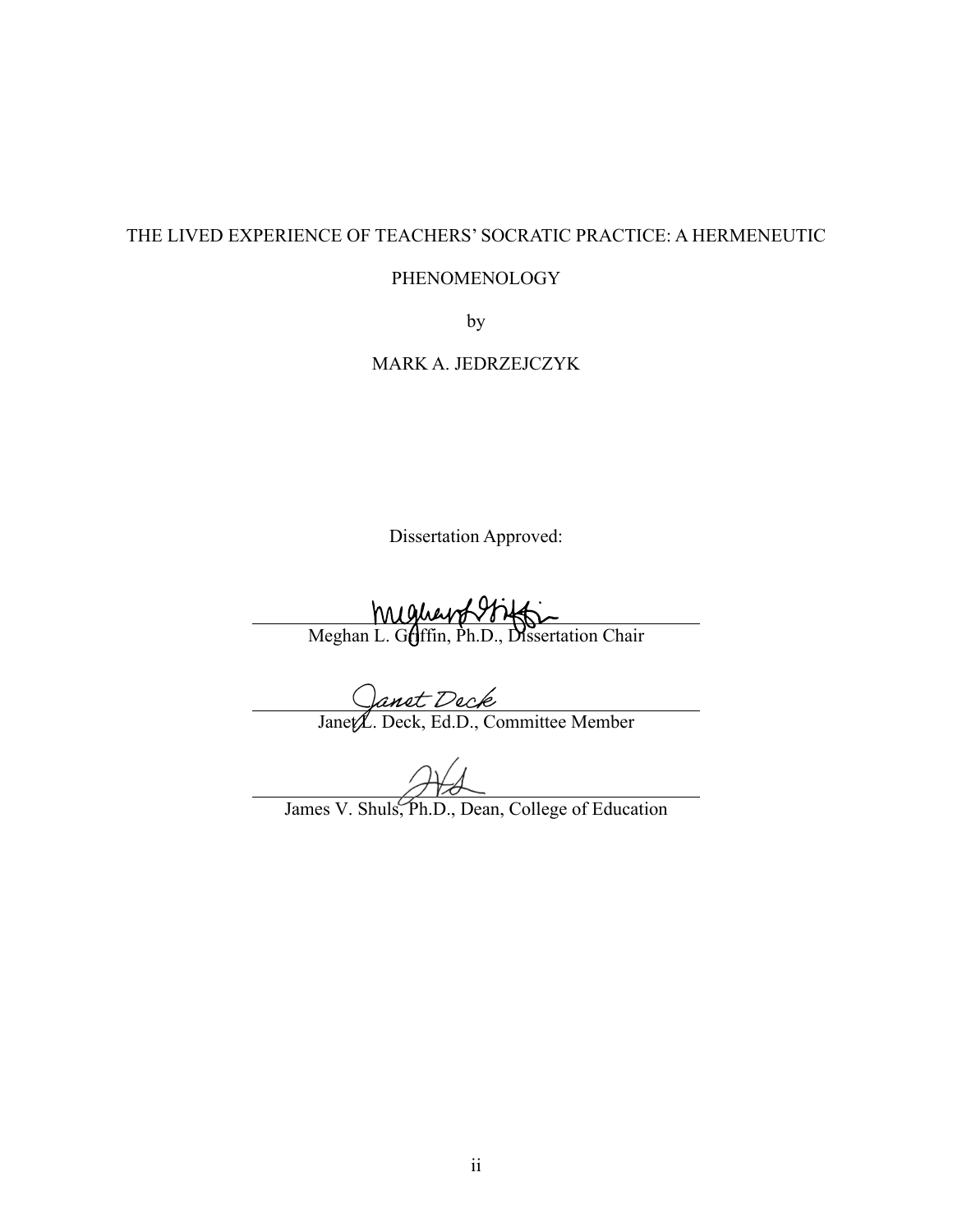THE LIVED EXPERIENCE OF TEACHERS' SOCRATIC PRACTICE: A HERMENEUTIC PHENOMENOLOGY

by

MARK A. JEDRZEJCZYK

Dissertation Approved:

Meghan L. Griffin, Ph.D., Dissertation Chair

Janet L. Deck, Ed.D., Committee Member

James V. Shuls, Ph.D., Dean, College of Education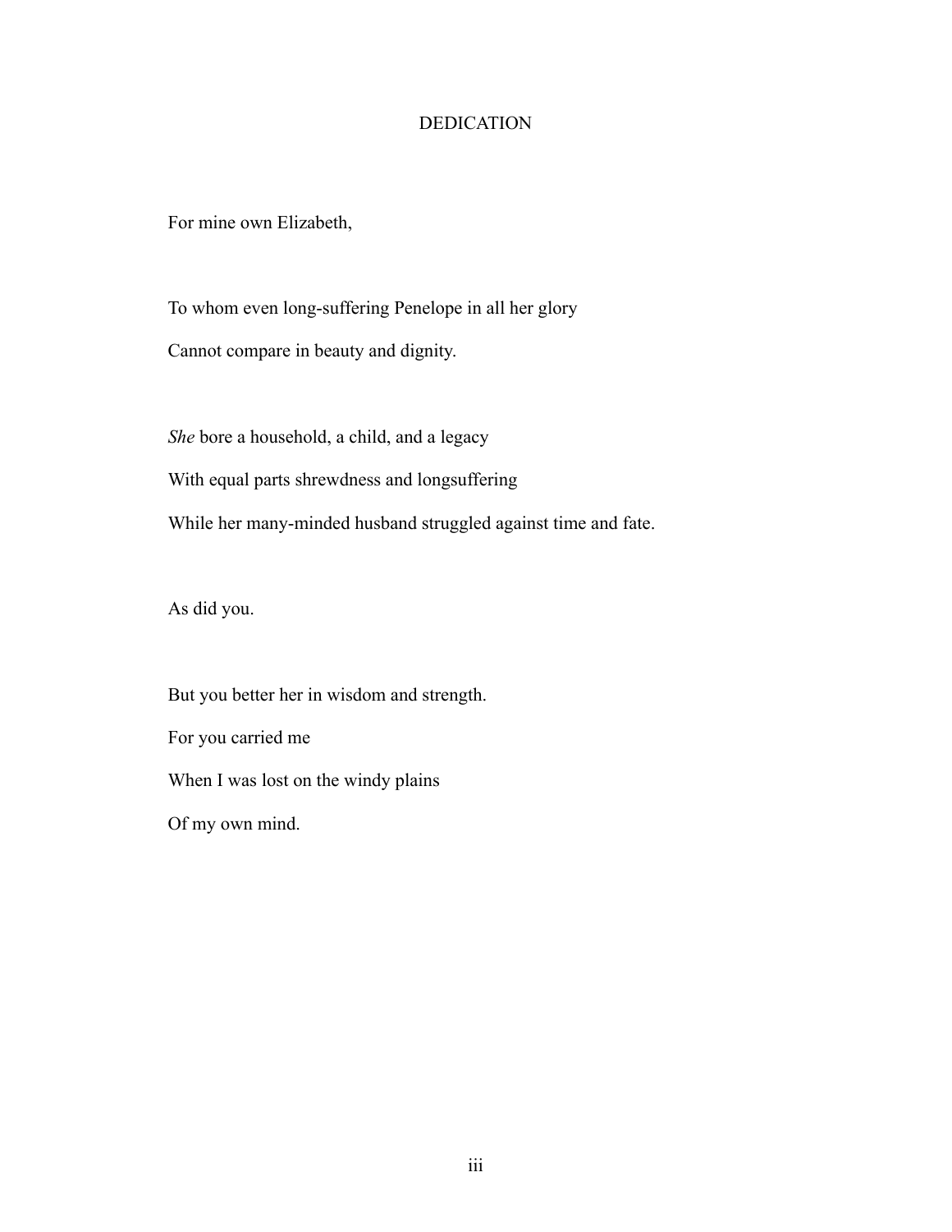# DEDICATION

For mine own Elizabeth,

To whom even long-suffering Penelope in all her glory
Cannot compare in beauty and dignity.

*She* bore a household, a child, and a legacy
With equal parts shrewdness and longsuffering
While her many-minded husband struggled against time and fate.

As did you.

But you better her in wisdom and strength.
For you carried me
When I was lost on the windy plains
Of my own mind.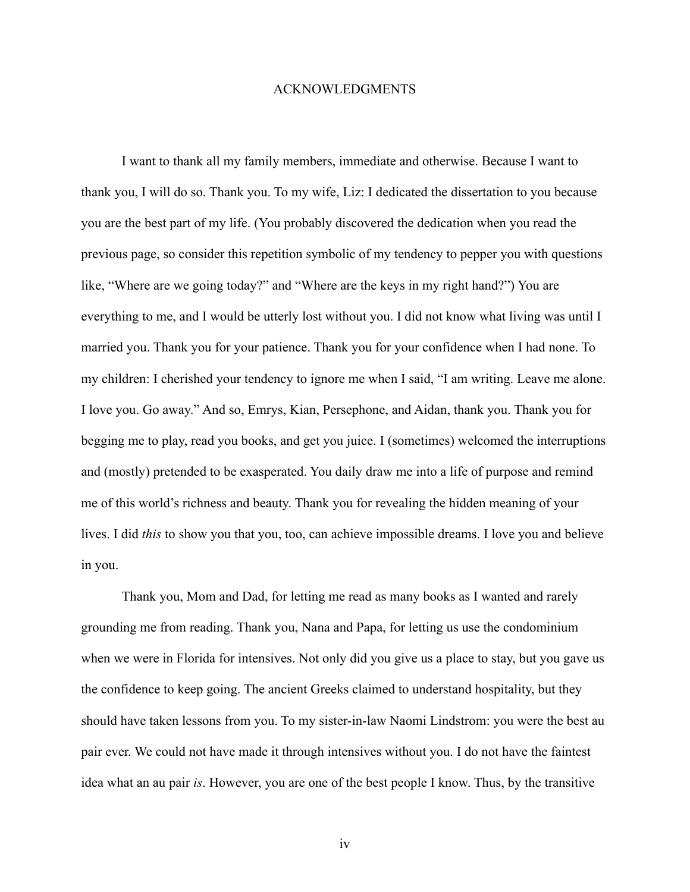# ACKNOWLEDGMENTS

I want to thank all my family members, immediate and otherwise. Because I want to thank you, I will do so. Thank you. To my wife, Liz: I dedicated the dissertation to you because you are the best part of my life. (You probably discovered the dedication when you read the previous page, so consider this repetition symbolic of my tendency to pepper you with questions like, "Where are we going today?" and "Where are the keys in my right hand?") You are everything to me, and I would be utterly lost without you. I did not know what living was until I married you. Thank you for your patience. Thank you for your confidence when I had none. To my children: I cherished your tendency to ignore me when I said, "I am writing. Leave me alone. I love you. Go away." And so, Emrys, Kian, Persephone, and Aidan, thank you. Thank you for begging me to play, read you books, and get you juice. I (sometimes) welcomed the interruptions and (mostly) pretended to be exasperated. You daily draw me into a life of purpose and remind me of this world's richness and beauty. Thank you for revealing the hidden meaning of your lives. I did *this* to show you that you, too, can achieve impossible dreams. I love you and believe in you.

Thank you, Mom and Dad, for letting me read as many books as I wanted and rarely grounding me from reading. Thank you, Nana and Papa, for letting us use the condominium when we were in Florida for intensives. Not only did you give us a place to stay, but you gave us the confidence to keep going. The ancient Greeks claimed to understand hospitality, but they should have taken lessons from you. To my sister-in-law Naomi Lindstrom: you were the best au pair ever. We could not have made it through intensives without you. I do not have the faintest idea what an au pair *is*. However, you are one of the best people I know. Thus, by the transitive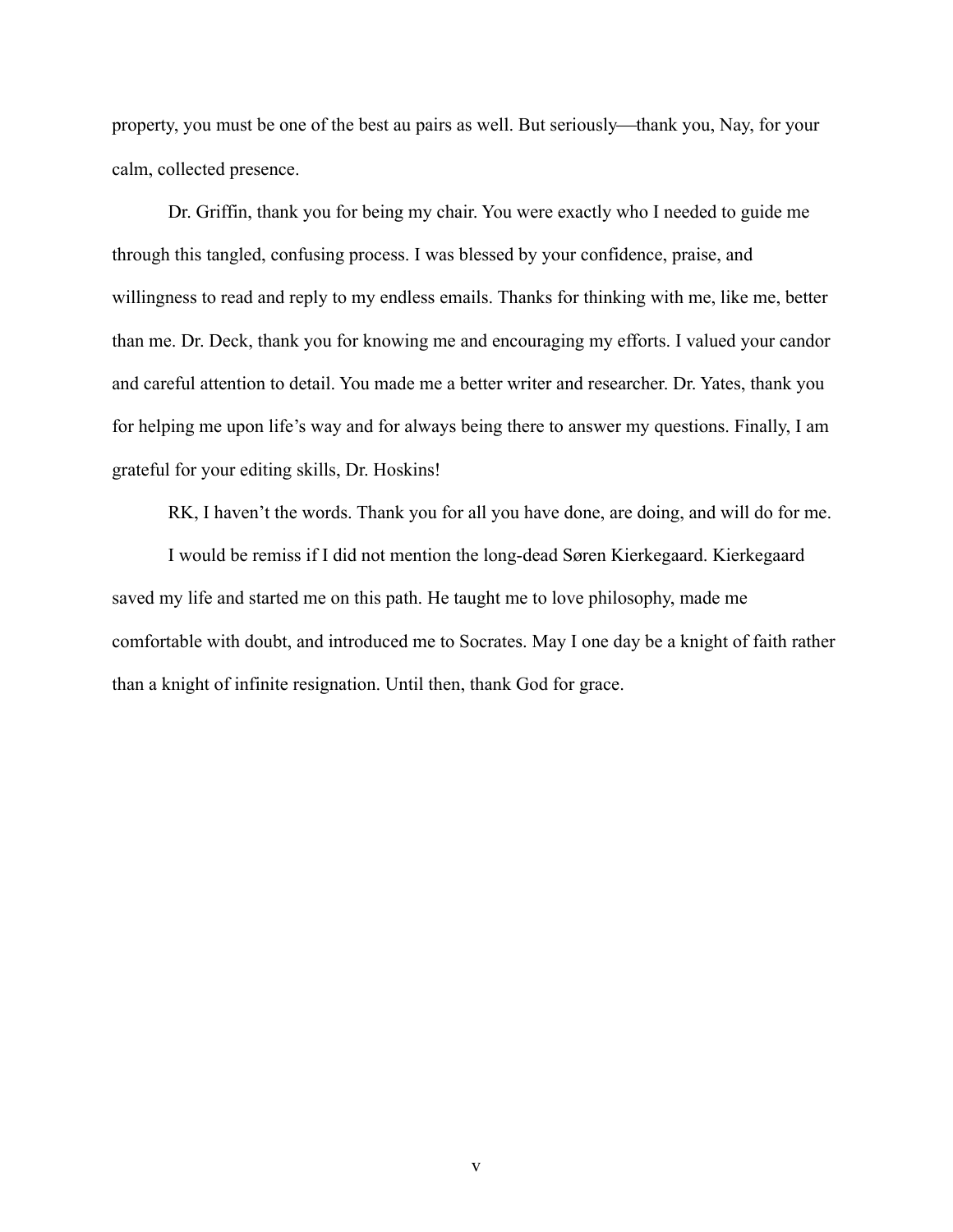property, you must be one of the best au pairs as well. But seriously—thank you, Nay, for your calm, collected presence.

Dr. Griffin, thank you for being my chair. You were exactly who I needed to guide me through this tangled, confusing process. I was blessed by your confidence, praise, and willingness to read and reply to my endless emails. Thanks for thinking with me, like me, better than me. Dr. Deck, thank you for knowing me and encouraging my efforts. I valued your candor and careful attention to detail. You made me a better writer and researcher. Dr. Yates, thank you for helping me upon life's way and for always being there to answer my questions. Finally, I am grateful for your editing skills, Dr. Hoskins!

RK, I haven't the words. Thank you for all you have done, are doing, and will do for me.

I would be remiss if I did not mention the long-dead Søren Kierkegaard. Kierkegaard saved my life and started me on this path. He taught me to love philosophy, made me comfortable with doubt, and introduced me to Socrates. May I one day be a knight of faith rather than a knight of infinite resignation. Until then, thank God for grace.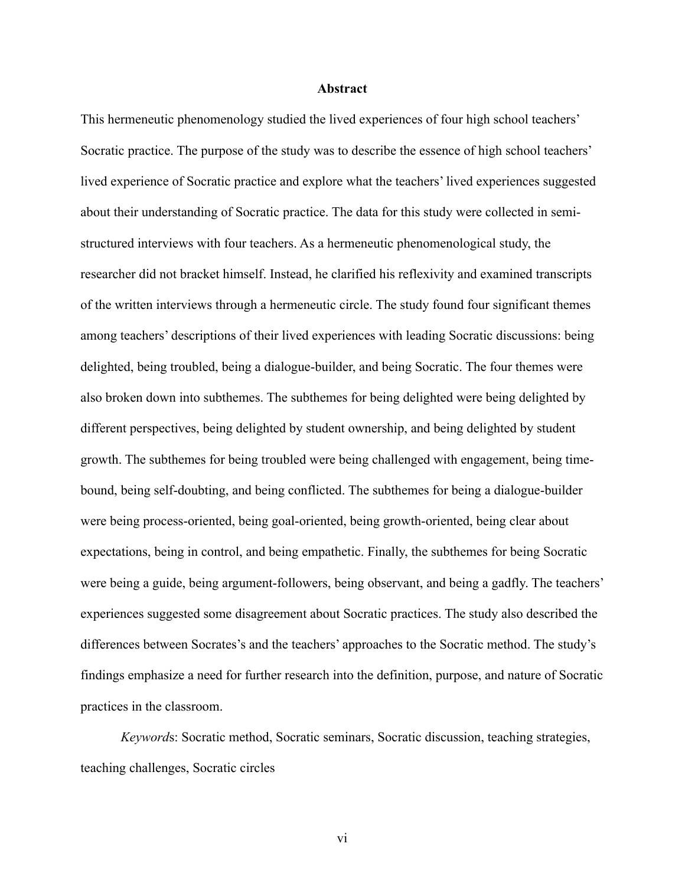# Abstract

This hermeneutic phenomenology studied the lived experiences of four high school teachers' Socratic practice. The purpose of the study was to describe the essence of high school teachers' lived experience of Socratic practice and explore what the teachers' lived experiences suggested about their understanding of Socratic practice. The data for this study were collected in semi-structured interviews with four teachers. As a hermeneutic phenomenological study, the researcher did not bracket himself. Instead, he clarified his reflexivity and examined transcripts of the written interviews through a hermeneutic circle. The study found four significant themes among teachers' descriptions of their lived experiences with leading Socratic discussions: being delighted, being troubled, being a dialogue-builder, and being Socratic. The four themes were also broken down into subthemes. The subthemes for being delighted were being delighted by different perspectives, being delighted by student ownership, and being delighted by student growth. The subthemes for being troubled were being challenged with engagement, being time-bound, being self-doubting, and being conflicted. The subthemes for being a dialogue-builder were being process-oriented, being goal-oriented, being growth-oriented, being clear about expectations, being in control, and being empathetic. Finally, the subthemes for being Socratic were being a guide, being argument-followers, being observant, and being a gadfly. The teachers' experiences suggested some disagreement about Socratic practices. The study also described the differences between Socrates's and the teachers' approaches to the Socratic method. The study's findings emphasize a need for further research into the definition, purpose, and nature of Socratic practices in the classroom.

*Keywords*: Socratic method, Socratic seminars, Socratic discussion, teaching strategies, teaching challenges, Socratic circles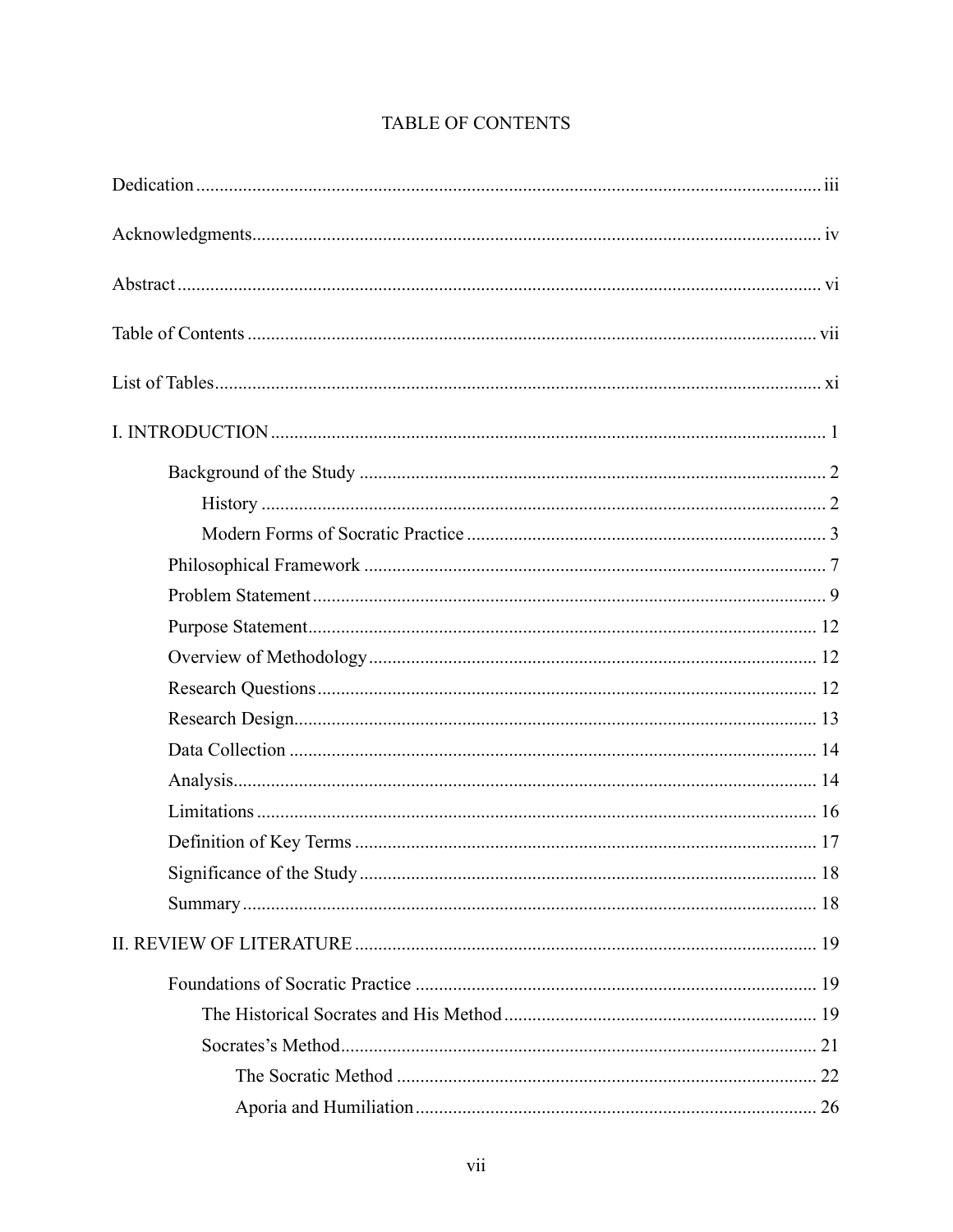# TABLE OF CONTENTS

Dedication ........................................................................................................................ iii

Acknowledgments............................................................................................................. iv

Abstract ............................................................................................................................. vi

Table of Contents .............................................................................................................. vii

List of Tables...................................................................................................................... xi

I. INTRODUCTION ............................................................................................................ 1

- Background of the Study ............................................................................................. 2
  - History ................................................................................................................... 2
  - Modern Forms of Socratic Practice ....................................................................... 3
- Philosophical Framework ............................................................................................ 7
- Problem Statement ....................................................................................................... 9
- Purpose Statement....................................................................................................... 12
- Overview of Methodology .......................................................................................... 12
- Research Questions ..................................................................................................... 12
- Research Design.......................................................................................................... 13
- Data Collection ........................................................................................................... 14
- Analysis....................................................................................................................... 14
- Limitations .................................................................................................................. 16
- Definition of Key Terms ............................................................................................. 17
- Significance of the Study ............................................................................................ 18
- Summary ..................................................................................................................... 18

II. REVIEW OF LITERATURE ......................................................................................... 19

- Foundations of Socratic Practice ................................................................................ 19
  - The Historical Socrates and His Method ............................................................. 19
  - Socrates's Method.................................................................................................. 21
    - The Socratic Method ....................................................................................... 22
    - Aporia and Humiliation ................................................................................... 26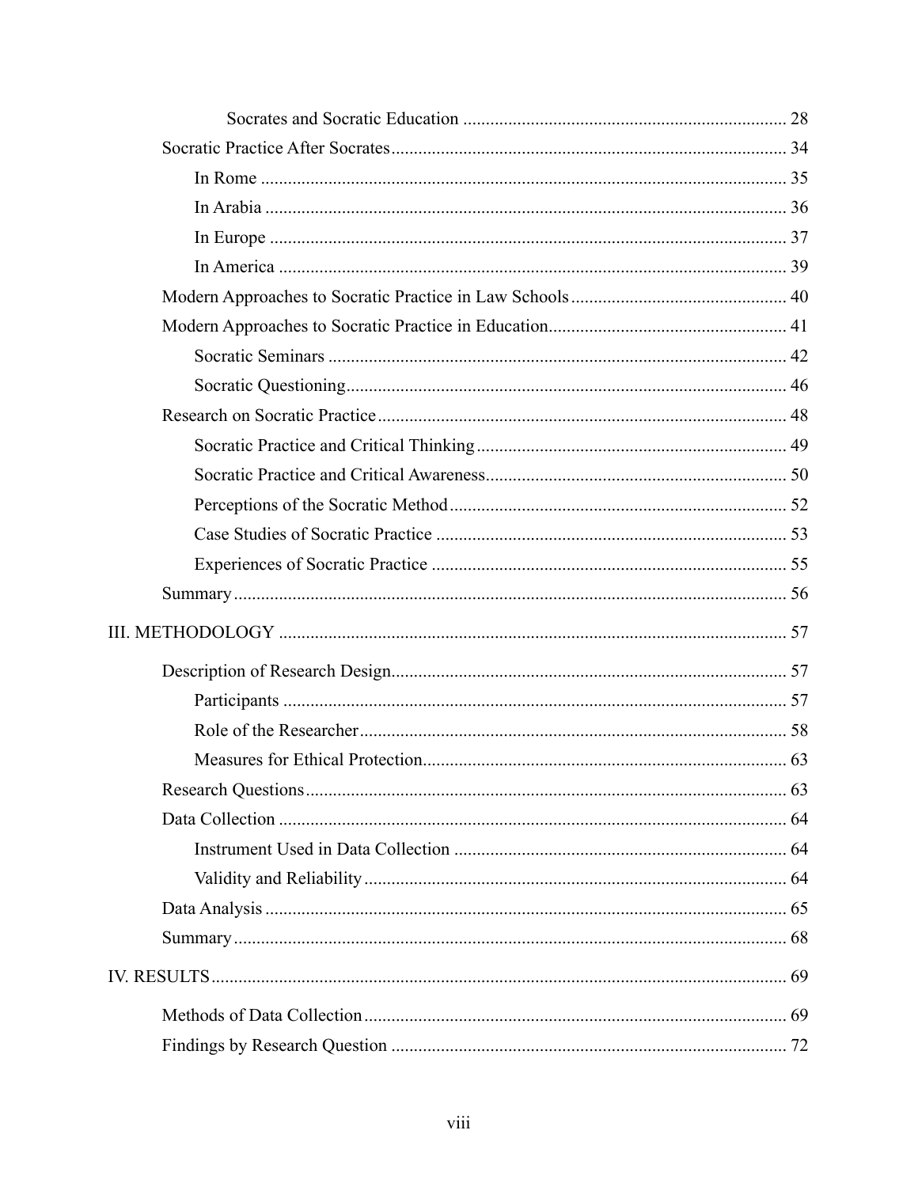Socrates and Socratic Education ........................................................................ 28

Socratic Practice After Socrates ........................................................................ 34

In Rome ..................................................................................................... 35

In Arabia .................................................................................................... 36

In Europe ................................................................................................... 37

In America ................................................................................................. 39

Modern Approaches to Socratic Practice in Law Schools ................................................ 40

Modern Approaches to Socratic Practice in Education ..................................................... 41

Socratic Seminars ...................................................................................... 42

Socratic Questioning ................................................................................... 46

Research on Socratic Practice ........................................................................... 48

Socratic Practice and Critical Thinking ..................................................................... 49

Socratic Practice and Critical Awareness ................................................................... 50

Perceptions of the Socratic Method ........................................................................ 52

Case Studies of Socratic Practice .......................................................................... 53

Experiences of Socratic Practice ........................................................................... 55

Summary ........................................................................................................ 56

III. METHODOLOGY ................................................................................................ 57

Description of Research Design ......................................................................... 57

Participants ................................................................................................ 57

Role of the Researcher .................................................................................. 58

Measures for Ethical Protection ........................................................................ 63

Research Questions ........................................................................................... 63

Data Collection ................................................................................................ 64

Instrument Used in Data Collection ...................................................................... 64

Validity and Reliability ................................................................................... 64

Data Analysis .................................................................................................. 65

Summary ........................................................................................................ 68

IV. RESULTS ............................................................................................................ 69

Methods of Data Collection .............................................................................. 69

Findings by Research Question ........................................................................ 72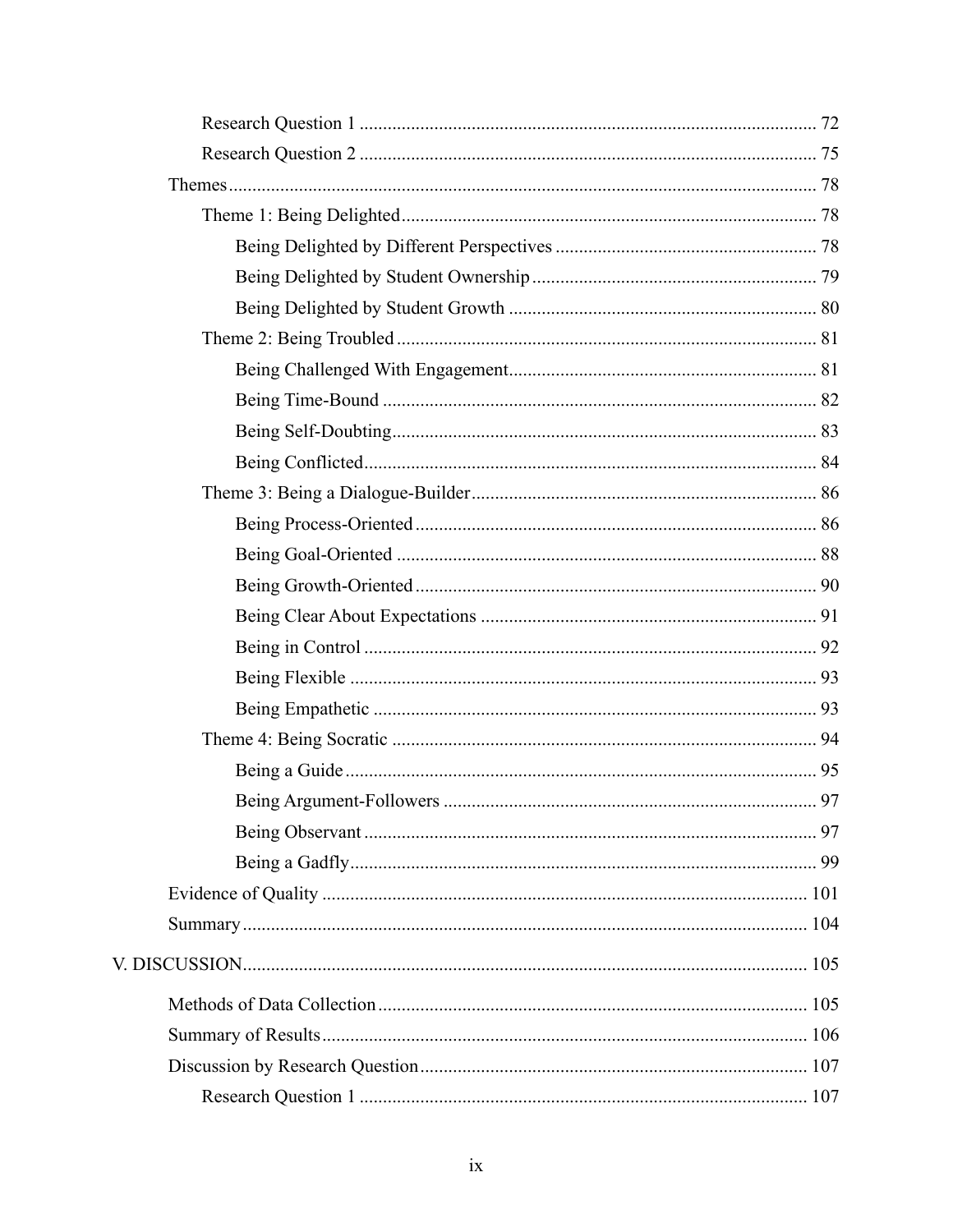Research Question 1 ........................................................................................ 72

Research Question 2 ........................................................................................ 75

Themes ........................................................................................................ 78

Theme 1: Being Delighted ........................................................................... 78

Being Delighted by Different Perspectives ........................................... 78

Being Delighted by Student Ownership ................................................ 79

Being Delighted by Student Growth ..................................................... 80

Theme 2: Being Troubled ............................................................................ 81

Being Challenged With Engagement ..................................................... 81

Being Time-Bound ................................................................................. 82

Being Self-Doubting ............................................................................... 83

Being Conflicted ..................................................................................... 84

Theme 3: Being a Dialogue-Builder ............................................................ 86

Being Process-Oriented ......................................................................... 86

Being Goal-Oriented ............................................................................. 88

Being Growth-Oriented ......................................................................... 90

Being Clear About Expectations ........................................................... 91

Being in Control .................................................................................... 92

Being Flexible ....................................................................................... 93

Being Empathetic .................................................................................. 93

Theme 4: Being Socratic ............................................................................. 94

Being a Guide ........................................................................................ 95

Being Argument-Followers .................................................................... 97

Being Observant .................................................................................... 97

Being a Gadfly ....................................................................................... 99

Evidence of Quality ......................................................................................... 101

Summary ......................................................................................................... 104

V. DISCUSSION ................................................................................................... 105

Methods of Data Collection ............................................................................ 105

Summary of Results ........................................................................................ 106

Discussion by Research Question ................................................................... 107

Research Question 1 ........................................................................................ 107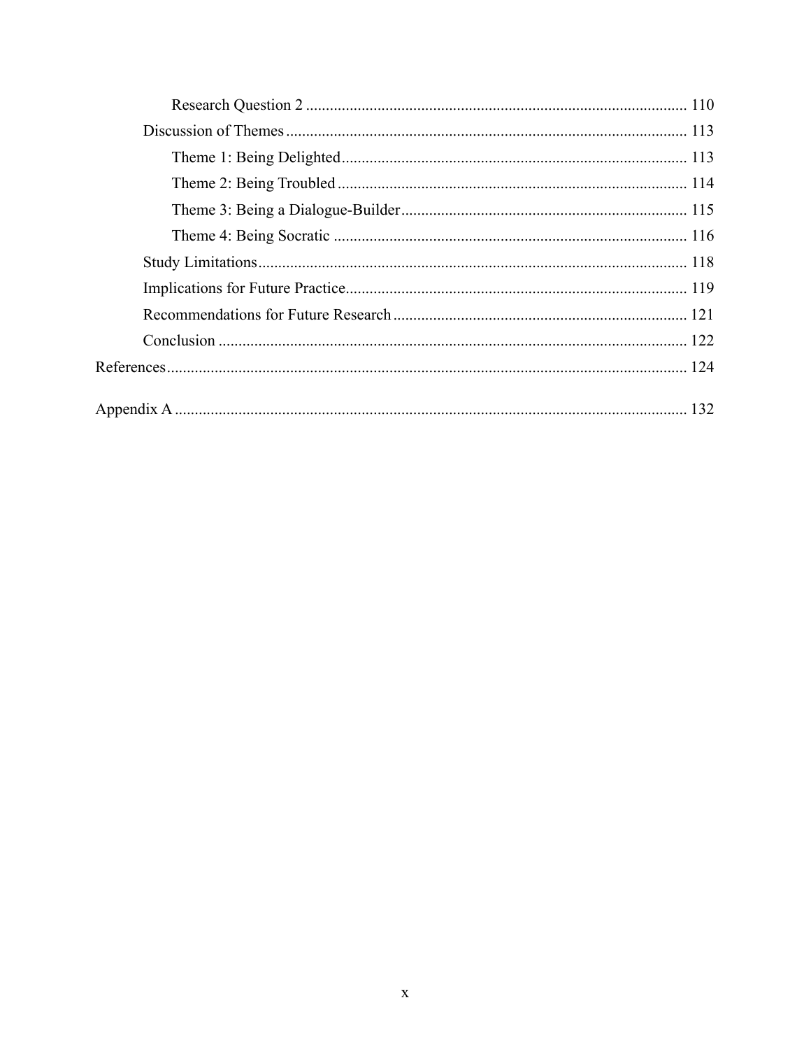Research Question 2 ............................................................................................ 110

Discussion of Themes ................................................................................................ 113

Theme 1: Being Delighted ...................................................................................... 113

Theme 2: Being Troubled ....................................................................................... 114

Theme 3: Being a Dialogue-Builder ....................................................................... 115

Theme 4: Being Socratic ........................................................................................ 116

Study Limitations .......................................................................................................... 118

Implications for Future Practice ..................................................................................... 119

Recommendations for Future Research ......................................................................... 121

Conclusion ..................................................................................................................... 122

References ................................................................................................................................. 124

Appendix A ............................................................................................................................... 132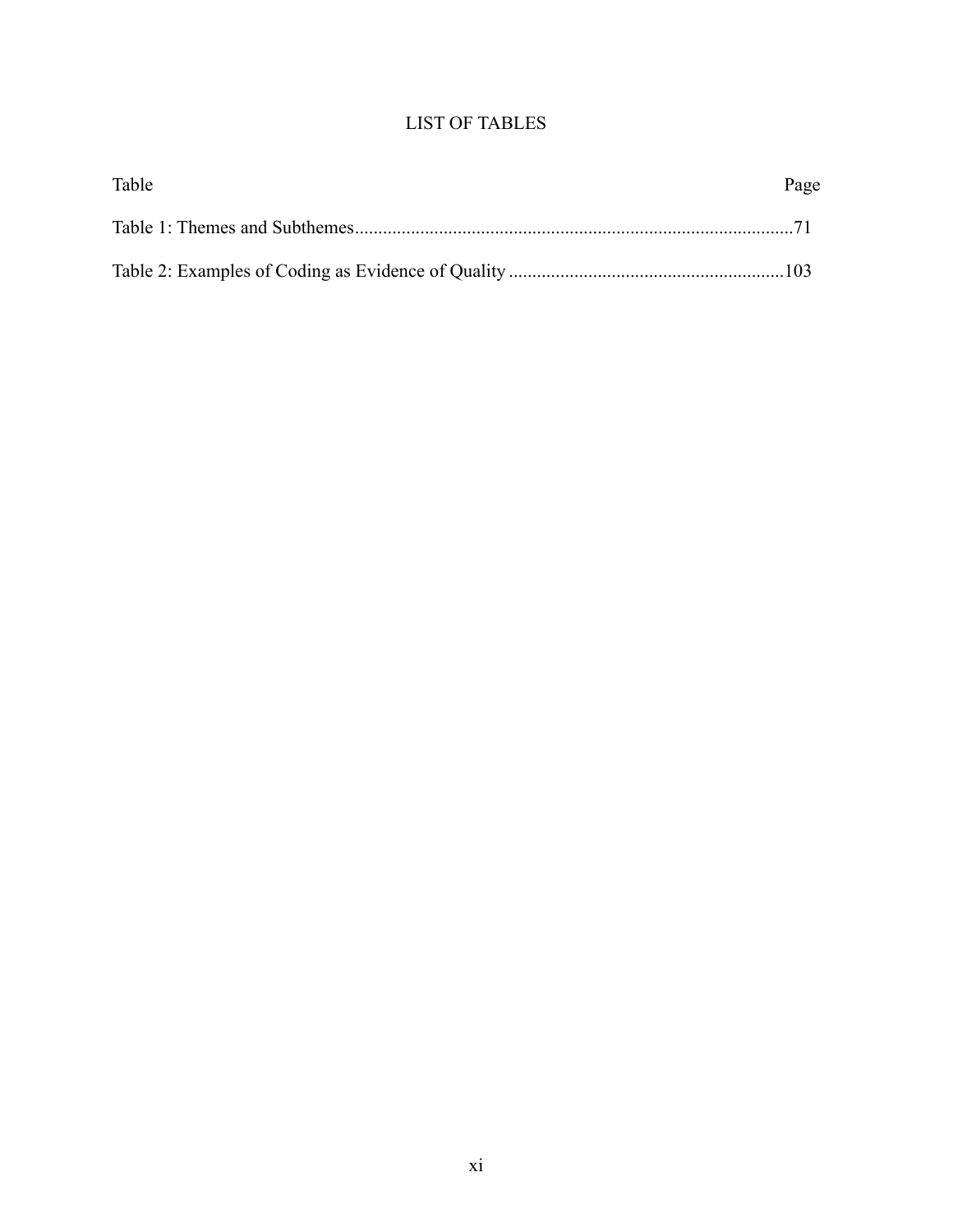# LIST OF TABLES

| Table | Page |
| --- | --- |
| Table 1: Themes and Subthemes | 71 |
| Table 2: Examples of Coding as Evidence of Quality | 103 |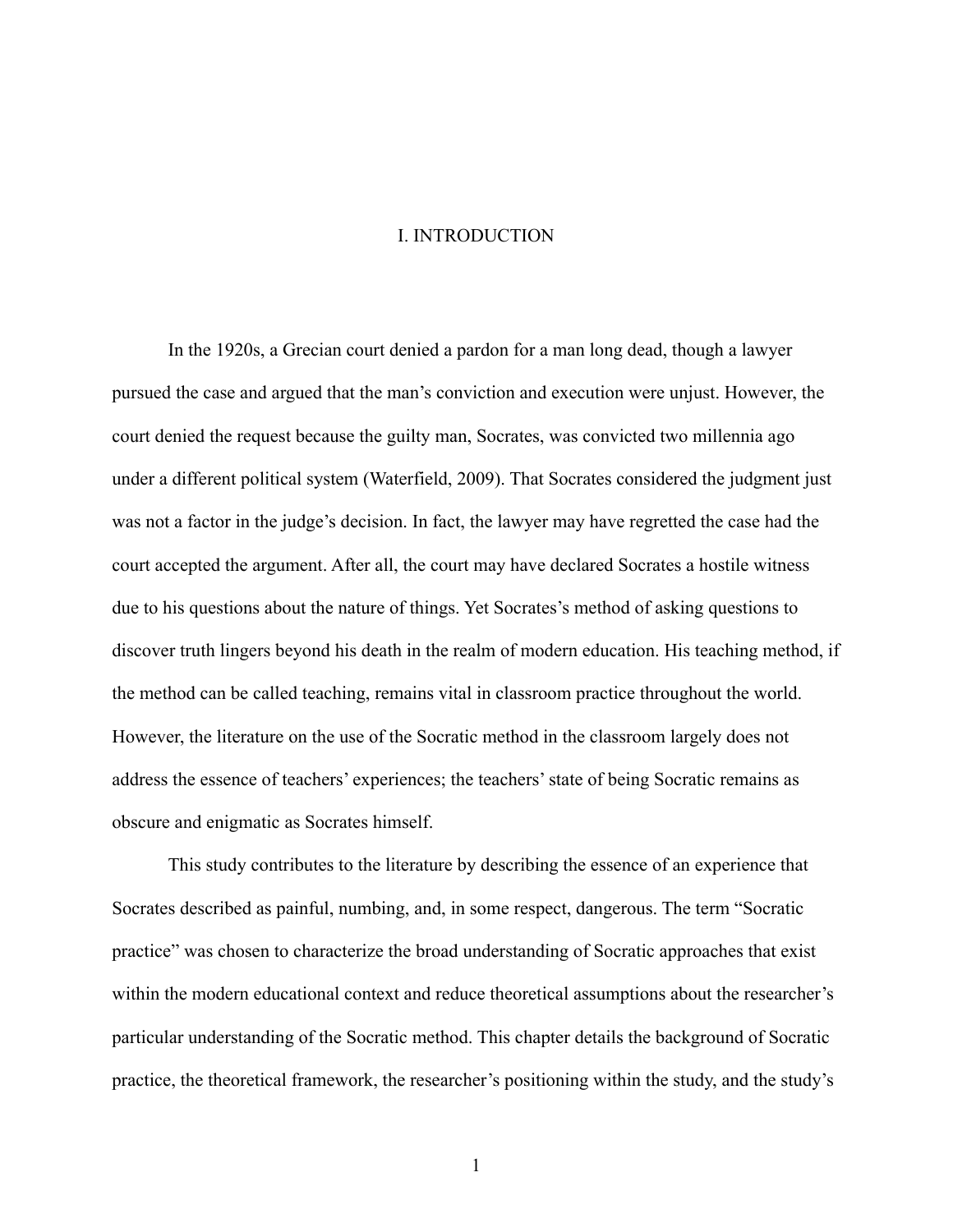# I. INTRODUCTION

In the 1920s, a Grecian court denied a pardon for a man long dead, though a lawyer pursued the case and argued that the man's conviction and execution were unjust. However, the court denied the request because the guilty man, Socrates, was convicted two millennia ago under a different political system (Waterfield, 2009). That Socrates considered the judgment just was not a factor in the judge's decision. In fact, the lawyer may have regretted the case had the court accepted the argument. After all, the court may have declared Socrates a hostile witness due to his questions about the nature of things. Yet Socrates's method of asking questions to discover truth lingers beyond his death in the realm of modern education. His teaching method, if the method can be called teaching, remains vital in classroom practice throughout the world. However, the literature on the use of the Socratic method in the classroom largely does not address the essence of teachers' experiences; the teachers' state of being Socratic remains as obscure and enigmatic as Socrates himself.

This study contributes to the literature by describing the essence of an experience that Socrates described as painful, numbing, and, in some respect, dangerous. The term "Socratic practice" was chosen to characterize the broad understanding of Socratic approaches that exist within the modern educational context and reduce theoretical assumptions about the researcher's particular understanding of the Socratic method. This chapter details the background of Socratic practice, the theoretical framework, the researcher's positioning within the study, and the study's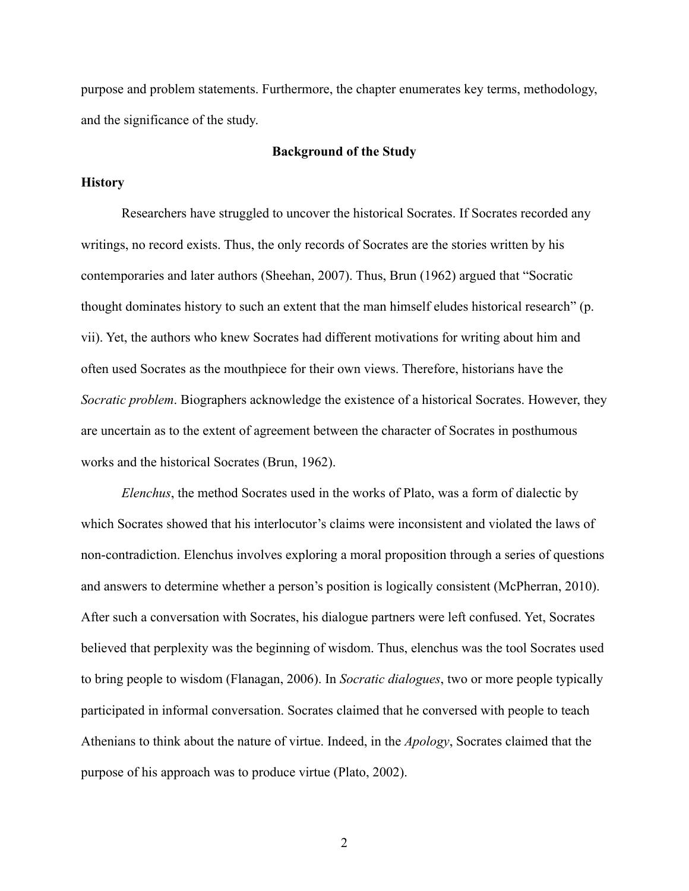purpose and problem statements. Furthermore, the chapter enumerates key terms, methodology, and the significance of the study.

## Background of the Study

### History

Researchers have struggled to uncover the historical Socrates. If Socrates recorded any writings, no record exists. Thus, the only records of Socrates are the stories written by his contemporaries and later authors (Sheehan, 2007). Thus, Brun (1962) argued that "Socratic thought dominates history to such an extent that the man himself eludes historical research" (p. vii). Yet, the authors who knew Socrates had different motivations for writing about him and often used Socrates as the mouthpiece for their own views. Therefore, historians have the *Socratic problem*. Biographers acknowledge the existence of a historical Socrates. However, they are uncertain as to the extent of agreement between the character of Socrates in posthumous works and the historical Socrates (Brun, 1962).

*Elenchus*, the method Socrates used in the works of Plato, was a form of dialectic by which Socrates showed that his interlocutor's claims were inconsistent and violated the laws of non-contradiction. Elenchus involves exploring a moral proposition through a series of questions and answers to determine whether a person's position is logically consistent (McPherran, 2010). After such a conversation with Socrates, his dialogue partners were left confused. Yet, Socrates believed that perplexity was the beginning of wisdom. Thus, elenchus was the tool Socrates used to bring people to wisdom (Flanagan, 2006). In *Socratic dialogues*, two or more people typically participated in informal conversation. Socrates claimed that he conversed with people to teach Athenians to think about the nature of virtue. Indeed, in the *Apology*, Socrates claimed that the purpose of his approach was to produce virtue (Plato, 2002).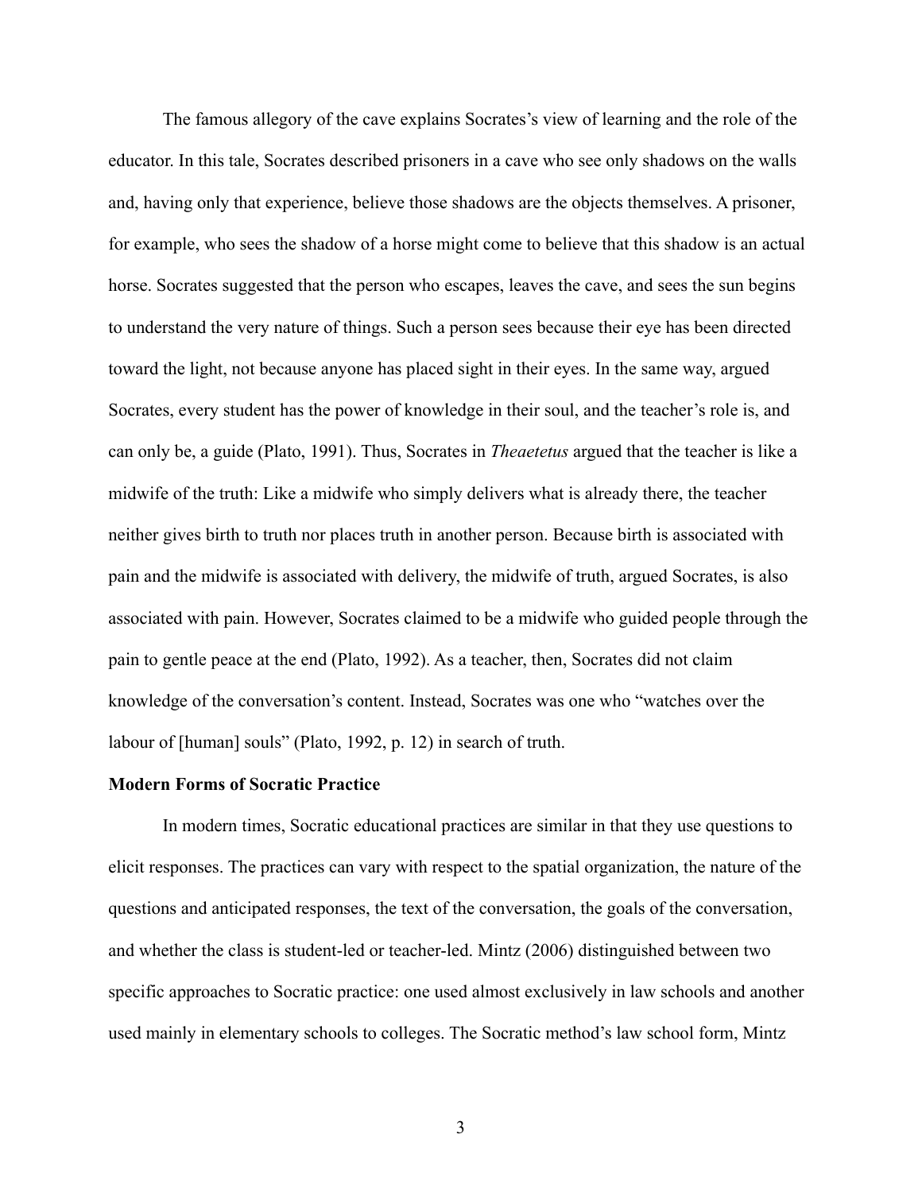The famous allegory of the cave explains Socrates's view of learning and the role of the educator. In this tale, Socrates described prisoners in a cave who see only shadows on the walls and, having only that experience, believe those shadows are the objects themselves. A prisoner, for example, who sees the shadow of a horse might come to believe that this shadow is an actual horse. Socrates suggested that the person who escapes, leaves the cave, and sees the sun begins to understand the very nature of things. Such a person sees because their eye has been directed toward the light, not because anyone has placed sight in their eyes. In the same way, argued Socrates, every student has the power of knowledge in their soul, and the teacher's role is, and can only be, a guide (Plato, 1991). Thus, Socrates in *Theaetetus* argued that the teacher is like a midwife of the truth: Like a midwife who simply delivers what is already there, the teacher neither gives birth to truth nor places truth in another person. Because birth is associated with pain and the midwife is associated with delivery, the midwife of truth, argued Socrates, is also associated with pain. However, Socrates claimed to be a midwife who guided people through the pain to gentle peace at the end (Plato, 1992). As a teacher, then, Socrates did not claim knowledge of the conversation's content. Instead, Socrates was one who "watches over the labour of [human] souls" (Plato, 1992, p. 12) in search of truth.

**Modern Forms of Socratic Practice**

In modern times, Socratic educational practices are similar in that they use questions to elicit responses. The practices can vary with respect to the spatial organization, the nature of the questions and anticipated responses, the text of the conversation, the goals of the conversation, and whether the class is student-led or teacher-led. Mintz (2006) distinguished between two specific approaches to Socratic practice: one used almost exclusively in law schools and another used mainly in elementary schools to colleges. The Socratic method's law school form, Mintz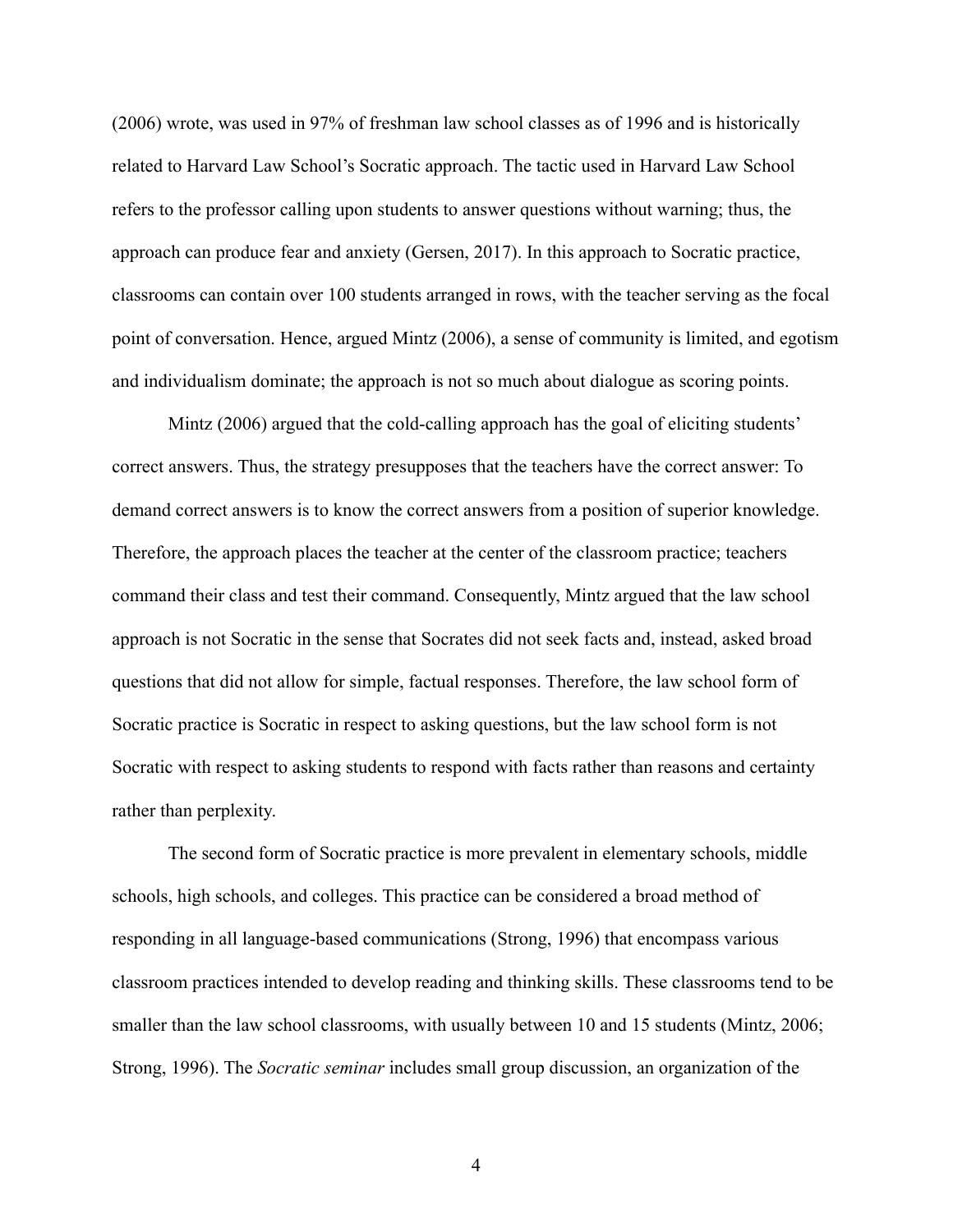(2006) wrote, was used in 97% of freshman law school classes as of 1996 and is historically related to Harvard Law School's Socratic approach. The tactic used in Harvard Law School refers to the professor calling upon students to answer questions without warning; thus, the approach can produce fear and anxiety (Gersen, 2017). In this approach to Socratic practice, classrooms can contain over 100 students arranged in rows, with the teacher serving as the focal point of conversation. Hence, argued Mintz (2006), a sense of community is limited, and egotism and individualism dominate; the approach is not so much about dialogue as scoring points.

Mintz (2006) argued that the cold-calling approach has the goal of eliciting students' correct answers. Thus, the strategy presupposes that the teachers have the correct answer: To demand correct answers is to know the correct answers from a position of superior knowledge. Therefore, the approach places the teacher at the center of the classroom practice; teachers command their class and test their command. Consequently, Mintz argued that the law school approach is not Socratic in the sense that Socrates did not seek facts and, instead, asked broad questions that did not allow for simple, factual responses. Therefore, the law school form of Socratic practice is Socratic in respect to asking questions, but the law school form is not Socratic with respect to asking students to respond with facts rather than reasons and certainty rather than perplexity.

The second form of Socratic practice is more prevalent in elementary schools, middle schools, high schools, and colleges. This practice can be considered a broad method of responding in all language-based communications (Strong, 1996) that encompass various classroom practices intended to develop reading and thinking skills. These classrooms tend to be smaller than the law school classrooms, with usually between 10 and 15 students (Mintz, 2006; Strong, 1996). The *Socratic seminar* includes small group discussion, an organization of the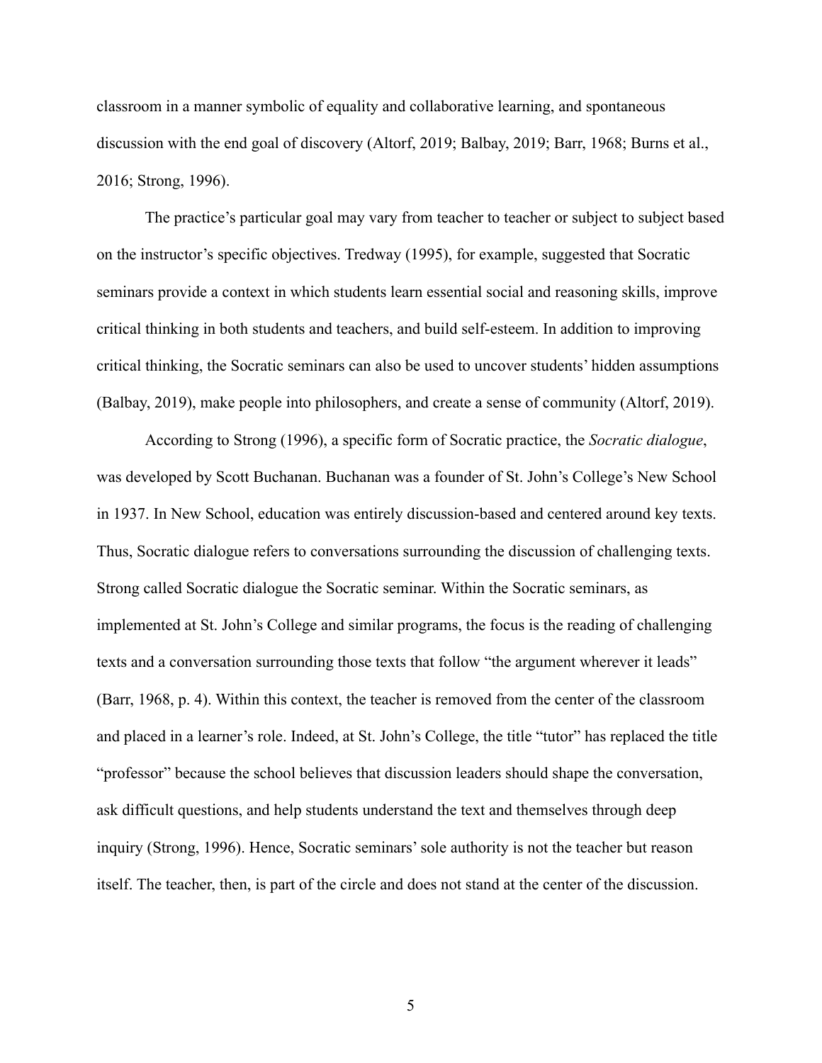classroom in a manner symbolic of equality and collaborative learning, and spontaneous discussion with the end goal of discovery (Altorf, 2019; Balbay, 2019; Barr, 1968; Burns et al., 2016; Strong, 1996).

The practice's particular goal may vary from teacher to teacher or subject to subject based on the instructor's specific objectives. Tredway (1995), for example, suggested that Socratic seminars provide a context in which students learn essential social and reasoning skills, improve critical thinking in both students and teachers, and build self-esteem. In addition to improving critical thinking, the Socratic seminars can also be used to uncover students' hidden assumptions (Balbay, 2019), make people into philosophers, and create a sense of community (Altorf, 2019).

According to Strong (1996), a specific form of Socratic practice, the *Socratic dialogue*, was developed by Scott Buchanan. Buchanan was a founder of St. John's College's New School in 1937. In New School, education was entirely discussion-based and centered around key texts. Thus, Socratic dialogue refers to conversations surrounding the discussion of challenging texts. Strong called Socratic dialogue the Socratic seminar. Within the Socratic seminars, as implemented at St. John's College and similar programs, the focus is the reading of challenging texts and a conversation surrounding those texts that follow "the argument wherever it leads" (Barr, 1968, p. 4). Within this context, the teacher is removed from the center of the classroom and placed in a learner's role. Indeed, at St. John's College, the title "tutor" has replaced the title "professor" because the school believes that discussion leaders should shape the conversation, ask difficult questions, and help students understand the text and themselves through deep inquiry (Strong, 1996). Hence, Socratic seminars' sole authority is not the teacher but reason itself. The teacher, then, is part of the circle and does not stand at the center of the discussion.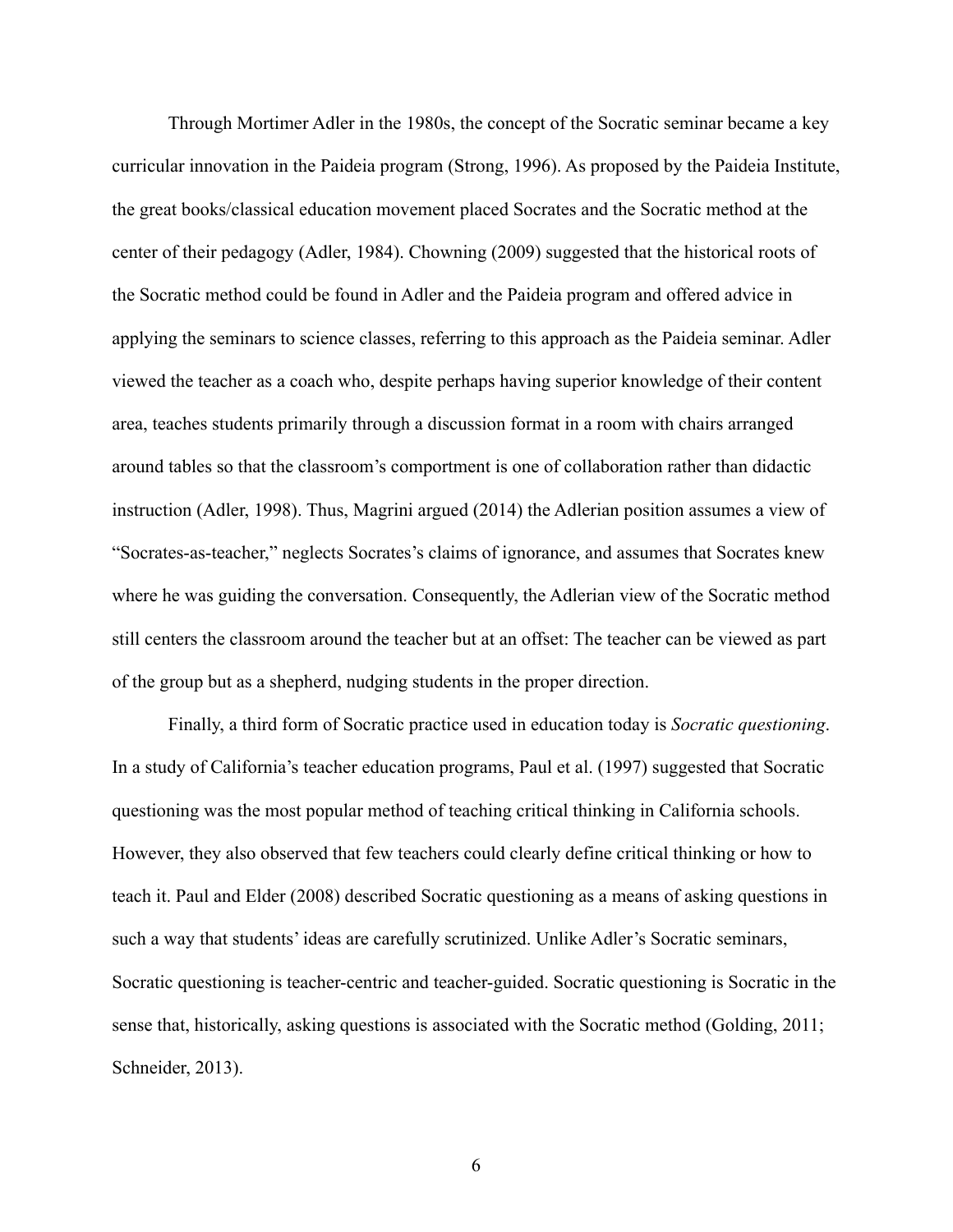Through Mortimer Adler in the 1980s, the concept of the Socratic seminar became a key curricular innovation in the Paideia program (Strong, 1996). As proposed by the Paideia Institute, the great books/classical education movement placed Socrates and the Socratic method at the center of their pedagogy (Adler, 1984). Chowning (2009) suggested that the historical roots of the Socratic method could be found in Adler and the Paideia program and offered advice in applying the seminars to science classes, referring to this approach as the Paideia seminar. Adler viewed the teacher as a coach who, despite perhaps having superior knowledge of their content area, teaches students primarily through a discussion format in a room with chairs arranged around tables so that the classroom's comportment is one of collaboration rather than didactic instruction (Adler, 1998). Thus, Magrini argued (2014) the Adlerian position assumes a view of "Socrates-as-teacher," neglects Socrates's claims of ignorance, and assumes that Socrates knew where he was guiding the conversation. Consequently, the Adlerian view of the Socratic method still centers the classroom around the teacher but at an offset: The teacher can be viewed as part of the group but as a shepherd, nudging students in the proper direction.

Finally, a third form of Socratic practice used in education today is *Socratic questioning*. In a study of California's teacher education programs, Paul et al. (1997) suggested that Socratic questioning was the most popular method of teaching critical thinking in California schools. However, they also observed that few teachers could clearly define critical thinking or how to teach it. Paul and Elder (2008) described Socratic questioning as a means of asking questions in such a way that students' ideas are carefully scrutinized. Unlike Adler's Socratic seminars, Socratic questioning is teacher-centric and teacher-guided. Socratic questioning is Socratic in the sense that, historically, asking questions is associated with the Socratic method (Golding, 2011; Schneider, 2013).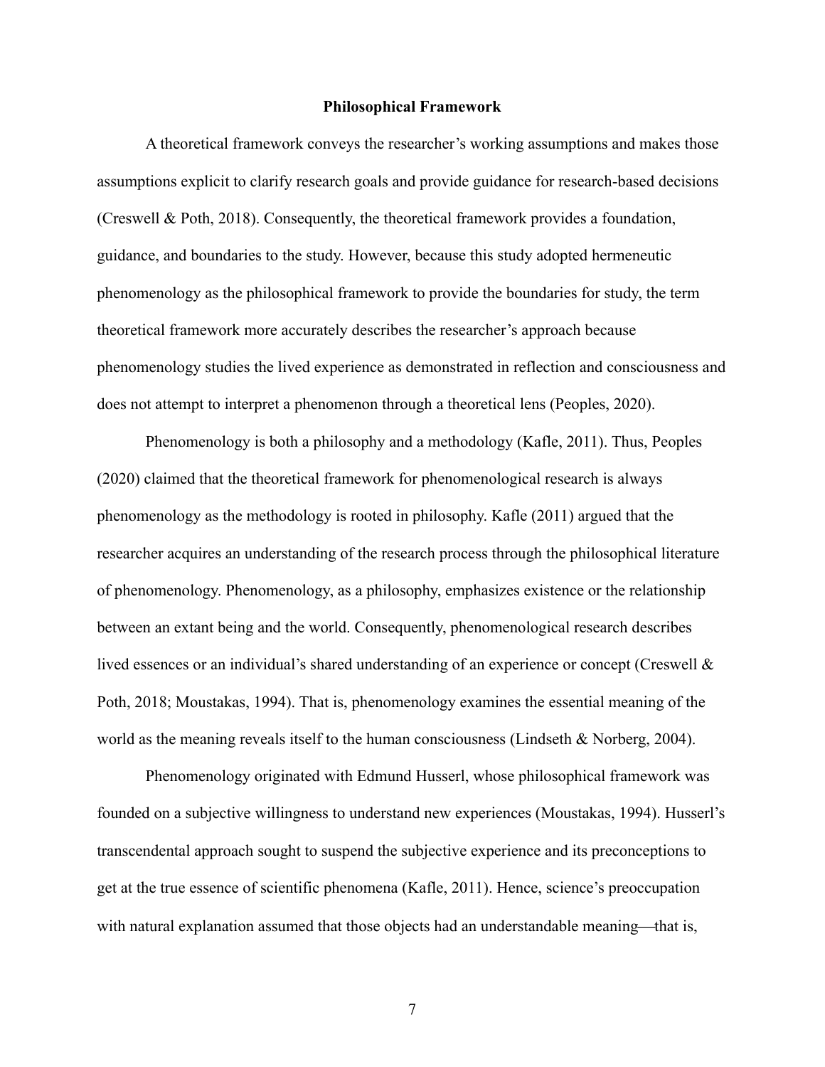## Philosophical Framework

A theoretical framework conveys the researcher's working assumptions and makes those assumptions explicit to clarify research goals and provide guidance for research-based decisions (Creswell & Poth, 2018). Consequently, the theoretical framework provides a foundation, guidance, and boundaries to the study. However, because this study adopted hermeneutic phenomenology as the philosophical framework to provide the boundaries for study, the term theoretical framework more accurately describes the researcher's approach because phenomenology studies the lived experience as demonstrated in reflection and consciousness and does not attempt to interpret a phenomenon through a theoretical lens (Peoples, 2020).

Phenomenology is both a philosophy and a methodology (Kafle, 2011). Thus, Peoples (2020) claimed that the theoretical framework for phenomenological research is always phenomenology as the methodology is rooted in philosophy. Kafle (2011) argued that the researcher acquires an understanding of the research process through the philosophical literature of phenomenology. Phenomenology, as a philosophy, emphasizes existence or the relationship between an extant being and the world. Consequently, phenomenological research describes lived essences or an individual's shared understanding of an experience or concept (Creswell & Poth, 2018; Moustakas, 1994). That is, phenomenology examines the essential meaning of the world as the meaning reveals itself to the human consciousness (Lindseth & Norberg, 2004).

Phenomenology originated with Edmund Husserl, whose philosophical framework was founded on a subjective willingness to understand new experiences (Moustakas, 1994). Husserl's transcendental approach sought to suspend the subjective experience and its preconceptions to get at the true essence of scientific phenomena (Kafle, 2011). Hence, science's preoccupation with natural explanation assumed that those objects had an understandable meaning—that is,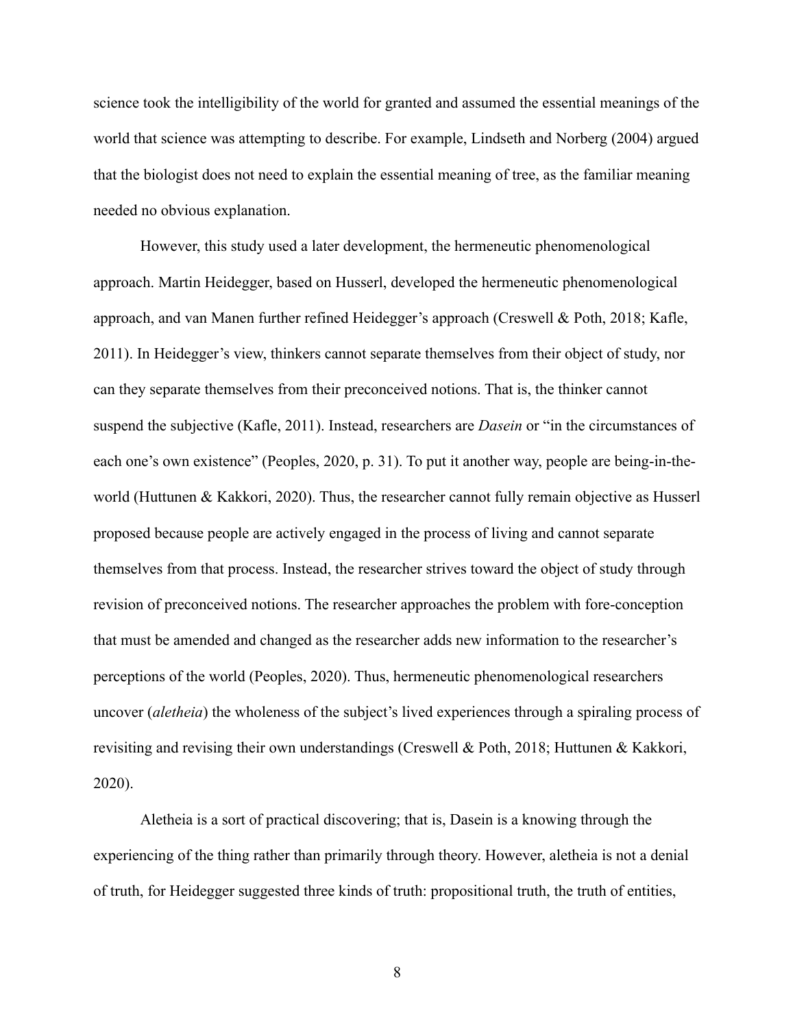science took the intelligibility of the world for granted and assumed the essential meanings of the world that science was attempting to describe. For example, Lindseth and Norberg (2004) argued that the biologist does not need to explain the essential meaning of tree, as the familiar meaning needed no obvious explanation.

However, this study used a later development, the hermeneutic phenomenological approach. Martin Heidegger, based on Husserl, developed the hermeneutic phenomenological approach, and van Manen further refined Heidegger's approach (Creswell & Poth, 2018; Kafle, 2011). In Heidegger's view, thinkers cannot separate themselves from their object of study, nor can they separate themselves from their preconceived notions. That is, the thinker cannot suspend the subjective (Kafle, 2011). Instead, researchers are *Dasein* or "in the circumstances of each one's own existence" (Peoples, 2020, p. 31). To put it another way, people are being-in-the-world (Huttunen & Kakkori, 2020). Thus, the researcher cannot fully remain objective as Husserl proposed because people are actively engaged in the process of living and cannot separate themselves from that process. Instead, the researcher strives toward the object of study through revision of preconceived notions. The researcher approaches the problem with fore-conception that must be amended and changed as the researcher adds new information to the researcher's perceptions of the world (Peoples, 2020). Thus, hermeneutic phenomenological researchers uncover (*aletheia*) the wholeness of the subject's lived experiences through a spiraling process of revisiting and revising their own understandings (Creswell & Poth, 2018; Huttunen & Kakkori, 2020).

Aletheia is a sort of practical discovering; that is, Dasein is a knowing through the experiencing of the thing rather than primarily through theory. However, aletheia is not a denial of truth, for Heidegger suggested three kinds of truth: propositional truth, the truth of entities,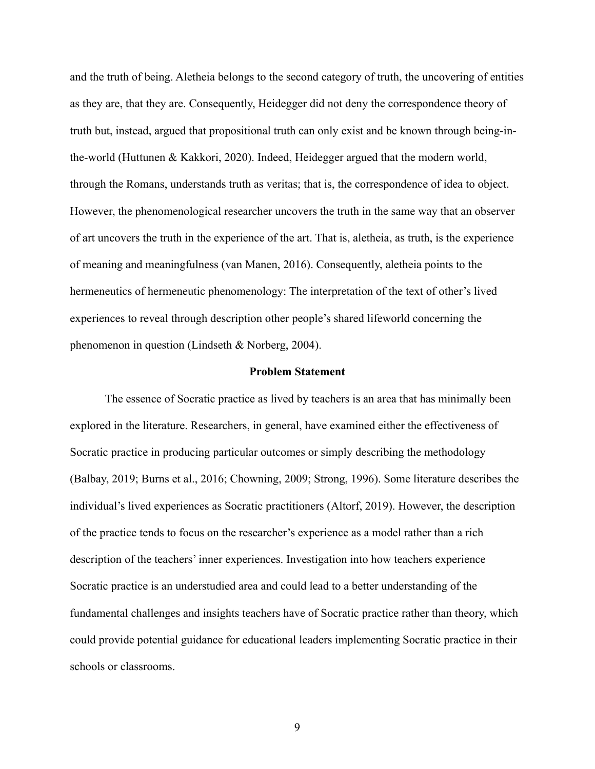and the truth of being. Aletheia belongs to the second category of truth, the uncovering of entities as they are, that they are. Consequently, Heidegger did not deny the correspondence theory of truth but, instead, argued that propositional truth can only exist and be known through being-in-the-world (Huttunen & Kakkori, 2020). Indeed, Heidegger argued that the modern world, through the Romans, understands truth as veritas; that is, the correspondence of idea to object. However, the phenomenological researcher uncovers the truth in the same way that an observer of art uncovers the truth in the experience of the art. That is, aletheia, as truth, is the experience of meaning and meaningfulness (van Manen, 2016). Consequently, aletheia points to the hermeneutics of hermeneutic phenomenology: The interpretation of the text of other's lived experiences to reveal through description other people's shared lifeworld concerning the phenomenon in question (Lindseth & Norberg, 2004).

## Problem Statement

The essence of Socratic practice as lived by teachers is an area that has minimally been explored in the literature. Researchers, in general, have examined either the effectiveness of Socratic practice in producing particular outcomes or simply describing the methodology (Balbay, 2019; Burns et al., 2016; Chowning, 2009; Strong, 1996). Some literature describes the individual's lived experiences as Socratic practitioners (Altorf, 2019). However, the description of the practice tends to focus on the researcher's experience as a model rather than a rich description of the teachers' inner experiences. Investigation into how teachers experience Socratic practice is an understudied area and could lead to a better understanding of the fundamental challenges and insights teachers have of Socratic practice rather than theory, which could provide potential guidance for educational leaders implementing Socratic practice in their schools or classrooms.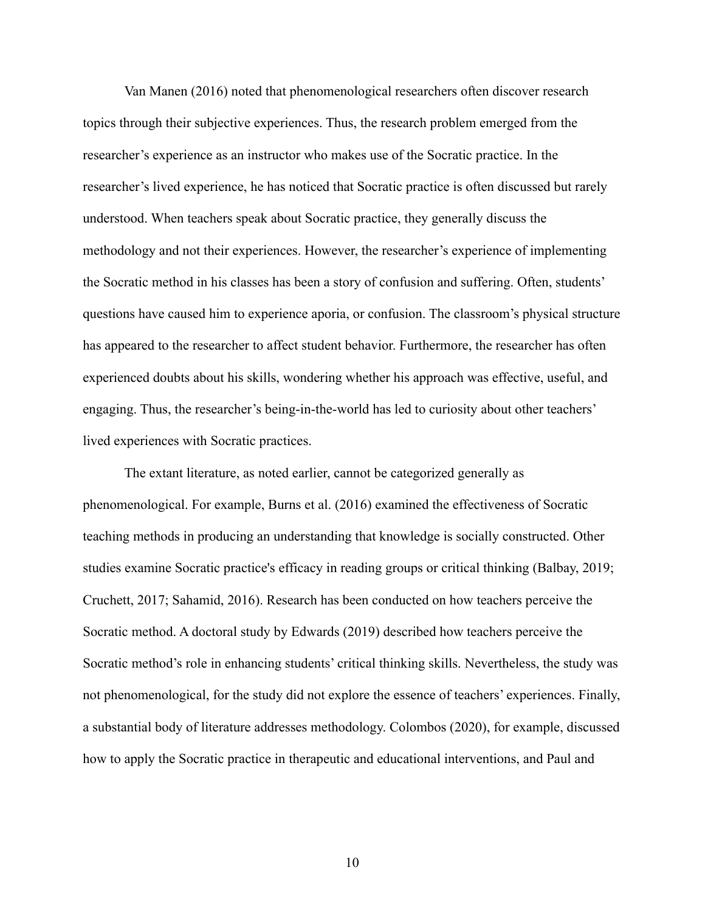Van Manen (2016) noted that phenomenological researchers often discover research topics through their subjective experiences. Thus, the research problem emerged from the researcher's experience as an instructor who makes use of the Socratic practice. In the researcher's lived experience, he has noticed that Socratic practice is often discussed but rarely understood. When teachers speak about Socratic practice, they generally discuss the methodology and not their experiences. However, the researcher's experience of implementing the Socratic method in his classes has been a story of confusion and suffering. Often, students' questions have caused him to experience aporia, or confusion. The classroom's physical structure has appeared to the researcher to affect student behavior. Furthermore, the researcher has often experienced doubts about his skills, wondering whether his approach was effective, useful, and engaging. Thus, the researcher's being-in-the-world has led to curiosity about other teachers' lived experiences with Socratic practices.

The extant literature, as noted earlier, cannot be categorized generally as phenomenological. For example, Burns et al. (2016) examined the effectiveness of Socratic teaching methods in producing an understanding that knowledge is socially constructed. Other studies examine Socratic practice's efficacy in reading groups or critical thinking (Balbay, 2019; Cruchett, 2017; Sahamid, 2016). Research has been conducted on how teachers perceive the Socratic method. A doctoral study by Edwards (2019) described how teachers perceive the Socratic method's role in enhancing students' critical thinking skills. Nevertheless, the study was not phenomenological, for the study did not explore the essence of teachers' experiences. Finally, a substantial body of literature addresses methodology. Colombos (2020), for example, discussed how to apply the Socratic practice in therapeutic and educational interventions, and Paul and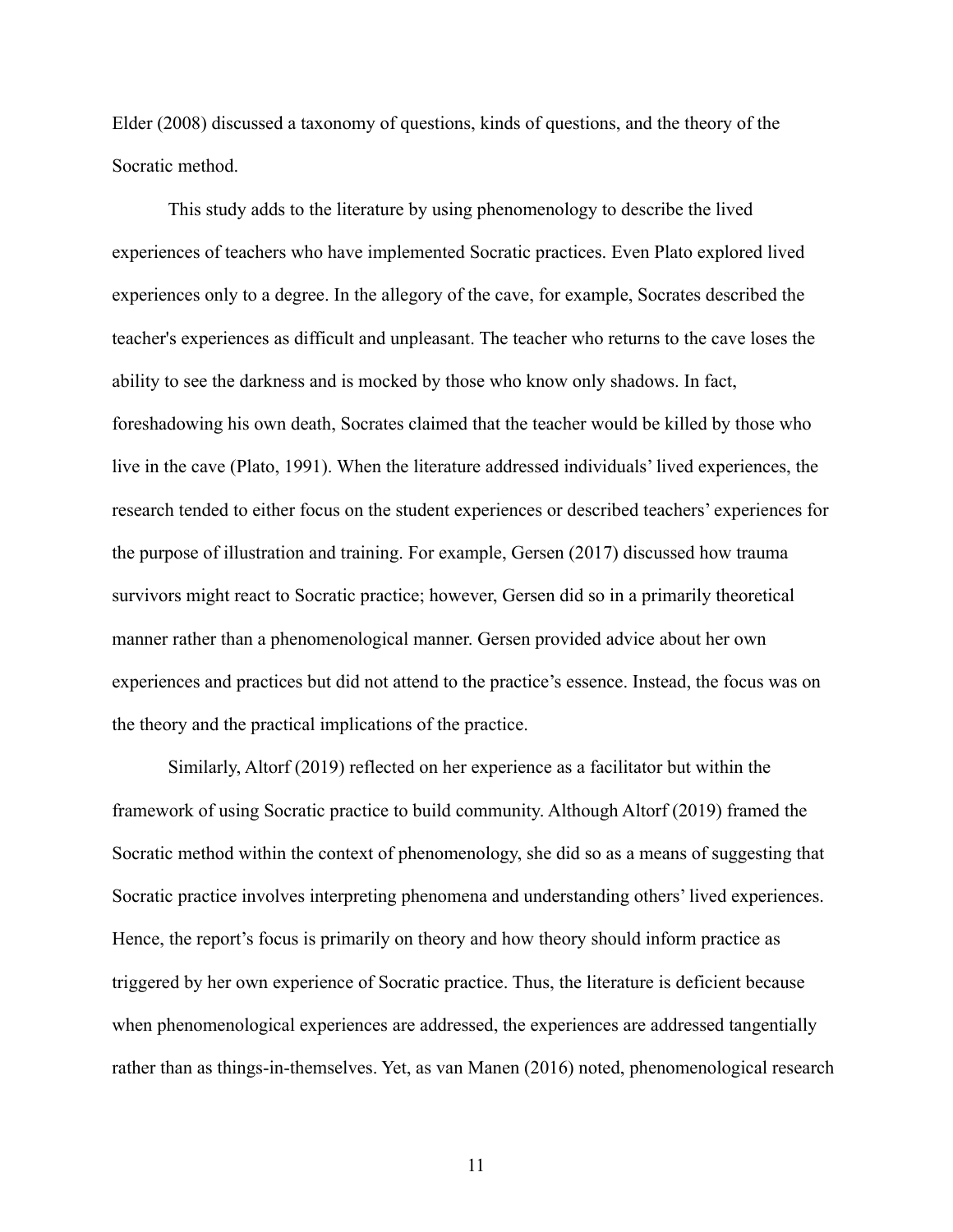Elder (2008) discussed a taxonomy of questions, kinds of questions, and the theory of the Socratic method.

This study adds to the literature by using phenomenology to describe the lived experiences of teachers who have implemented Socratic practices. Even Plato explored lived experiences only to a degree. In the allegory of the cave, for example, Socrates described the teacher's experiences as difficult and unpleasant. The teacher who returns to the cave loses the ability to see the darkness and is mocked by those who know only shadows. In fact, foreshadowing his own death, Socrates claimed that the teacher would be killed by those who live in the cave (Plato, 1991). When the literature addressed individuals' lived experiences, the research tended to either focus on the student experiences or described teachers' experiences for the purpose of illustration and training. For example, Gersen (2017) discussed how trauma survivors might react to Socratic practice; however, Gersen did so in a primarily theoretical manner rather than a phenomenological manner. Gersen provided advice about her own experiences and practices but did not attend to the practice's essence. Instead, the focus was on the theory and the practical implications of the practice.

Similarly, Altorf (2019) reflected on her experience as a facilitator but within the framework of using Socratic practice to build community. Although Altorf (2019) framed the Socratic method within the context of phenomenology, she did so as a means of suggesting that Socratic practice involves interpreting phenomena and understanding others' lived experiences. Hence, the report's focus is primarily on theory and how theory should inform practice as triggered by her own experience of Socratic practice. Thus, the literature is deficient because when phenomenological experiences are addressed, the experiences are addressed tangentially rather than as things-in-themselves. Yet, as van Manen (2016) noted, phenomenological research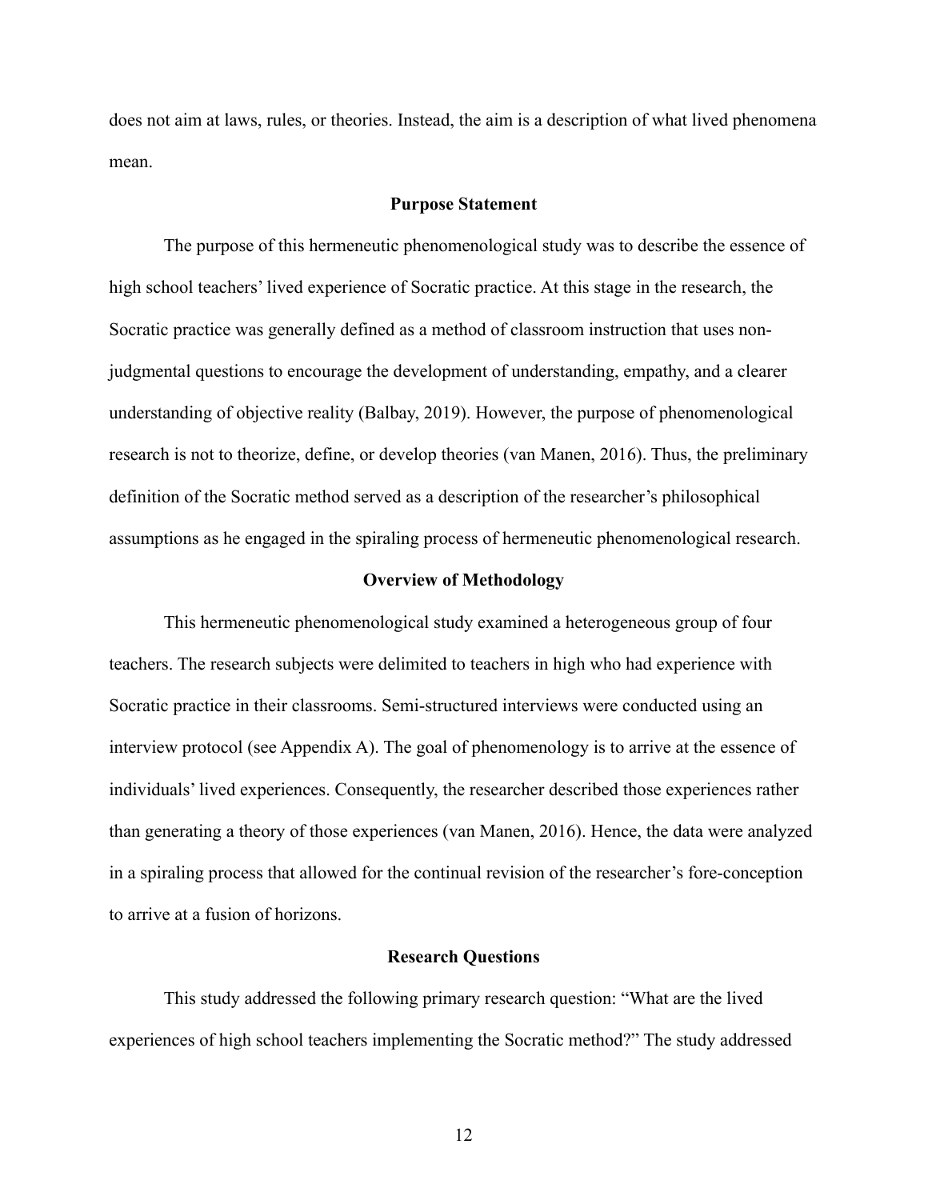does not aim at laws, rules, or theories. Instead, the aim is a description of what lived phenomena mean.

## Purpose Statement

The purpose of this hermeneutic phenomenological study was to describe the essence of high school teachers' lived experience of Socratic practice. At this stage in the research, the Socratic practice was generally defined as a method of classroom instruction that uses non-judgmental questions to encourage the development of understanding, empathy, and a clearer understanding of objective reality (Balbay, 2019). However, the purpose of phenomenological research is not to theorize, define, or develop theories (van Manen, 2016). Thus, the preliminary definition of the Socratic method served as a description of the researcher's philosophical assumptions as he engaged in the spiraling process of hermeneutic phenomenological research.

## Overview of Methodology

This hermeneutic phenomenological study examined a heterogeneous group of four teachers. The research subjects were delimited to teachers in high who had experience with Socratic practice in their classrooms. Semi-structured interviews were conducted using an interview protocol (see Appendix A). The goal of phenomenology is to arrive at the essence of individuals' lived experiences. Consequently, the researcher described those experiences rather than generating a theory of those experiences (van Manen, 2016). Hence, the data were analyzed in a spiraling process that allowed for the continual revision of the researcher's fore-conception to arrive at a fusion of horizons.

## Research Questions

This study addressed the following primary research question: "What are the lived experiences of high school teachers implementing the Socratic method?" The study addressed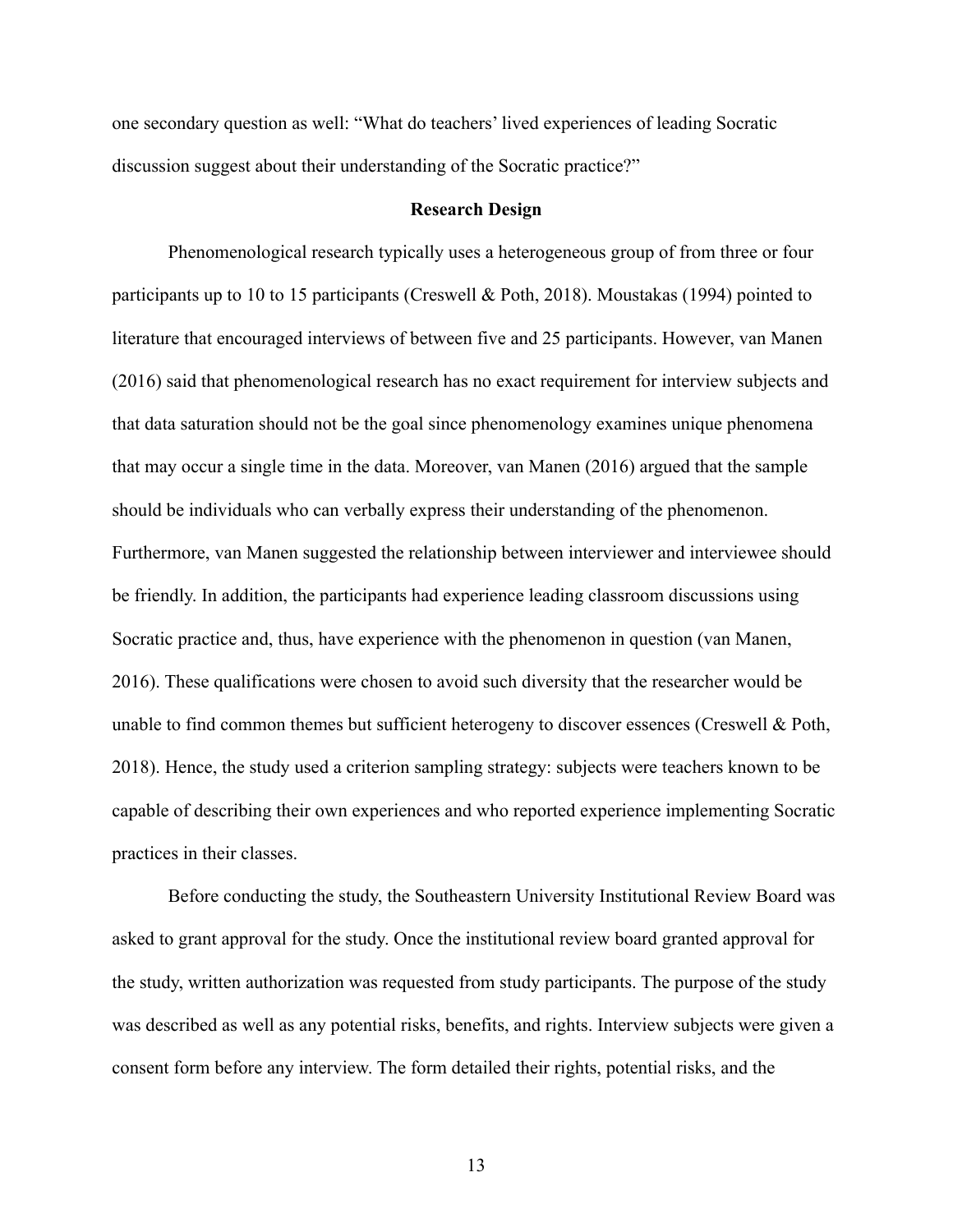one secondary question as well: "What do teachers' lived experiences of leading Socratic discussion suggest about their understanding of the Socratic practice?"

## Research Design

Phenomenological research typically uses a heterogeneous group of from three or four participants up to 10 to 15 participants (Creswell & Poth, 2018). Moustakas (1994) pointed to literature that encouraged interviews of between five and 25 participants. However, van Manen (2016) said that phenomenological research has no exact requirement for interview subjects and that data saturation should not be the goal since phenomenology examines unique phenomena that may occur a single time in the data. Moreover, van Manen (2016) argued that the sample should be individuals who can verbally express their understanding of the phenomenon. Furthermore, van Manen suggested the relationship between interviewer and interviewee should be friendly. In addition, the participants had experience leading classroom discussions using Socratic practice and, thus, have experience with the phenomenon in question (van Manen, 2016). These qualifications were chosen to avoid such diversity that the researcher would be unable to find common themes but sufficient heterogeny to discover essences (Creswell & Poth, 2018). Hence, the study used a criterion sampling strategy: subjects were teachers known to be capable of describing their own experiences and who reported experience implementing Socratic practices in their classes.

Before conducting the study, the Southeastern University Institutional Review Board was asked to grant approval for the study. Once the institutional review board granted approval for the study, written authorization was requested from study participants. The purpose of the study was described as well as any potential risks, benefits, and rights. Interview subjects were given a consent form before any interview. The form detailed their rights, potential risks, and the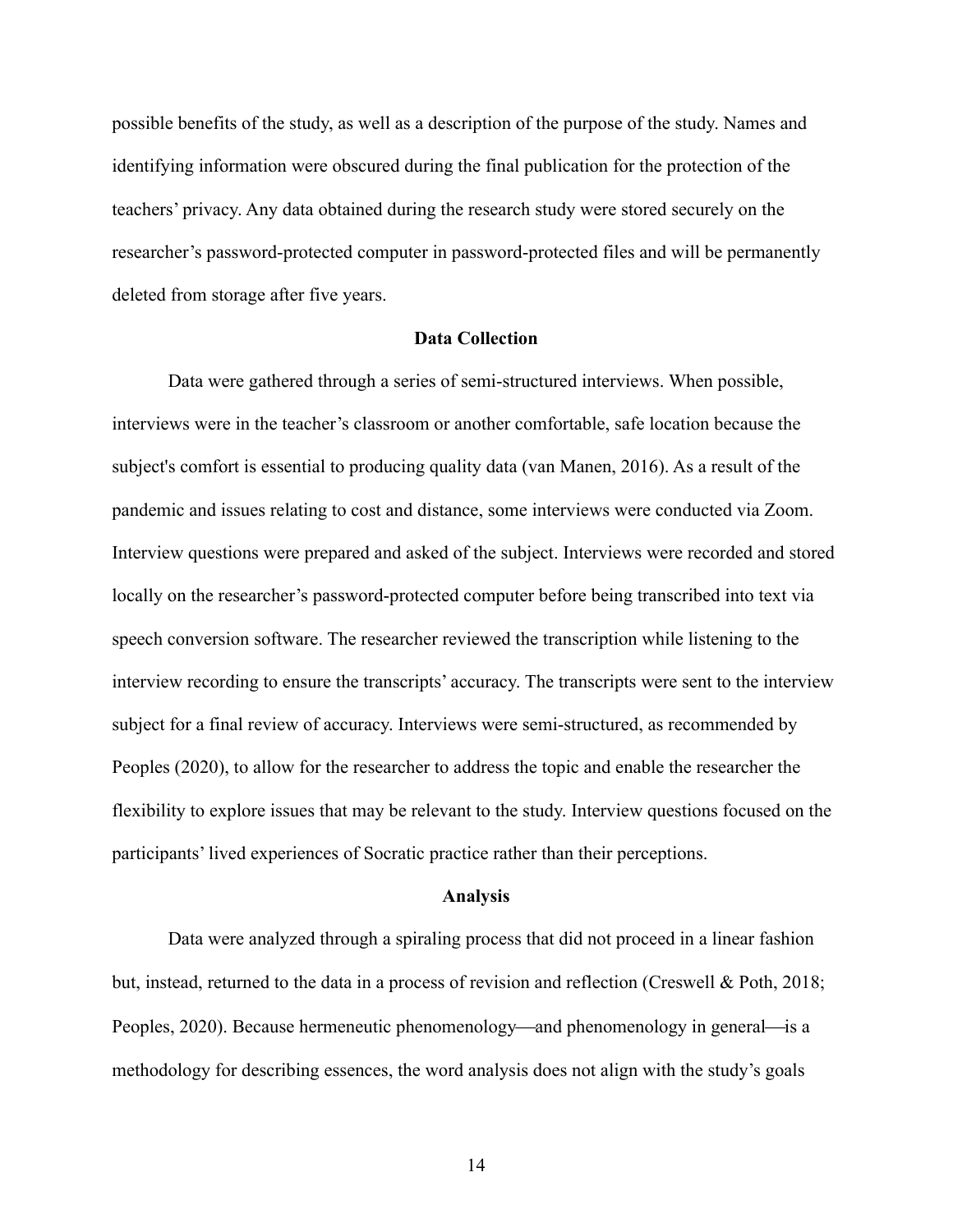possible benefits of the study, as well as a description of the purpose of the study. Names and identifying information were obscured during the final publication for the protection of the teachers' privacy. Any data obtained during the research study were stored securely on the researcher's password-protected computer in password-protected files and will be permanently deleted from storage after five years.

## Data Collection

Data were gathered through a series of semi-structured interviews. When possible, interviews were in the teacher's classroom or another comfortable, safe location because the subject's comfort is essential to producing quality data (van Manen, 2016). As a result of the pandemic and issues relating to cost and distance, some interviews were conducted via Zoom. Interview questions were prepared and asked of the subject. Interviews were recorded and stored locally on the researcher's password-protected computer before being transcribed into text via speech conversion software. The researcher reviewed the transcription while listening to the interview recording to ensure the transcripts' accuracy. The transcripts were sent to the interview subject for a final review of accuracy. Interviews were semi-structured, as recommended by Peoples (2020), to allow for the researcher to address the topic and enable the researcher the flexibility to explore issues that may be relevant to the study. Interview questions focused on the participants' lived experiences of Socratic practice rather than their perceptions.

## Analysis

Data were analyzed through a spiraling process that did not proceed in a linear fashion but, instead, returned to the data in a process of revision and reflection (Creswell & Poth, 2018; Peoples, 2020). Because hermeneutic phenomenology—and phenomenology in general—is a methodology for describing essences, the word analysis does not align with the study's goals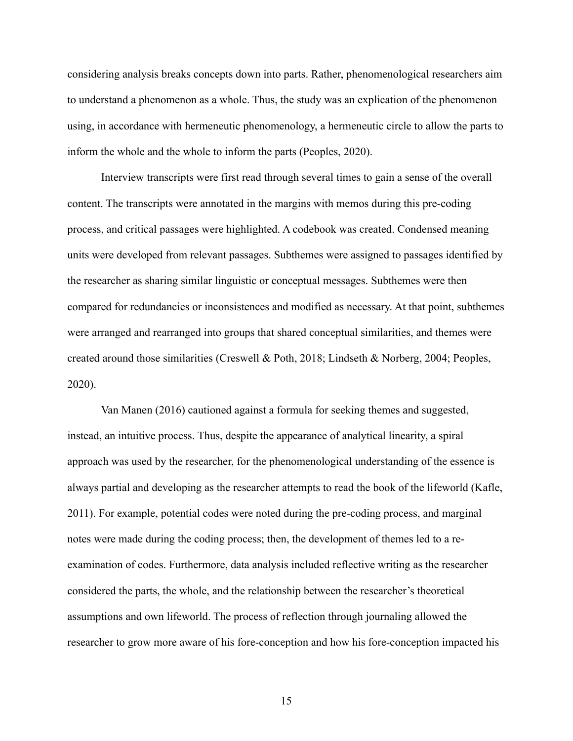considering analysis breaks concepts down into parts. Rather, phenomenological researchers aim to understand a phenomenon as a whole. Thus, the study was an explication of the phenomenon using, in accordance with hermeneutic phenomenology, a hermeneutic circle to allow the parts to inform the whole and the whole to inform the parts (Peoples, 2020).

Interview transcripts were first read through several times to gain a sense of the overall content. The transcripts were annotated in the margins with memos during this pre-coding process, and critical passages were highlighted. A codebook was created. Condensed meaning units were developed from relevant passages. Subthemes were assigned to passages identified by the researcher as sharing similar linguistic or conceptual messages. Subthemes were then compared for redundancies or inconsistences and modified as necessary. At that point, subthemes were arranged and rearranged into groups that shared conceptual similarities, and themes were created around those similarities (Creswell & Poth, 2018; Lindseth & Norberg, 2004; Peoples, 2020).

Van Manen (2016) cautioned against a formula for seeking themes and suggested, instead, an intuitive process. Thus, despite the appearance of analytical linearity, a spiral approach was used by the researcher, for the phenomenological understanding of the essence is always partial and developing as the researcher attempts to read the book of the lifeworld (Kafle, 2011). For example, potential codes were noted during the pre-coding process, and marginal notes were made during the coding process; then, the development of themes led to a re-examination of codes. Furthermore, data analysis included reflective writing as the researcher considered the parts, the whole, and the relationship between the researcher's theoretical assumptions and own lifeworld. The process of reflection through journaling allowed the researcher to grow more aware of his fore-conception and how his fore-conception impacted his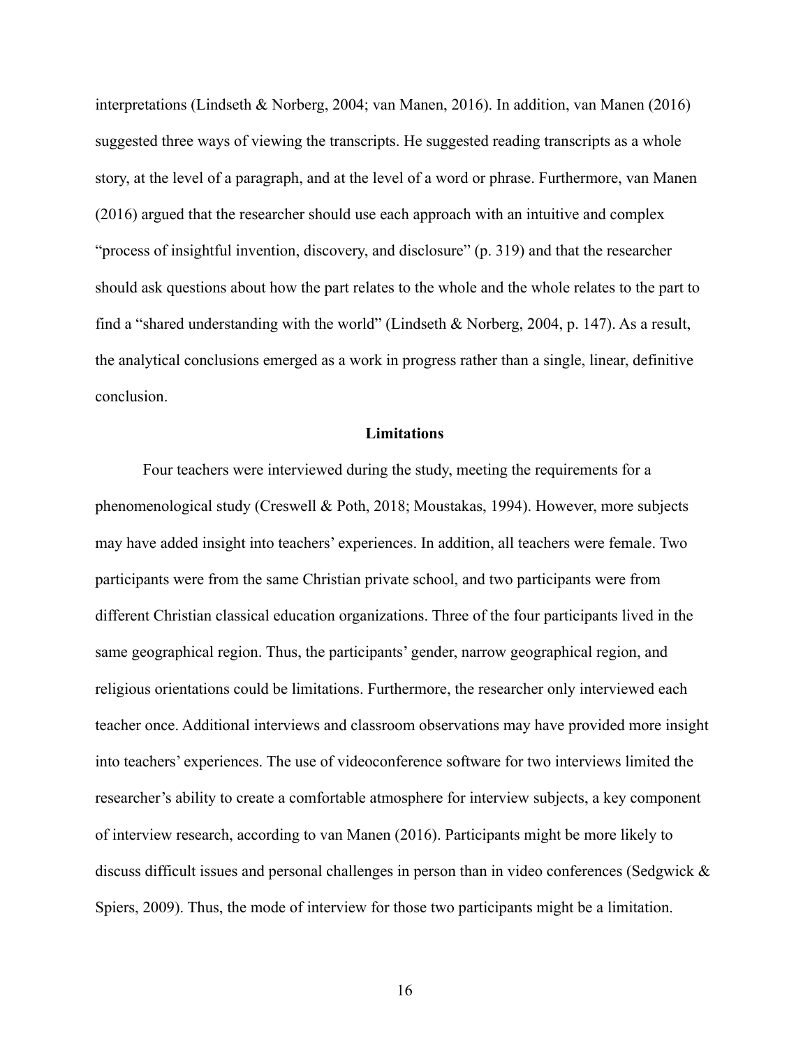interpretations (Lindseth & Norberg, 2004; van Manen, 2016). In addition, van Manen (2016) suggested three ways of viewing the transcripts. He suggested reading transcripts as a whole story, at the level of a paragraph, and at the level of a word or phrase. Furthermore, van Manen (2016) argued that the researcher should use each approach with an intuitive and complex "process of insightful invention, discovery, and disclosure" (p. 319) and that the researcher should ask questions about how the part relates to the whole and the whole relates to the part to find a "shared understanding with the world" (Lindseth & Norberg, 2004, p. 147). As a result, the analytical conclusions emerged as a work in progress rather than a single, linear, definitive conclusion.

## Limitations

Four teachers were interviewed during the study, meeting the requirements for a phenomenological study (Creswell & Poth, 2018; Moustakas, 1994). However, more subjects may have added insight into teachers' experiences. In addition, all teachers were female. Two participants were from the same Christian private school, and two participants were from different Christian classical education organizations. Three of the four participants lived in the same geographical region. Thus, the participants' gender, narrow geographical region, and religious orientations could be limitations. Furthermore, the researcher only interviewed each teacher once. Additional interviews and classroom observations may have provided more insight into teachers' experiences. The use of videoconference software for two interviews limited the researcher's ability to create a comfortable atmosphere for interview subjects, a key component of interview research, according to van Manen (2016). Participants might be more likely to discuss difficult issues and personal challenges in person than in video conferences (Sedgwick & Spiers, 2009). Thus, the mode of interview for those two participants might be a limitation.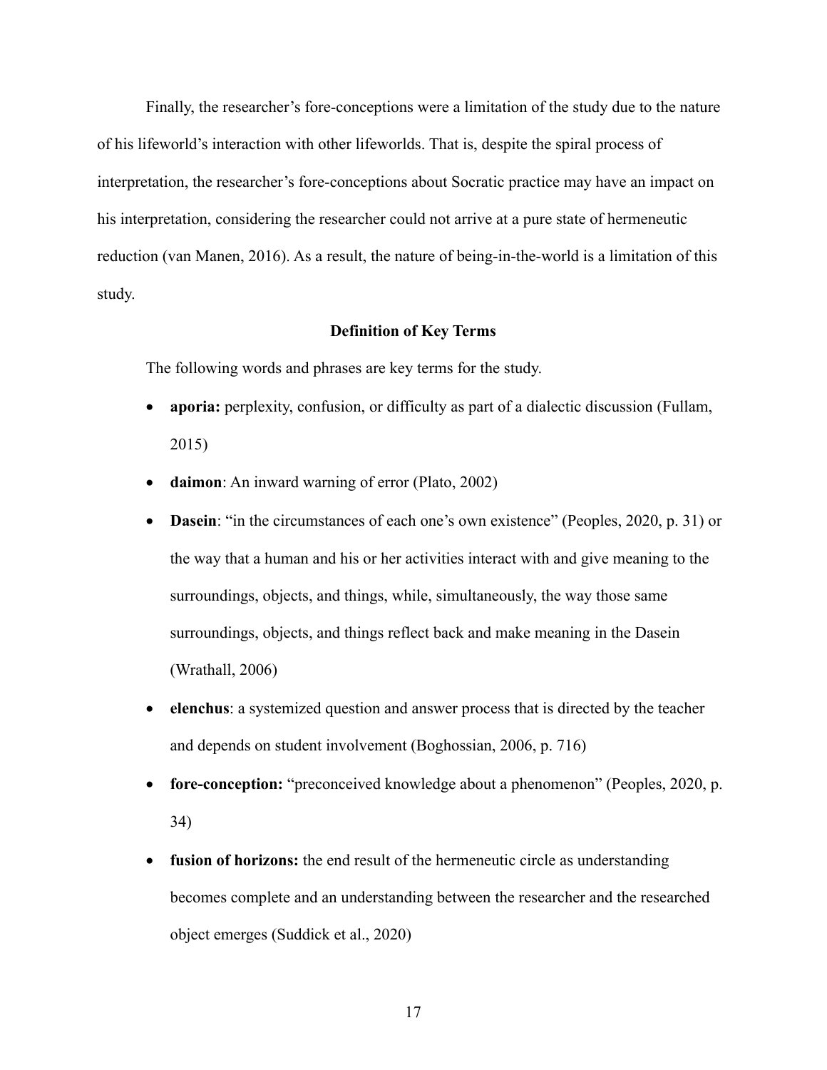Finally, the researcher's fore-conceptions were a limitation of the study due to the nature of his lifeworld's interaction with other lifeworlds. That is, despite the spiral process of interpretation, the researcher's fore-conceptions about Socratic practice may have an impact on his interpretation, considering the researcher could not arrive at a pure state of hermeneutic reduction (van Manen, 2016). As a result, the nature of being-in-the-world is a limitation of this study.

## Definition of Key Terms

The following words and phrases are key terms for the study.

- **aporia:** perplexity, confusion, or difficulty as part of a dialectic discussion (Fullam, 2015)
- **daimon**: An inward warning of error (Plato, 2002)
- **Dasein**: "in the circumstances of each one's own existence" (Peoples, 2020, p. 31) or the way that a human and his or her activities interact with and give meaning to the surroundings, objects, and things, while, simultaneously, the way those same surroundings, objects, and things reflect back and make meaning in the Dasein (Wrathall, 2006)
- **elenchus**: a systemized question and answer process that is directed by the teacher and depends on student involvement (Boghossian, 2006, p. 716)
- **fore-conception:** "preconceived knowledge about a phenomenon" (Peoples, 2020, p. 34)
- **fusion of horizons:** the end result of the hermeneutic circle as understanding becomes complete and an understanding between the researcher and the researched object emerges (Suddick et al., 2020)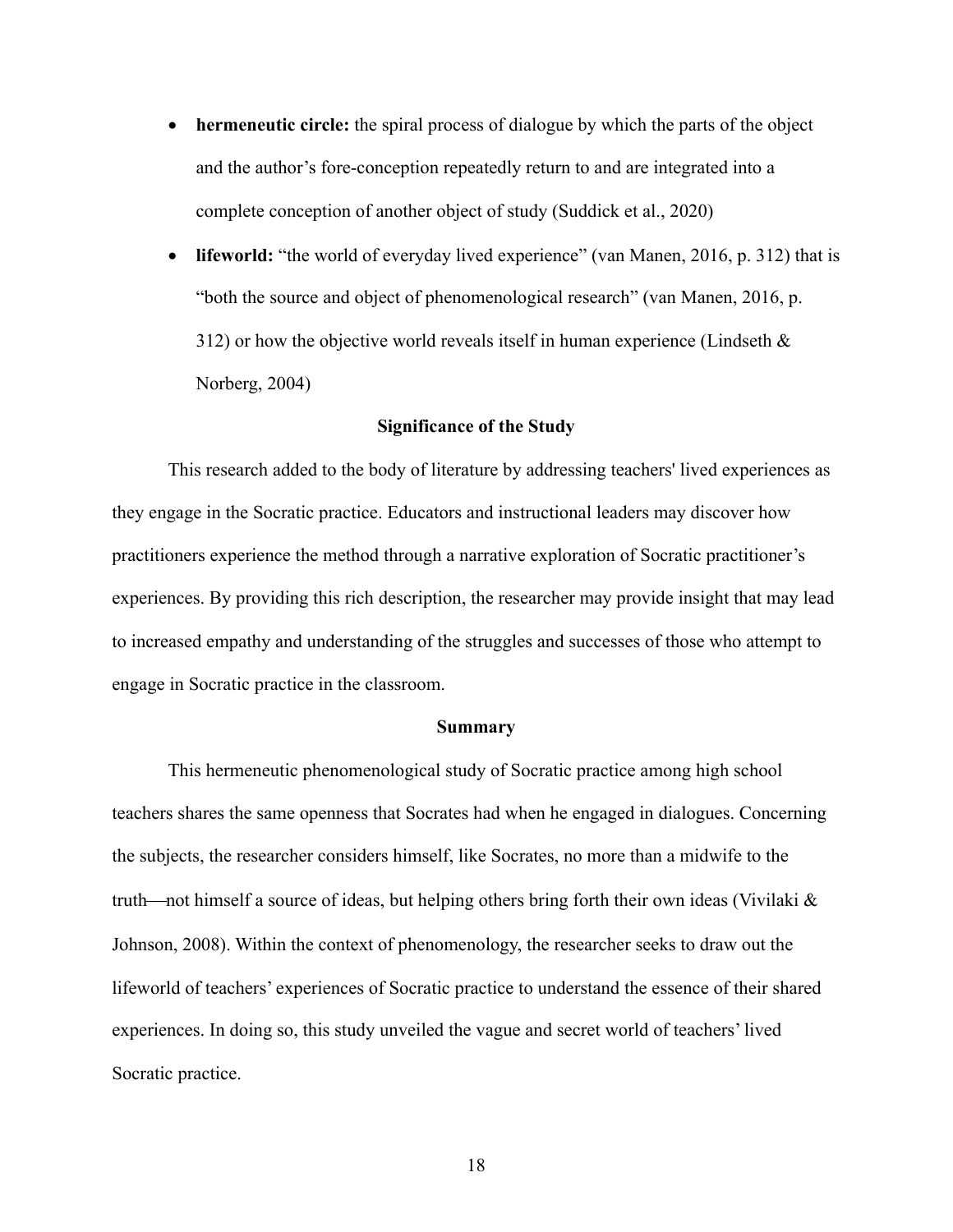- **hermeneutic circle:** the spiral process of dialogue by which the parts of the object and the author's fore-conception repeatedly return to and are integrated into a complete conception of another object of study (Suddick et al., 2020)
- **lifeworld:** "the world of everyday lived experience" (van Manen, 2016, p. 312) that is "both the source and object of phenomenological research" (van Manen, 2016, p. 312) or how the objective world reveals itself in human experience (Lindseth & Norberg, 2004)

## Significance of the Study

This research added to the body of literature by addressing teachers' lived experiences as they engage in the Socratic practice. Educators and instructional leaders may discover how practitioners experience the method through a narrative exploration of Socratic practitioner's experiences. By providing this rich description, the researcher may provide insight that may lead to increased empathy and understanding of the struggles and successes of those who attempt to engage in Socratic practice in the classroom.

## Summary

This hermeneutic phenomenological study of Socratic practice among high school teachers shares the same openness that Socrates had when he engaged in dialogues. Concerning the subjects, the researcher considers himself, like Socrates, no more than a midwife to the truth—not himself a source of ideas, but helping others bring forth their own ideas (Vivilaki & Johnson, 2008). Within the context of phenomenology, the researcher seeks to draw out the lifeworld of teachers' experiences of Socratic practice to understand the essence of their shared experiences. In doing so, this study unveiled the vague and secret world of teachers' lived Socratic practice.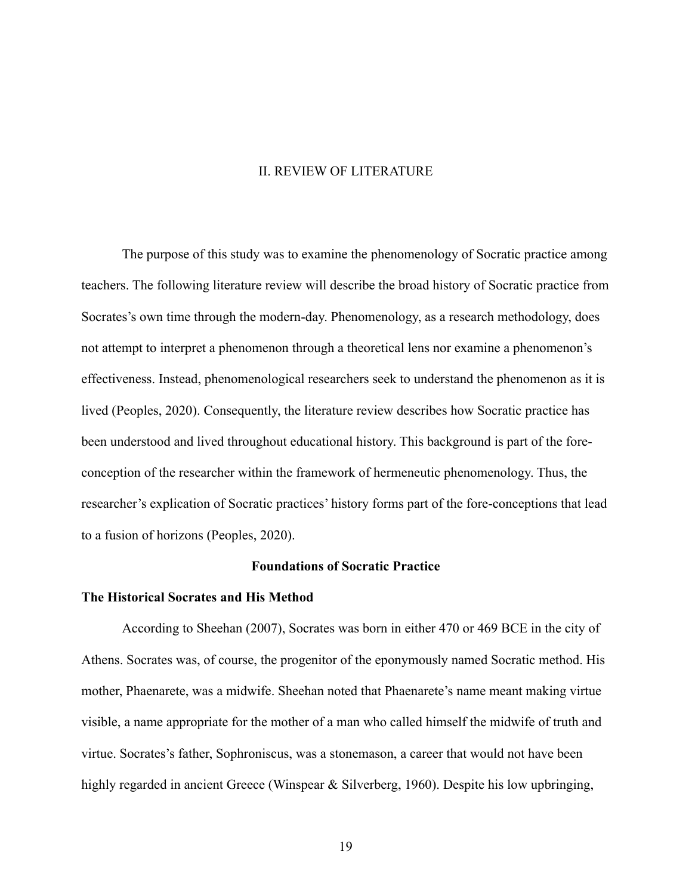# II. REVIEW OF LITERATURE

The purpose of this study was to examine the phenomenology of Socratic practice among teachers. The following literature review will describe the broad history of Socratic practice from Socrates's own time through the modern-day. Phenomenology, as a research methodology, does not attempt to interpret a phenomenon through a theoretical lens nor examine a phenomenon's effectiveness. Instead, phenomenological researchers seek to understand the phenomenon as it is lived (Peoples, 2020). Consequently, the literature review describes how Socratic practice has been understood and lived throughout educational history. This background is part of the fore-conception of the researcher within the framework of hermeneutic phenomenology. Thus, the researcher's explication of Socratic practices' history forms part of the fore-conceptions that lead to a fusion of horizons (Peoples, 2020).

## Foundations of Socratic Practice

### The Historical Socrates and His Method

According to Sheehan (2007), Socrates was born in either 470 or 469 BCE in the city of Athens. Socrates was, of course, the progenitor of the eponymously named Socratic method. His mother, Phaenarete, was a midwife. Sheehan noted that Phaenarete's name meant making virtue visible, a name appropriate for the mother of a man who called himself the midwife of truth and virtue. Socrates's father, Sophroniscus, was a stonemason, a career that would not have been highly regarded in ancient Greece (Winspear & Silverberg, 1960). Despite his low upbringing,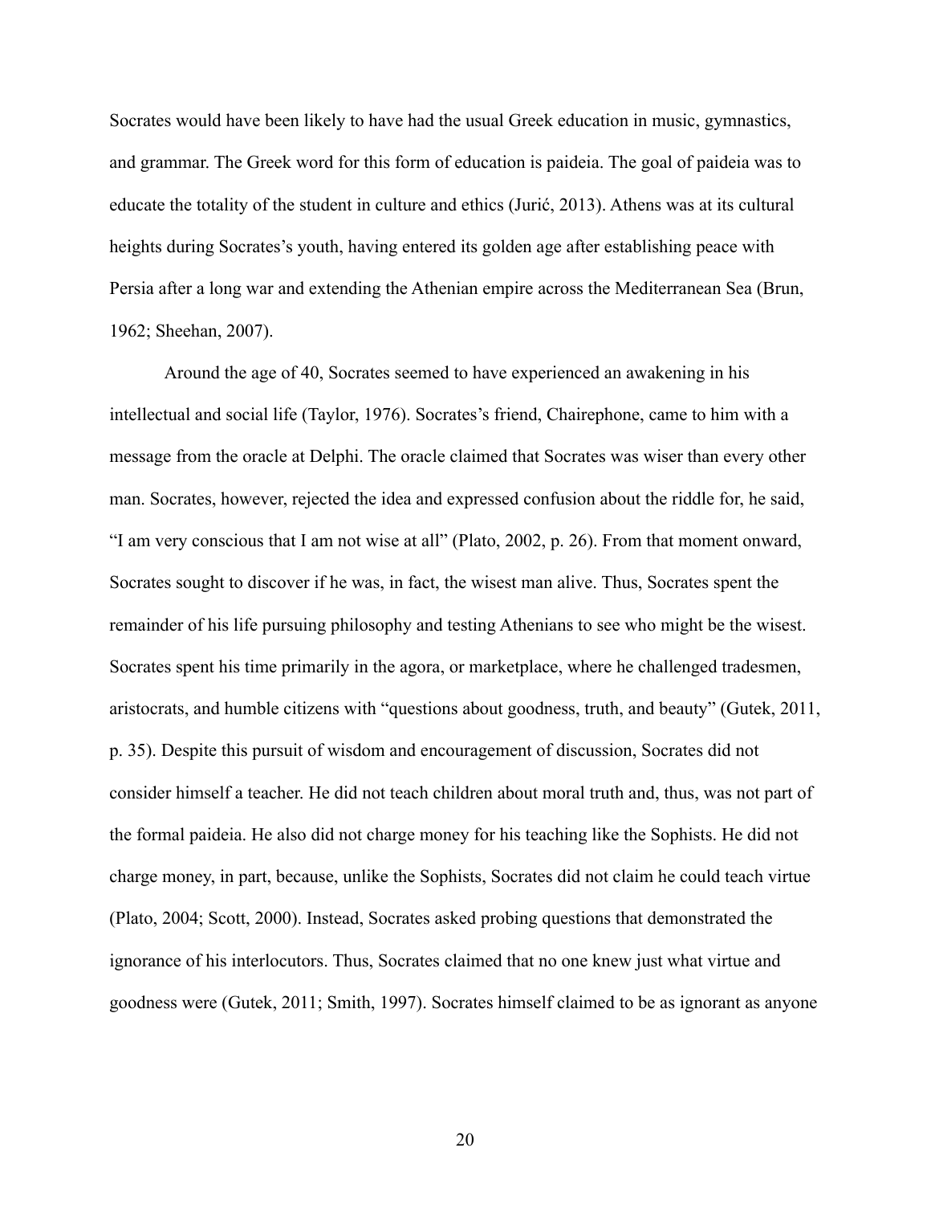Socrates would have been likely to have had the usual Greek education in music, gymnastics, and grammar. The Greek word for this form of education is paideia. The goal of paideia was to educate the totality of the student in culture and ethics (Jurić, 2013). Athens was at its cultural heights during Socrates's youth, having entered its golden age after establishing peace with Persia after a long war and extending the Athenian empire across the Mediterranean Sea (Brun, 1962; Sheehan, 2007).

Around the age of 40, Socrates seemed to have experienced an awakening in his intellectual and social life (Taylor, 1976). Socrates's friend, Chairephone, came to him with a message from the oracle at Delphi. The oracle claimed that Socrates was wiser than every other man. Socrates, however, rejected the idea and expressed confusion about the riddle for, he said, "I am very conscious that I am not wise at all" (Plato, 2002, p. 26). From that moment onward, Socrates sought to discover if he was, in fact, the wisest man alive. Thus, Socrates spent the remainder of his life pursuing philosophy and testing Athenians to see who might be the wisest. Socrates spent his time primarily in the agora, or marketplace, where he challenged tradesmen, aristocrats, and humble citizens with "questions about goodness, truth, and beauty" (Gutek, 2011, p. 35). Despite this pursuit of wisdom and encouragement of discussion, Socrates did not consider himself a teacher. He did not teach children about moral truth and, thus, was not part of the formal paideia. He also did not charge money for his teaching like the Sophists. He did not charge money, in part, because, unlike the Sophists, Socrates did not claim he could teach virtue (Plato, 2004; Scott, 2000). Instead, Socrates asked probing questions that demonstrated the ignorance of his interlocutors. Thus, Socrates claimed that no one knew just what virtue and goodness were (Gutek, 2011; Smith, 1997). Socrates himself claimed to be as ignorant as anyone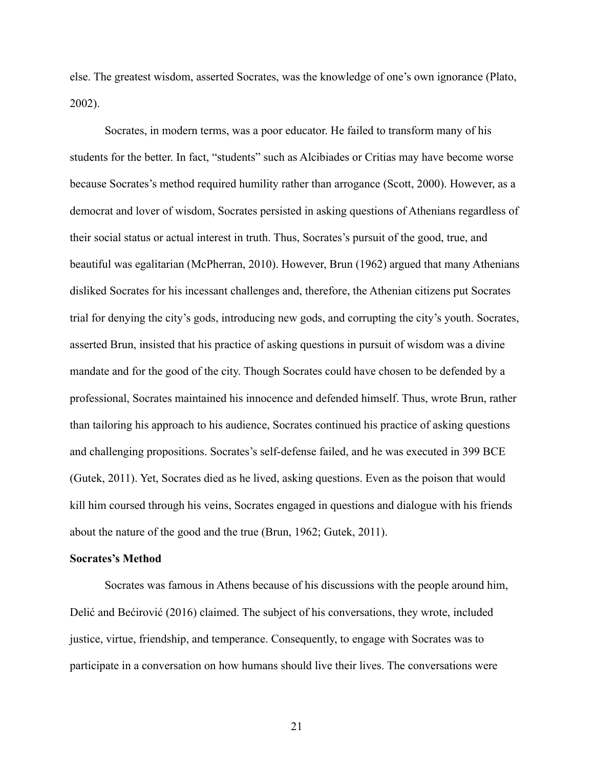else. The greatest wisdom, asserted Socrates, was the knowledge of one's own ignorance (Plato, 2002).

Socrates, in modern terms, was a poor educator. He failed to transform many of his students for the better. In fact, "students" such as Alcibiades or Critias may have become worse because Socrates's method required humility rather than arrogance (Scott, 2000). However, as a democrat and lover of wisdom, Socrates persisted in asking questions of Athenians regardless of their social status or actual interest in truth. Thus, Socrates's pursuit of the good, true, and beautiful was egalitarian (McPherran, 2010). However, Brun (1962) argued that many Athenians disliked Socrates for his incessant challenges and, therefore, the Athenian citizens put Socrates trial for denying the city's gods, introducing new gods, and corrupting the city's youth. Socrates, asserted Brun, insisted that his practice of asking questions in pursuit of wisdom was a divine mandate and for the good of the city. Though Socrates could have chosen to be defended by a professional, Socrates maintained his innocence and defended himself. Thus, wrote Brun, rather than tailoring his approach to his audience, Socrates continued his practice of asking questions and challenging propositions. Socrates's self-defense failed, and he was executed in 399 BCE (Gutek, 2011). Yet, Socrates died as he lived, asking questions. Even as the poison that would kill him coursed through his veins, Socrates engaged in questions and dialogue with his friends about the nature of the good and the true (Brun, 1962; Gutek, 2011).

**Socrates's Method**

Socrates was famous in Athens because of his discussions with the people around him, Delić and Bećirović (2016) claimed. The subject of his conversations, they wrote, included justice, virtue, friendship, and temperance. Consequently, to engage with Socrates was to participate in a conversation on how humans should live their lives. The conversations were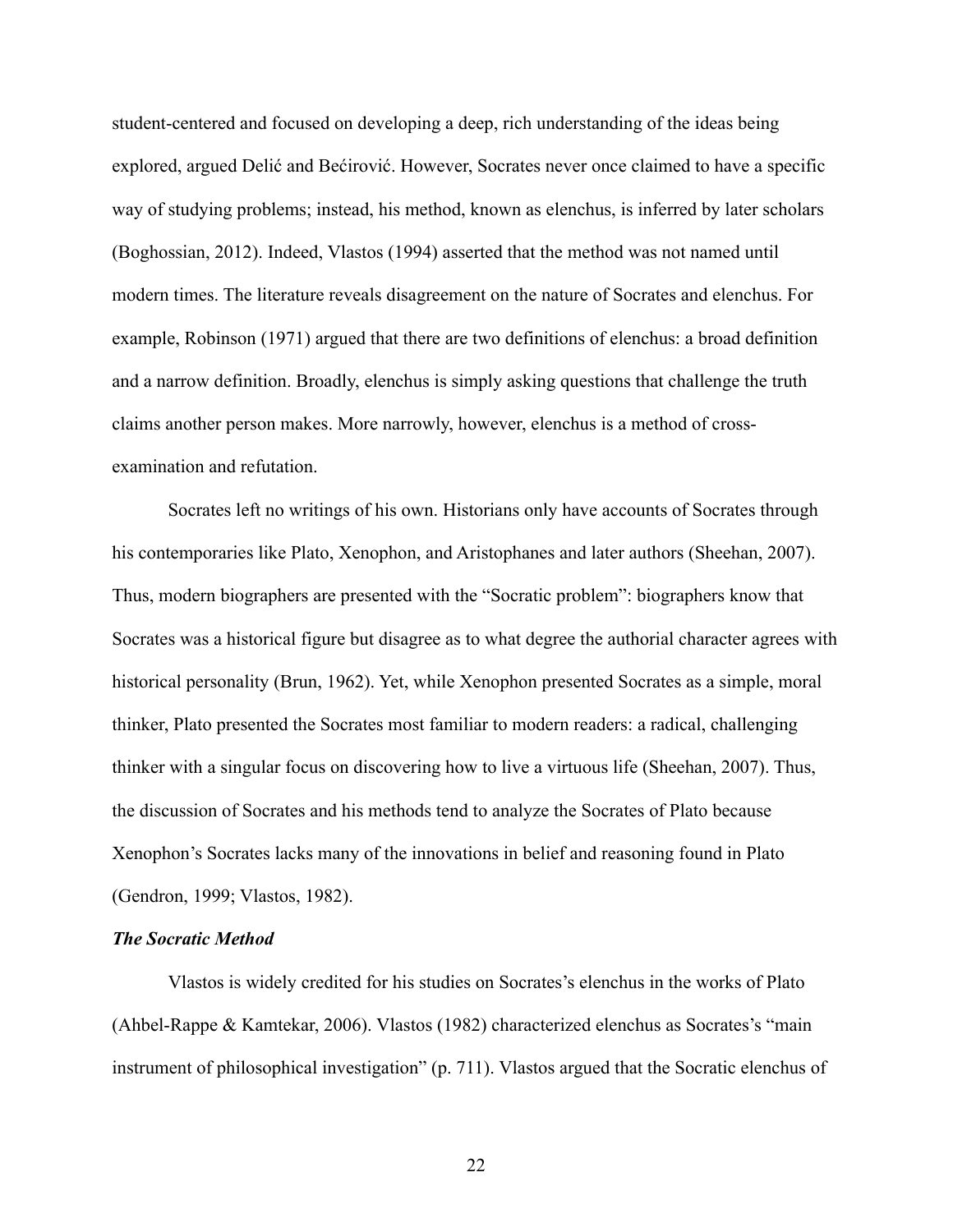student-centered and focused on developing a deep, rich understanding of the ideas being explored, argued Delić and Bećirović. However, Socrates never once claimed to have a specific way of studying problems; instead, his method, known as elenchus, is inferred by later scholars (Boghossian, 2012). Indeed, Vlastos (1994) asserted that the method was not named until modern times. The literature reveals disagreement on the nature of Socrates and elenchus. For example, Robinson (1971) argued that there are two definitions of elenchus: a broad definition and a narrow definition. Broadly, elenchus is simply asking questions that challenge the truth claims another person makes. More narrowly, however, elenchus is a method of cross-examination and refutation.

Socrates left no writings of his own. Historians only have accounts of Socrates through his contemporaries like Plato, Xenophon, and Aristophanes and later authors (Sheehan, 2007). Thus, modern biographers are presented with the "Socratic problem": biographers know that Socrates was a historical figure but disagree as to what degree the authorial character agrees with historical personality (Brun, 1962). Yet, while Xenophon presented Socrates as a simple, moral thinker, Plato presented the Socrates most familiar to modern readers: a radical, challenging thinker with a singular focus on discovering how to live a virtuous life (Sheehan, 2007). Thus, the discussion of Socrates and his methods tend to analyze the Socrates of Plato because Xenophon's Socrates lacks many of the innovations in belief and reasoning found in Plato (Gendron, 1999; Vlastos, 1982).

### *The Socratic Method*

Vlastos is widely credited for his studies on Socrates's elenchus in the works of Plato (Ahbel-Rappe & Kamtekar, 2006). Vlastos (1982) characterized elenchus as Socrates's "main instrument of philosophical investigation" (p. 711). Vlastos argued that the Socratic elenchus of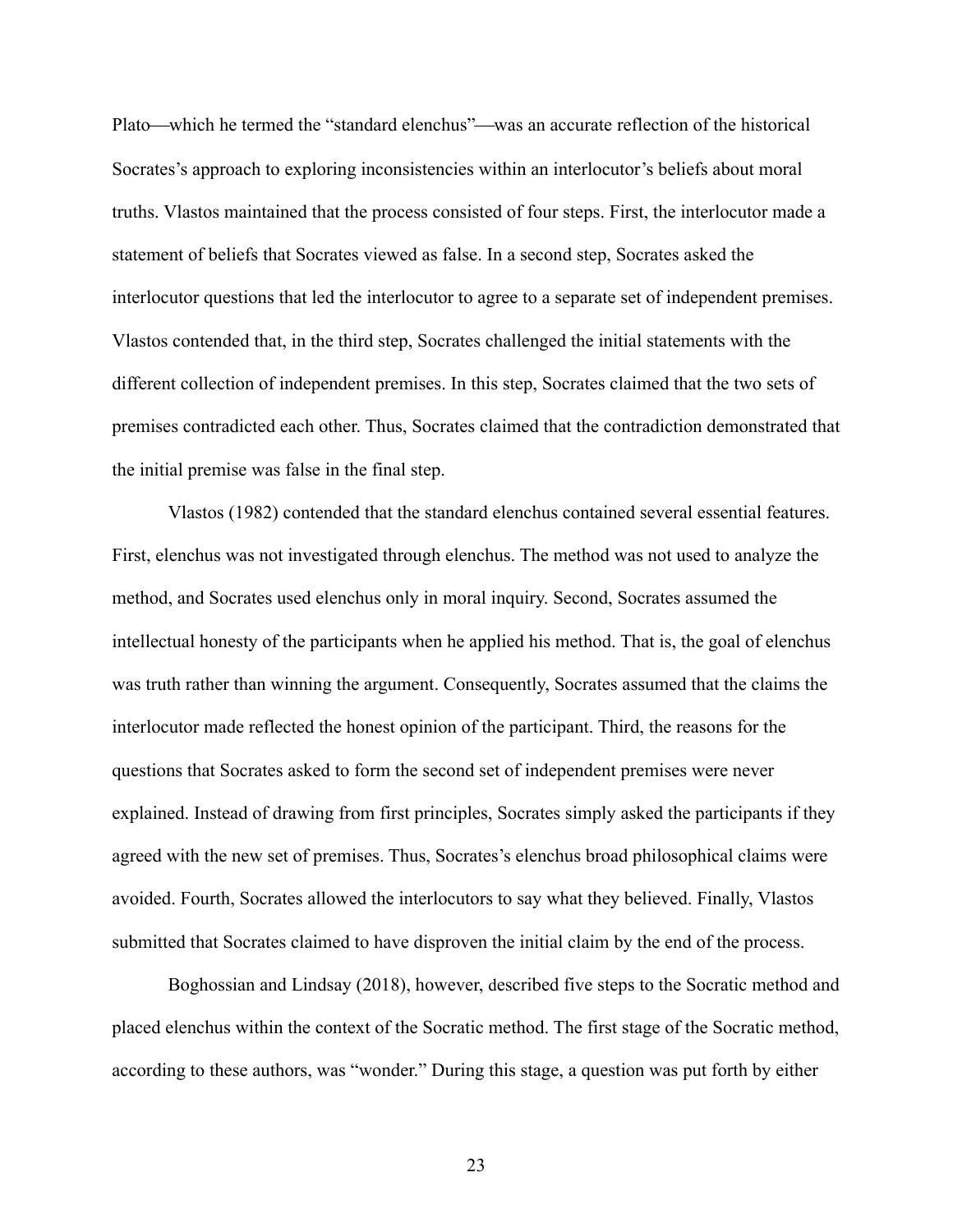Plato—which he termed the "standard elenchus"—was an accurate reflection of the historical Socrates's approach to exploring inconsistencies within an interlocutor's beliefs about moral truths. Vlastos maintained that the process consisted of four steps. First, the interlocutor made a statement of beliefs that Socrates viewed as false. In a second step, Socrates asked the interlocutor questions that led the interlocutor to agree to a separate set of independent premises. Vlastos contended that, in the third step, Socrates challenged the initial statements with the different collection of independent premises. In this step, Socrates claimed that the two sets of premises contradicted each other. Thus, Socrates claimed that the contradiction demonstrated that the initial premise was false in the final step.

Vlastos (1982) contended that the standard elenchus contained several essential features. First, elenchus was not investigated through elenchus. The method was not used to analyze the method, and Socrates used elenchus only in moral inquiry. Second, Socrates assumed the intellectual honesty of the participants when he applied his method. That is, the goal of elenchus was truth rather than winning the argument. Consequently, Socrates assumed that the claims the interlocutor made reflected the honest opinion of the participant. Third, the reasons for the questions that Socrates asked to form the second set of independent premises were never explained. Instead of drawing from first principles, Socrates simply asked the participants if they agreed with the new set of premises. Thus, Socrates's elenchus broad philosophical claims were avoided. Fourth, Socrates allowed the interlocutors to say what they believed. Finally, Vlastos submitted that Socrates claimed to have disproven the initial claim by the end of the process.

Boghossian and Lindsay (2018), however, described five steps to the Socratic method and placed elenchus within the context of the Socratic method. The first stage of the Socratic method, according to these authors, was "wonder." During this stage, a question was put forth by either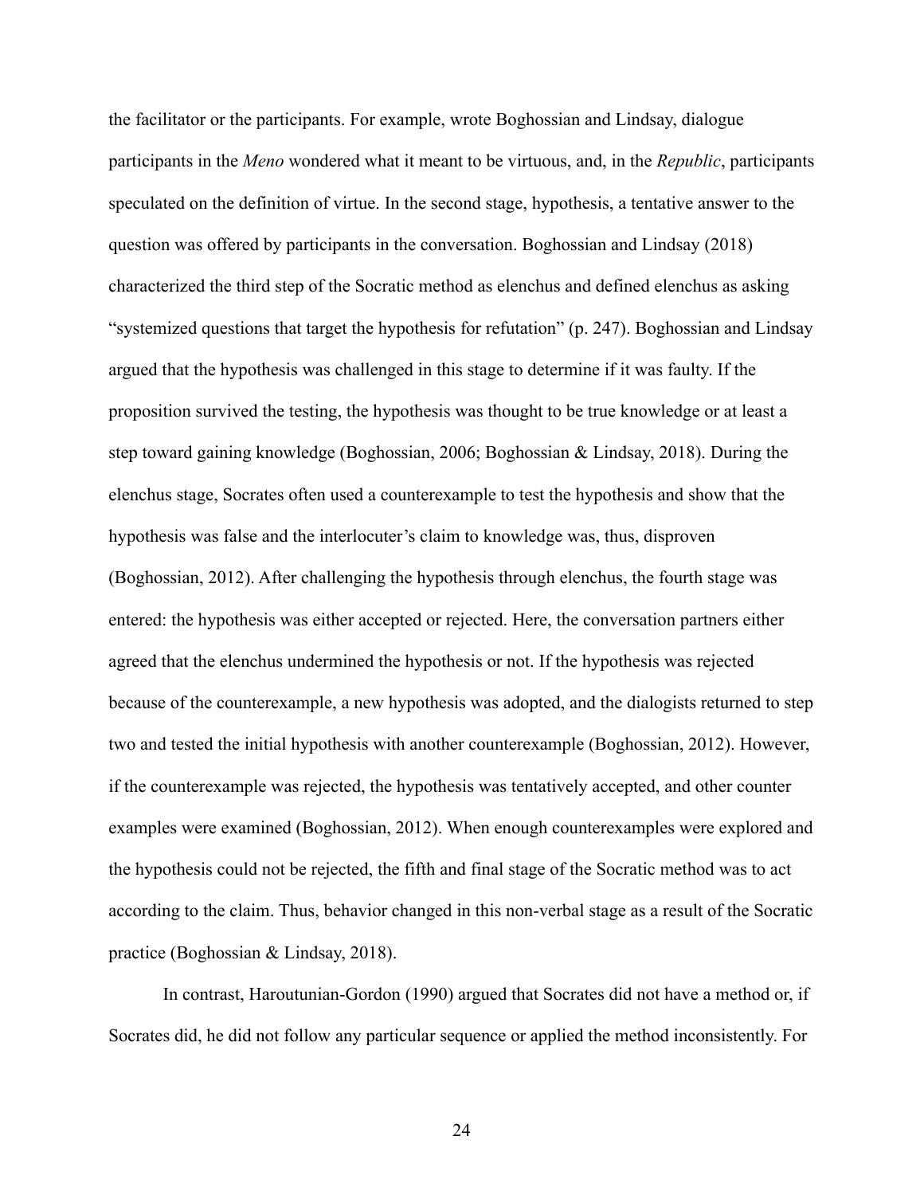the facilitator or the participants. For example, wrote Boghossian and Lindsay, dialogue participants in the *Meno* wondered what it meant to be virtuous, and, in the *Republic*, participants speculated on the definition of virtue. In the second stage, hypothesis, a tentative answer to the question was offered by participants in the conversation. Boghossian and Lindsay (2018) characterized the third step of the Socratic method as elenchus and defined elenchus as asking "systemized questions that target the hypothesis for refutation" (p. 247). Boghossian and Lindsay argued that the hypothesis was challenged in this stage to determine if it was faulty. If the proposition survived the testing, the hypothesis was thought to be true knowledge or at least a step toward gaining knowledge (Boghossian, 2006; Boghossian & Lindsay, 2018). During the elenchus stage, Socrates often used a counterexample to test the hypothesis and show that the hypothesis was false and the interlocuter's claim to knowledge was, thus, disproven (Boghossian, 2012). After challenging the hypothesis through elenchus, the fourth stage was entered: the hypothesis was either accepted or rejected. Here, the conversation partners either agreed that the elenchus undermined the hypothesis or not. If the hypothesis was rejected because of the counterexample, a new hypothesis was adopted, and the dialogists returned to step two and tested the initial hypothesis with another counterexample (Boghossian, 2012). However, if the counterexample was rejected, the hypothesis was tentatively accepted, and other counter examples were examined (Boghossian, 2012). When enough counterexamples were explored and the hypothesis could not be rejected, the fifth and final stage of the Socratic method was to act according to the claim. Thus, behavior changed in this non-verbal stage as a result of the Socratic practice (Boghossian & Lindsay, 2018).

In contrast, Haroutunian-Gordon (1990) argued that Socrates did not have a method or, if Socrates did, he did not follow any particular sequence or applied the method inconsistently. For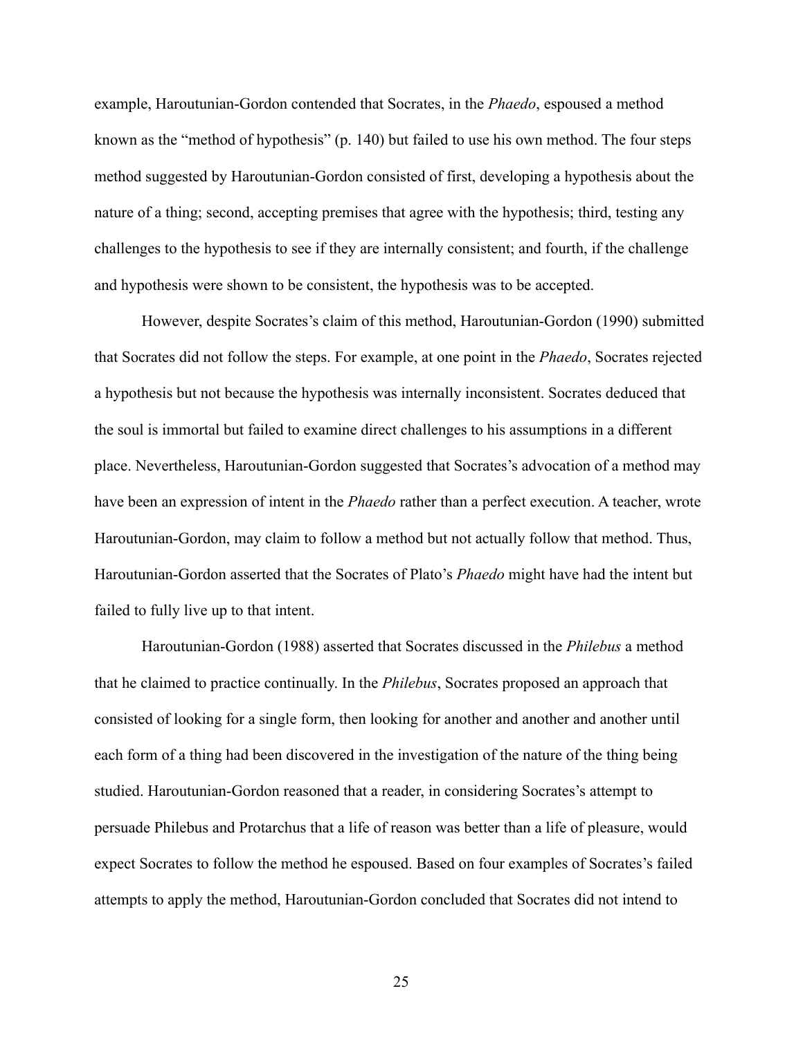example, Haroutunian-Gordon contended that Socrates, in the *Phaedo*, espoused a method known as the "method of hypothesis" (p. 140) but failed to use his own method. The four steps method suggested by Haroutunian-Gordon consisted of first, developing a hypothesis about the nature of a thing; second, accepting premises that agree with the hypothesis; third, testing any challenges to the hypothesis to see if they are internally consistent; and fourth, if the challenge and hypothesis were shown to be consistent, the hypothesis was to be accepted.

However, despite Socrates's claim of this method, Haroutunian-Gordon (1990) submitted that Socrates did not follow the steps. For example, at one point in the *Phaedo*, Socrates rejected a hypothesis but not because the hypothesis was internally inconsistent. Socrates deduced that the soul is immortal but failed to examine direct challenges to his assumptions in a different place. Nevertheless, Haroutunian-Gordon suggested that Socrates's advocation of a method may have been an expression of intent in the *Phaedo* rather than a perfect execution. A teacher, wrote Haroutunian-Gordon, may claim to follow a method but not actually follow that method. Thus, Haroutunian-Gordon asserted that the Socrates of Plato's *Phaedo* might have had the intent but failed to fully live up to that intent.

Haroutunian-Gordon (1988) asserted that Socrates discussed in the *Philebus* a method that he claimed to practice continually. In the *Philebus*, Socrates proposed an approach that consisted of looking for a single form, then looking for another and another and another until each form of a thing had been discovered in the investigation of the nature of the thing being studied. Haroutunian-Gordon reasoned that a reader, in considering Socrates's attempt to persuade Philebus and Protarchus that a life of reason was better than a life of pleasure, would expect Socrates to follow the method he espoused. Based on four examples of Socrates's failed attempts to apply the method, Haroutunian-Gordon concluded that Socrates did not intend to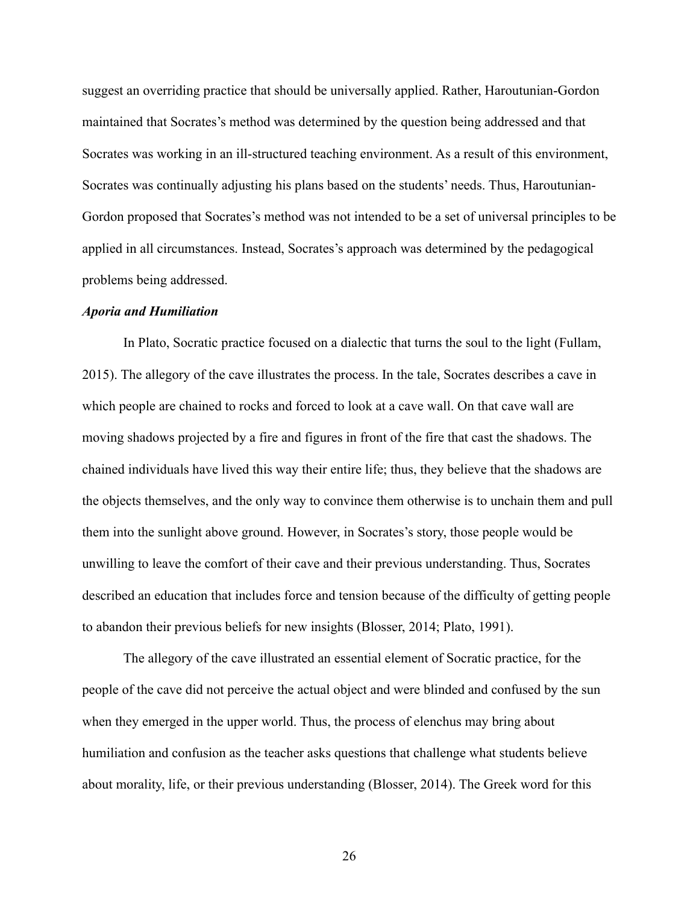suggest an overriding practice that should be universally applied. Rather, Haroutunian-Gordon maintained that Socrates's method was determined by the question being addressed and that Socrates was working in an ill-structured teaching environment. As a result of this environment, Socrates was continually adjusting his plans based on the students' needs. Thus, Haroutunian-Gordon proposed that Socrates's method was not intended to be a set of universal principles to be applied in all circumstances. Instead, Socrates's approach was determined by the pedagogical problems being addressed.

### *Aporia and Humiliation*

In Plato, Socratic practice focused on a dialectic that turns the soul to the light (Fullam, 2015). The allegory of the cave illustrates the process. In the tale, Socrates describes a cave in which people are chained to rocks and forced to look at a cave wall. On that cave wall are moving shadows projected by a fire and figures in front of the fire that cast the shadows. The chained individuals have lived this way their entire life; thus, they believe that the shadows are the objects themselves, and the only way to convince them otherwise is to unchain them and pull them into the sunlight above ground. However, in Socrates's story, those people would be unwilling to leave the comfort of their cave and their previous understanding. Thus, Socrates described an education that includes force and tension because of the difficulty of getting people to abandon their previous beliefs for new insights (Blosser, 2014; Plato, 1991).

The allegory of the cave illustrated an essential element of Socratic practice, for the people of the cave did not perceive the actual object and were blinded and confused by the sun when they emerged in the upper world. Thus, the process of elenchus may bring about humiliation and confusion as the teacher asks questions that challenge what students believe about morality, life, or their previous understanding (Blosser, 2014). The Greek word for this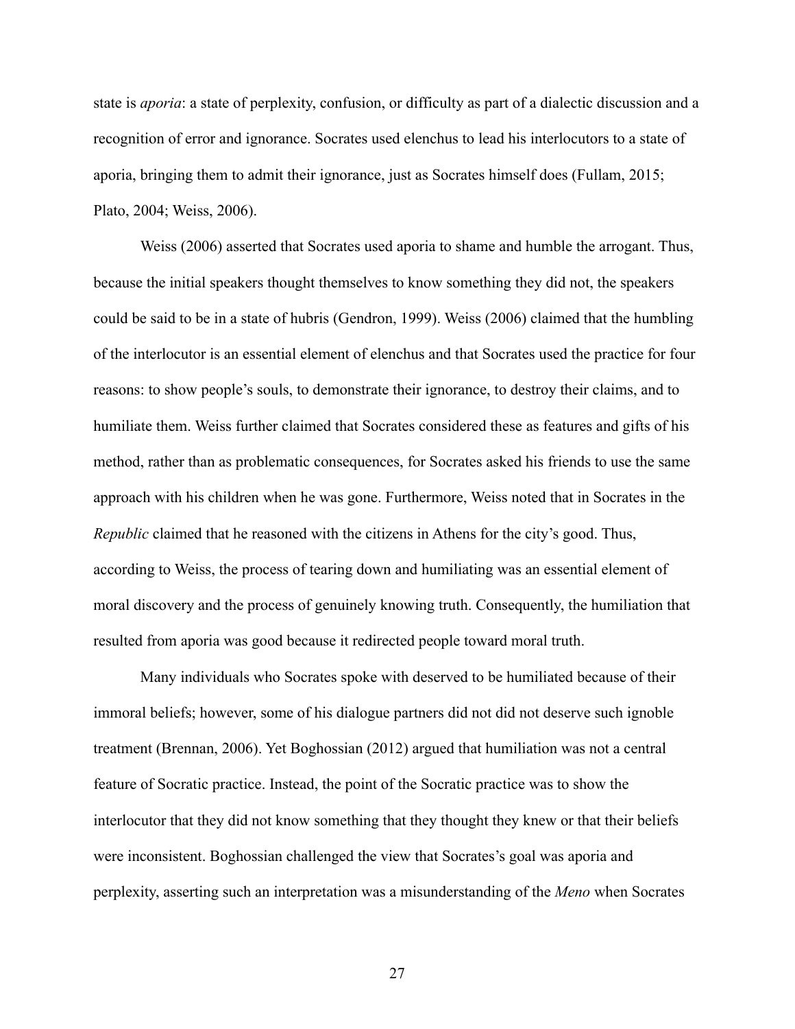state is *aporia*: a state of perplexity, confusion, or difficulty as part of a dialectic discussion and a recognition of error and ignorance. Socrates used elenchus to lead his interlocutors to a state of aporia, bringing them to admit their ignorance, just as Socrates himself does (Fullam, 2015; Plato, 2004; Weiss, 2006).

Weiss (2006) asserted that Socrates used aporia to shame and humble the arrogant. Thus, because the initial speakers thought themselves to know something they did not, the speakers could be said to be in a state of hubris (Gendron, 1999). Weiss (2006) claimed that the humbling of the interlocutor is an essential element of elenchus and that Socrates used the practice for four reasons: to show people's souls, to demonstrate their ignorance, to destroy their claims, and to humiliate them. Weiss further claimed that Socrates considered these as features and gifts of his method, rather than as problematic consequences, for Socrates asked his friends to use the same approach with his children when he was gone. Furthermore, Weiss noted that in Socrates in the *Republic* claimed that he reasoned with the citizens in Athens for the city's good. Thus, according to Weiss, the process of tearing down and humiliating was an essential element of moral discovery and the process of genuinely knowing truth. Consequently, the humiliation that resulted from aporia was good because it redirected people toward moral truth.

Many individuals who Socrates spoke with deserved to be humiliated because of their immoral beliefs; however, some of his dialogue partners did not did not deserve such ignoble treatment (Brennan, 2006). Yet Boghossian (2012) argued that humiliation was not a central feature of Socratic practice. Instead, the point of the Socratic practice was to show the interlocutor that they did not know something that they thought they knew or that their beliefs were inconsistent. Boghossian challenged the view that Socrates's goal was aporia and perplexity, asserting such an interpretation was a misunderstanding of the *Meno* when Socrates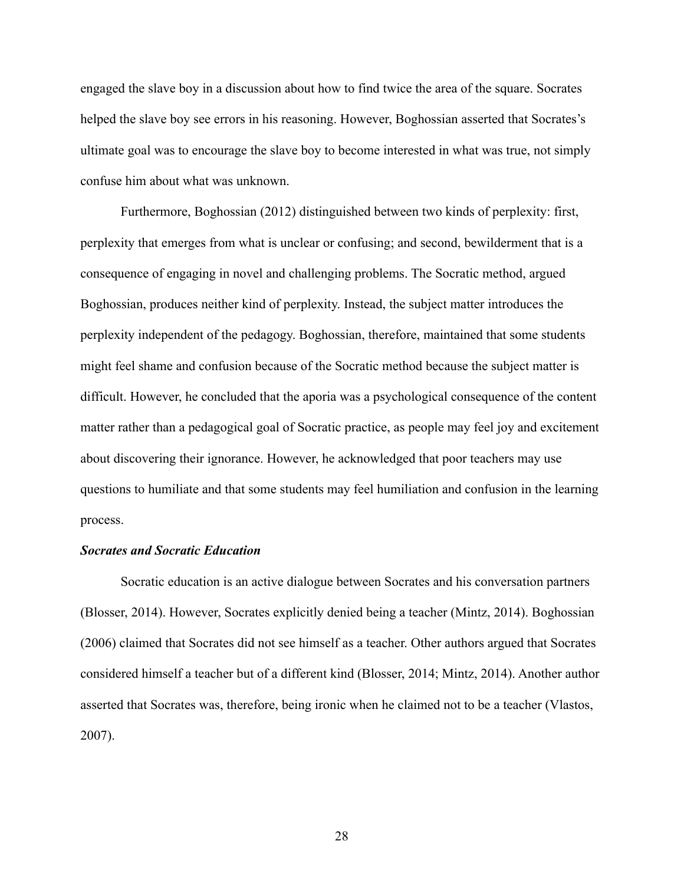engaged the slave boy in a discussion about how to find twice the area of the square. Socrates helped the slave boy see errors in his reasoning. However, Boghossian asserted that Socrates's ultimate goal was to encourage the slave boy to become interested in what was true, not simply confuse him about what was unknown.

Furthermore, Boghossian (2012) distinguished between two kinds of perplexity: first, perplexity that emerges from what is unclear or confusing; and second, bewilderment that is a consequence of engaging in novel and challenging problems. The Socratic method, argued Boghossian, produces neither kind of perplexity. Instead, the subject matter introduces the perplexity independent of the pedagogy. Boghossian, therefore, maintained that some students might feel shame and confusion because of the Socratic method because the subject matter is difficult. However, he concluded that the aporia was a psychological consequence of the content matter rather than a pedagogical goal of Socratic practice, as people may feel joy and excitement about discovering their ignorance. However, he acknowledged that poor teachers may use questions to humiliate and that some students may feel humiliation and confusion in the learning process.

### *Socrates and Socratic Education*

Socratic education is an active dialogue between Socrates and his conversation partners (Blosser, 2014). However, Socrates explicitly denied being a teacher (Mintz, 2014). Boghossian (2006) claimed that Socrates did not see himself as a teacher. Other authors argued that Socrates considered himself a teacher but of a different kind (Blosser, 2014; Mintz, 2014). Another author asserted that Socrates was, therefore, being ironic when he claimed not to be a teacher (Vlastos, 2007).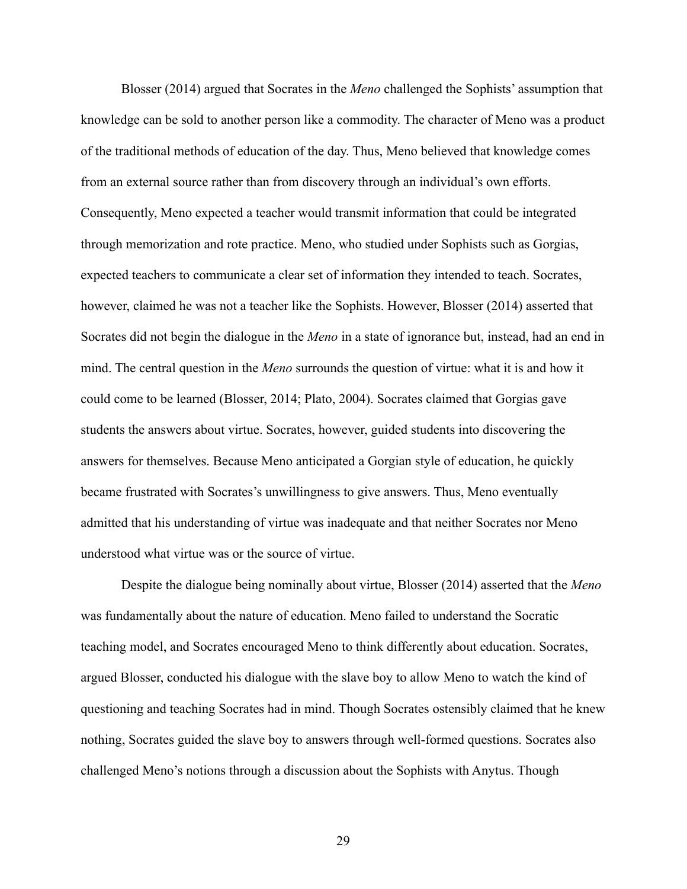Blosser (2014) argued that Socrates in the *Meno* challenged the Sophists' assumption that knowledge can be sold to another person like a commodity. The character of Meno was a product of the traditional methods of education of the day. Thus, Meno believed that knowledge comes from an external source rather than from discovery through an individual's own efforts. Consequently, Meno expected a teacher would transmit information that could be integrated through memorization and rote practice. Meno, who studied under Sophists such as Gorgias, expected teachers to communicate a clear set of information they intended to teach. Socrates, however, claimed he was not a teacher like the Sophists. However, Blosser (2014) asserted that Socrates did not begin the dialogue in the *Meno* in a state of ignorance but, instead, had an end in mind. The central question in the *Meno* surrounds the question of virtue: what it is and how it could come to be learned (Blosser, 2014; Plato, 2004). Socrates claimed that Gorgias gave students the answers about virtue. Socrates, however, guided students into discovering the answers for themselves. Because Meno anticipated a Gorgian style of education, he quickly became frustrated with Socrates's unwillingness to give answers. Thus, Meno eventually admitted that his understanding of virtue was inadequate and that neither Socrates nor Meno understood what virtue was or the source of virtue.

Despite the dialogue being nominally about virtue, Blosser (2014) asserted that the *Meno* was fundamentally about the nature of education. Meno failed to understand the Socratic teaching model, and Socrates encouraged Meno to think differently about education. Socrates, argued Blosser, conducted his dialogue with the slave boy to allow Meno to watch the kind of questioning and teaching Socrates had in mind. Though Socrates ostensibly claimed that he knew nothing, Socrates guided the slave boy to answers through well-formed questions. Socrates also challenged Meno's notions through a discussion about the Sophists with Anytus. Though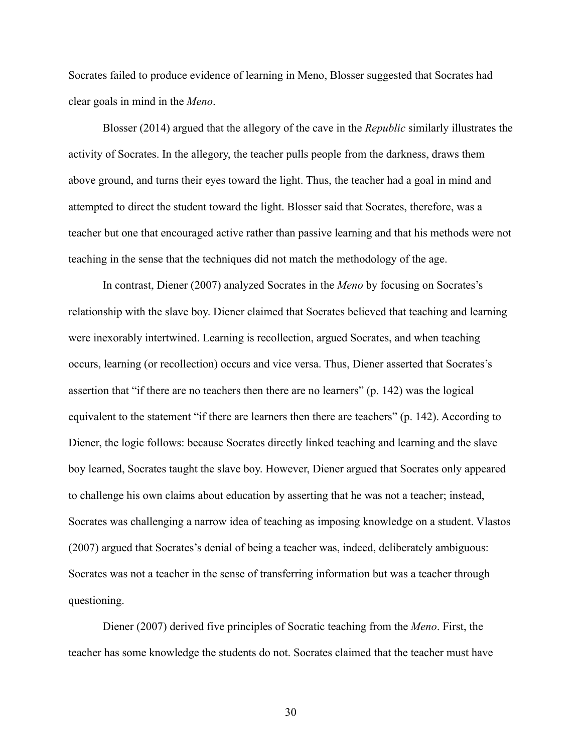Socrates failed to produce evidence of learning in Meno, Blosser suggested that Socrates had clear goals in mind in the *Meno*.

Blosser (2014) argued that the allegory of the cave in the *Republic* similarly illustrates the activity of Socrates. In the allegory, the teacher pulls people from the darkness, draws them above ground, and turns their eyes toward the light. Thus, the teacher had a goal in mind and attempted to direct the student toward the light. Blosser said that Socrates, therefore, was a teacher but one that encouraged active rather than passive learning and that his methods were not teaching in the sense that the techniques did not match the methodology of the age.

In contrast, Diener (2007) analyzed Socrates in the *Meno* by focusing on Socrates's relationship with the slave boy. Diener claimed that Socrates believed that teaching and learning were inexorably intertwined. Learning is recollection, argued Socrates, and when teaching occurs, learning (or recollection) occurs and vice versa. Thus, Diener asserted that Socrates's assertion that "if there are no teachers then there are no learners" (p. 142) was the logical equivalent to the statement "if there are learners then there are teachers" (p. 142). According to Diener, the logic follows: because Socrates directly linked teaching and learning and the slave boy learned, Socrates taught the slave boy. However, Diener argued that Socrates only appeared to challenge his own claims about education by asserting that he was not a teacher; instead, Socrates was challenging a narrow idea of teaching as imposing knowledge on a student. Vlastos (2007) argued that Socrates's denial of being a teacher was, indeed, deliberately ambiguous: Socrates was not a teacher in the sense of transferring information but was a teacher through questioning.

Diener (2007) derived five principles of Socratic teaching from the *Meno*. First, the teacher has some knowledge the students do not. Socrates claimed that the teacher must have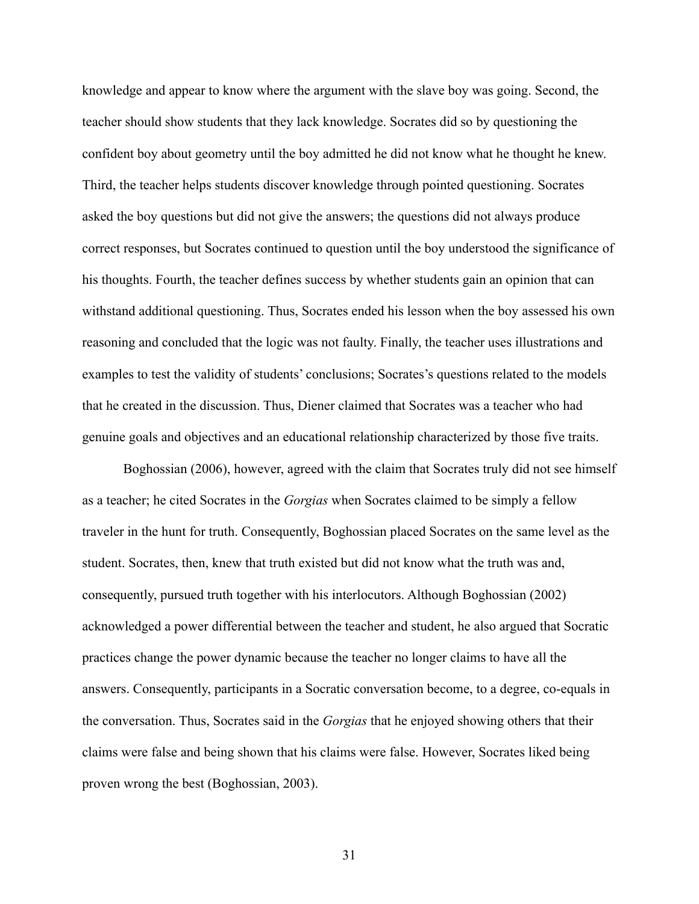knowledge and appear to know where the argument with the slave boy was going. Second, the teacher should show students that they lack knowledge. Socrates did so by questioning the confident boy about geometry until the boy admitted he did not know what he thought he knew. Third, the teacher helps students discover knowledge through pointed questioning. Socrates asked the boy questions but did not give the answers; the questions did not always produce correct responses, but Socrates continued to question until the boy understood the significance of his thoughts. Fourth, the teacher defines success by whether students gain an opinion that can withstand additional questioning. Thus, Socrates ended his lesson when the boy assessed his own reasoning and concluded that the logic was not faulty. Finally, the teacher uses illustrations and examples to test the validity of students' conclusions; Socrates's questions related to the models that he created in the discussion. Thus, Diener claimed that Socrates was a teacher who had genuine goals and objectives and an educational relationship characterized by those five traits.

Boghossian (2006), however, agreed with the claim that Socrates truly did not see himself as a teacher; he cited Socrates in the *Gorgias* when Socrates claimed to be simply a fellow traveler in the hunt for truth. Consequently, Boghossian placed Socrates on the same level as the student. Socrates, then, knew that truth existed but did not know what the truth was and, consequently, pursued truth together with his interlocutors. Although Boghossian (2002) acknowledged a power differential between the teacher and student, he also argued that Socratic practices change the power dynamic because the teacher no longer claims to have all the answers. Consequently, participants in a Socratic conversation become, to a degree, co-equals in the conversation. Thus, Socrates said in the *Gorgias* that he enjoyed showing others that their claims were false and being shown that his claims were false. However, Socrates liked being proven wrong the best (Boghossian, 2003).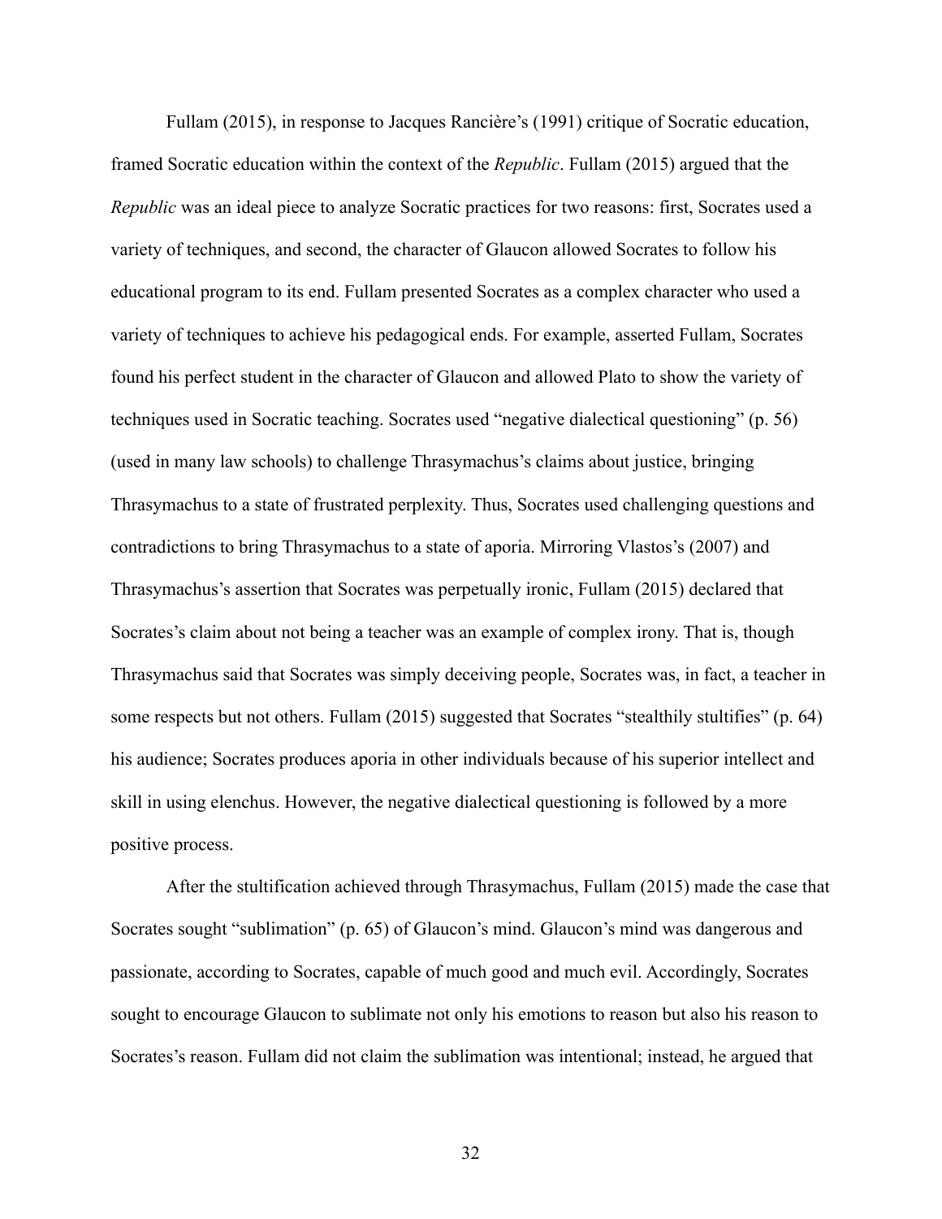Fullam (2015), in response to Jacques Rancière's (1991) critique of Socratic education, framed Socratic education within the context of the *Republic*. Fullam (2015) argued that the *Republic* was an ideal piece to analyze Socratic practices for two reasons: first, Socrates used a variety of techniques, and second, the character of Glaucon allowed Socrates to follow his educational program to its end. Fullam presented Socrates as a complex character who used a variety of techniques to achieve his pedagogical ends. For example, asserted Fullam, Socrates found his perfect student in the character of Glaucon and allowed Plato to show the variety of techniques used in Socratic teaching. Socrates used "negative dialectical questioning" (p. 56) (used in many law schools) to challenge Thrasymachus's claims about justice, bringing Thrasymachus to a state of frustrated perplexity. Thus, Socrates used challenging questions and contradictions to bring Thrasymachus to a state of aporia. Mirroring Vlastos's (2007) and Thrasymachus's assertion that Socrates was perpetually ironic, Fullam (2015) declared that Socrates's claim about not being a teacher was an example of complex irony. That is, though Thrasymachus said that Socrates was simply deceiving people, Socrates was, in fact, a teacher in some respects but not others. Fullam (2015) suggested that Socrates "stealthily stultifies" (p. 64) his audience; Socrates produces aporia in other individuals because of his superior intellect and skill in using elenchus. However, the negative dialectical questioning is followed by a more positive process.

After the stultification achieved through Thrasymachus, Fullam (2015) made the case that Socrates sought "sublimation" (p. 65) of Glaucon's mind. Glaucon's mind was dangerous and passionate, according to Socrates, capable of much good and much evil. Accordingly, Socrates sought to encourage Glaucon to sublimate not only his emotions to reason but also his reason to Socrates's reason. Fullam did not claim the sublimation was intentional; instead, he argued that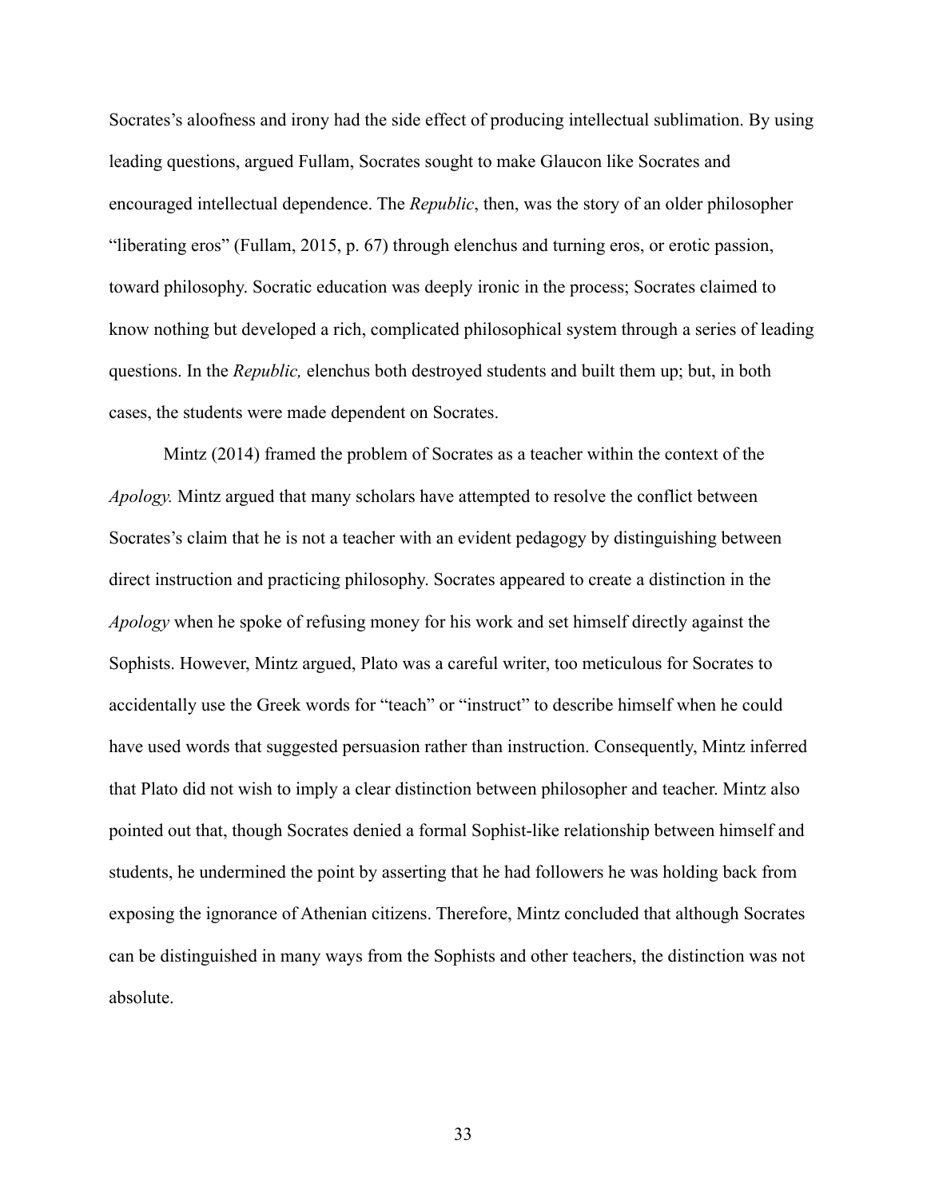Socrates's aloofness and irony had the side effect of producing intellectual sublimation. By using leading questions, argued Fullam, Socrates sought to make Glaucon like Socrates and encouraged intellectual dependence. The *Republic*, then, was the story of an older philosopher "liberating eros" (Fullam, 2015, p. 67) through elenchus and turning eros, or erotic passion, toward philosophy. Socratic education was deeply ironic in the process; Socrates claimed to know nothing but developed a rich, complicated philosophical system through a series of leading questions. In the *Republic,* elenchus both destroyed students and built them up; but, in both cases, the students were made dependent on Socrates.

Mintz (2014) framed the problem of Socrates as a teacher within the context of the *Apology.* Mintz argued that many scholars have attempted to resolve the conflict between Socrates's claim that he is not a teacher with an evident pedagogy by distinguishing between direct instruction and practicing philosophy. Socrates appeared to create a distinction in the *Apology* when he spoke of refusing money for his work and set himself directly against the Sophists. However, Mintz argued, Plato was a careful writer, too meticulous for Socrates to accidentally use the Greek words for "teach" or "instruct" to describe himself when he could have used words that suggested persuasion rather than instruction. Consequently, Mintz inferred that Plato did not wish to imply a clear distinction between philosopher and teacher. Mintz also pointed out that, though Socrates denied a formal Sophist-like relationship between himself and students, he undermined the point by asserting that he had followers he was holding back from exposing the ignorance of Athenian citizens. Therefore, Mintz concluded that although Socrates can be distinguished in many ways from the Sophists and other teachers, the distinction was not absolute.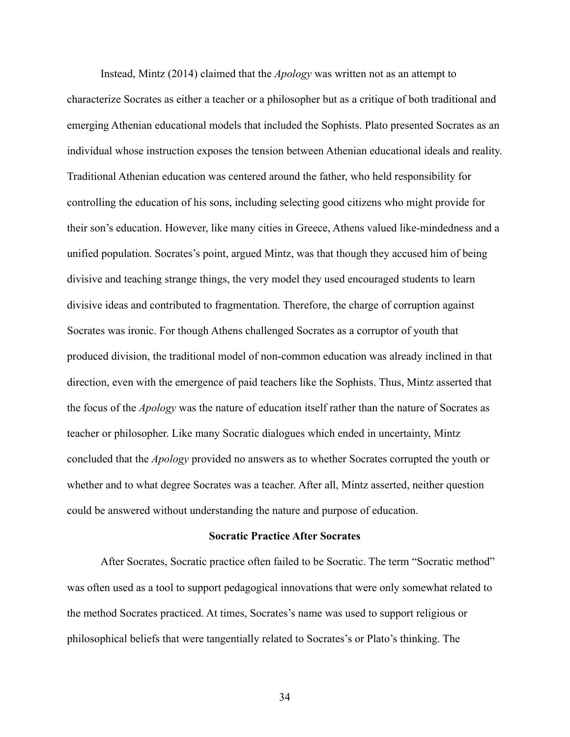Instead, Mintz (2014) claimed that the *Apology* was written not as an attempt to characterize Socrates as either a teacher or a philosopher but as a critique of both traditional and emerging Athenian educational models that included the Sophists. Plato presented Socrates as an individual whose instruction exposes the tension between Athenian educational ideals and reality. Traditional Athenian education was centered around the father, who held responsibility for controlling the education of his sons, including selecting good citizens who might provide for their son's education. However, like many cities in Greece, Athens valued like-mindedness and a unified population. Socrates's point, argued Mintz, was that though they accused him of being divisive and teaching strange things, the very model they used encouraged students to learn divisive ideas and contributed to fragmentation. Therefore, the charge of corruption against Socrates was ironic. For though Athens challenged Socrates as a corruptor of youth that produced division, the traditional model of non-common education was already inclined in that direction, even with the emergence of paid teachers like the Sophists. Thus, Mintz asserted that the focus of the *Apology* was the nature of education itself rather than the nature of Socrates as teacher or philosopher. Like many Socratic dialogues which ended in uncertainty, Mintz concluded that the *Apology* provided no answers as to whether Socrates corrupted the youth or whether and to what degree Socrates was a teacher. After all, Mintz asserted, neither question could be answered without understanding the nature and purpose of education.

## Socratic Practice After Socrates

After Socrates, Socratic practice often failed to be Socratic. The term "Socratic method" was often used as a tool to support pedagogical innovations that were only somewhat related to the method Socrates practiced. At times, Socrates's name was used to support religious or philosophical beliefs that were tangentially related to Socrates's or Plato's thinking. The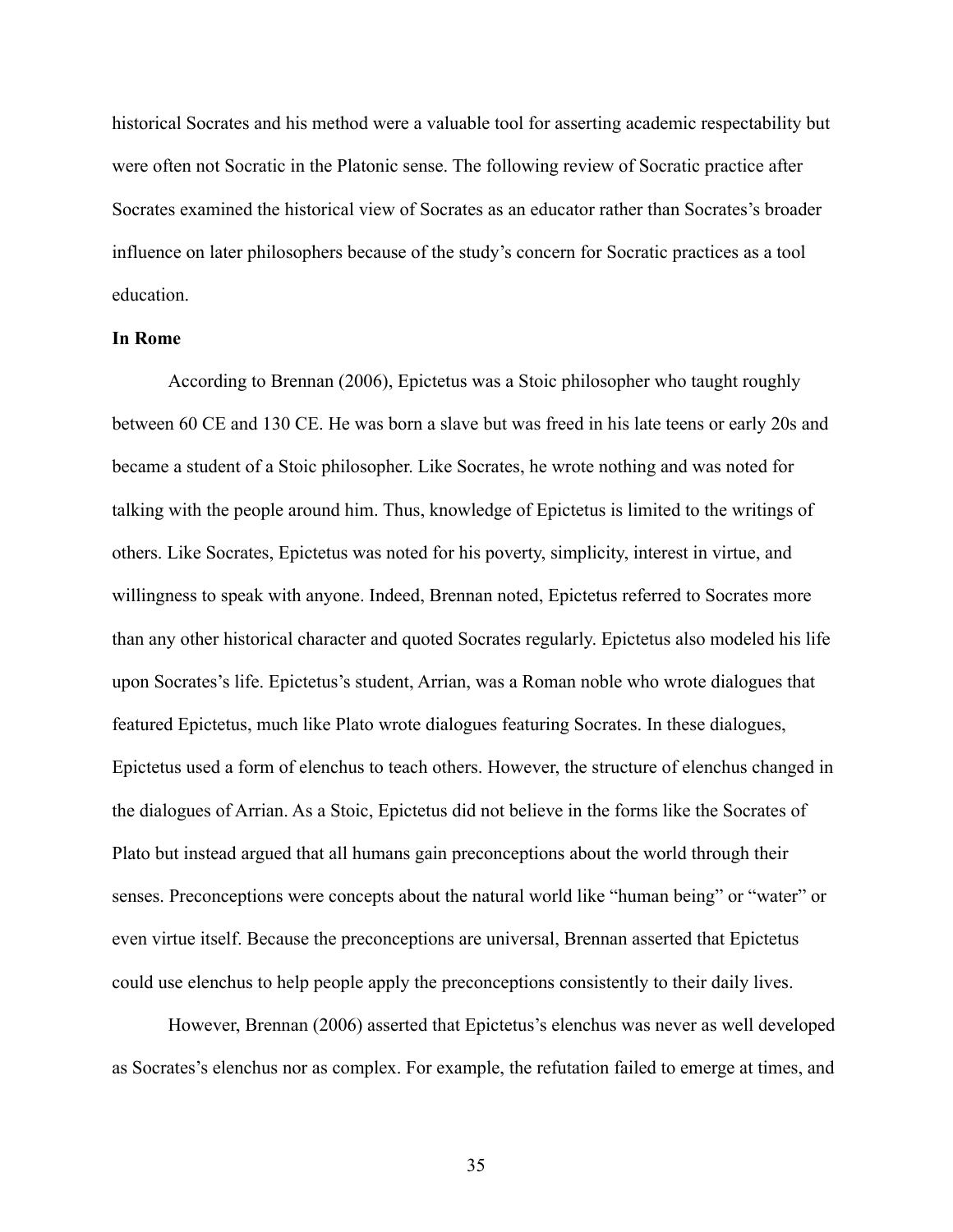historical Socrates and his method were a valuable tool for asserting academic respectability but were often not Socratic in the Platonic sense. The following review of Socratic practice after Socrates examined the historical view of Socrates as an educator rather than Socrates's broader influence on later philosophers because of the study's concern for Socratic practices as a tool education.

**In Rome**

According to Brennan (2006), Epictetus was a Stoic philosopher who taught roughly between 60 CE and 130 CE. He was born a slave but was freed in his late teens or early 20s and became a student of a Stoic philosopher. Like Socrates, he wrote nothing and was noted for talking with the people around him. Thus, knowledge of Epictetus is limited to the writings of others. Like Socrates, Epictetus was noted for his poverty, simplicity, interest in virtue, and willingness to speak with anyone. Indeed, Brennan noted, Epictetus referred to Socrates more than any other historical character and quoted Socrates regularly. Epictetus also modeled his life upon Socrates's life. Epictetus's student, Arrian, was a Roman noble who wrote dialogues that featured Epictetus, much like Plato wrote dialogues featuring Socrates. In these dialogues, Epictetus used a form of elenchus to teach others. However, the structure of elenchus changed in the dialogues of Arrian. As a Stoic, Epictetus did not believe in the forms like the Socrates of Plato but instead argued that all humans gain preconceptions about the world through their senses. Preconceptions were concepts about the natural world like "human being" or "water" or even virtue itself. Because the preconceptions are universal, Brennan asserted that Epictetus could use elenchus to help people apply the preconceptions consistently to their daily lives.

However, Brennan (2006) asserted that Epictetus's elenchus was never as well developed as Socrates's elenchus nor as complex. For example, the refutation failed to emerge at times, and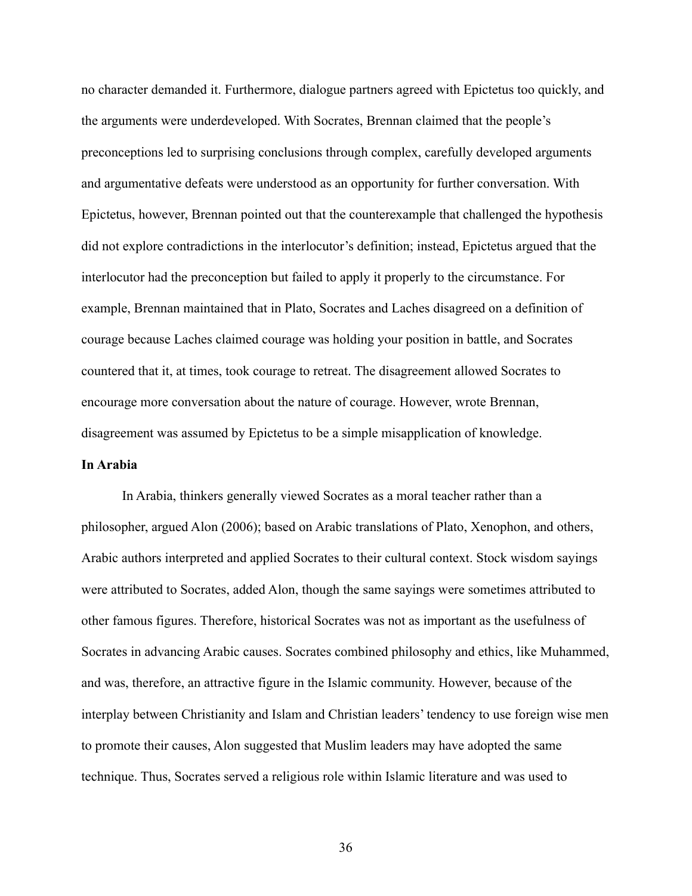no character demanded it. Furthermore, dialogue partners agreed with Epictetus too quickly, and the arguments were underdeveloped. With Socrates, Brennan claimed that the people's preconceptions led to surprising conclusions through complex, carefully developed arguments and argumentative defeats were understood as an opportunity for further conversation. With Epictetus, however, Brennan pointed out that the counterexample that challenged the hypothesis did not explore contradictions in the interlocutor's definition; instead, Epictetus argued that the interlocutor had the preconception but failed to apply it properly to the circumstance. For example, Brennan maintained that in Plato, Socrates and Laches disagreed on a definition of courage because Laches claimed courage was holding your position in battle, and Socrates countered that it, at times, took courage to retreat. The disagreement allowed Socrates to encourage more conversation about the nature of courage. However, wrote Brennan, disagreement was assumed by Epictetus to be a simple misapplication of knowledge.

**In Arabia**

In Arabia, thinkers generally viewed Socrates as a moral teacher rather than a philosopher, argued Alon (2006); based on Arabic translations of Plato, Xenophon, and others, Arabic authors interpreted and applied Socrates to their cultural context. Stock wisdom sayings were attributed to Socrates, added Alon, though the same sayings were sometimes attributed to other famous figures. Therefore, historical Socrates was not as important as the usefulness of Socrates in advancing Arabic causes. Socrates combined philosophy and ethics, like Muhammed, and was, therefore, an attractive figure in the Islamic community. However, because of the interplay between Christianity and Islam and Christian leaders' tendency to use foreign wise men to promote their causes, Alon suggested that Muslim leaders may have adopted the same technique. Thus, Socrates served a religious role within Islamic literature and was used to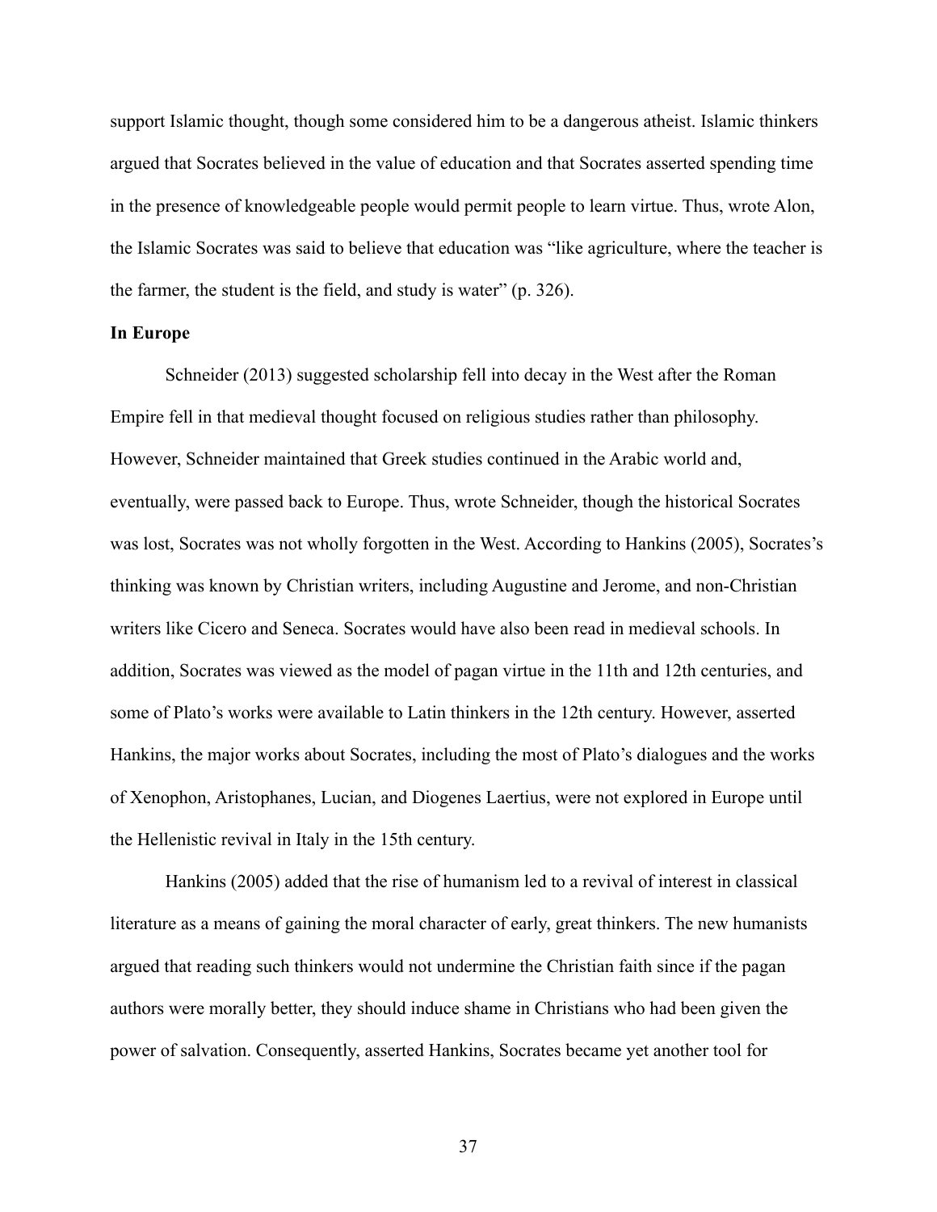support Islamic thought, though some considered him to be a dangerous atheist. Islamic thinkers argued that Socrates believed in the value of education and that Socrates asserted spending time in the presence of knowledgeable people would permit people to learn virtue. Thus, wrote Alon, the Islamic Socrates was said to believe that education was "like agriculture, where the teacher is the farmer, the student is the field, and study is water" (p. 326).

**In Europe**

Schneider (2013) suggested scholarship fell into decay in the West after the Roman Empire fell in that medieval thought focused on religious studies rather than philosophy. However, Schneider maintained that Greek studies continued in the Arabic world and, eventually, were passed back to Europe. Thus, wrote Schneider, though the historical Socrates was lost, Socrates was not wholly forgotten in the West. According to Hankins (2005), Socrates's thinking was known by Christian writers, including Augustine and Jerome, and non-Christian writers like Cicero and Seneca. Socrates would have also been read in medieval schools. In addition, Socrates was viewed as the model of pagan virtue in the 11th and 12th centuries, and some of Plato's works were available to Latin thinkers in the 12th century. However, asserted Hankins, the major works about Socrates, including the most of Plato's dialogues and the works of Xenophon, Aristophanes, Lucian, and Diogenes Laertius, were not explored in Europe until the Hellenistic revival in Italy in the 15th century.

Hankins (2005) added that the rise of humanism led to a revival of interest in classical literature as a means of gaining the moral character of early, great thinkers. The new humanists argued that reading such thinkers would not undermine the Christian faith since if the pagan authors were morally better, they should induce shame in Christians who had been given the power of salvation. Consequently, asserted Hankins, Socrates became yet another tool for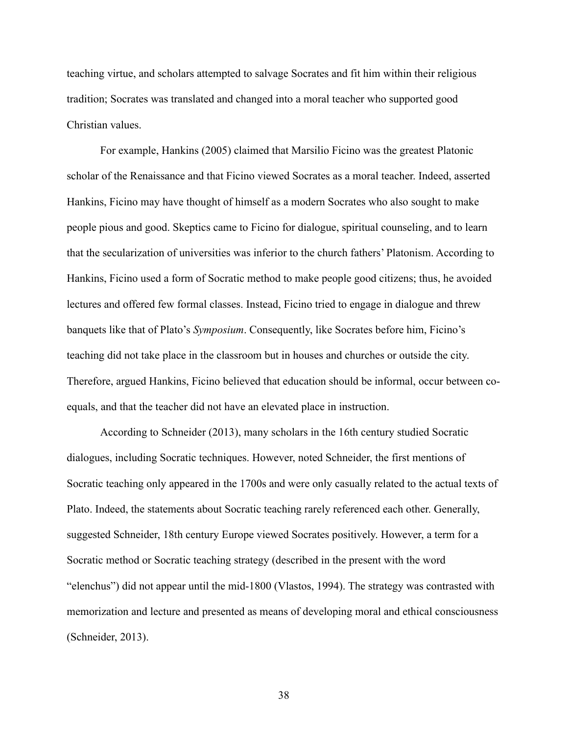teaching virtue, and scholars attempted to salvage Socrates and fit him within their religious tradition; Socrates was translated and changed into a moral teacher who supported good Christian values.

For example, Hankins (2005) claimed that Marsilio Ficino was the greatest Platonic scholar of the Renaissance and that Ficino viewed Socrates as a moral teacher. Indeed, asserted Hankins, Ficino may have thought of himself as a modern Socrates who also sought to make people pious and good. Skeptics came to Ficino for dialogue, spiritual counseling, and to learn that the secularization of universities was inferior to the church fathers' Platonism. According to Hankins, Ficino used a form of Socratic method to make people good citizens; thus, he avoided lectures and offered few formal classes. Instead, Ficino tried to engage in dialogue and threw banquets like that of Plato's *Symposium*. Consequently, like Socrates before him, Ficino's teaching did not take place in the classroom but in houses and churches or outside the city. Therefore, argued Hankins, Ficino believed that education should be informal, occur between co-equals, and that the teacher did not have an elevated place in instruction.

According to Schneider (2013), many scholars in the 16th century studied Socratic dialogues, including Socratic techniques. However, noted Schneider, the first mentions of Socratic teaching only appeared in the 1700s and were only casually related to the actual texts of Plato. Indeed, the statements about Socratic teaching rarely referenced each other. Generally, suggested Schneider, 18th century Europe viewed Socrates positively. However, a term for a Socratic method or Socratic teaching strategy (described in the present with the word "elenchus") did not appear until the mid-1800 (Vlastos, 1994). The strategy was contrasted with memorization and lecture and presented as means of developing moral and ethical consciousness (Schneider, 2013).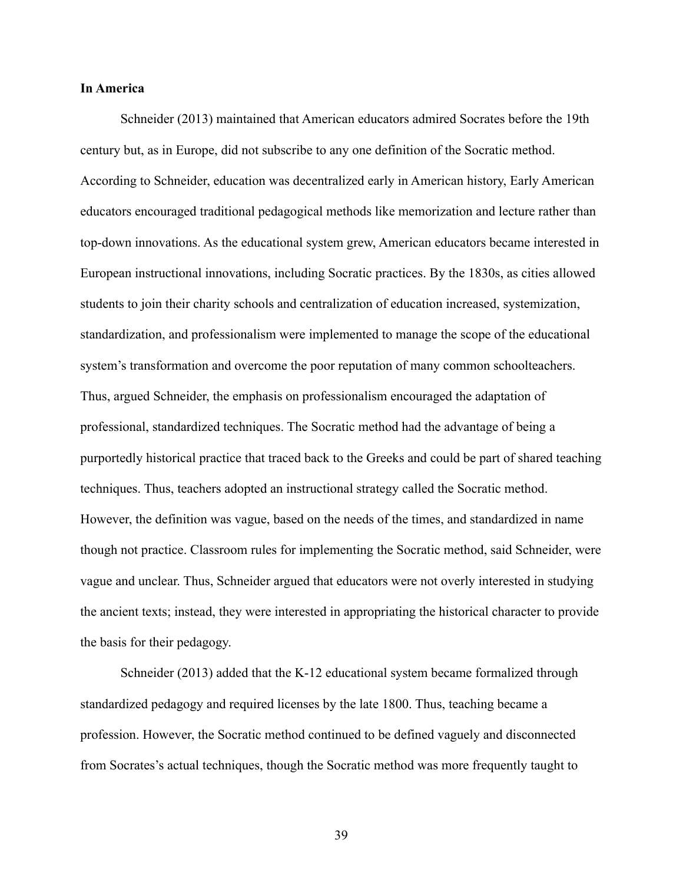**In America**

Schneider (2013) maintained that American educators admired Socrates before the 19th century but, as in Europe, did not subscribe to any one definition of the Socratic method. According to Schneider, education was decentralized early in American history, Early American educators encouraged traditional pedagogical methods like memorization and lecture rather than top-down innovations. As the educational system grew, American educators became interested in European instructional innovations, including Socratic practices. By the 1830s, as cities allowed students to join their charity schools and centralization of education increased, systemization, standardization, and professionalism were implemented to manage the scope of the educational system's transformation and overcome the poor reputation of many common schoolteachers. Thus, argued Schneider, the emphasis on professionalism encouraged the adaptation of professional, standardized techniques. The Socratic method had the advantage of being a purportedly historical practice that traced back to the Greeks and could be part of shared teaching techniques. Thus, teachers adopted an instructional strategy called the Socratic method. However, the definition was vague, based on the needs of the times, and standardized in name though not practice. Classroom rules for implementing the Socratic method, said Schneider, were vague and unclear. Thus, Schneider argued that educators were not overly interested in studying the ancient texts; instead, they were interested in appropriating the historical character to provide the basis for their pedagogy.

Schneider (2013) added that the K-12 educational system became formalized through standardized pedagogy and required licenses by the late 1800. Thus, teaching became a profession. However, the Socratic method continued to be defined vaguely and disconnected from Socrates's actual techniques, though the Socratic method was more frequently taught to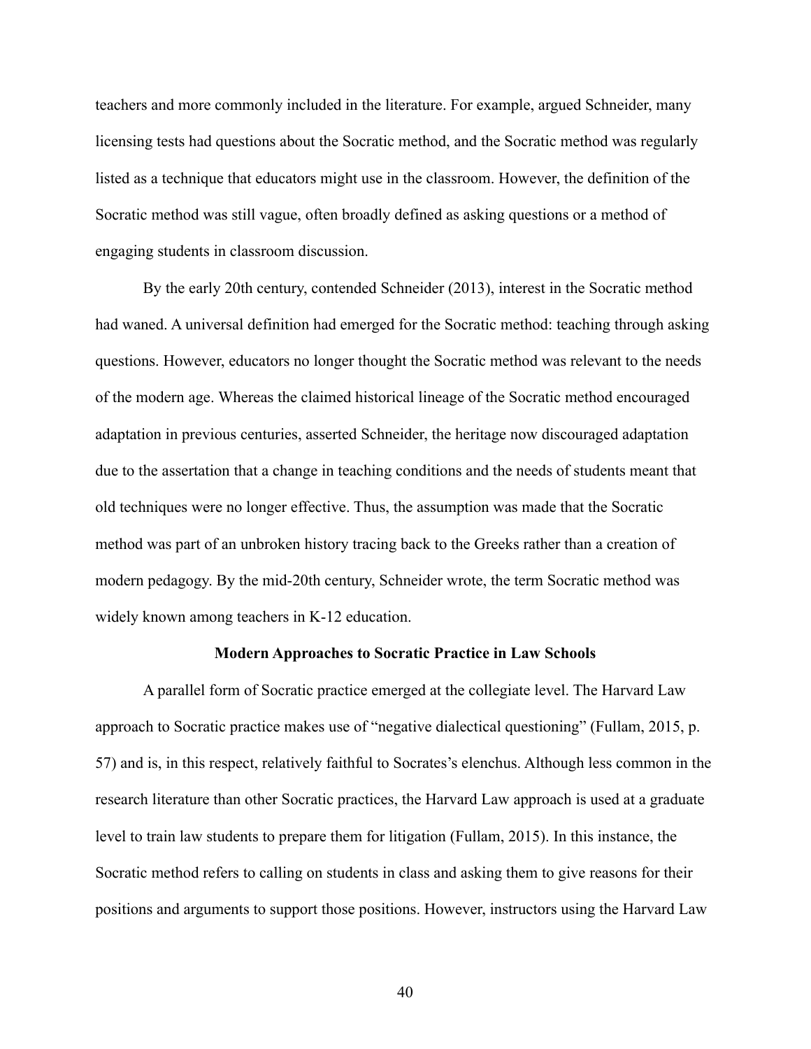teachers and more commonly included in the literature. For example, argued Schneider, many licensing tests had questions about the Socratic method, and the Socratic method was regularly listed as a technique that educators might use in the classroom. However, the definition of the Socratic method was still vague, often broadly defined as asking questions or a method of engaging students in classroom discussion.

By the early 20th century, contended Schneider (2013), interest in the Socratic method had waned. A universal definition had emerged for the Socratic method: teaching through asking questions. However, educators no longer thought the Socratic method was relevant to the needs of the modern age. Whereas the claimed historical lineage of the Socratic method encouraged adaptation in previous centuries, asserted Schneider, the heritage now discouraged adaptation due to the assertation that a change in teaching conditions and the needs of students meant that old techniques were no longer effective. Thus, the assumption was made that the Socratic method was part of an unbroken history tracing back to the Greeks rather than a creation of modern pedagogy. By the mid-20th century, Schneider wrote, the term Socratic method was widely known among teachers in K-12 education.

## Modern Approaches to Socratic Practice in Law Schools

A parallel form of Socratic practice emerged at the collegiate level. The Harvard Law approach to Socratic practice makes use of "negative dialectical questioning" (Fullam, 2015, p. 57) and is, in this respect, relatively faithful to Socrates's elenchus. Although less common in the research literature than other Socratic practices, the Harvard Law approach is used at a graduate level to train law students to prepare them for litigation (Fullam, 2015). In this instance, the Socratic method refers to calling on students in class and asking them to give reasons for their positions and arguments to support those positions. However, instructors using the Harvard Law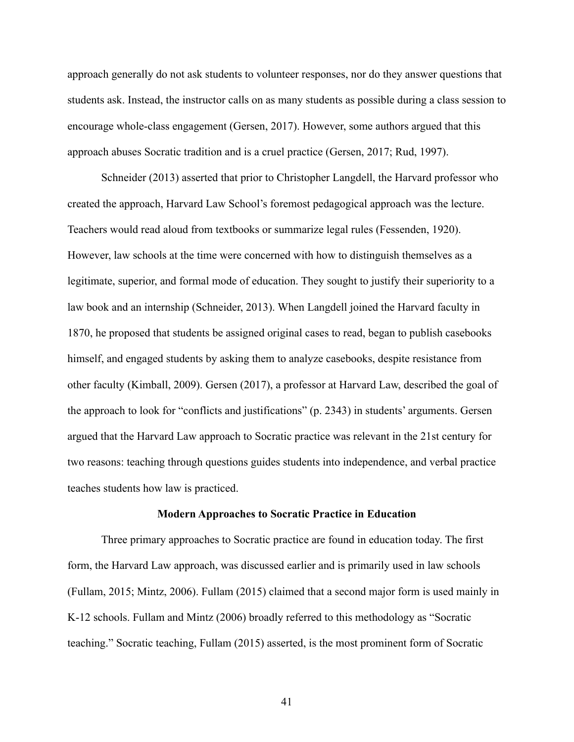approach generally do not ask students to volunteer responses, nor do they answer questions that students ask. Instead, the instructor calls on as many students as possible during a class session to encourage whole-class engagement (Gersen, 2017). However, some authors argued that this approach abuses Socratic tradition and is a cruel practice (Gersen, 2017; Rud, 1997).

Schneider (2013) asserted that prior to Christopher Langdell, the Harvard professor who created the approach, Harvard Law School's foremost pedagogical approach was the lecture. Teachers would read aloud from textbooks or summarize legal rules (Fessenden, 1920). However, law schools at the time were concerned with how to distinguish themselves as a legitimate, superior, and formal mode of education. They sought to justify their superiority to a law book and an internship (Schneider, 2013). When Langdell joined the Harvard faculty in 1870, he proposed that students be assigned original cases to read, began to publish casebooks himself, and engaged students by asking them to analyze casebooks, despite resistance from other faculty (Kimball, 2009). Gersen (2017), a professor at Harvard Law, described the goal of the approach to look for "conflicts and justifications" (p. 2343) in students' arguments. Gersen argued that the Harvard Law approach to Socratic practice was relevant in the 21st century for two reasons: teaching through questions guides students into independence, and verbal practice teaches students how law is practiced.

## Modern Approaches to Socratic Practice in Education

Three primary approaches to Socratic practice are found in education today. The first form, the Harvard Law approach, was discussed earlier and is primarily used in law schools (Fullam, 2015; Mintz, 2006). Fullam (2015) claimed that a second major form is used mainly in K-12 schools. Fullam and Mintz (2006) broadly referred to this methodology as "Socratic teaching." Socratic teaching, Fullam (2015) asserted, is the most prominent form of Socratic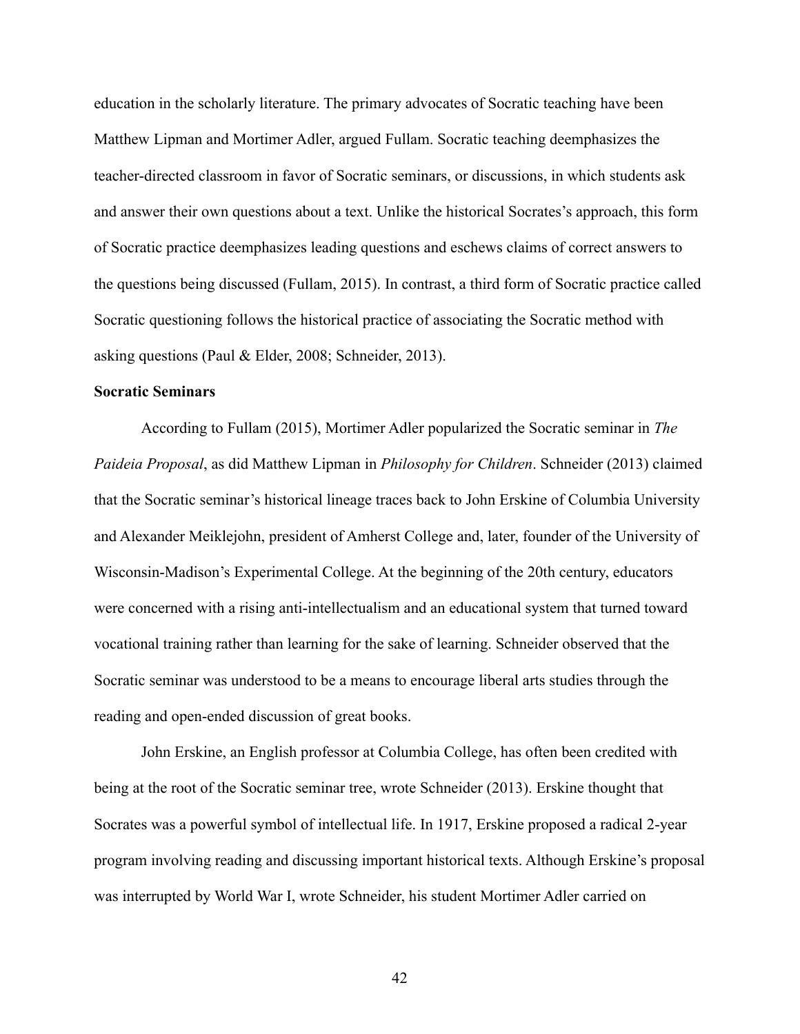education in the scholarly literature. The primary advocates of Socratic teaching have been Matthew Lipman and Mortimer Adler, argued Fullam. Socratic teaching deemphasizes the teacher-directed classroom in favor of Socratic seminars, or discussions, in which students ask and answer their own questions about a text. Unlike the historical Socrates's approach, this form of Socratic practice deemphasizes leading questions and eschews claims of correct answers to the questions being discussed (Fullam, 2015). In contrast, a third form of Socratic practice called Socratic questioning follows the historical practice of associating the Socratic method with asking questions (Paul & Elder, 2008; Schneider, 2013).

**Socratic Seminars**

According to Fullam (2015), Mortimer Adler popularized the Socratic seminar in *The Paideia Proposal*, as did Matthew Lipman in *Philosophy for Children*. Schneider (2013) claimed that the Socratic seminar's historical lineage traces back to John Erskine of Columbia University and Alexander Meiklejohn, president of Amherst College and, later, founder of the University of Wisconsin-Madison's Experimental College. At the beginning of the 20th century, educators were concerned with a rising anti-intellectualism and an educational system that turned toward vocational training rather than learning for the sake of learning. Schneider observed that the Socratic seminar was understood to be a means to encourage liberal arts studies through the reading and open-ended discussion of great books.

John Erskine, an English professor at Columbia College, has often been credited with being at the root of the Socratic seminar tree, wrote Schneider (2013). Erskine thought that Socrates was a powerful symbol of intellectual life. In 1917, Erskine proposed a radical 2-year program involving reading and discussing important historical texts. Although Erskine's proposal was interrupted by World War I, wrote Schneider, his student Mortimer Adler carried on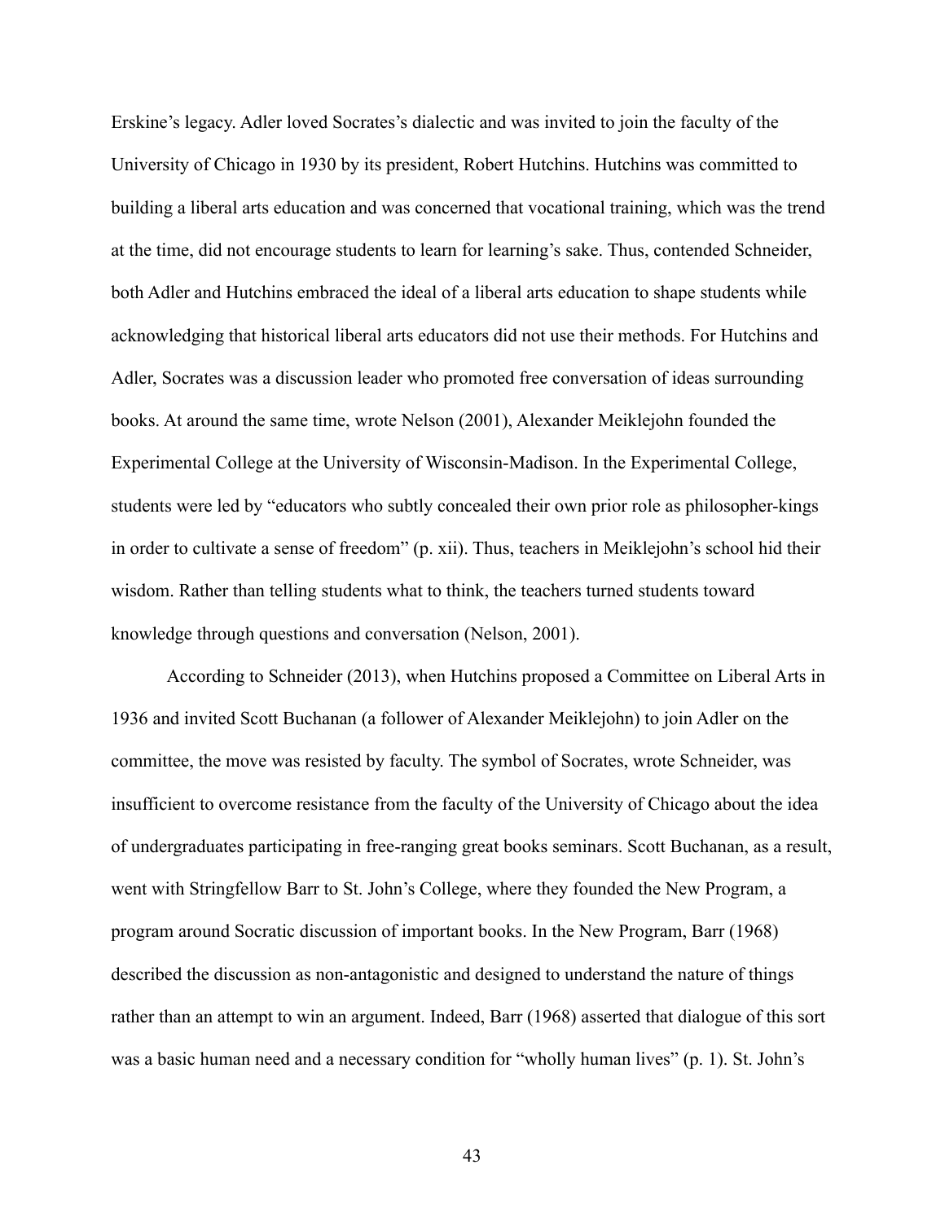Erskine's legacy. Adler loved Socrates's dialectic and was invited to join the faculty of the University of Chicago in 1930 by its president, Robert Hutchins. Hutchins was committed to building a liberal arts education and was concerned that vocational training, which was the trend at the time, did not encourage students to learn for learning's sake. Thus, contended Schneider, both Adler and Hutchins embraced the ideal of a liberal arts education to shape students while acknowledging that historical liberal arts educators did not use their methods. For Hutchins and Adler, Socrates was a discussion leader who promoted free conversation of ideas surrounding books. At around the same time, wrote Nelson (2001), Alexander Meiklejohn founded the Experimental College at the University of Wisconsin-Madison. In the Experimental College, students were led by "educators who subtly concealed their own prior role as philosopher-kings in order to cultivate a sense of freedom" (p. xii). Thus, teachers in Meiklejohn's school hid their wisdom. Rather than telling students what to think, the teachers turned students toward knowledge through questions and conversation (Nelson, 2001).

According to Schneider (2013), when Hutchins proposed a Committee on Liberal Arts in 1936 and invited Scott Buchanan (a follower of Alexander Meiklejohn) to join Adler on the committee, the move was resisted by faculty. The symbol of Socrates, wrote Schneider, was insufficient to overcome resistance from the faculty of the University of Chicago about the idea of undergraduates participating in free-ranging great books seminars. Scott Buchanan, as a result, went with Stringfellow Barr to St. John's College, where they founded the New Program, a program around Socratic discussion of important books. In the New Program, Barr (1968) described the discussion as non-antagonistic and designed to understand the nature of things rather than an attempt to win an argument. Indeed, Barr (1968) asserted that dialogue of this sort was a basic human need and a necessary condition for "wholly human lives" (p. 1). St. John's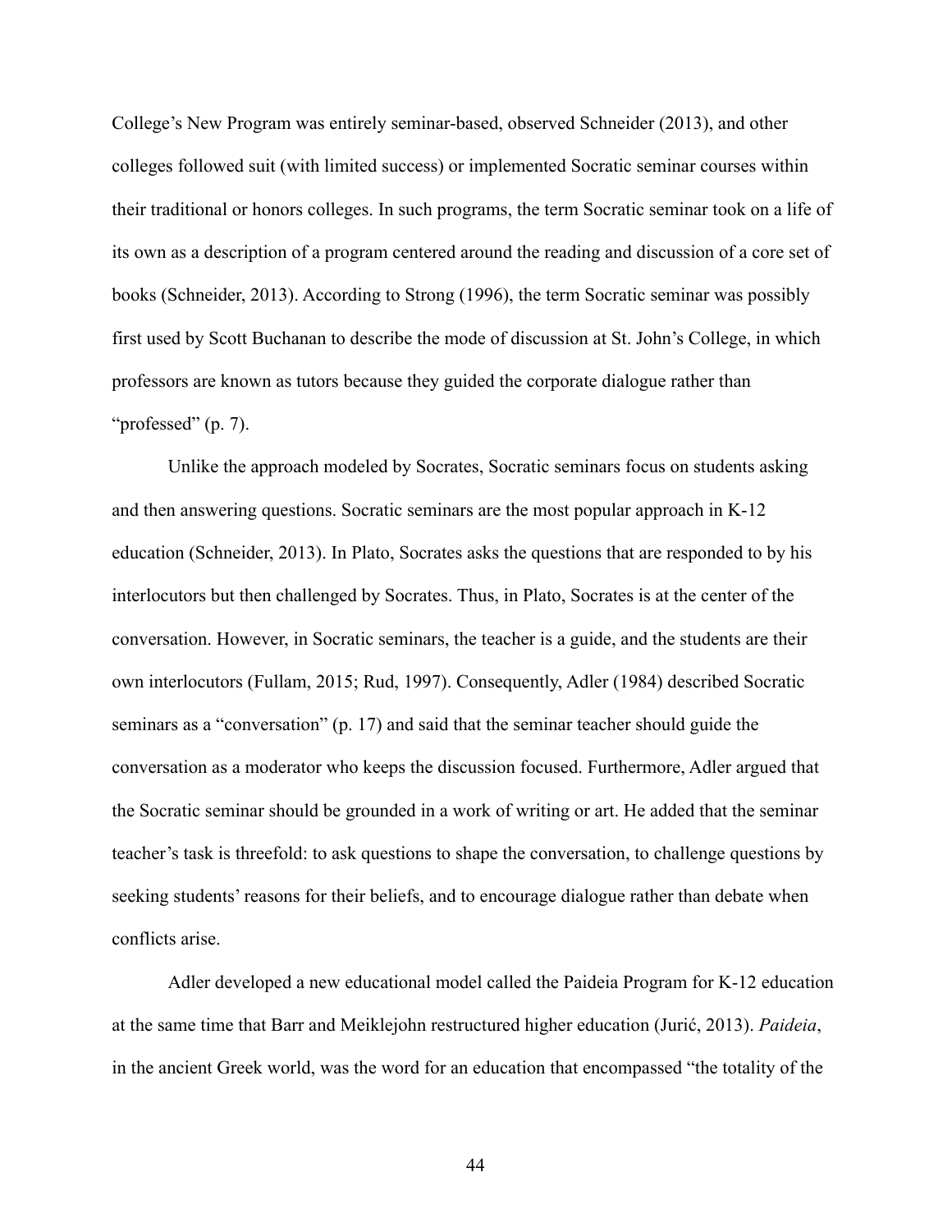College's New Program was entirely seminar-based, observed Schneider (2013), and other colleges followed suit (with limited success) or implemented Socratic seminar courses within their traditional or honors colleges. In such programs, the term Socratic seminar took on a life of its own as a description of a program centered around the reading and discussion of a core set of books (Schneider, 2013). According to Strong (1996), the term Socratic seminar was possibly first used by Scott Buchanan to describe the mode of discussion at St. John's College, in which professors are known as tutors because they guided the corporate dialogue rather than "professed" (p. 7).

Unlike the approach modeled by Socrates, Socratic seminars focus on students asking and then answering questions. Socratic seminars are the most popular approach in K-12 education (Schneider, 2013). In Plato, Socrates asks the questions that are responded to by his interlocutors but then challenged by Socrates. Thus, in Plato, Socrates is at the center of the conversation. However, in Socratic seminars, the teacher is a guide, and the students are their own interlocutors (Fullam, 2015; Rud, 1997). Consequently, Adler (1984) described Socratic seminars as a "conversation" (p. 17) and said that the seminar teacher should guide the conversation as a moderator who keeps the discussion focused. Furthermore, Adler argued that the Socratic seminar should be grounded in a work of writing or art. He added that the seminar teacher's task is threefold: to ask questions to shape the conversation, to challenge questions by seeking students' reasons for their beliefs, and to encourage dialogue rather than debate when conflicts arise.

Adler developed a new educational model called the Paideia Program for K-12 education at the same time that Barr and Meiklejohn restructured higher education (Jurić, 2013). *Paideia*, in the ancient Greek world, was the word for an education that encompassed "the totality of the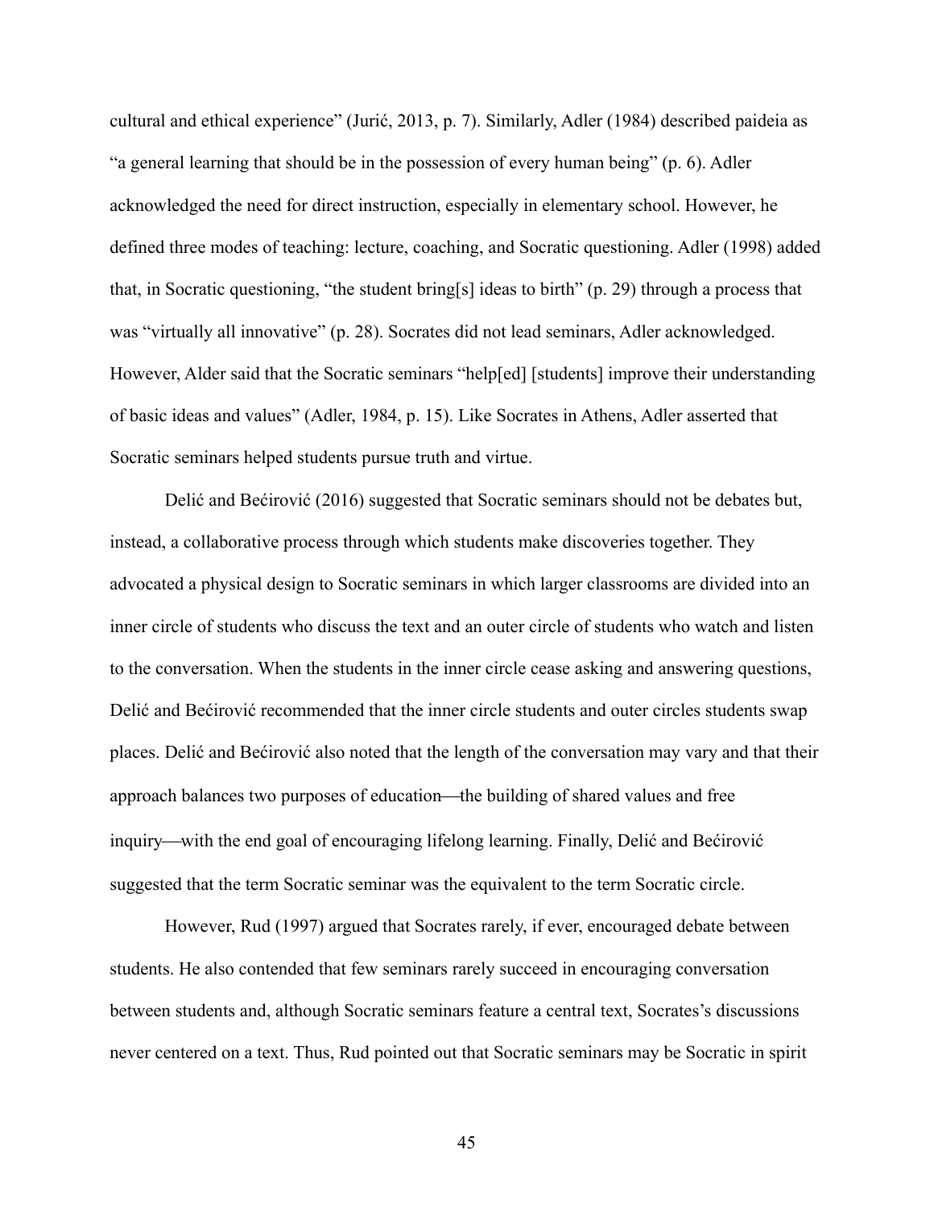cultural and ethical experience" (Jurić, 2013, p. 7). Similarly, Adler (1984) described paideia as "a general learning that should be in the possession of every human being" (p. 6). Adler acknowledged the need for direct instruction, especially in elementary school. However, he defined three modes of teaching: lecture, coaching, and Socratic questioning. Adler (1998) added that, in Socratic questioning, "the student bring[s] ideas to birth" (p. 29) through a process that was "virtually all innovative" (p. 28). Socrates did not lead seminars, Adler acknowledged. However, Alder said that the Socratic seminars "help[ed] [students] improve their understanding of basic ideas and values" (Adler, 1984, p. 15). Like Socrates in Athens, Adler asserted that Socratic seminars helped students pursue truth and virtue.

Delić and Bećirović (2016) suggested that Socratic seminars should not be debates but, instead, a collaborative process through which students make discoveries together. They advocated a physical design to Socratic seminars in which larger classrooms are divided into an inner circle of students who discuss the text and an outer circle of students who watch and listen to the conversation. When the students in the inner circle cease asking and answering questions, Delić and Bećirović recommended that the inner circle students and outer circles students swap places. Delić and Bećirović also noted that the length of the conversation may vary and that their approach balances two purposes of education—the building of shared values and free inquiry—with the end goal of encouraging lifelong learning. Finally, Delić and Bećirović suggested that the term Socratic seminar was the equivalent to the term Socratic circle.

However, Rud (1997) argued that Socrates rarely, if ever, encouraged debate between students. He also contended that few seminars rarely succeed in encouraging conversation between students and, although Socratic seminars feature a central text, Socrates's discussions never centered on a text. Thus, Rud pointed out that Socratic seminars may be Socratic in spirit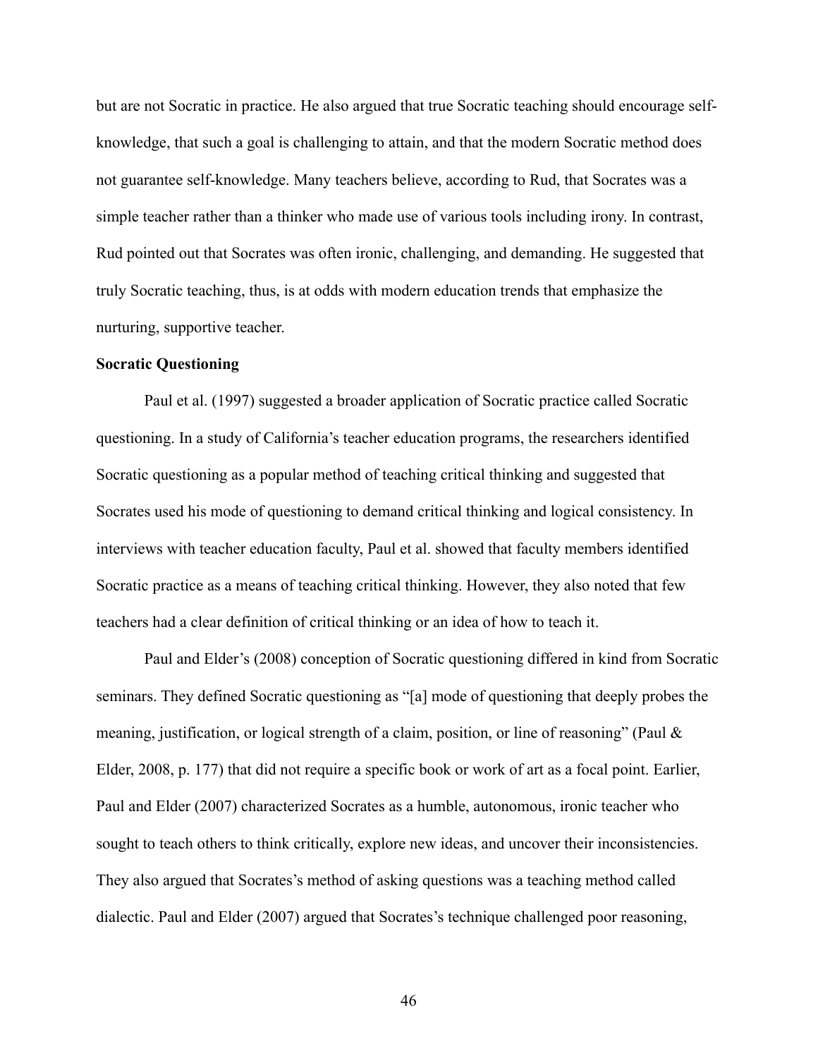but are not Socratic in practice. He also argued that true Socratic teaching should encourage self-knowledge, that such a goal is challenging to attain, and that the modern Socratic method does not guarantee self-knowledge. Many teachers believe, according to Rud, that Socrates was a simple teacher rather than a thinker who made use of various tools including irony. In contrast, Rud pointed out that Socrates was often ironic, challenging, and demanding. He suggested that truly Socratic teaching, thus, is at odds with modern education trends that emphasize the nurturing, supportive teacher.

**Socratic Questioning**

Paul et al. (1997) suggested a broader application of Socratic practice called Socratic questioning. In a study of California's teacher education programs, the researchers identified Socratic questioning as a popular method of teaching critical thinking and suggested that Socrates used his mode of questioning to demand critical thinking and logical consistency. In interviews with teacher education faculty, Paul et al. showed that faculty members identified Socratic practice as a means of teaching critical thinking. However, they also noted that few teachers had a clear definition of critical thinking or an idea of how to teach it.

Paul and Elder's (2008) conception of Socratic questioning differed in kind from Socratic seminars. They defined Socratic questioning as "[a] mode of questioning that deeply probes the meaning, justification, or logical strength of a claim, position, or line of reasoning" (Paul & Elder, 2008, p. 177) that did not require a specific book or work of art as a focal point. Earlier, Paul and Elder (2007) characterized Socrates as a humble, autonomous, ironic teacher who sought to teach others to think critically, explore new ideas, and uncover their inconsistencies. They also argued that Socrates's method of asking questions was a teaching method called dialectic. Paul and Elder (2007) argued that Socrates's technique challenged poor reasoning,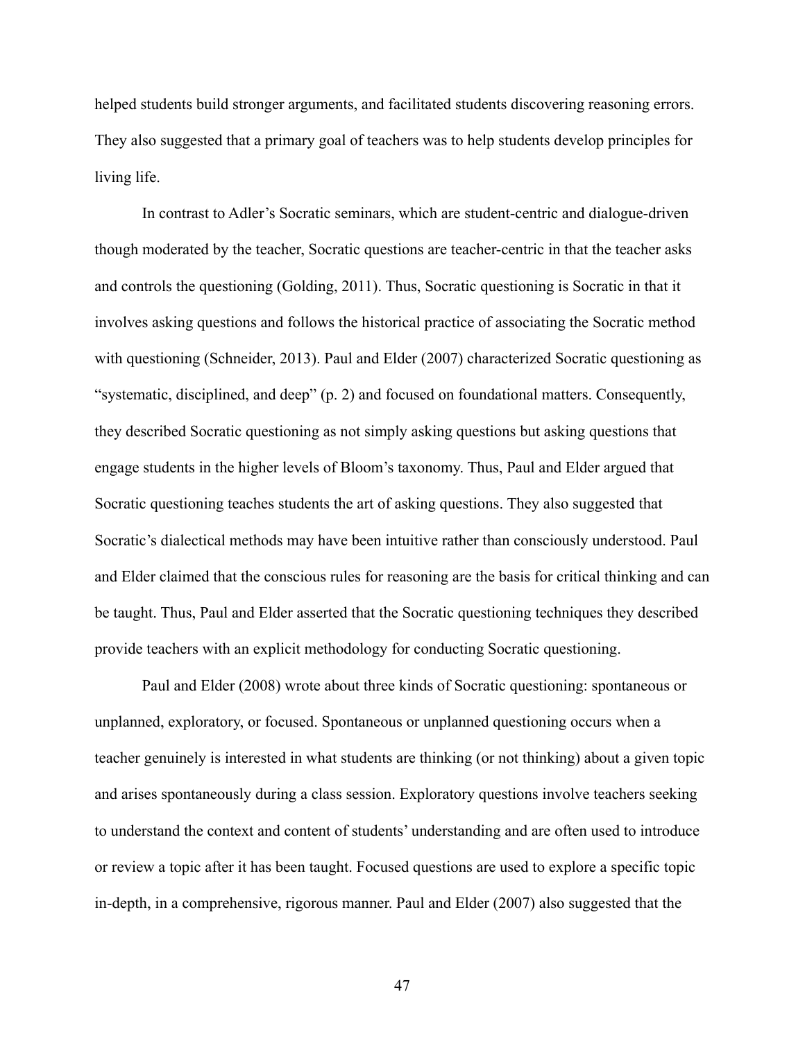helped students build stronger arguments, and facilitated students discovering reasoning errors. They also suggested that a primary goal of teachers was to help students develop principles for living life.

In contrast to Adler's Socratic seminars, which are student-centric and dialogue-driven though moderated by the teacher, Socratic questions are teacher-centric in that the teacher asks and controls the questioning (Golding, 2011). Thus, Socratic questioning is Socratic in that it involves asking questions and follows the historical practice of associating the Socratic method with questioning (Schneider, 2013). Paul and Elder (2007) characterized Socratic questioning as "systematic, disciplined, and deep" (p. 2) and focused on foundational matters. Consequently, they described Socratic questioning as not simply asking questions but asking questions that engage students in the higher levels of Bloom's taxonomy. Thus, Paul and Elder argued that Socratic questioning teaches students the art of asking questions. They also suggested that Socratic's dialectical methods may have been intuitive rather than consciously understood. Paul and Elder claimed that the conscious rules for reasoning are the basis for critical thinking and can be taught. Thus, Paul and Elder asserted that the Socratic questioning techniques they described provide teachers with an explicit methodology for conducting Socratic questioning.

Paul and Elder (2008) wrote about three kinds of Socratic questioning: spontaneous or unplanned, exploratory, or focused. Spontaneous or unplanned questioning occurs when a teacher genuinely is interested in what students are thinking (or not thinking) about a given topic and arises spontaneously during a class session. Exploratory questions involve teachers seeking to understand the context and content of students' understanding and are often used to introduce or review a topic after it has been taught. Focused questions are used to explore a specific topic in-depth, in a comprehensive, rigorous manner. Paul and Elder (2007) also suggested that the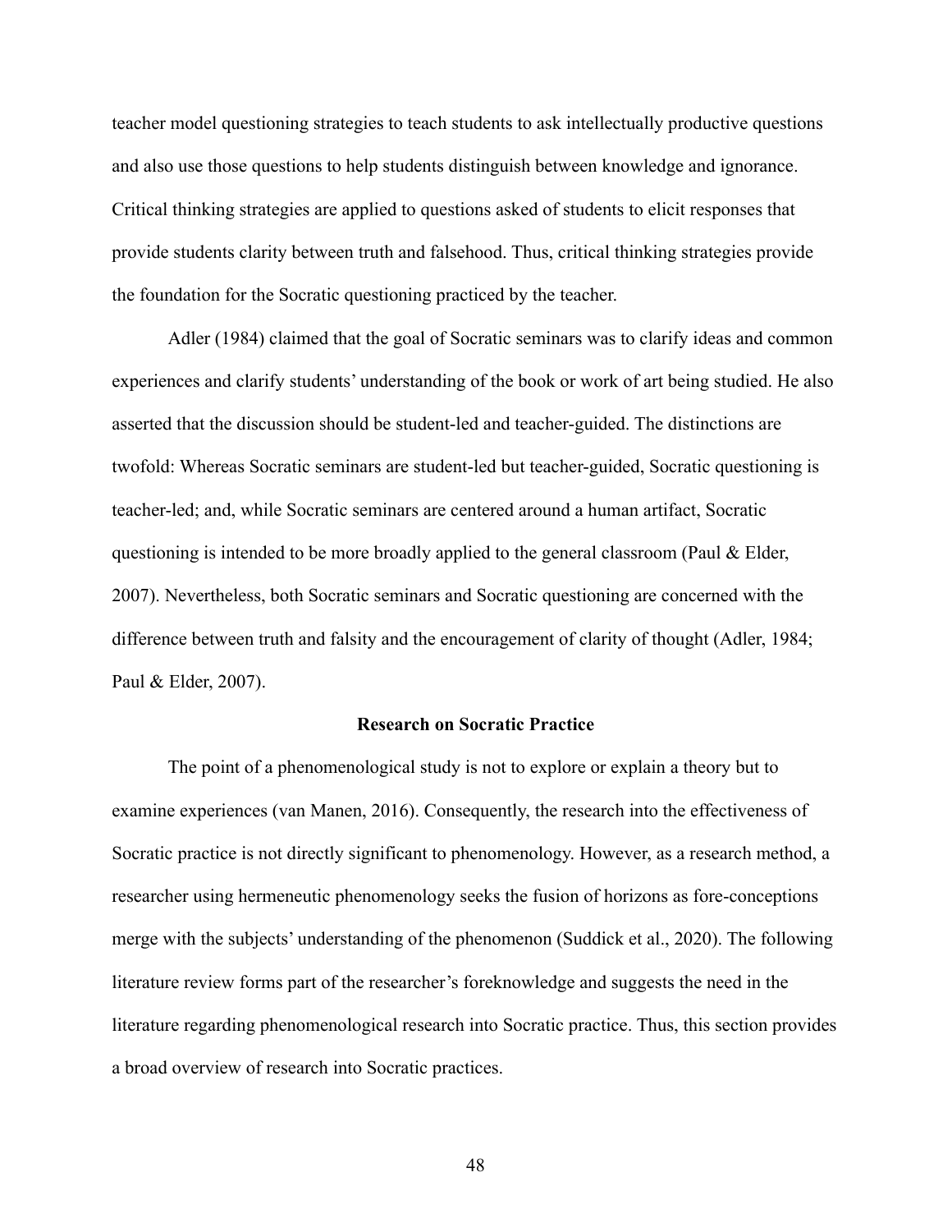teacher model questioning strategies to teach students to ask intellectually productive questions and also use those questions to help students distinguish between knowledge and ignorance. Critical thinking strategies are applied to questions asked of students to elicit responses that provide students clarity between truth and falsehood. Thus, critical thinking strategies provide the foundation for the Socratic questioning practiced by the teacher.

Adler (1984) claimed that the goal of Socratic seminars was to clarify ideas and common experiences and clarify students' understanding of the book or work of art being studied. He also asserted that the discussion should be student-led and teacher-guided. The distinctions are twofold: Whereas Socratic seminars are student-led but teacher-guided, Socratic questioning is teacher-led; and, while Socratic seminars are centered around a human artifact, Socratic questioning is intended to be more broadly applied to the general classroom (Paul & Elder, 2007). Nevertheless, both Socratic seminars and Socratic questioning are concerned with the difference between truth and falsity and the encouragement of clarity of thought (Adler, 1984; Paul & Elder, 2007).

## Research on Socratic Practice

The point of a phenomenological study is not to explore or explain a theory but to examine experiences (van Manen, 2016). Consequently, the research into the effectiveness of Socratic practice is not directly significant to phenomenology. However, as a research method, a researcher using hermeneutic phenomenology seeks the fusion of horizons as fore-conceptions merge with the subjects' understanding of the phenomenon (Suddick et al., 2020). The following literature review forms part of the researcher's foreknowledge and suggests the need in the literature regarding phenomenological research into Socratic practice. Thus, this section provides a broad overview of research into Socratic practices.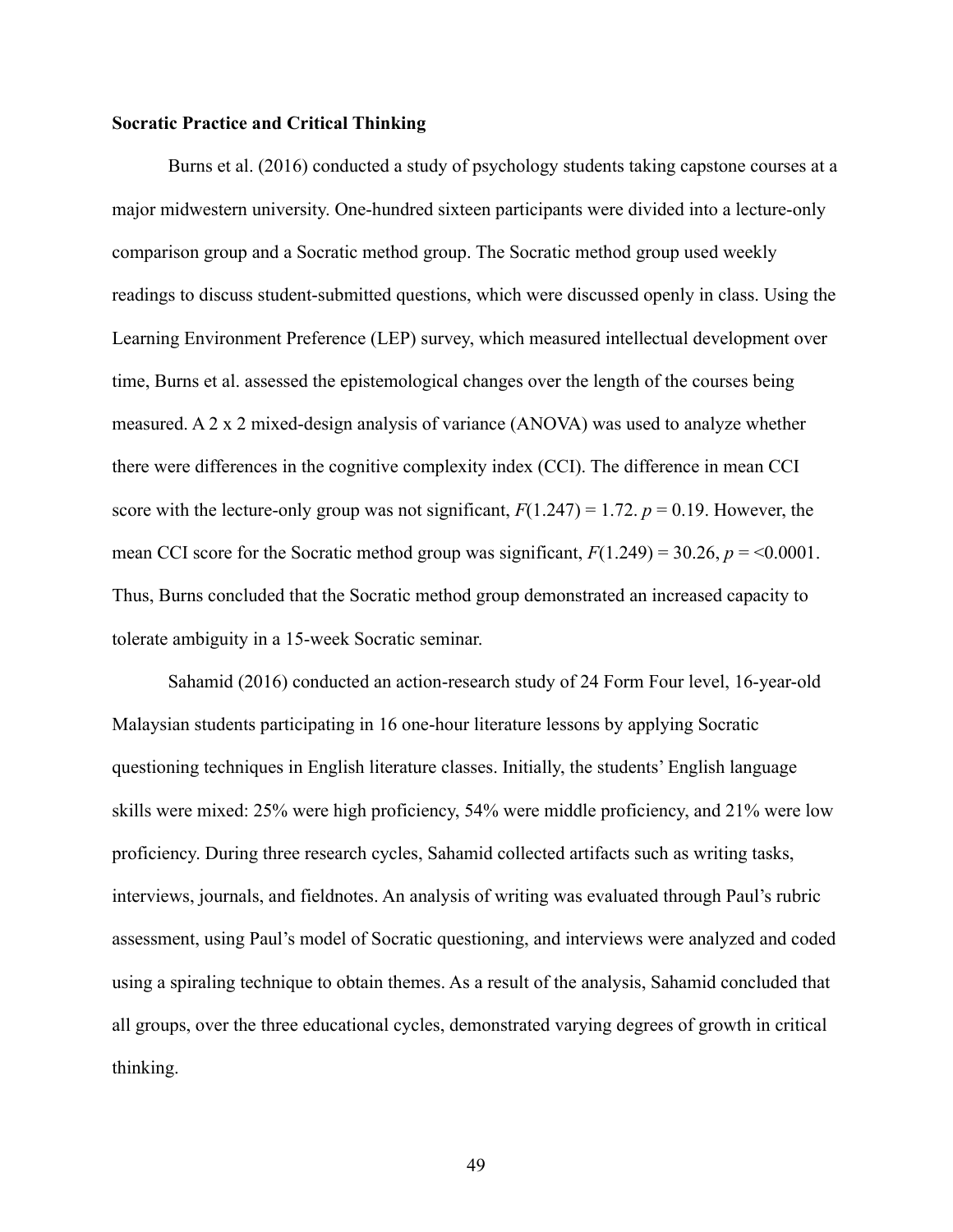**Socratic Practice and Critical Thinking**

Burns et al. (2016) conducted a study of psychology students taking capstone courses at a major midwestern university. One-hundred sixteen participants were divided into a lecture-only comparison group and a Socratic method group. The Socratic method group used weekly readings to discuss student-submitted questions, which were discussed openly in class. Using the Learning Environment Preference (LEP) survey, which measured intellectual development over time, Burns et al. assessed the epistemological changes over the length of the courses being measured. A 2 x 2 mixed-design analysis of variance (ANOVA) was used to analyze whether there were differences in the cognitive complexity index (CCI). The difference in mean CCI score with the lecture-only group was not significant, $F(1.247) = 1.72$. $p = 0.19$. However, the mean CCI score for the Socratic method group was significant, $F(1.249) = 30.26$, $p = <0.0001$. Thus, Burns concluded that the Socratic method group demonstrated an increased capacity to tolerate ambiguity in a 15-week Socratic seminar.

Sahamid (2016) conducted an action-research study of 24 Form Four level, 16-year-old Malaysian students participating in 16 one-hour literature lessons by applying Socratic questioning techniques in English literature classes. Initially, the students' English language skills were mixed: 25% were high proficiency, 54% were middle proficiency, and 21% were low proficiency. During three research cycles, Sahamid collected artifacts such as writing tasks, interviews, journals, and fieldnotes. An analysis of writing was evaluated through Paul's rubric assessment, using Paul's model of Socratic questioning, and interviews were analyzed and coded using a spiraling technique to obtain themes. As a result of the analysis, Sahamid concluded that all groups, over the three educational cycles, demonstrated varying degrees of growth in critical thinking.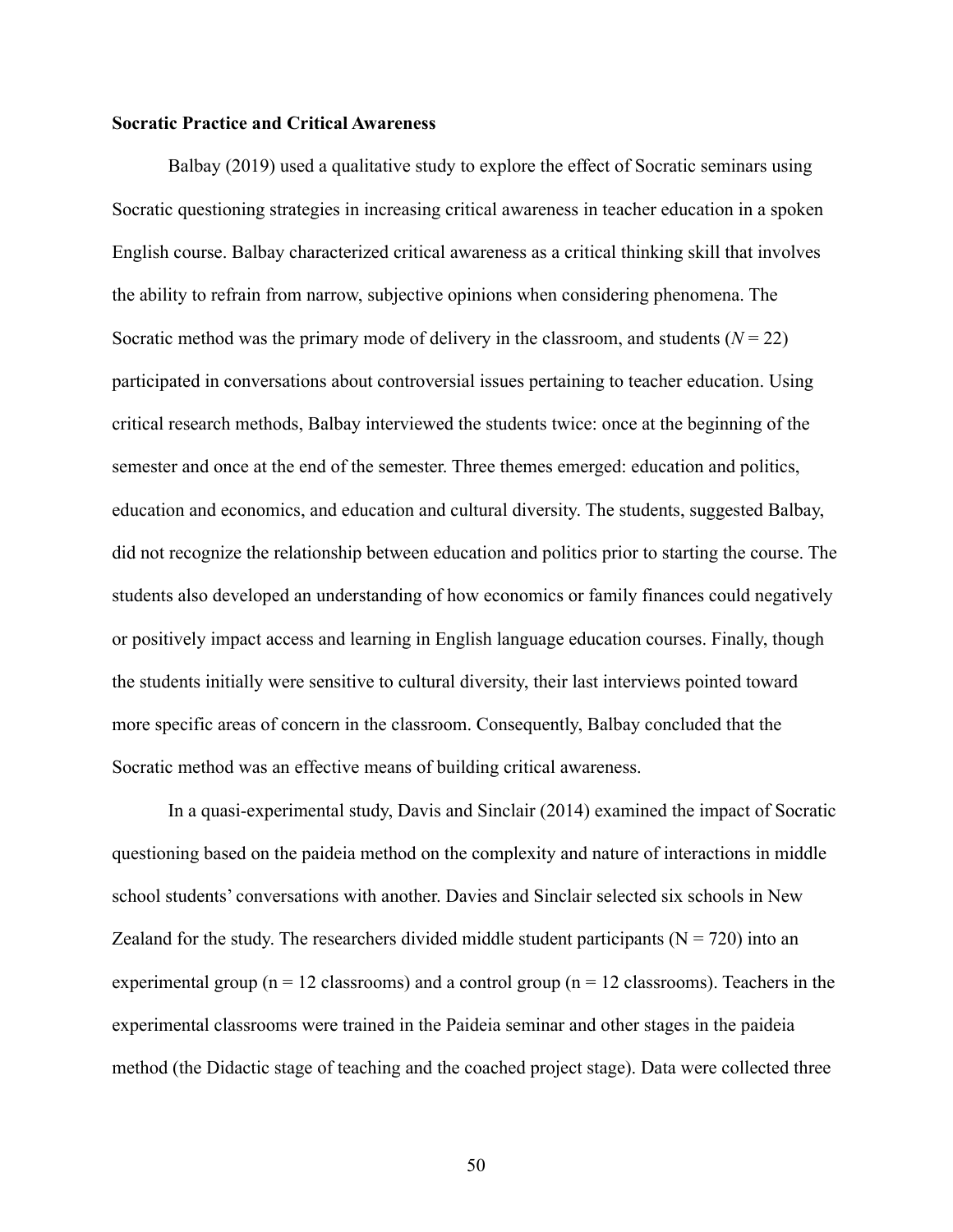**Socratic Practice and Critical Awareness**

Balbay (2019) used a qualitative study to explore the effect of Socratic seminars using Socratic questioning strategies in increasing critical awareness in teacher education in a spoken English course. Balbay characterized critical awareness as a critical thinking skill that involves the ability to refrain from narrow, subjective opinions when considering phenomena. The Socratic method was the primary mode of delivery in the classroom, and students ($N$ = 22) participated in conversations about controversial issues pertaining to teacher education. Using critical research methods, Balbay interviewed the students twice: once at the beginning of the semester and once at the end of the semester. Three themes emerged: education and politics, education and economics, and education and cultural diversity. The students, suggested Balbay, did not recognize the relationship between education and politics prior to starting the course. The students also developed an understanding of how economics or family finances could negatively or positively impact access and learning in English language education courses. Finally, though the students initially were sensitive to cultural diversity, their last interviews pointed toward more specific areas of concern in the classroom. Consequently, Balbay concluded that the Socratic method was an effective means of building critical awareness.

In a quasi-experimental study, Davis and Sinclair (2014) examined the impact of Socratic questioning based on the paideia method on the complexity and nature of interactions in middle school students' conversations with another. Davies and Sinclair selected six schools in New Zealand for the study. The researchers divided middle student participants (N = 720) into an experimental group (n = 12 classrooms) and a control group (n = 12 classrooms). Teachers in the experimental classrooms were trained in the Paideia seminar and other stages in the paideia method (the Didactic stage of teaching and the coached project stage). Data were collected three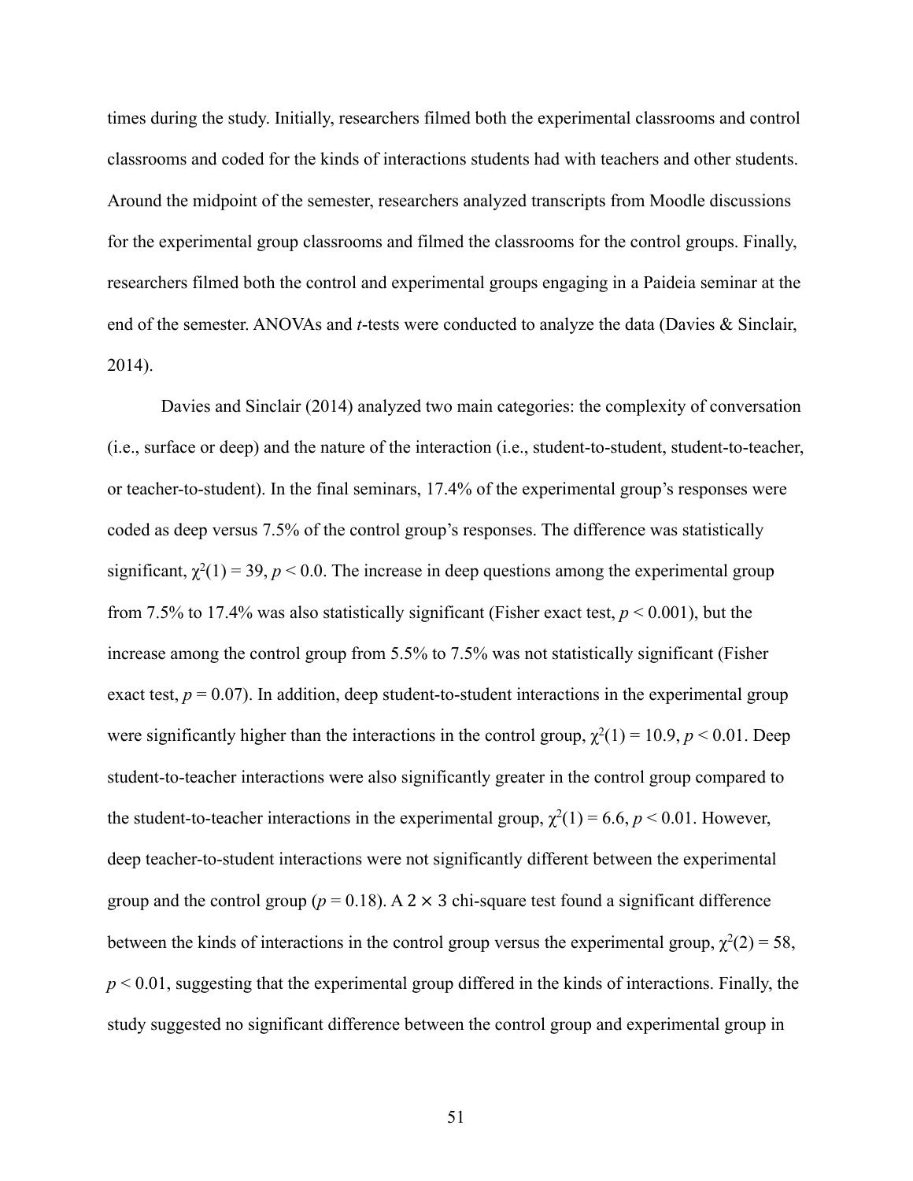times during the study. Initially, researchers filmed both the experimental classrooms and control classrooms and coded for the kinds of interactions students had with teachers and other students. Around the midpoint of the semester, researchers analyzed transcripts from Moodle discussions for the experimental group classrooms and filmed the classrooms for the control groups. Finally, researchers filmed both the control and experimental groups engaging in a Paideia seminar at the end of the semester. ANOVAs and *t*-tests were conducted to analyze the data (Davies & Sinclair, 2014).

Davies and Sinclair (2014) analyzed two main categories: the complexity of conversation (i.e., surface or deep) and the nature of the interaction (i.e., student-to-student, student-to-teacher, or teacher-to-student). In the final seminars, 17.4% of the experimental group's responses were coded as deep versus 7.5% of the control group's responses. The difference was statistically significant, $\chi^2(1) = 39$, $p < 0.0$. The increase in deep questions among the experimental group from 7.5% to 17.4% was also statistically significant (Fisher exact test, $p < 0.001$), but the increase among the control group from 5.5% to 7.5% was not statistically significant (Fisher exact test, $p = 0.07$). In addition, deep student-to-student interactions in the experimental group were significantly higher than the interactions in the control group, $\chi^2(1) = 10.9$, $p < 0.01$. Deep student-to-teacher interactions were also significantly greater in the control group compared to the student-to-teacher interactions in the experimental group, $\chi^2(1) = 6.6$, $p < 0.01$. However, deep teacher-to-student interactions were not significantly different between the experimental group and the control group ($p = 0.18$). A $2 \times 3$ chi-square test found a significant difference between the kinds of interactions in the control group versus the experimental group, $\chi^2(2) = 58$, $p < 0.01$, suggesting that the experimental group differed in the kinds of interactions. Finally, the study suggested no significant difference between the control group and experimental group in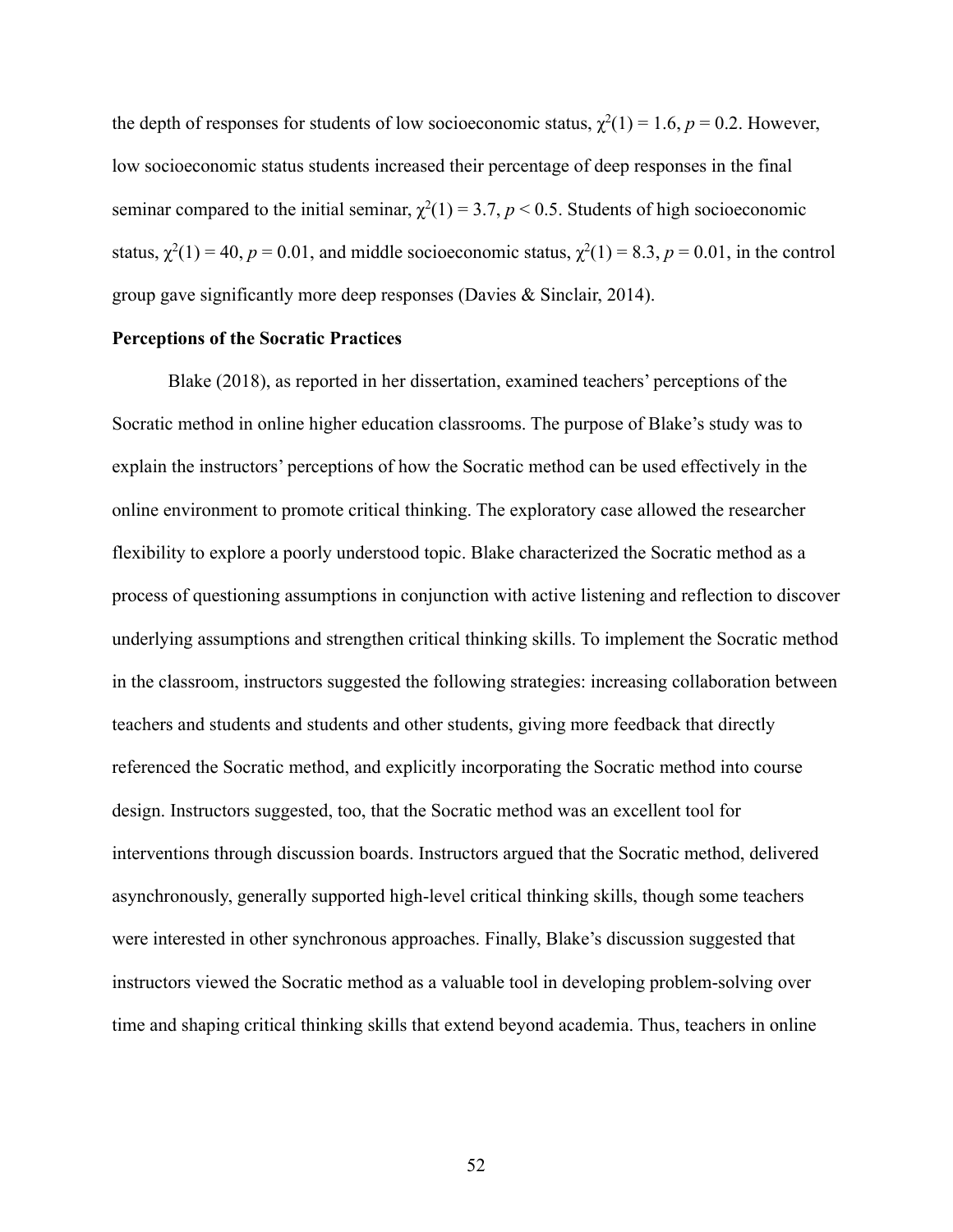the depth of responses for students of low socioeconomic status, $\chi^2(1) = 1.6$, $p = 0.2$. However, low socioeconomic status students increased their percentage of deep responses in the final seminar compared to the initial seminar, $\chi^2(1) = 3.7$, $p < 0.5$. Students of high socioeconomic status, $\chi^2(1) = 40$, $p = 0.01$, and middle socioeconomic status, $\chi^2(1) = 8.3$, $p = 0.01$, in the control group gave significantly more deep responses (Davies & Sinclair, 2014).

**Perceptions of the Socratic Practices**

Blake (2018), as reported in her dissertation, examined teachers' perceptions of the Socratic method in online higher education classrooms. The purpose of Blake's study was to explain the instructors' perceptions of how the Socratic method can be used effectively in the online environment to promote critical thinking. The exploratory case allowed the researcher flexibility to explore a poorly understood topic. Blake characterized the Socratic method as a process of questioning assumptions in conjunction with active listening and reflection to discover underlying assumptions and strengthen critical thinking skills. To implement the Socratic method in the classroom, instructors suggested the following strategies: increasing collaboration between teachers and students and students and other students, giving more feedback that directly referenced the Socratic method, and explicitly incorporating the Socratic method into course design. Instructors suggested, too, that the Socratic method was an excellent tool for interventions through discussion boards. Instructors argued that the Socratic method, delivered asynchronously, generally supported high-level critical thinking skills, though some teachers were interested in other synchronous approaches. Finally, Blake's discussion suggested that instructors viewed the Socratic method as a valuable tool in developing problem-solving over time and shaping critical thinking skills that extend beyond academia. Thus, teachers in online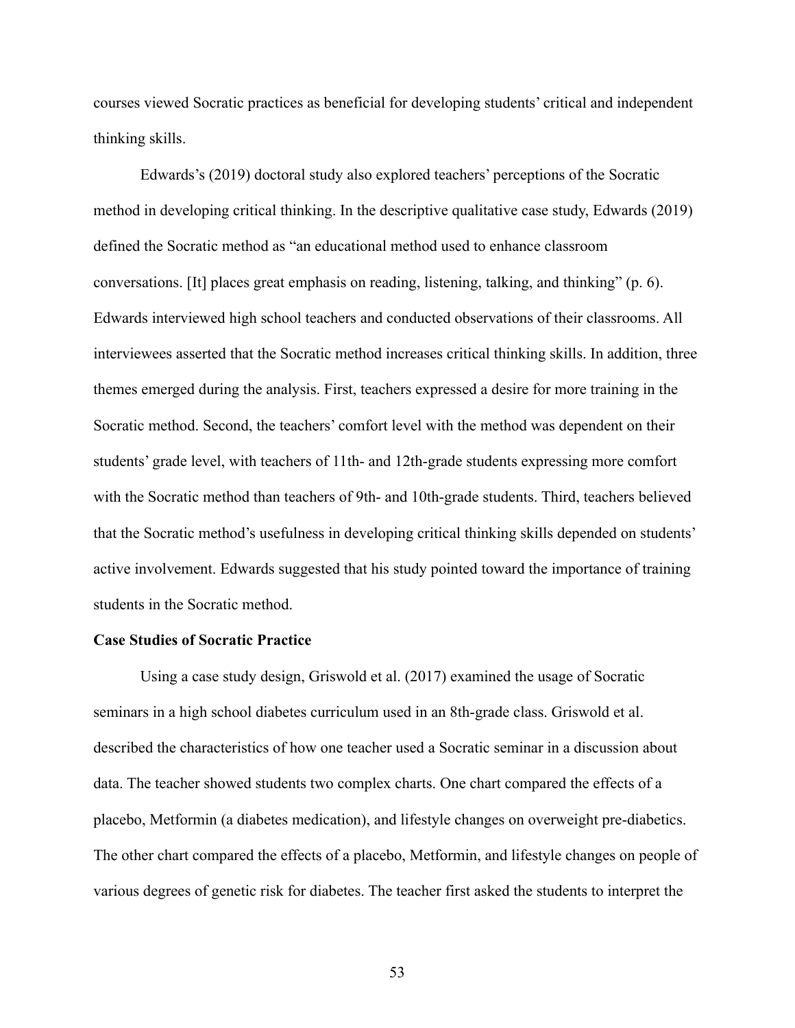courses viewed Socratic practices as beneficial for developing students' critical and independent thinking skills.

Edwards's (2019) doctoral study also explored teachers' perceptions of the Socratic method in developing critical thinking. In the descriptive qualitative case study, Edwards (2019) defined the Socratic method as "an educational method used to enhance classroom conversations. [It] places great emphasis on reading, listening, talking, and thinking" (p. 6). Edwards interviewed high school teachers and conducted observations of their classrooms. All interviewees asserted that the Socratic method increases critical thinking skills. In addition, three themes emerged during the analysis. First, teachers expressed a desire for more training in the Socratic method. Second, the teachers' comfort level with the method was dependent on their students' grade level, with teachers of 11th- and 12th-grade students expressing more comfort with the Socratic method than teachers of 9th- and 10th-grade students. Third, teachers believed that the Socratic method's usefulness in developing critical thinking skills depended on students' active involvement. Edwards suggested that his study pointed toward the importance of training students in the Socratic method.

**Case Studies of Socratic Practice**

Using a case study design, Griswold et al. (2017) examined the usage of Socratic seminars in a high school diabetes curriculum used in an 8th-grade class. Griswold et al. described the characteristics of how one teacher used a Socratic seminar in a discussion about data. The teacher showed students two complex charts. One chart compared the effects of a placebo, Metformin (a diabetes medication), and lifestyle changes on overweight pre-diabetics. The other chart compared the effects of a placebo, Metformin, and lifestyle changes on people of various degrees of genetic risk for diabetes. The teacher first asked the students to interpret the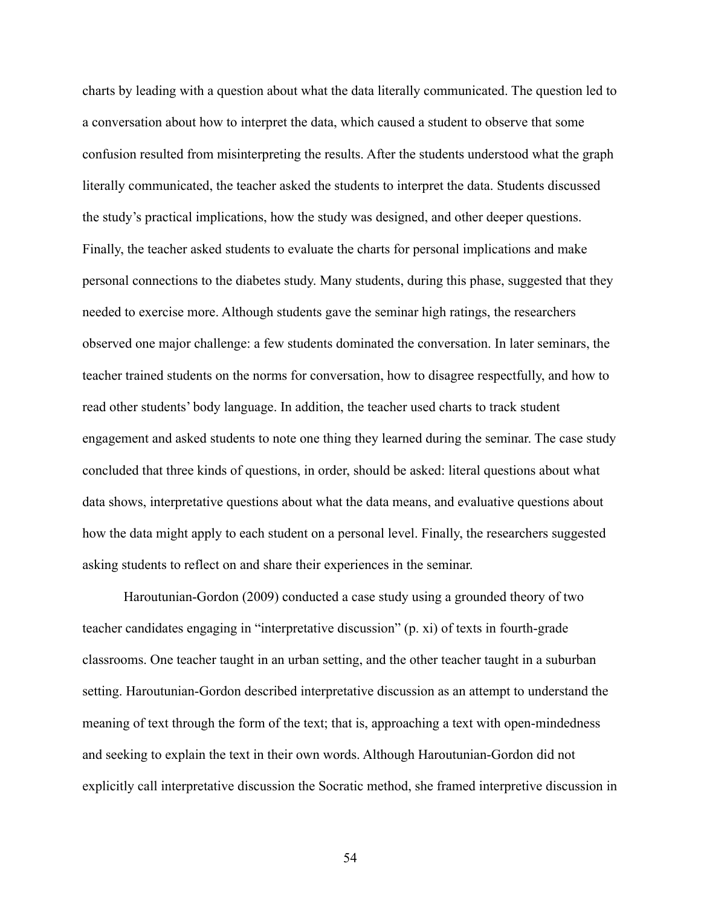charts by leading with a question about what the data literally communicated. The question led to a conversation about how to interpret the data, which caused a student to observe that some confusion resulted from misinterpreting the results. After the students understood what the graph literally communicated, the teacher asked the students to interpret the data. Students discussed the study's practical implications, how the study was designed, and other deeper questions. Finally, the teacher asked students to evaluate the charts for personal implications and make personal connections to the diabetes study. Many students, during this phase, suggested that they needed to exercise more. Although students gave the seminar high ratings, the researchers observed one major challenge: a few students dominated the conversation. In later seminars, the teacher trained students on the norms for conversation, how to disagree respectfully, and how to read other students' body language. In addition, the teacher used charts to track student engagement and asked students to note one thing they learned during the seminar. The case study concluded that three kinds of questions, in order, should be asked: literal questions about what data shows, interpretative questions about what the data means, and evaluative questions about how the data might apply to each student on a personal level. Finally, the researchers suggested asking students to reflect on and share their experiences in the seminar.

Haroutunian-Gordon (2009) conducted a case study using a grounded theory of two teacher candidates engaging in "interpretative discussion" (p. xi) of texts in fourth-grade classrooms. One teacher taught in an urban setting, and the other teacher taught in a suburban setting. Haroutunian-Gordon described interpretative discussion as an attempt to understand the meaning of text through the form of the text; that is, approaching a text with open-mindedness and seeking to explain the text in their own words. Although Haroutunian-Gordon did not explicitly call interpretative discussion the Socratic method, she framed interpretive discussion in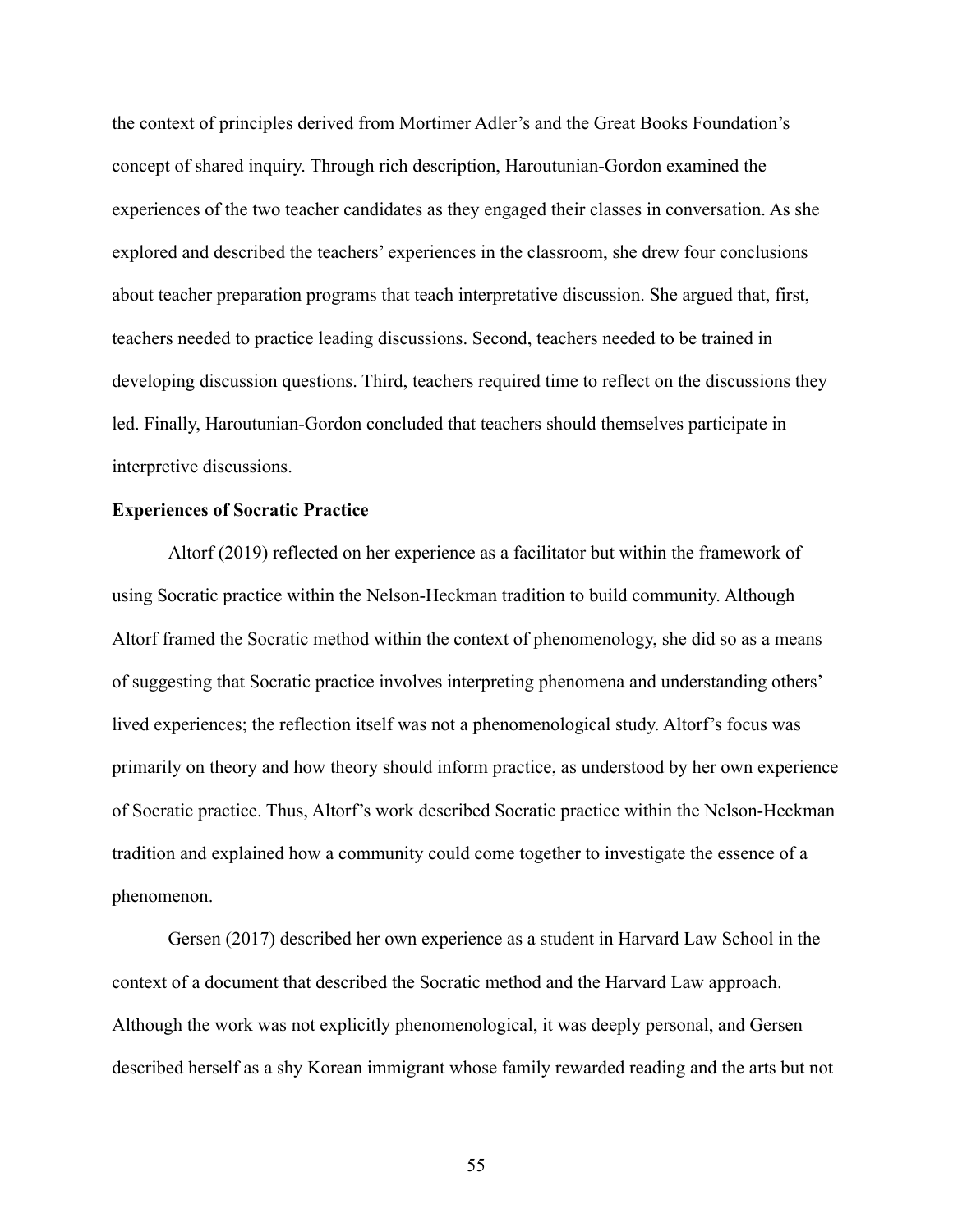the context of principles derived from Mortimer Adler's and the Great Books Foundation's concept of shared inquiry. Through rich description, Haroutunian-Gordon examined the experiences of the two teacher candidates as they engaged their classes in conversation. As she explored and described the teachers' experiences in the classroom, she drew four conclusions about teacher preparation programs that teach interpretative discussion. She argued that, first, teachers needed to practice leading discussions. Second, teachers needed to be trained in developing discussion questions. Third, teachers required time to reflect on the discussions they led. Finally, Haroutunian-Gordon concluded that teachers should themselves participate in interpretive discussions.

**Experiences of Socratic Practice**

Altorf (2019) reflected on her experience as a facilitator but within the framework of using Socratic practice within the Nelson-Heckman tradition to build community. Although Altorf framed the Socratic method within the context of phenomenology, she did so as a means of suggesting that Socratic practice involves interpreting phenomena and understanding others' lived experiences; the reflection itself was not a phenomenological study. Altorf's focus was primarily on theory and how theory should inform practice, as understood by her own experience of Socratic practice. Thus, Altorf's work described Socratic practice within the Nelson-Heckman tradition and explained how a community could come together to investigate the essence of a phenomenon.

Gersen (2017) described her own experience as a student in Harvard Law School in the context of a document that described the Socratic method and the Harvard Law approach. Although the work was not explicitly phenomenological, it was deeply personal, and Gersen described herself as a shy Korean immigrant whose family rewarded reading and the arts but not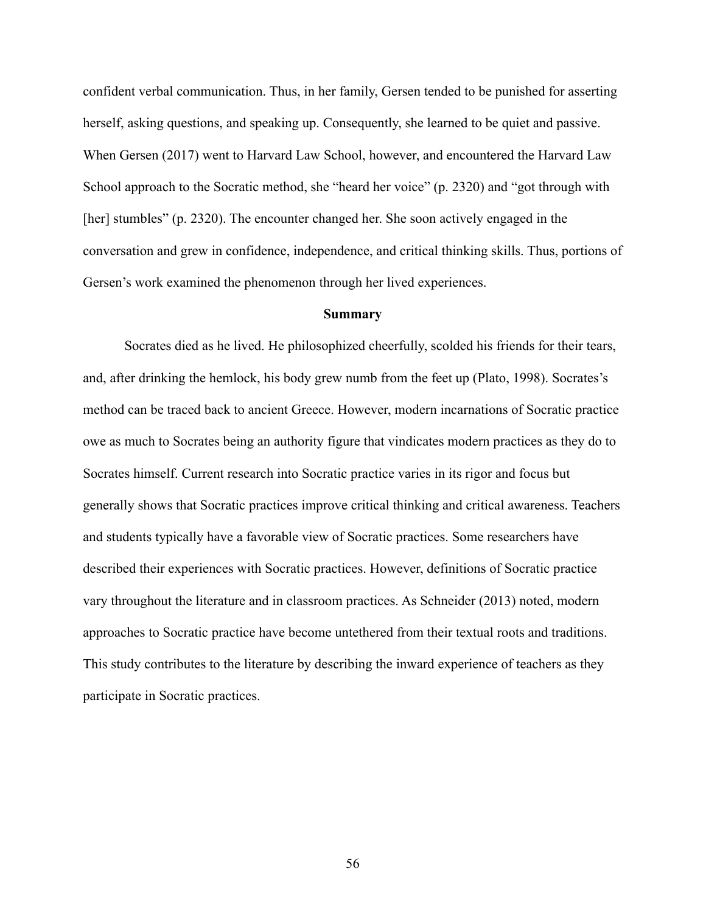confident verbal communication. Thus, in her family, Gersen tended to be punished for asserting herself, asking questions, and speaking up. Consequently, she learned to be quiet and passive. When Gersen (2017) went to Harvard Law School, however, and encountered the Harvard Law School approach to the Socratic method, she "heard her voice" (p. 2320) and "got through with [her] stumbles" (p. 2320). The encounter changed her. She soon actively engaged in the conversation and grew in confidence, independence, and critical thinking skills. Thus, portions of Gersen's work examined the phenomenon through her lived experiences.

## Summary

Socrates died as he lived. He philosophized cheerfully, scolded his friends for their tears, and, after drinking the hemlock, his body grew numb from the feet up (Plato, 1998). Socrates's method can be traced back to ancient Greece. However, modern incarnations of Socratic practice owe as much to Socrates being an authority figure that vindicates modern practices as they do to Socrates himself. Current research into Socratic practice varies in its rigor and focus but generally shows that Socratic practices improve critical thinking and critical awareness. Teachers and students typically have a favorable view of Socratic practices. Some researchers have described their experiences with Socratic practices. However, definitions of Socratic practice vary throughout the literature and in classroom practices. As Schneider (2013) noted, modern approaches to Socratic practice have become untethered from their textual roots and traditions. This study contributes to the literature by describing the inward experience of teachers as they participate in Socratic practices.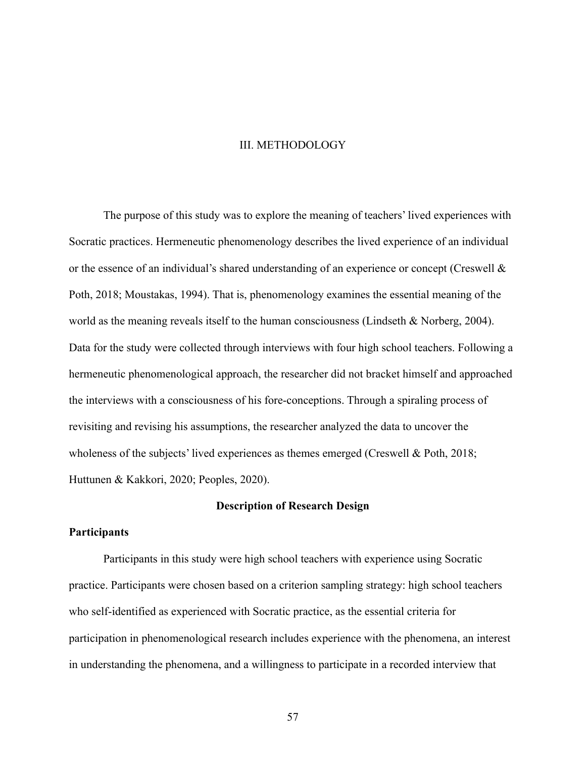# III. METHODOLOGY

The purpose of this study was to explore the meaning of teachers' lived experiences with Socratic practices. Hermeneutic phenomenology describes the lived experience of an individual or the essence of an individual's shared understanding of an experience or concept (Creswell & Poth, 2018; Moustakas, 1994). That is, phenomenology examines the essential meaning of the world as the meaning reveals itself to the human consciousness (Lindseth & Norberg, 2004). Data for the study were collected through interviews with four high school teachers. Following a hermeneutic phenomenological approach, the researcher did not bracket himself and approached the interviews with a consciousness of his fore-conceptions. Through a spiraling process of revisiting and revising his assumptions, the researcher analyzed the data to uncover the wholeness of the subjects' lived experiences as themes emerged (Creswell & Poth, 2018; Huttunen & Kakkori, 2020; Peoples, 2020).

## Description of Research Design

### Participants

Participants in this study were high school teachers with experience using Socratic practice. Participants were chosen based on a criterion sampling strategy: high school teachers who self-identified as experienced with Socratic practice, as the essential criteria for participation in phenomenological research includes experience with the phenomena, an interest in understanding the phenomena, and a willingness to participate in a recorded interview that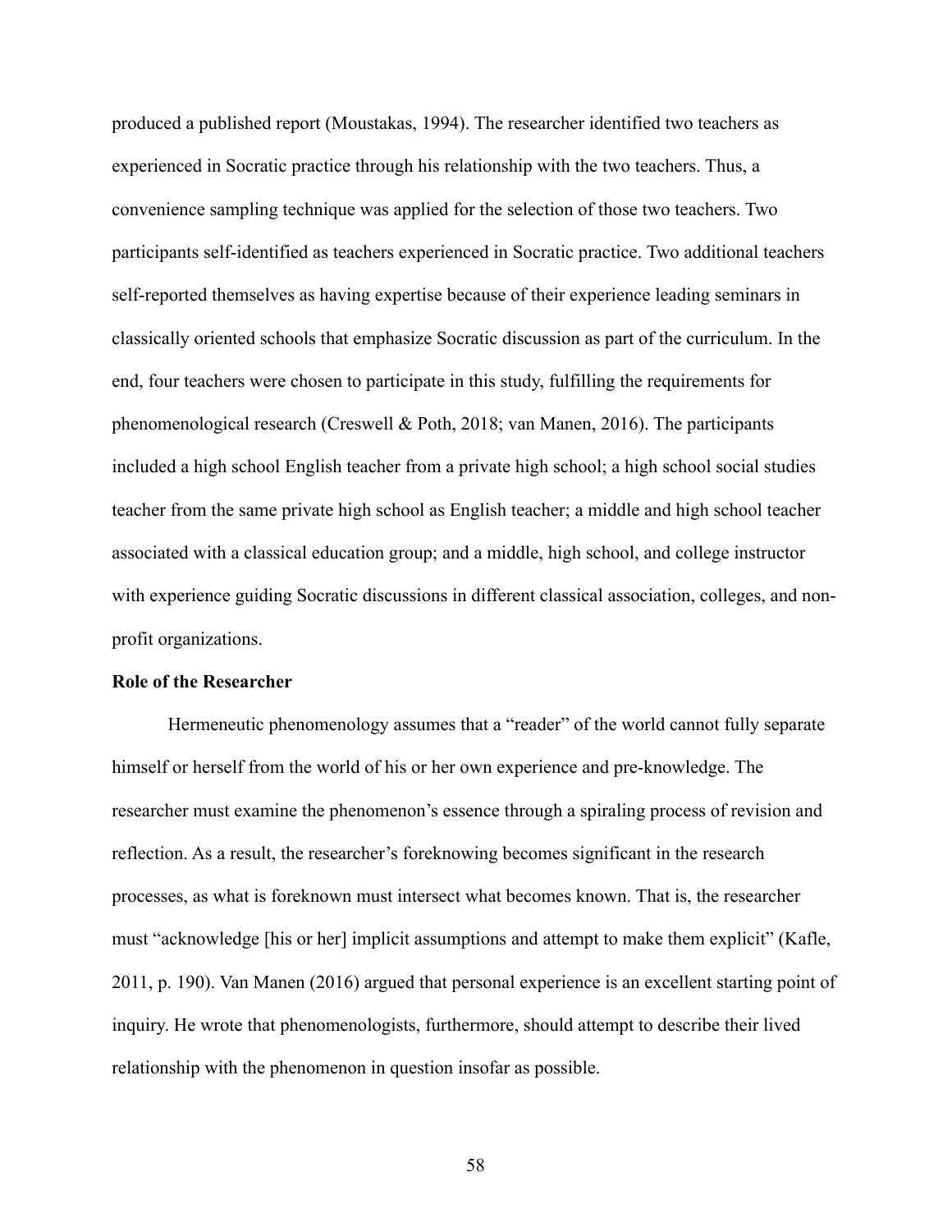produced a published report (Moustakas, 1994). The researcher identified two teachers as experienced in Socratic practice through his relationship with the two teachers. Thus, a convenience sampling technique was applied for the selection of those two teachers. Two participants self-identified as teachers experienced in Socratic practice. Two additional teachers self-reported themselves as having expertise because of their experience leading seminars in classically oriented schools that emphasize Socratic discussion as part of the curriculum. In the end, four teachers were chosen to participate in this study, fulfilling the requirements for phenomenological research (Creswell & Poth, 2018; van Manen, 2016). The participants included a high school English teacher from a private high school; a high school social studies teacher from the same private high school as English teacher; a middle and high school teacher associated with a classical education group; and a middle, high school, and college instructor with experience guiding Socratic discussions in different classical association, colleges, and non-profit organizations.

### Role of the Researcher

Hermeneutic phenomenology assumes that a "reader" of the world cannot fully separate himself or herself from the world of his or her own experience and pre-knowledge. The researcher must examine the phenomenon's essence through a spiraling process of revision and reflection. As a result, the researcher's foreknowing becomes significant in the research processes, as what is foreknown must intersect what becomes known. That is, the researcher must "acknowledge [his or her] implicit assumptions and attempt to make them explicit" (Kafle, 2011, p. 190). Van Manen (2016) argued that personal experience is an excellent starting point of inquiry. He wrote that phenomenologists, furthermore, should attempt to describe their lived relationship with the phenomenon in question insofar as possible.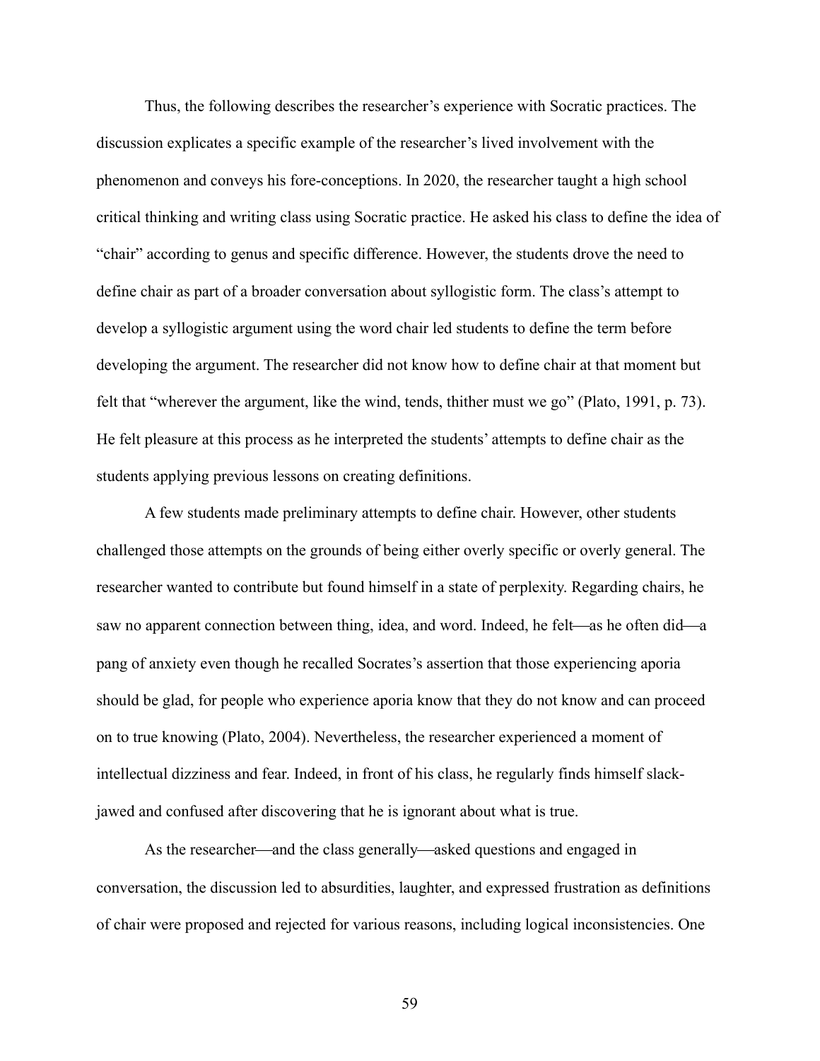Thus, the following describes the researcher's experience with Socratic practices. The discussion explicates a specific example of the researcher's lived involvement with the phenomenon and conveys his fore-conceptions. In 2020, the researcher taught a high school critical thinking and writing class using Socratic practice. He asked his class to define the idea of "chair" according to genus and specific difference. However, the students drove the need to define chair as part of a broader conversation about syllogistic form. The class's attempt to develop a syllogistic argument using the word chair led students to define the term before developing the argument. The researcher did not know how to define chair at that moment but felt that "wherever the argument, like the wind, tends, thither must we go" (Plato, 1991, p. 73). He felt pleasure at this process as he interpreted the students' attempts to define chair as the students applying previous lessons on creating definitions.

A few students made preliminary attempts to define chair. However, other students challenged those attempts on the grounds of being either overly specific or overly general. The researcher wanted to contribute but found himself in a state of perplexity. Regarding chairs, he saw no apparent connection between thing, idea, and word. Indeed, he felt—as he often did—a pang of anxiety even though he recalled Socrates's assertion that those experiencing aporia should be glad, for people who experience aporia know that they do not know and can proceed on to true knowing (Plato, 2004). Nevertheless, the researcher experienced a moment of intellectual dizziness and fear. Indeed, in front of his class, he regularly finds himself slack-jawed and confused after discovering that he is ignorant about what is true.

As the researcher—and the class generally—asked questions and engaged in conversation, the discussion led to absurdities, laughter, and expressed frustration as definitions of chair were proposed and rejected for various reasons, including logical inconsistencies. One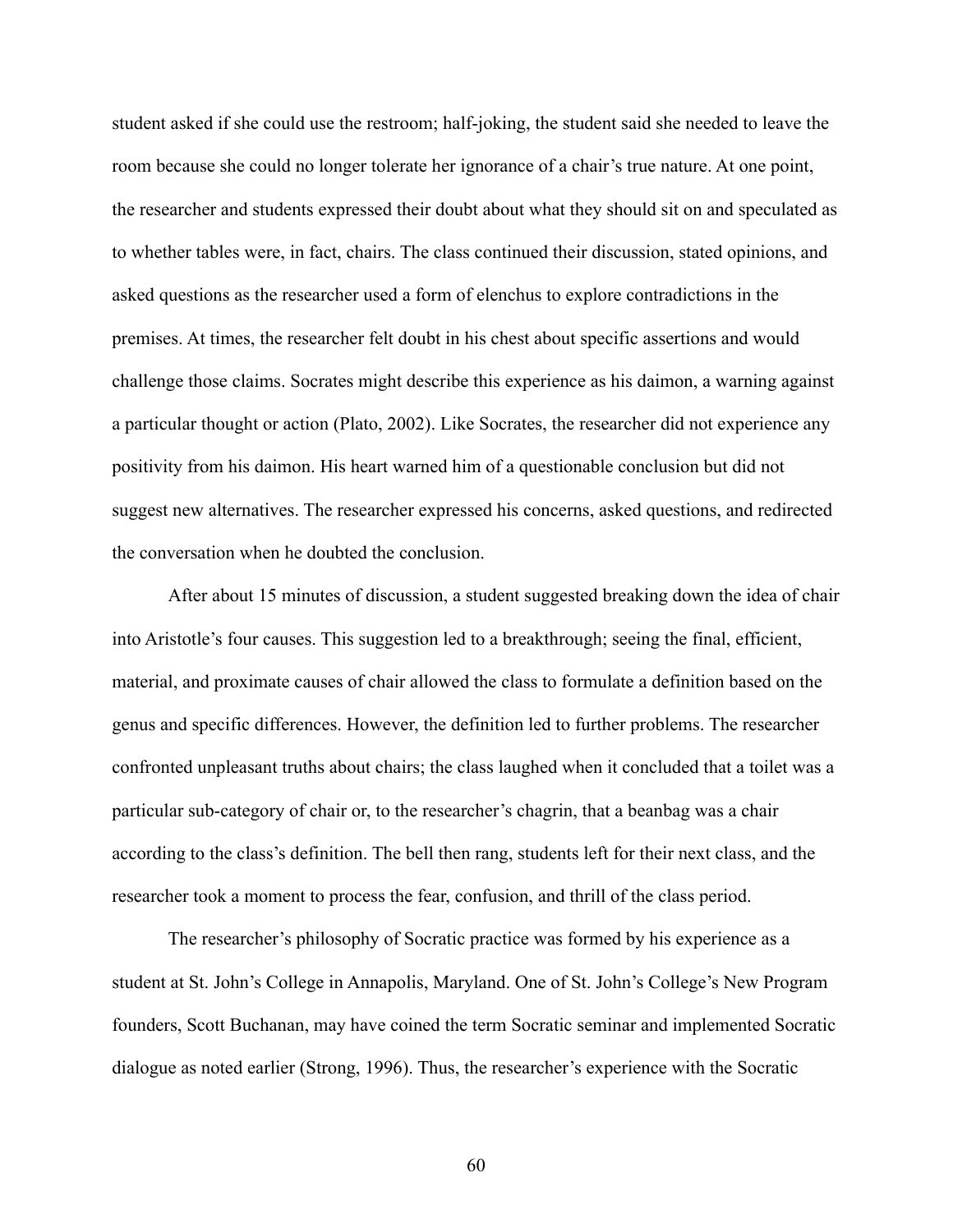student asked if she could use the restroom; half-joking, the student said she needed to leave the room because she could no longer tolerate her ignorance of a chair's true nature. At one point, the researcher and students expressed their doubt about what they should sit on and speculated as to whether tables were, in fact, chairs. The class continued their discussion, stated opinions, and asked questions as the researcher used a form of elenchus to explore contradictions in the premises. At times, the researcher felt doubt in his chest about specific assertions and would challenge those claims. Socrates might describe this experience as his daimon, a warning against a particular thought or action (Plato, 2002). Like Socrates, the researcher did not experience any positivity from his daimon. His heart warned him of a questionable conclusion but did not suggest new alternatives. The researcher expressed his concerns, asked questions, and redirected the conversation when he doubted the conclusion.

After about 15 minutes of discussion, a student suggested breaking down the idea of chair into Aristotle's four causes. This suggestion led to a breakthrough; seeing the final, efficient, material, and proximate causes of chair allowed the class to formulate a definition based on the genus and specific differences. However, the definition led to further problems. The researcher confronted unpleasant truths about chairs; the class laughed when it concluded that a toilet was a particular sub-category of chair or, to the researcher's chagrin, that a beanbag was a chair according to the class's definition. The bell then rang, students left for their next class, and the researcher took a moment to process the fear, confusion, and thrill of the class period.

The researcher's philosophy of Socratic practice was formed by his experience as a student at St. John's College in Annapolis, Maryland. One of St. John's College's New Program founders, Scott Buchanan, may have coined the term Socratic seminar and implemented Socratic dialogue as noted earlier (Strong, 1996). Thus, the researcher's experience with the Socratic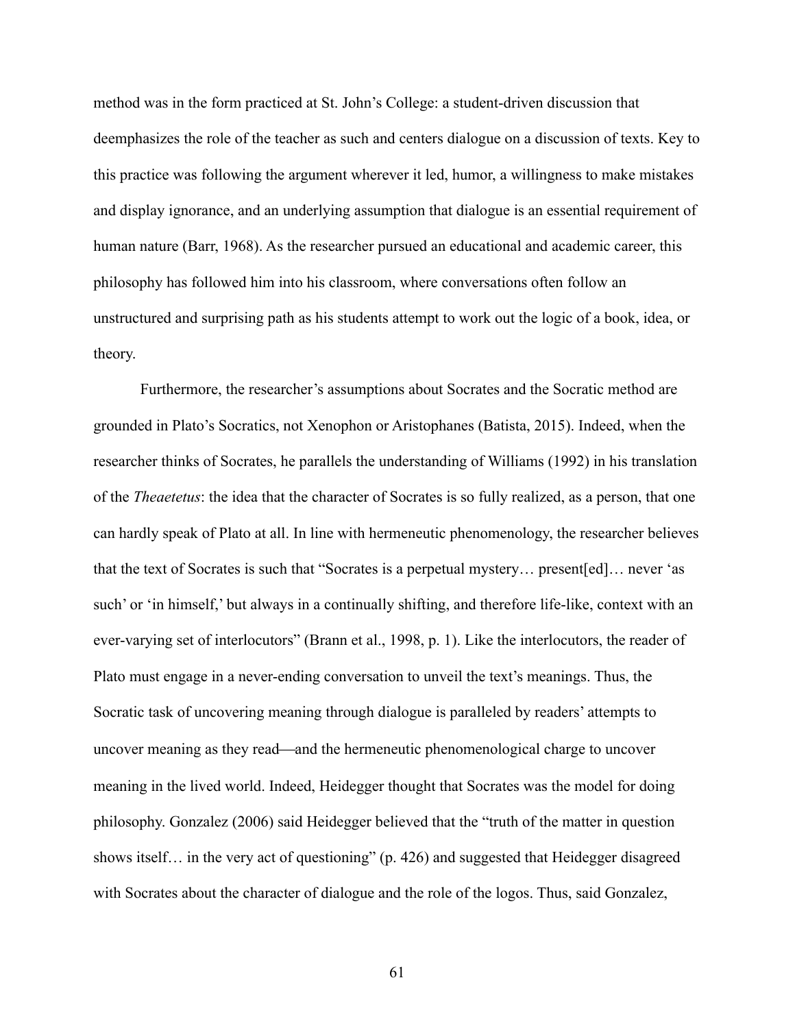method was in the form practiced at St. John's College: a student-driven discussion that deemphasizes the role of the teacher as such and centers dialogue on a discussion of texts. Key to this practice was following the argument wherever it led, humor, a willingness to make mistakes and display ignorance, and an underlying assumption that dialogue is an essential requirement of human nature (Barr, 1968). As the researcher pursued an educational and academic career, this philosophy has followed him into his classroom, where conversations often follow an unstructured and surprising path as his students attempt to work out the logic of a book, idea, or theory.

Furthermore, the researcher's assumptions about Socrates and the Socratic method are grounded in Plato's Socratics, not Xenophon or Aristophanes (Batista, 2015). Indeed, when the researcher thinks of Socrates, he parallels the understanding of Williams (1992) in his translation of the *Theaetetus*: the idea that the character of Socrates is so fully realized, as a person, that one can hardly speak of Plato at all. In line with hermeneutic phenomenology, the researcher believes that the text of Socrates is such that "Socrates is a perpetual mystery… present[ed]… never 'as such' or 'in himself,' but always in a continually shifting, and therefore life-like, context with an ever-varying set of interlocutors" (Brann et al., 1998, p. 1). Like the interlocutors, the reader of Plato must engage in a never-ending conversation to unveil the text's meanings. Thus, the Socratic task of uncovering meaning through dialogue is paralleled by readers' attempts to uncover meaning as they read—and the hermeneutic phenomenological charge to uncover meaning in the lived world. Indeed, Heidegger thought that Socrates was the model for doing philosophy. Gonzalez (2006) said Heidegger believed that the "truth of the matter in question shows itself… in the very act of questioning" (p. 426) and suggested that Heidegger disagreed with Socrates about the character of dialogue and the role of the logos. Thus, said Gonzalez,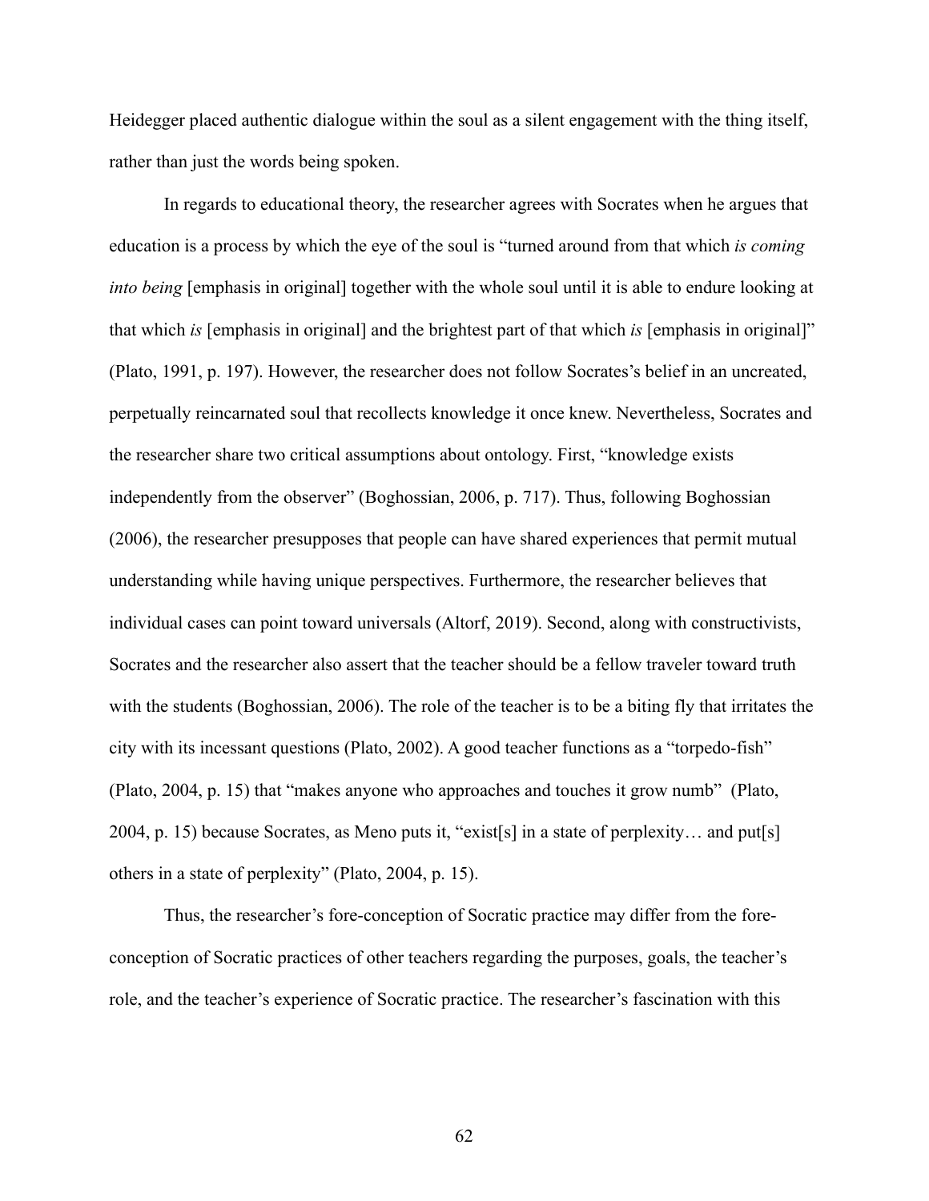Heidegger placed authentic dialogue within the soul as a silent engagement with the thing itself, rather than just the words being spoken.

In regards to educational theory, the researcher agrees with Socrates when he argues that education is a process by which the eye of the soul is "turned around from that which *is coming into being* [emphasis in original] together with the whole soul until it is able to endure looking at that which *is* [emphasis in original] and the brightest part of that which *is* [emphasis in original]" (Plato, 1991, p. 197). However, the researcher does not follow Socrates's belief in an uncreated, perpetually reincarnated soul that recollects knowledge it once knew. Nevertheless, Socrates and the researcher share two critical assumptions about ontology. First, "knowledge exists independently from the observer" (Boghossian, 2006, p. 717). Thus, following Boghossian (2006), the researcher presupposes that people can have shared experiences that permit mutual understanding while having unique perspectives. Furthermore, the researcher believes that individual cases can point toward universals (Altorf, 2019). Second, along with constructivists, Socrates and the researcher also assert that the teacher should be a fellow traveler toward truth with the students (Boghossian, 2006). The role of the teacher is to be a biting fly that irritates the city with its incessant questions (Plato, 2002). A good teacher functions as a "torpedo-fish" (Plato, 2004, p. 15) that "makes anyone who approaches and touches it grow numb" (Plato, 2004, p. 15) because Socrates, as Meno puts it, "exist[s] in a state of perplexity… and put[s] others in a state of perplexity" (Plato, 2004, p. 15).

Thus, the researcher's fore-conception of Socratic practice may differ from the fore-conception of Socratic practices of other teachers regarding the purposes, goals, the teacher's role, and the teacher's experience of Socratic practice. The researcher's fascination with this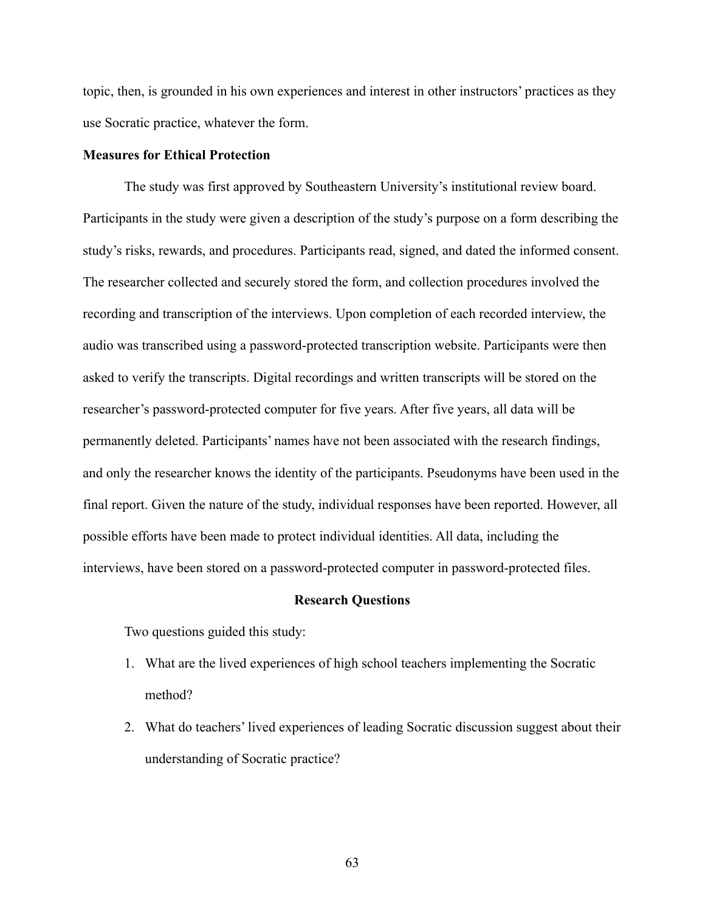topic, then, is grounded in his own experiences and interest in other instructors' practices as they use Socratic practice, whatever the form.

### Measures for Ethical Protection

The study was first approved by Southeastern University's institutional review board. Participants in the study were given a description of the study's purpose on a form describing the study's risks, rewards, and procedures. Participants read, signed, and dated the informed consent. The researcher collected and securely stored the form, and collection procedures involved the recording and transcription of the interviews. Upon completion of each recorded interview, the audio was transcribed using a password-protected transcription website. Participants were then asked to verify the transcripts. Digital recordings and written transcripts will be stored on the researcher's password-protected computer for five years. After five years, all data will be permanently deleted. Participants' names have not been associated with the research findings, and only the researcher knows the identity of the participants. Pseudonyms have been used in the final report. Given the nature of the study, individual responses have been reported. However, all possible efforts have been made to protect individual identities. All data, including the interviews, have been stored on a password-protected computer in password-protected files.

## Research Questions

Two questions guided this study:

1. What are the lived experiences of high school teachers implementing the Socratic method?
2. What do teachers' lived experiences of leading Socratic discussion suggest about their understanding of Socratic practice?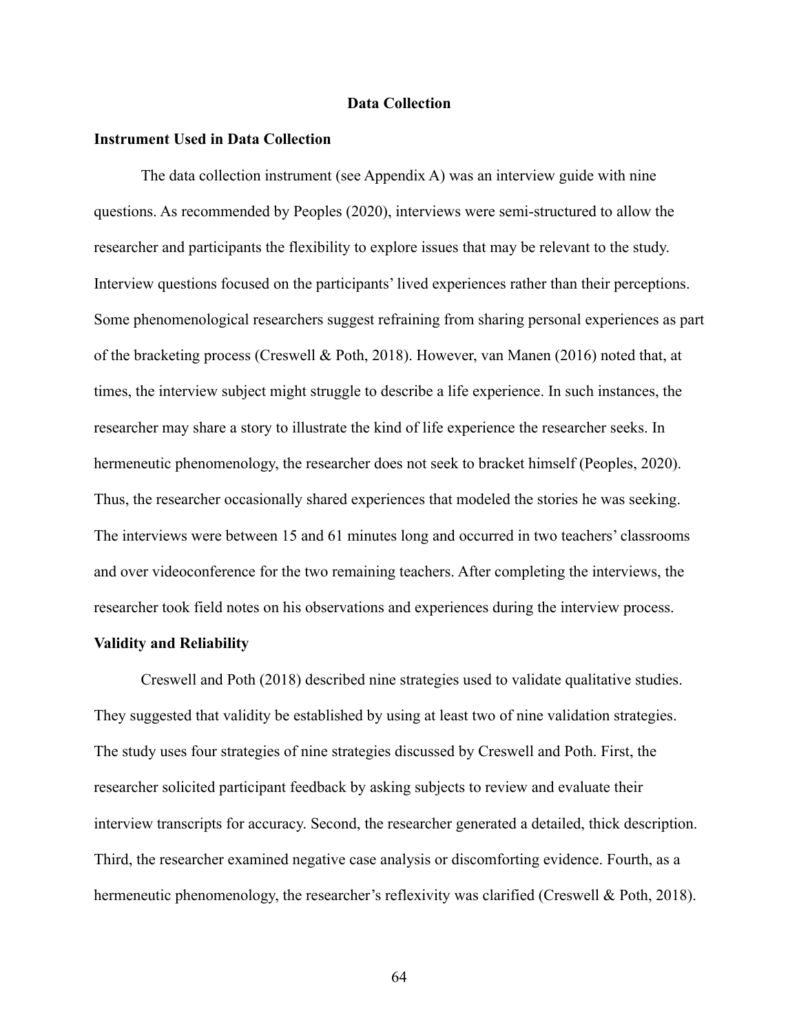## Data Collection

### Instrument Used in Data Collection

The data collection instrument (see Appendix A) was an interview guide with nine questions. As recommended by Peoples (2020), interviews were semi-structured to allow the researcher and participants the flexibility to explore issues that may be relevant to the study. Interview questions focused on the participants' lived experiences rather than their perceptions. Some phenomenological researchers suggest refraining from sharing personal experiences as part of the bracketing process (Creswell & Poth, 2018). However, van Manen (2016) noted that, at times, the interview subject might struggle to describe a life experience. In such instances, the researcher may share a story to illustrate the kind of life experience the researcher seeks. In hermeneutic phenomenology, the researcher does not seek to bracket himself (Peoples, 2020). Thus, the researcher occasionally shared experiences that modeled the stories he was seeking. The interviews were between 15 and 61 minutes long and occurred in two teachers' classrooms and over videoconference for the two remaining teachers. After completing the interviews, the researcher took field notes on his observations and experiences during the interview process.

### Validity and Reliability

Creswell and Poth (2018) described nine strategies used to validate qualitative studies. They suggested that validity be established by using at least two of nine validation strategies. The study uses four strategies of nine strategies discussed by Creswell and Poth. First, the researcher solicited participant feedback by asking subjects to review and evaluate their interview transcripts for accuracy. Second, the researcher generated a detailed, thick description. Third, the researcher examined negative case analysis or discomforting evidence. Fourth, as a hermeneutic phenomenology, the researcher's reflexivity was clarified (Creswell & Poth, 2018).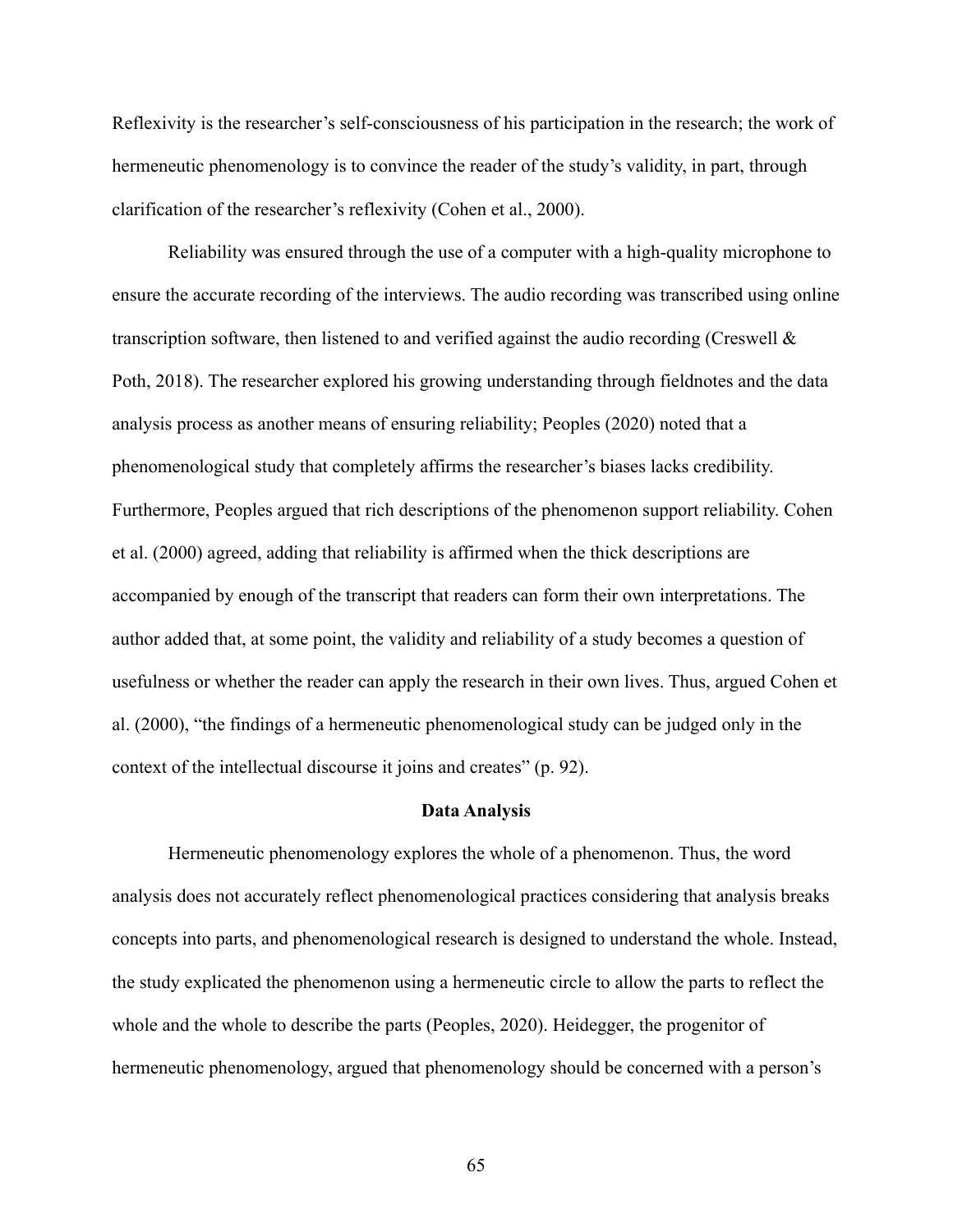Reflexivity is the researcher's self-consciousness of his participation in the research; the work of hermeneutic phenomenology is to convince the reader of the study's validity, in part, through clarification of the researcher's reflexivity (Cohen et al., 2000).

Reliability was ensured through the use of a computer with a high-quality microphone to ensure the accurate recording of the interviews. The audio recording was transcribed using online transcription software, then listened to and verified against the audio recording (Creswell & Poth, 2018). The researcher explored his growing understanding through fieldnotes and the data analysis process as another means of ensuring reliability; Peoples (2020) noted that a phenomenological study that completely affirms the researcher's biases lacks credibility. Furthermore, Peoples argued that rich descriptions of the phenomenon support reliability. Cohen et al. (2000) agreed, adding that reliability is affirmed when the thick descriptions are accompanied by enough of the transcript that readers can form their own interpretations. The author added that, at some point, the validity and reliability of a study becomes a question of usefulness or whether the reader can apply the research in their own lives. Thus, argued Cohen et al. (2000), "the findings of a hermeneutic phenomenological study can be judged only in the context of the intellectual discourse it joins and creates" (p. 92).

## Data Analysis

Hermeneutic phenomenology explores the whole of a phenomenon. Thus, the word analysis does not accurately reflect phenomenological practices considering that analysis breaks concepts into parts, and phenomenological research is designed to understand the whole. Instead, the study explicated the phenomenon using a hermeneutic circle to allow the parts to reflect the whole and the whole to describe the parts (Peoples, 2020). Heidegger, the progenitor of hermeneutic phenomenology, argued that phenomenology should be concerned with a person's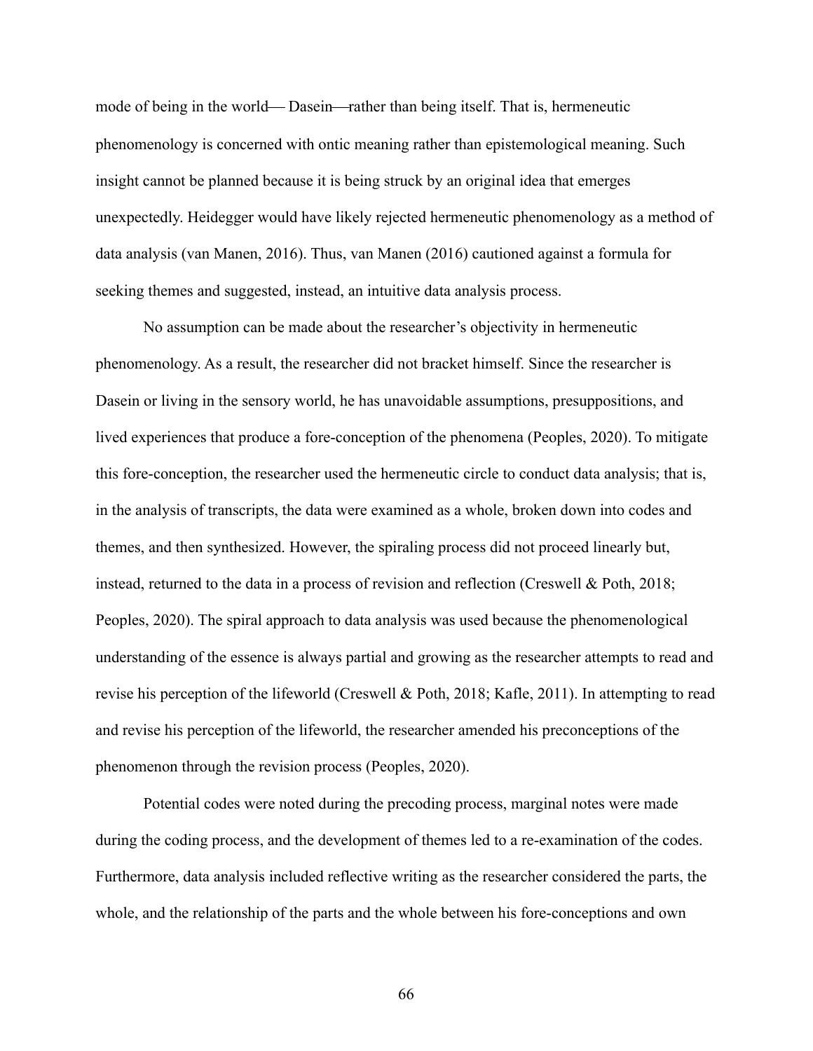mode of being in the world— Dasein—rather than being itself. That is, hermeneutic phenomenology is concerned with ontic meaning rather than epistemological meaning. Such insight cannot be planned because it is being struck by an original idea that emerges unexpectedly. Heidegger would have likely rejected hermeneutic phenomenology as a method of data analysis (van Manen, 2016). Thus, van Manen (2016) cautioned against a formula for seeking themes and suggested, instead, an intuitive data analysis process.

No assumption can be made about the researcher's objectivity in hermeneutic phenomenology. As a result, the researcher did not bracket himself. Since the researcher is Dasein or living in the sensory world, he has unavoidable assumptions, presuppositions, and lived experiences that produce a fore-conception of the phenomena (Peoples, 2020). To mitigate this fore-conception, the researcher used the hermeneutic circle to conduct data analysis; that is, in the analysis of transcripts, the data were examined as a whole, broken down into codes and themes, and then synthesized. However, the spiraling process did not proceed linearly but, instead, returned to the data in a process of revision and reflection (Creswell & Poth, 2018; Peoples, 2020). The spiral approach to data analysis was used because the phenomenological understanding of the essence is always partial and growing as the researcher attempts to read and revise his perception of the lifeworld (Creswell & Poth, 2018; Kafle, 2011). In attempting to read and revise his perception of the lifeworld, the researcher amended his preconceptions of the phenomenon through the revision process (Peoples, 2020).

Potential codes were noted during the precoding process, marginal notes were made during the coding process, and the development of themes led to a re-examination of the codes. Furthermore, data analysis included reflective writing as the researcher considered the parts, the whole, and the relationship of the parts and the whole between his fore-conceptions and own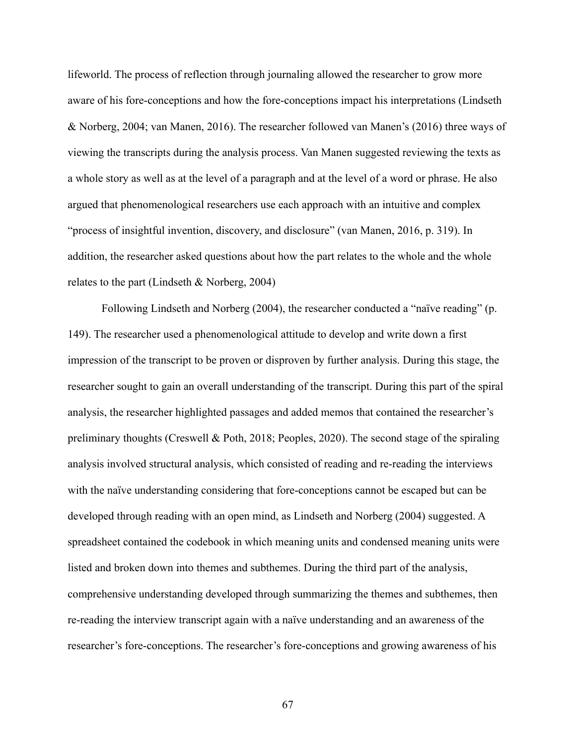lifeworld. The process of reflection through journaling allowed the researcher to grow more aware of his fore-conceptions and how the fore-conceptions impact his interpretations (Lindseth & Norberg, 2004; van Manen, 2016). The researcher followed van Manen's (2016) three ways of viewing the transcripts during the analysis process. Van Manen suggested reviewing the texts as a whole story as well as at the level of a paragraph and at the level of a word or phrase. He also argued that phenomenological researchers use each approach with an intuitive and complex "process of insightful invention, discovery, and disclosure" (van Manen, 2016, p. 319). In addition, the researcher asked questions about how the part relates to the whole and the whole relates to the part (Lindseth & Norberg, 2004)

Following Lindseth and Norberg (2004), the researcher conducted a "naïve reading" (p. 149). The researcher used a phenomenological attitude to develop and write down a first impression of the transcript to be proven or disproven by further analysis. During this stage, the researcher sought to gain an overall understanding of the transcript. During this part of the spiral analysis, the researcher highlighted passages and added memos that contained the researcher's preliminary thoughts (Creswell & Poth, 2018; Peoples, 2020). The second stage of the spiraling analysis involved structural analysis, which consisted of reading and re-reading the interviews with the naïve understanding considering that fore-conceptions cannot be escaped but can be developed through reading with an open mind, as Lindseth and Norberg (2004) suggested. A spreadsheet contained the codebook in which meaning units and condensed meaning units were listed and broken down into themes and subthemes. During the third part of the analysis, comprehensive understanding developed through summarizing the themes and subthemes, then re-reading the interview transcript again with a naïve understanding and an awareness of the researcher's fore-conceptions. The researcher's fore-conceptions and growing awareness of his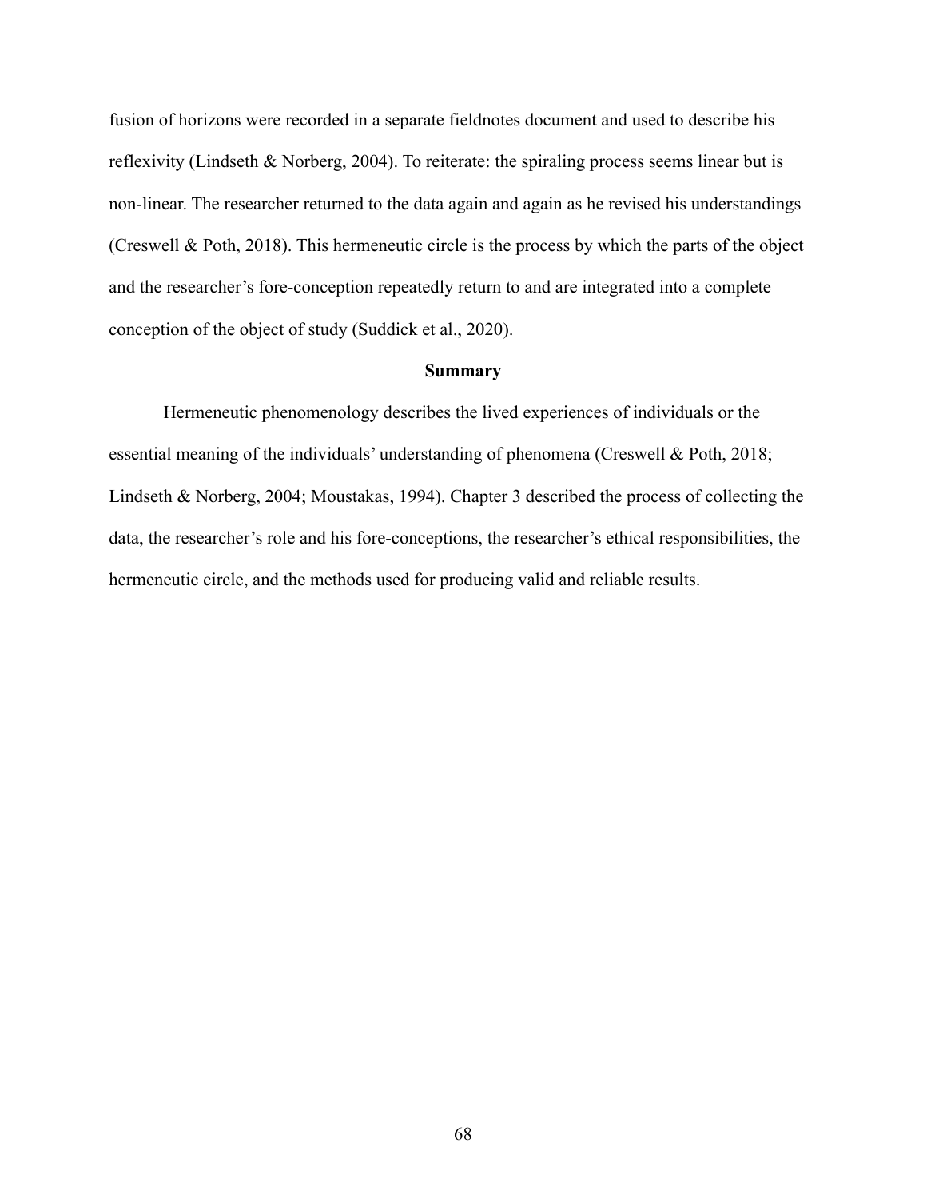fusion of horizons were recorded in a separate fieldnotes document and used to describe his reflexivity (Lindseth & Norberg, 2004). To reiterate: the spiraling process seems linear but is non-linear. The researcher returned to the data again and again as he revised his understandings (Creswell & Poth, 2018). This hermeneutic circle is the process by which the parts of the object and the researcher's fore-conception repeatedly return to and are integrated into a complete conception of the object of study (Suddick et al., 2020).

## Summary

Hermeneutic phenomenology describes the lived experiences of individuals or the essential meaning of the individuals' understanding of phenomena (Creswell & Poth, 2018; Lindseth & Norberg, 2004; Moustakas, 1994). Chapter 3 described the process of collecting the data, the researcher's role and his fore-conceptions, the researcher's ethical responsibilities, the hermeneutic circle, and the methods used for producing valid and reliable results.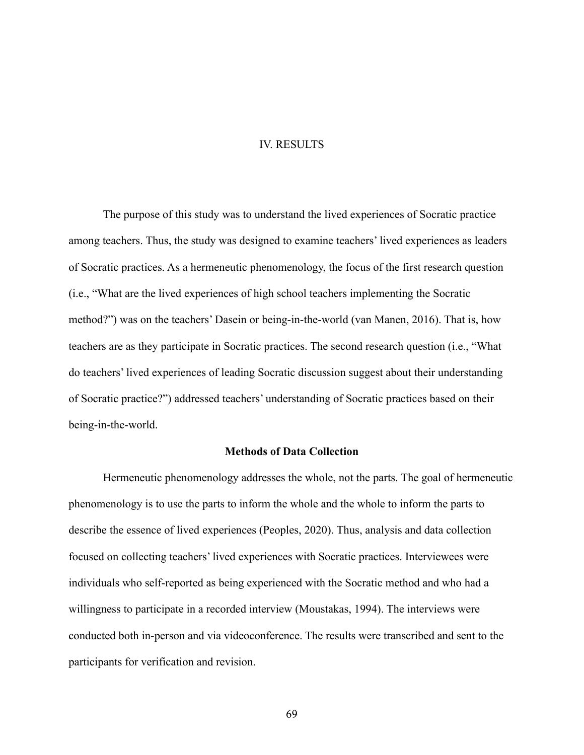# IV. RESULTS

The purpose of this study was to understand the lived experiences of Socratic practice among teachers. Thus, the study was designed to examine teachers' lived experiences as leaders of Socratic practices. As a hermeneutic phenomenology, the focus of the first research question (i.e., "What are the lived experiences of high school teachers implementing the Socratic method?") was on the teachers' Dasein or being-in-the-world (van Manen, 2016). That is, how teachers are as they participate in Socratic practices. The second research question (i.e., "What do teachers' lived experiences of leading Socratic discussion suggest about their understanding of Socratic practice?") addressed teachers' understanding of Socratic practices based on their being-in-the-world.

## Methods of Data Collection

Hermeneutic phenomenology addresses the whole, not the parts. The goal of hermeneutic phenomenology is to use the parts to inform the whole and the whole to inform the parts to describe the essence of lived experiences (Peoples, 2020). Thus, analysis and data collection focused on collecting teachers' lived experiences with Socratic practices. Interviewees were individuals who self-reported as being experienced with the Socratic method and who had a willingness to participate in a recorded interview (Moustakas, 1994). The interviews were conducted both in-person and via videoconference. The results were transcribed and sent to the participants for verification and revision.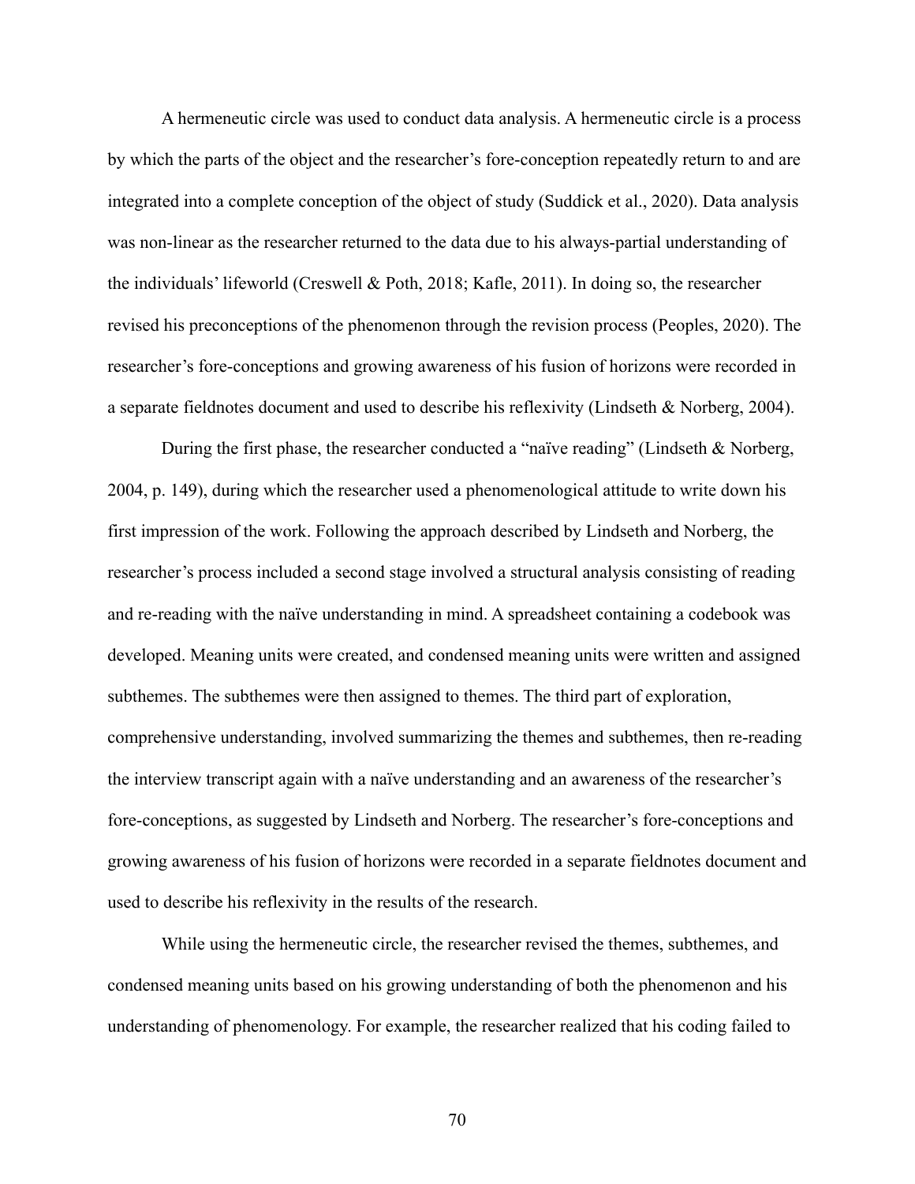A hermeneutic circle was used to conduct data analysis. A hermeneutic circle is a process by which the parts of the object and the researcher's fore-conception repeatedly return to and are integrated into a complete conception of the object of study (Suddick et al., 2020). Data analysis was non-linear as the researcher returned to the data due to his always-partial understanding of the individuals' lifeworld (Creswell & Poth, 2018; Kafle, 2011). In doing so, the researcher revised his preconceptions of the phenomenon through the revision process (Peoples, 2020). The researcher's fore-conceptions and growing awareness of his fusion of horizons were recorded in a separate fieldnotes document and used to describe his reflexivity (Lindseth & Norberg, 2004).

During the first phase, the researcher conducted a "naïve reading" (Lindseth & Norberg, 2004, p. 149), during which the researcher used a phenomenological attitude to write down his first impression of the work. Following the approach described by Lindseth and Norberg, the researcher's process included a second stage involved a structural analysis consisting of reading and re-reading with the naïve understanding in mind. A spreadsheet containing a codebook was developed. Meaning units were created, and condensed meaning units were written and assigned subthemes. The subthemes were then assigned to themes. The third part of exploration, comprehensive understanding, involved summarizing the themes and subthemes, then re-reading the interview transcript again with a naïve understanding and an awareness of the researcher's fore-conceptions, as suggested by Lindseth and Norberg. The researcher's fore-conceptions and growing awareness of his fusion of horizons were recorded in a separate fieldnotes document and used to describe his reflexivity in the results of the research.

While using the hermeneutic circle, the researcher revised the themes, subthemes, and condensed meaning units based on his growing understanding of both the phenomenon and his understanding of phenomenology. For example, the researcher realized that his coding failed to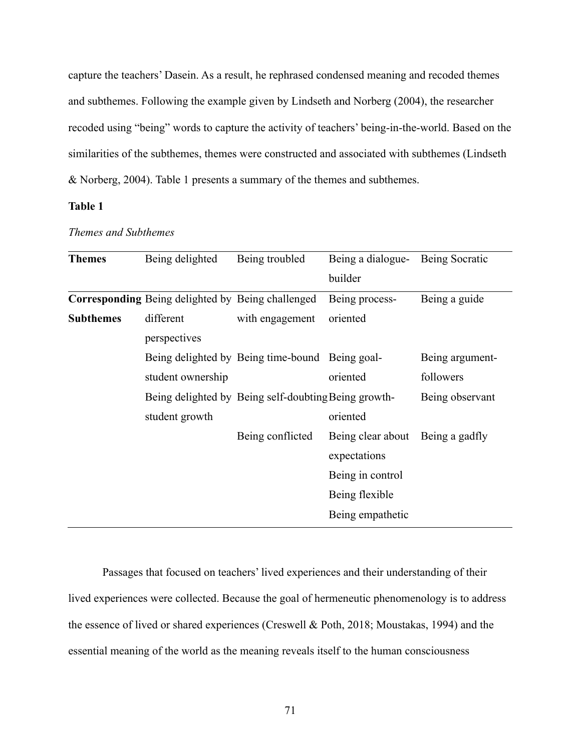capture the teachers' Dasein. As a result, he rephrased condensed meaning and recoded themes and subthemes. Following the example given by Lindseth and Norberg (2004), the researcher recoded using "being" words to capture the activity of teachers' being-in-the-world. Based on the similarities of the subthemes, themes were constructed and associated with subthemes (Lindseth & Norberg, 2004). Table 1 presents a summary of the themes and subthemes.

**Table 1**

*Themes and Subthemes*

| **Themes** | Being delighted | Being troubled | Being a dialogue-builder | Being Socratic |
|---|---|---|---|---|
| **Corresponding Subthemes** | Being delighted by different perspectives | Being challenged with engagement | Being process-oriented | Being a guide |
| | Being delighted by student ownership | Being time-bound | Being goal-oriented | Being argument-followers |
| | Being delighted by student growth | Being self-doubting | Being growth-oriented | Being observant |
| | | Being conflicted | Being clear about expectations | Being a gadfly |
| | | | Being in control | |
| | | | Being flexible | |
| | | | Being empathetic | |

Passages that focused on teachers' lived experiences and their understanding of their lived experiences were collected. Because the goal of hermeneutic phenomenology is to address the essence of lived or shared experiences (Creswell & Poth, 2018; Moustakas, 1994) and the essential meaning of the world as the meaning reveals itself to the human consciousness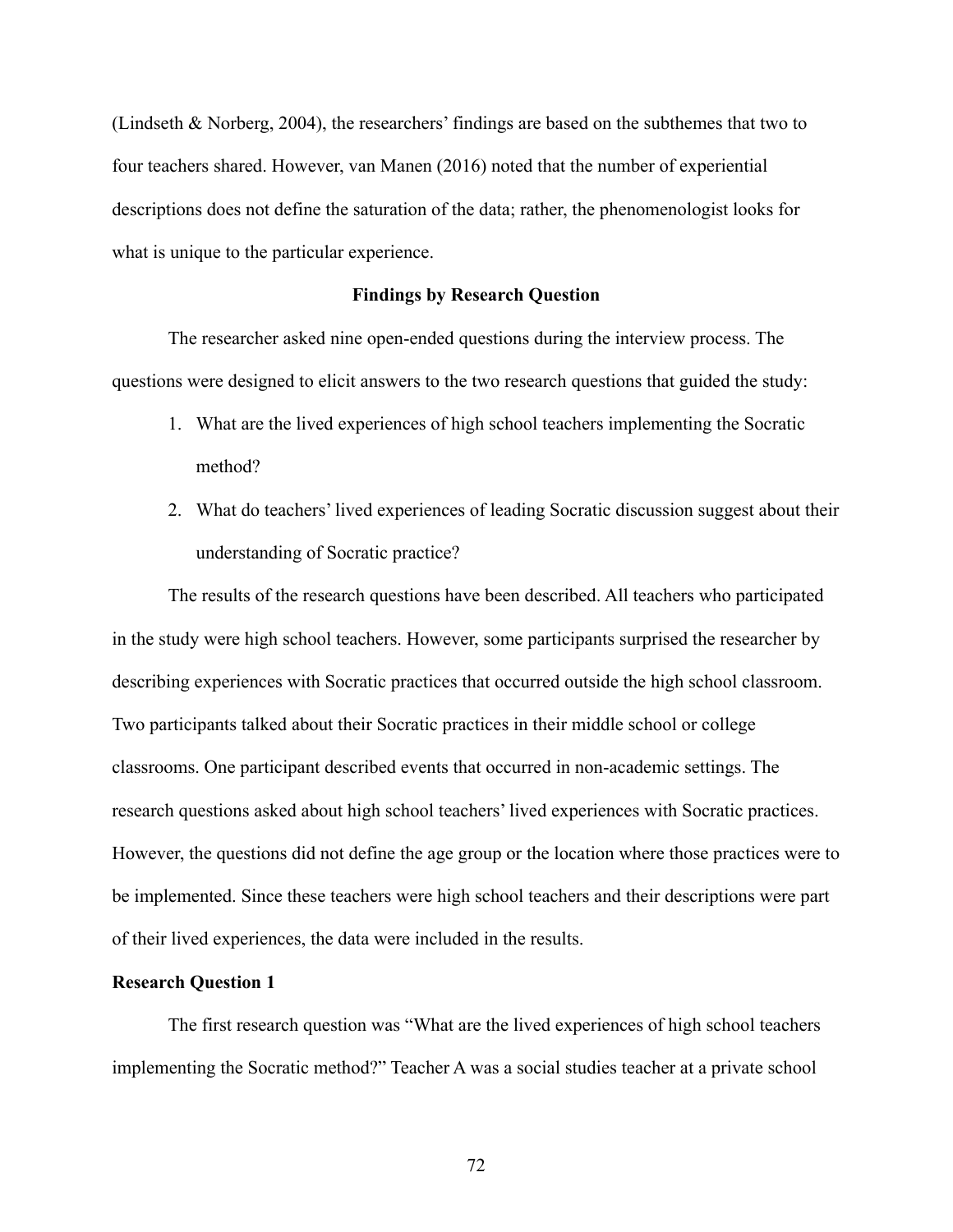(Lindseth & Norberg, 2004), the researchers' findings are based on the subthemes that two to four teachers shared. However, van Manen (2016) noted that the number of experiential descriptions does not define the saturation of the data; rather, the phenomenologist looks for what is unique to the particular experience.

## Findings by Research Question

The researcher asked nine open-ended questions during the interview process. The questions were designed to elicit answers to the two research questions that guided the study:

1. What are the lived experiences of high school teachers implementing the Socratic method?
2. What do teachers' lived experiences of leading Socratic discussion suggest about their understanding of Socratic practice?

The results of the research questions have been described. All teachers who participated in the study were high school teachers. However, some participants surprised the researcher by describing experiences with Socratic practices that occurred outside the high school classroom. Two participants talked about their Socratic practices in their middle school or college classrooms. One participant described events that occurred in non-academic settings. The research questions asked about high school teachers' lived experiences with Socratic practices. However, the questions did not define the age group or the location where those practices were to be implemented. Since these teachers were high school teachers and their descriptions were part of their lived experiences, the data were included in the results.

### Research Question 1

The first research question was "What are the lived experiences of high school teachers implementing the Socratic method?" Teacher A was a social studies teacher at a private school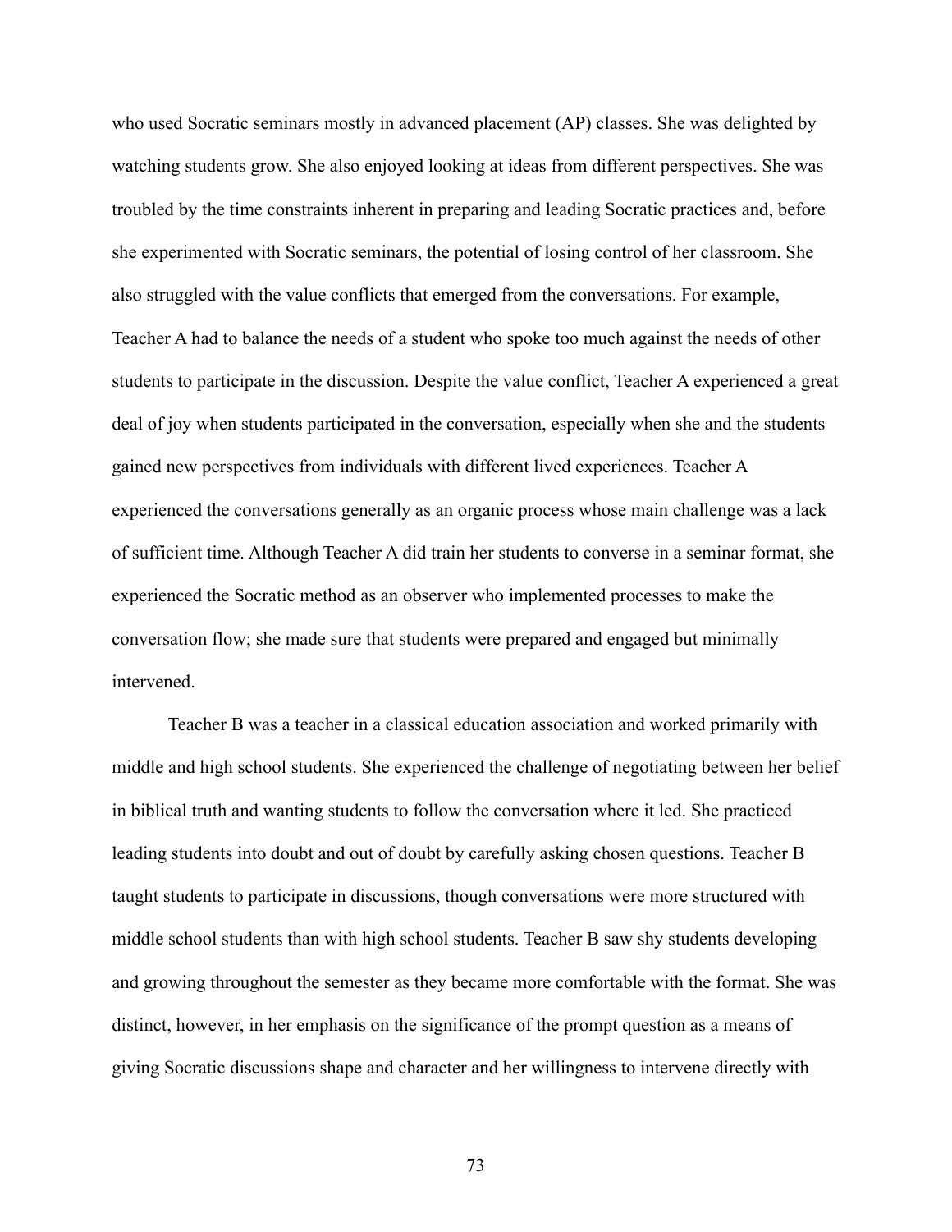who used Socratic seminars mostly in advanced placement (AP) classes. She was delighted by watching students grow. She also enjoyed looking at ideas from different perspectives. She was troubled by the time constraints inherent in preparing and leading Socratic practices and, before she experimented with Socratic seminars, the potential of losing control of her classroom. She also struggled with the value conflicts that emerged from the conversations. For example, Teacher A had to balance the needs of a student who spoke too much against the needs of other students to participate in the discussion. Despite the value conflict, Teacher A experienced a great deal of joy when students participated in the conversation, especially when she and the students gained new perspectives from individuals with different lived experiences. Teacher A experienced the conversations generally as an organic process whose main challenge was a lack of sufficient time. Although Teacher A did train her students to converse in a seminar format, she experienced the Socratic method as an observer who implemented processes to make the conversation flow; she made sure that students were prepared and engaged but minimally intervened.

Teacher B was a teacher in a classical education association and worked primarily with middle and high school students. She experienced the challenge of negotiating between her belief in biblical truth and wanting students to follow the conversation where it led. She practiced leading students into doubt and out of doubt by carefully asking chosen questions. Teacher B taught students to participate in discussions, though conversations were more structured with middle school students than with high school students. Teacher B saw shy students developing and growing throughout the semester as they became more comfortable with the format. She was distinct, however, in her emphasis on the significance of the prompt question as a means of giving Socratic discussions shape and character and her willingness to intervene directly with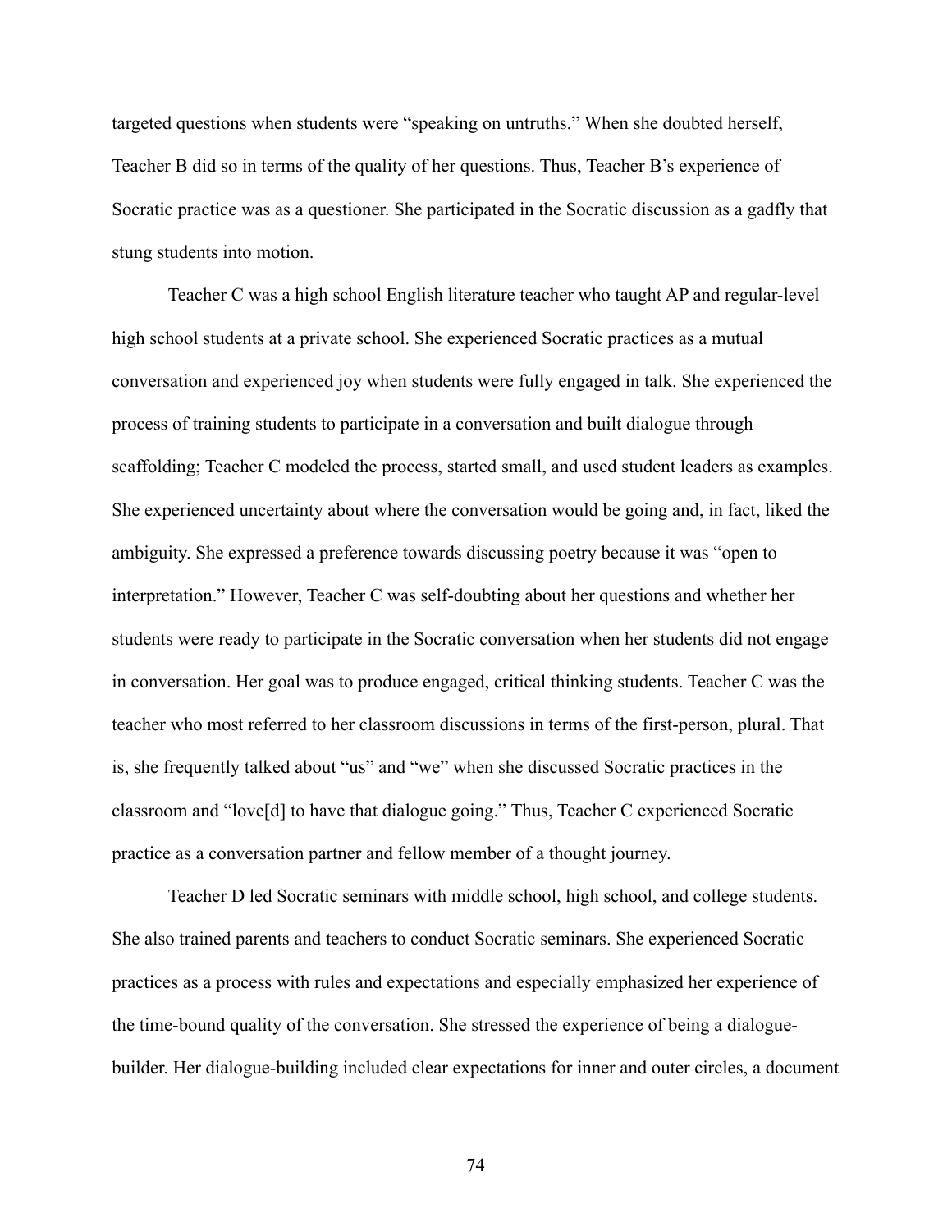targeted questions when students were "speaking on untruths." When she doubted herself, Teacher B did so in terms of the quality of her questions. Thus, Teacher B's experience of Socratic practice was as a questioner. She participated in the Socratic discussion as a gadfly that stung students into motion.

Teacher C was a high school English literature teacher who taught AP and regular-level high school students at a private school. She experienced Socratic practices as a mutual conversation and experienced joy when students were fully engaged in talk. She experienced the process of training students to participate in a conversation and built dialogue through scaffolding; Teacher C modeled the process, started small, and used student leaders as examples. She experienced uncertainty about where the conversation would be going and, in fact, liked the ambiguity. She expressed a preference towards discussing poetry because it was "open to interpretation." However, Teacher C was self-doubting about her questions and whether her students were ready to participate in the Socratic conversation when her students did not engage in conversation. Her goal was to produce engaged, critical thinking students. Teacher C was the teacher who most referred to her classroom discussions in terms of the first-person, plural. That is, she frequently talked about "us" and "we" when she discussed Socratic practices in the classroom and "love[d] to have that dialogue going." Thus, Teacher C experienced Socratic practice as a conversation partner and fellow member of a thought journey.

Teacher D led Socratic seminars with middle school, high school, and college students. She also trained parents and teachers to conduct Socratic seminars. She experienced Socratic practices as a process with rules and expectations and especially emphasized her experience of the time-bound quality of the conversation. She stressed the experience of being a dialogue-builder. Her dialogue-building included clear expectations for inner and outer circles, a document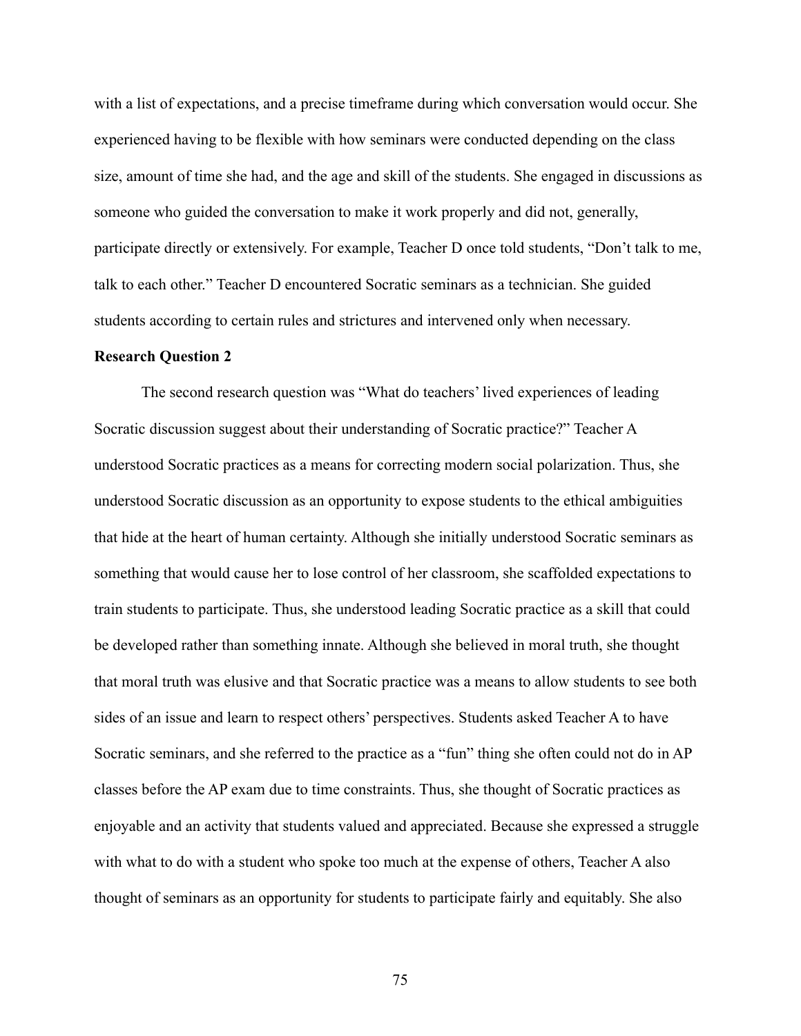with a list of expectations, and a precise timeframe during which conversation would occur. She experienced having to be flexible with how seminars were conducted depending on the class size, amount of time she had, and the age and skill of the students. She engaged in discussions as someone who guided the conversation to make it work properly and did not, generally, participate directly or extensively. For example, Teacher D once told students, "Don't talk to me, talk to each other." Teacher D encountered Socratic seminars as a technician. She guided students according to certain rules and strictures and intervened only when necessary.

### Research Question 2

The second research question was "What do teachers' lived experiences of leading Socratic discussion suggest about their understanding of Socratic practice?" Teacher A understood Socratic practices as a means for correcting modern social polarization. Thus, she understood Socratic discussion as an opportunity to expose students to the ethical ambiguities that hide at the heart of human certainty. Although she initially understood Socratic seminars as something that would cause her to lose control of her classroom, she scaffolded expectations to train students to participate. Thus, she understood leading Socratic practice as a skill that could be developed rather than something innate. Although she believed in moral truth, she thought that moral truth was elusive and that Socratic practice was a means to allow students to see both sides of an issue and learn to respect others' perspectives. Students asked Teacher A to have Socratic seminars, and she referred to the practice as a "fun" thing she often could not do in AP classes before the AP exam due to time constraints. Thus, she thought of Socratic practices as enjoyable and an activity that students valued and appreciated. Because she expressed a struggle with what to do with a student who spoke too much at the expense of others, Teacher A also thought of seminars as an opportunity for students to participate fairly and equitably. She also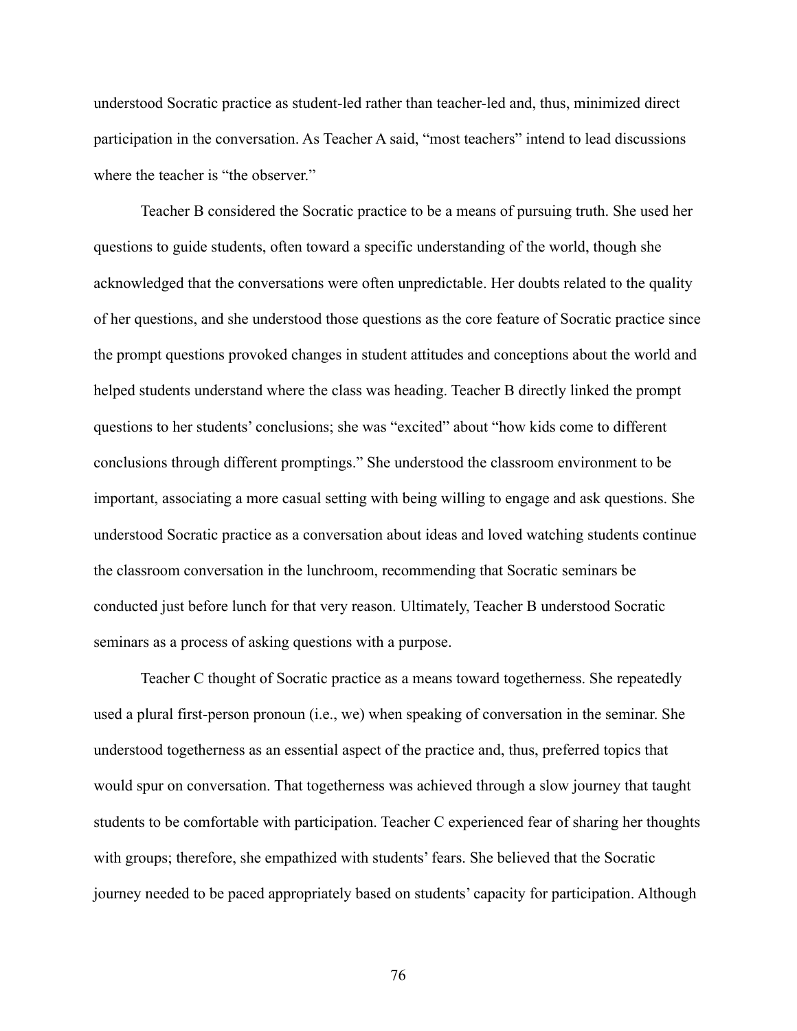understood Socratic practice as student-led rather than teacher-led and, thus, minimized direct participation in the conversation. As Teacher A said, "most teachers" intend to lead discussions where the teacher is "the observer."

Teacher B considered the Socratic practice to be a means of pursuing truth. She used her questions to guide students, often toward a specific understanding of the world, though she acknowledged that the conversations were often unpredictable. Her doubts related to the quality of her questions, and she understood those questions as the core feature of Socratic practice since the prompt questions provoked changes in student attitudes and conceptions about the world and helped students understand where the class was heading. Teacher B directly linked the prompt questions to her students' conclusions; she was "excited" about "how kids come to different conclusions through different promptings." She understood the classroom environment to be important, associating a more casual setting with being willing to engage and ask questions. She understood Socratic practice as a conversation about ideas and loved watching students continue the classroom conversation in the lunchroom, recommending that Socratic seminars be conducted just before lunch for that very reason. Ultimately, Teacher B understood Socratic seminars as a process of asking questions with a purpose.

Teacher C thought of Socratic practice as a means toward togetherness. She repeatedly used a plural first-person pronoun (i.e., we) when speaking of conversation in the seminar. She understood togetherness as an essential aspect of the practice and, thus, preferred topics that would spur on conversation. That togetherness was achieved through a slow journey that taught students to be comfortable with participation. Teacher C experienced fear of sharing her thoughts with groups; therefore, she empathized with students' fears. She believed that the Socratic journey needed to be paced appropriately based on students' capacity for participation. Although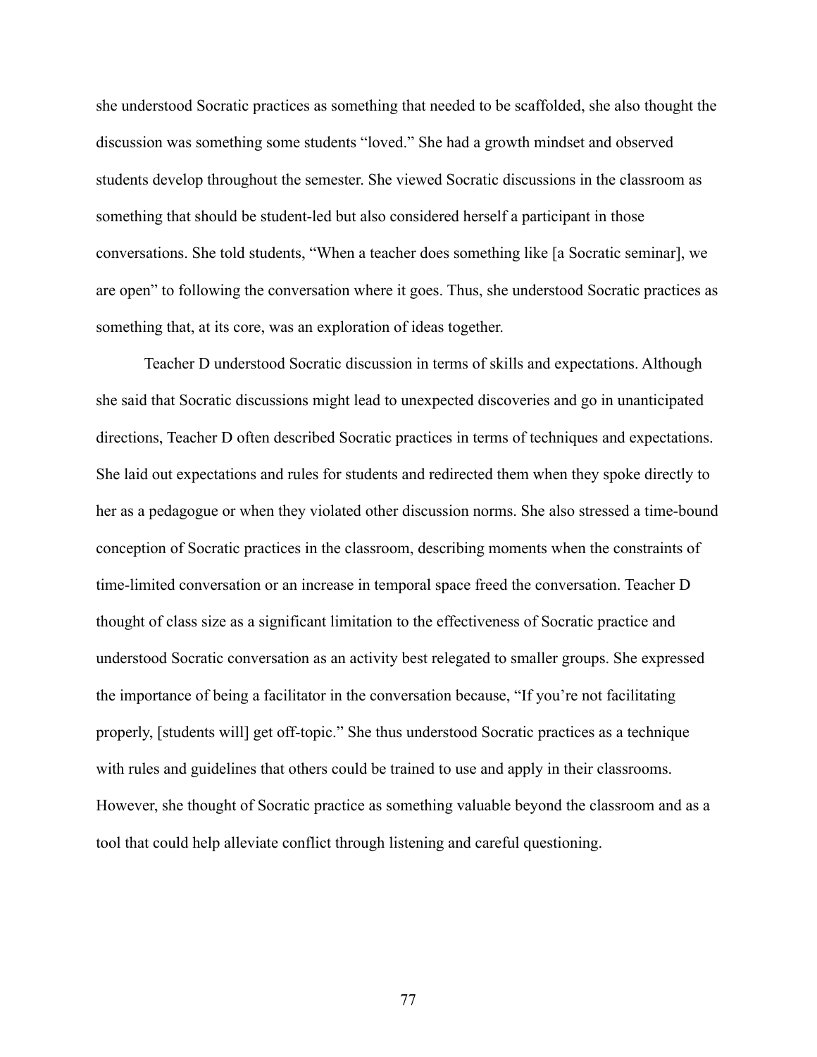she understood Socratic practices as something that needed to be scaffolded, she also thought the discussion was something some students "loved." She had a growth mindset and observed students develop throughout the semester. She viewed Socratic discussions in the classroom as something that should be student-led but also considered herself a participant in those conversations. She told students, "When a teacher does something like [a Socratic seminar], we are open" to following the conversation where it goes. Thus, she understood Socratic practices as something that, at its core, was an exploration of ideas together.

Teacher D understood Socratic discussion in terms of skills and expectations. Although she said that Socratic discussions might lead to unexpected discoveries and go in unanticipated directions, Teacher D often described Socratic practices in terms of techniques and expectations. She laid out expectations and rules for students and redirected them when they spoke directly to her as a pedagogue or when they violated other discussion norms. She also stressed a time-bound conception of Socratic practices in the classroom, describing moments when the constraints of time-limited conversation or an increase in temporal space freed the conversation. Teacher D thought of class size as a significant limitation to the effectiveness of Socratic practice and understood Socratic conversation as an activity best relegated to smaller groups. She expressed the importance of being a facilitator in the conversation because, "If you're not facilitating properly, [students will] get off-topic." She thus understood Socratic practices as a technique with rules and guidelines that others could be trained to use and apply in their classrooms. However, she thought of Socratic practice as something valuable beyond the classroom and as a tool that could help alleviate conflict through listening and careful questioning.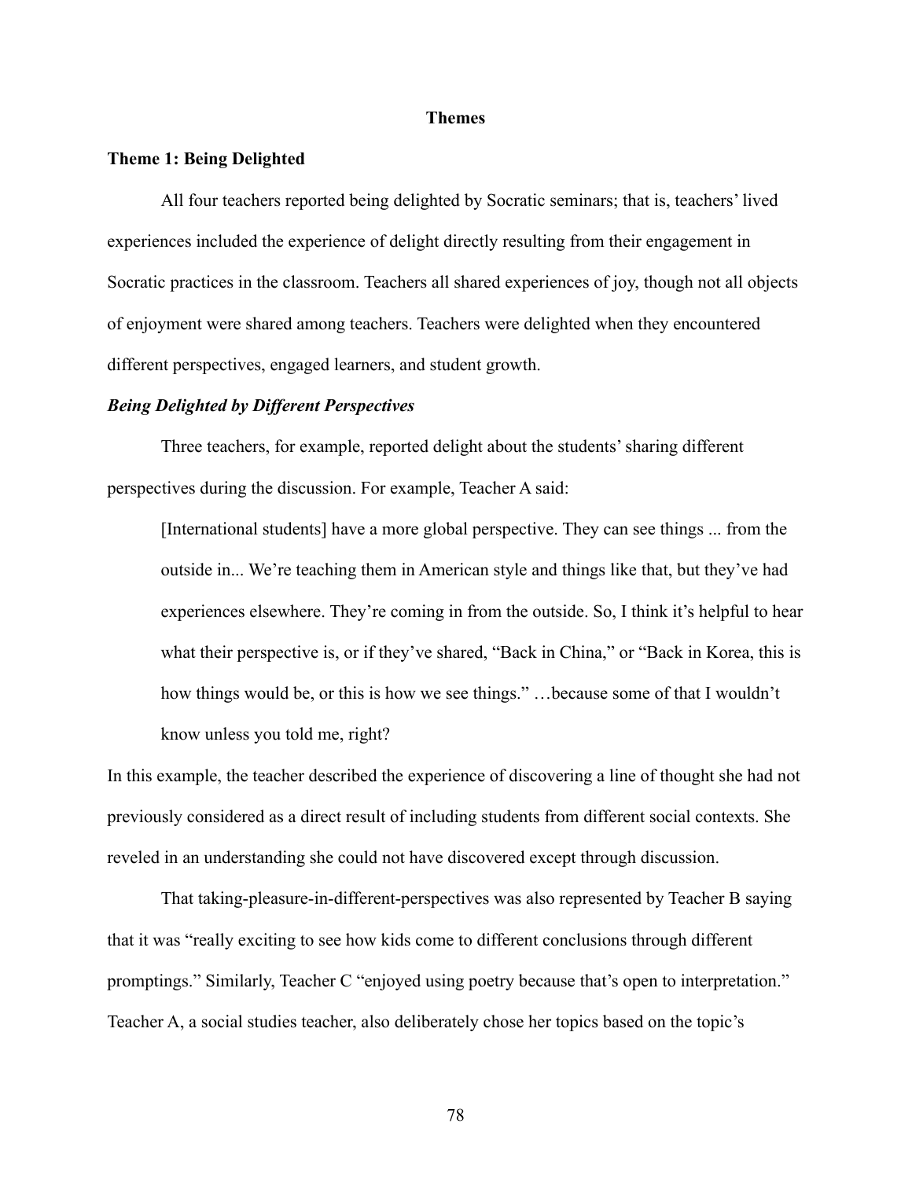## Themes

### Theme 1: Being Delighted

All four teachers reported being delighted by Socratic seminars; that is, teachers' lived experiences included the experience of delight directly resulting from their engagement in Socratic practices in the classroom. Teachers all shared experiences of joy, though not all objects of enjoyment were shared among teachers. Teachers were delighted when they encountered different perspectives, engaged learners, and student growth.

#### *Being Delighted by Different Perspectives*

Three teachers, for example, reported delight about the students' sharing different perspectives during the discussion. For example, Teacher A said:

> [International students] have a more global perspective. They can see things ... from the outside in... We're teaching them in American style and things like that, but they've had experiences elsewhere. They're coming in from the outside. So, I think it's helpful to hear what their perspective is, or if they've shared, "Back in China," or "Back in Korea, this is how things would be, or this is how we see things." …because some of that I wouldn't know unless you told me, right?

In this example, the teacher described the experience of discovering a line of thought she had not previously considered as a direct result of including students from different social contexts. She reveled in an understanding she could not have discovered except through discussion.

That taking-pleasure-in-different-perspectives was also represented by Teacher B saying that it was "really exciting to see how kids come to different conclusions through different promptings." Similarly, Teacher C "enjoyed using poetry because that's open to interpretation." Teacher A, a social studies teacher, also deliberately chose her topics based on the topic's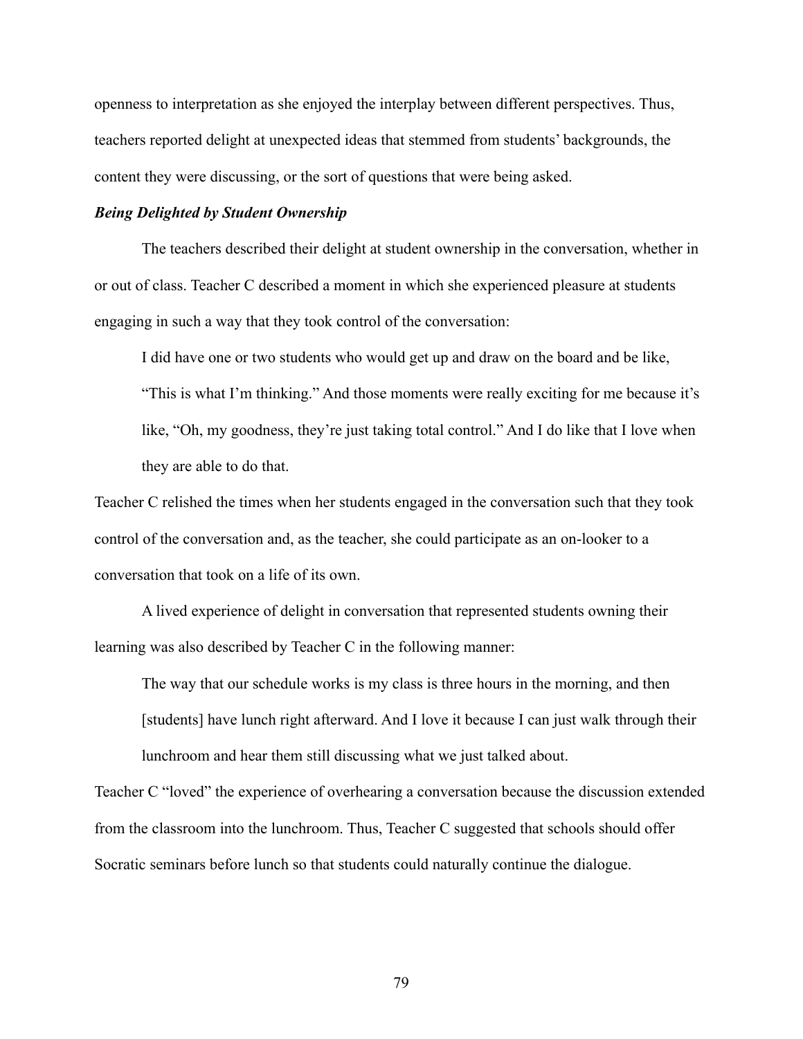openness to interpretation as she enjoyed the interplay between different perspectives. Thus, teachers reported delight at unexpected ideas that stemmed from students' backgrounds, the content they were discussing, or the sort of questions that were being asked.

### ***Being Delighted by Student Ownership***

The teachers described their delight at student ownership in the conversation, whether in or out of class. Teacher C described a moment in which she experienced pleasure at students engaging in such a way that they took control of the conversation:

> I did have one or two students who would get up and draw on the board and be like, "This is what I'm thinking." And those moments were really exciting for me because it's like, "Oh, my goodness, they're just taking total control." And I do like that I love when they are able to do that.

Teacher C relished the times when her students engaged in the conversation such that they took control of the conversation and, as the teacher, she could participate as an on-looker to a conversation that took on a life of its own.

A lived experience of delight in conversation that represented students owning their learning was also described by Teacher C in the following manner:

> The way that our schedule works is my class is three hours in the morning, and then [students] have lunch right afterward. And I love it because I can just walk through their lunchroom and hear them still discussing what we just talked about.

Teacher C "loved" the experience of overhearing a conversation because the discussion extended from the classroom into the lunchroom. Thus, Teacher C suggested that schools should offer Socratic seminars before lunch so that students could naturally continue the dialogue.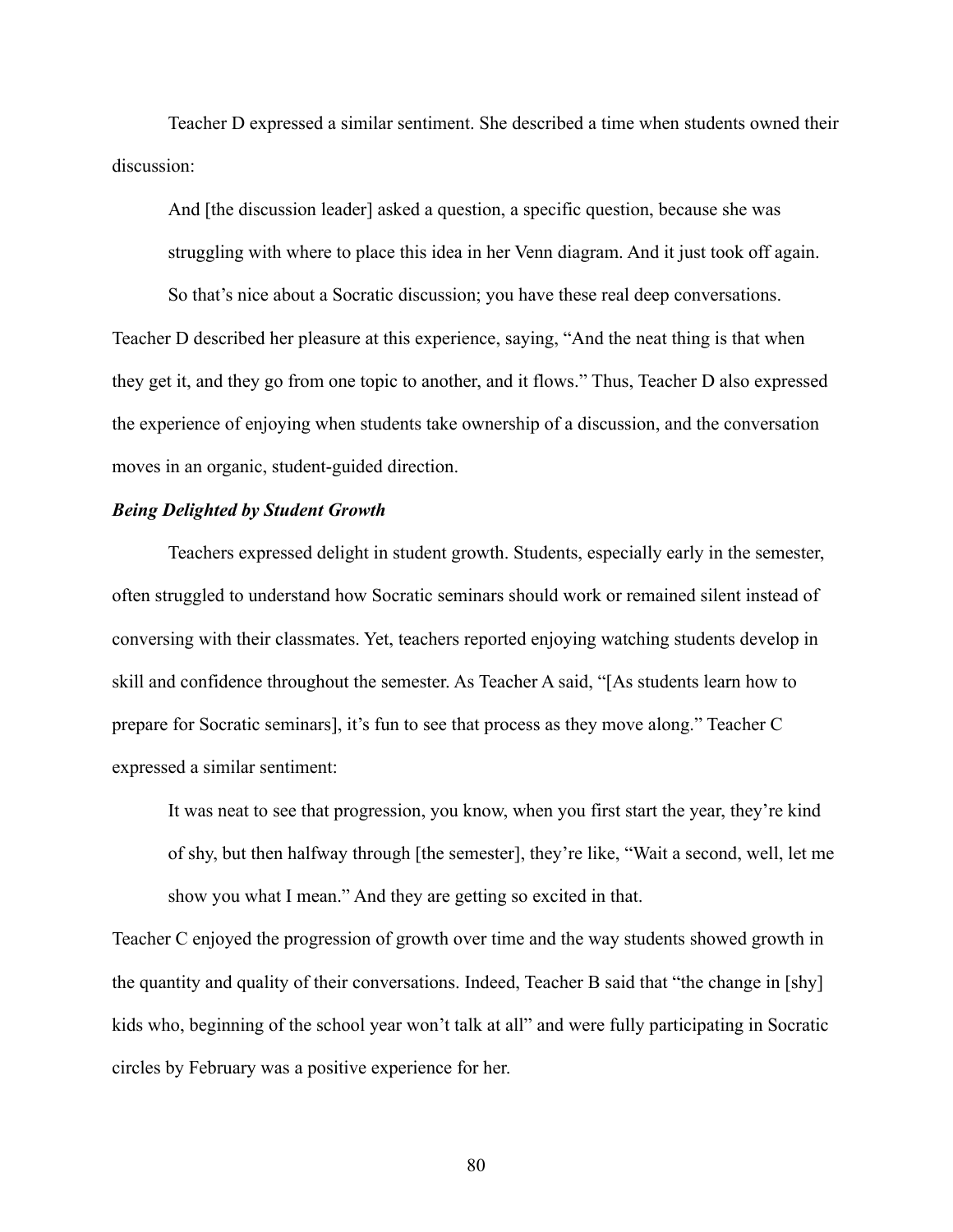Teacher D expressed a similar sentiment. She described a time when students owned their discussion:

> And [the discussion leader] asked a question, a specific question, because she was struggling with where to place this idea in her Venn diagram. And it just took off again. So that's nice about a Socratic discussion; you have these real deep conversations.

Teacher D described her pleasure at this experience, saying, "And the neat thing is that when they get it, and they go from one topic to another, and it flows." Thus, Teacher D also expressed the experience of enjoying when students take ownership of a discussion, and the conversation moves in an organic, student-guided direction.

### ***Being Delighted by Student Growth***

Teachers expressed delight in student growth. Students, especially early in the semester, often struggled to understand how Socratic seminars should work or remained silent instead of conversing with their classmates. Yet, teachers reported enjoying watching students develop in skill and confidence throughout the semester. As Teacher A said, "[As students learn how to prepare for Socratic seminars], it's fun to see that process as they move along." Teacher C expressed a similar sentiment:

> It was neat to see that progression, you know, when you first start the year, they're kind of shy, but then halfway through [the semester], they're like, "Wait a second, well, let me show you what I mean." And they are getting so excited in that.

Teacher C enjoyed the progression of growth over time and the way students showed growth in the quantity and quality of their conversations. Indeed, Teacher B said that "the change in [shy] kids who, beginning of the school year won't talk at all" and were fully participating in Socratic circles by February was a positive experience for her.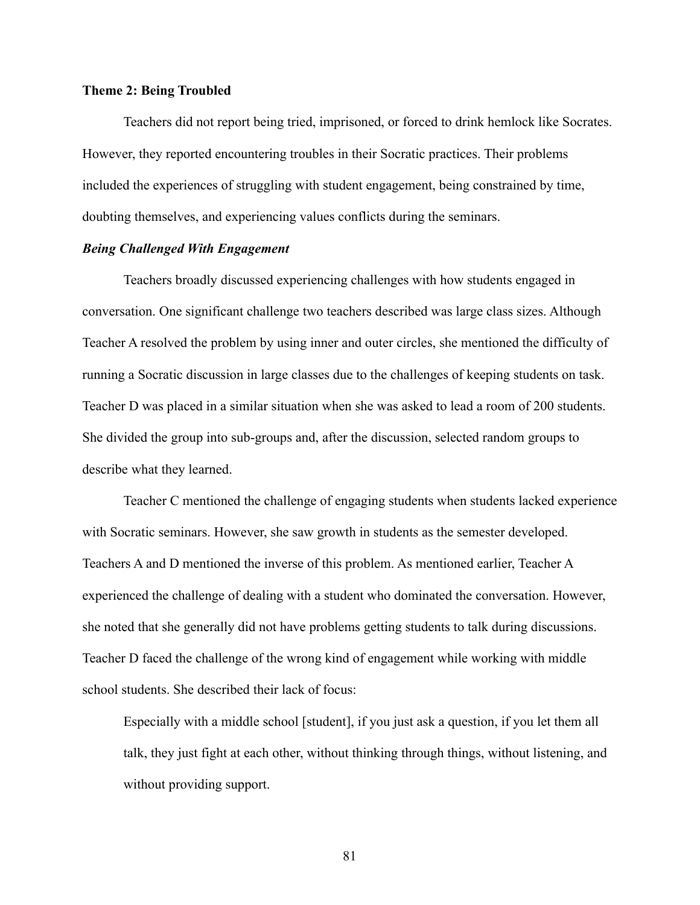### Theme 2: Being Troubled

Teachers did not report being tried, imprisoned, or forced to drink hemlock like Socrates. However, they reported encountering troubles in their Socratic practices. Their problems included the experiences of struggling with student engagement, being constrained by time, doubting themselves, and experiencing values conflicts during the seminars.

#### *Being Challenged With Engagement*

Teachers broadly discussed experiencing challenges with how students engaged in conversation. One significant challenge two teachers described was large class sizes. Although Teacher A resolved the problem by using inner and outer circles, she mentioned the difficulty of running a Socratic discussion in large classes due to the challenges of keeping students on task. Teacher D was placed in a similar situation when she was asked to lead a room of 200 students. She divided the group into sub-groups and, after the discussion, selected random groups to describe what they learned.

Teacher C mentioned the challenge of engaging students when students lacked experience with Socratic seminars. However, she saw growth in students as the semester developed. Teachers A and D mentioned the inverse of this problem. As mentioned earlier, Teacher A experienced the challenge of dealing with a student who dominated the conversation. However, she noted that she generally did not have problems getting students to talk during discussions. Teacher D faced the challenge of the wrong kind of engagement while working with middle school students. She described their lack of focus:

> Especially with a middle school [student], if you just ask a question, if you let them all talk, they just fight at each other, without thinking through things, without listening, and without providing support.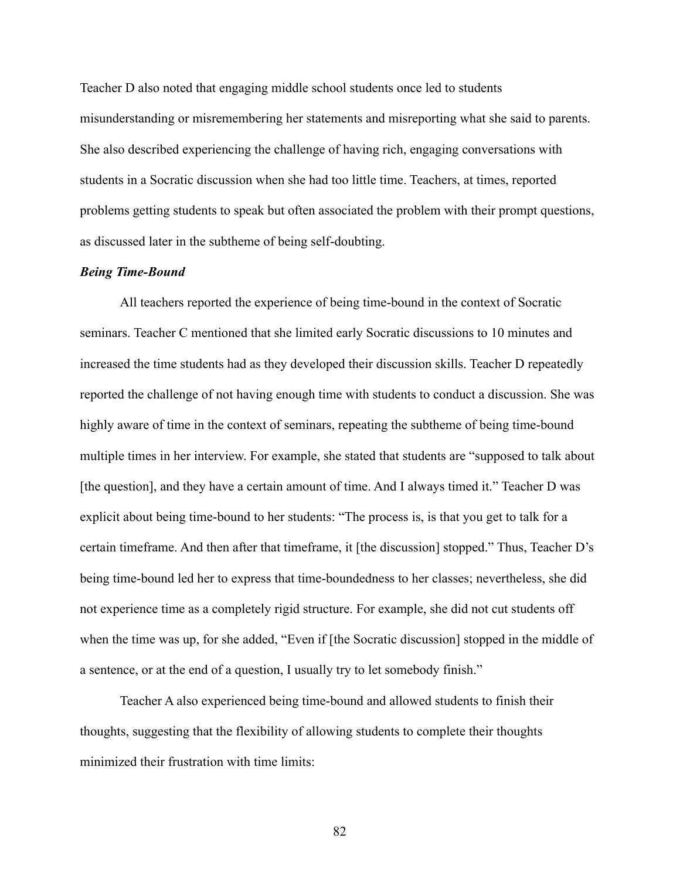Teacher D also noted that engaging middle school students once led to students misunderstanding or misremembering her statements and misreporting what she said to parents. She also described experiencing the challenge of having rich, engaging conversations with students in a Socratic discussion when she had too little time. Teachers, at times, reported problems getting students to speak but often associated the problem with their prompt questions, as discussed later in the subtheme of being self-doubting.

### *Being Time-Bound*

All teachers reported the experience of being time-bound in the context of Socratic seminars. Teacher C mentioned that she limited early Socratic discussions to 10 minutes and increased the time students had as they developed their discussion skills. Teacher D repeatedly reported the challenge of not having enough time with students to conduct a discussion. She was highly aware of time in the context of seminars, repeating the subtheme of being time-bound multiple times in her interview. For example, she stated that students are "supposed to talk about [the question], and they have a certain amount of time. And I always timed it." Teacher D was explicit about being time-bound to her students: "The process is, is that you get to talk for a certain timeframe. And then after that timeframe, it [the discussion] stopped." Thus, Teacher D's being time-bound led her to express that time-boundedness to her classes; nevertheless, she did not experience time as a completely rigid structure. For example, she did not cut students off when the time was up, for she added, "Even if [the Socratic discussion] stopped in the middle of a sentence, or at the end of a question, I usually try to let somebody finish."

Teacher A also experienced being time-bound and allowed students to finish their thoughts, suggesting that the flexibility of allowing students to complete their thoughts minimized their frustration with time limits: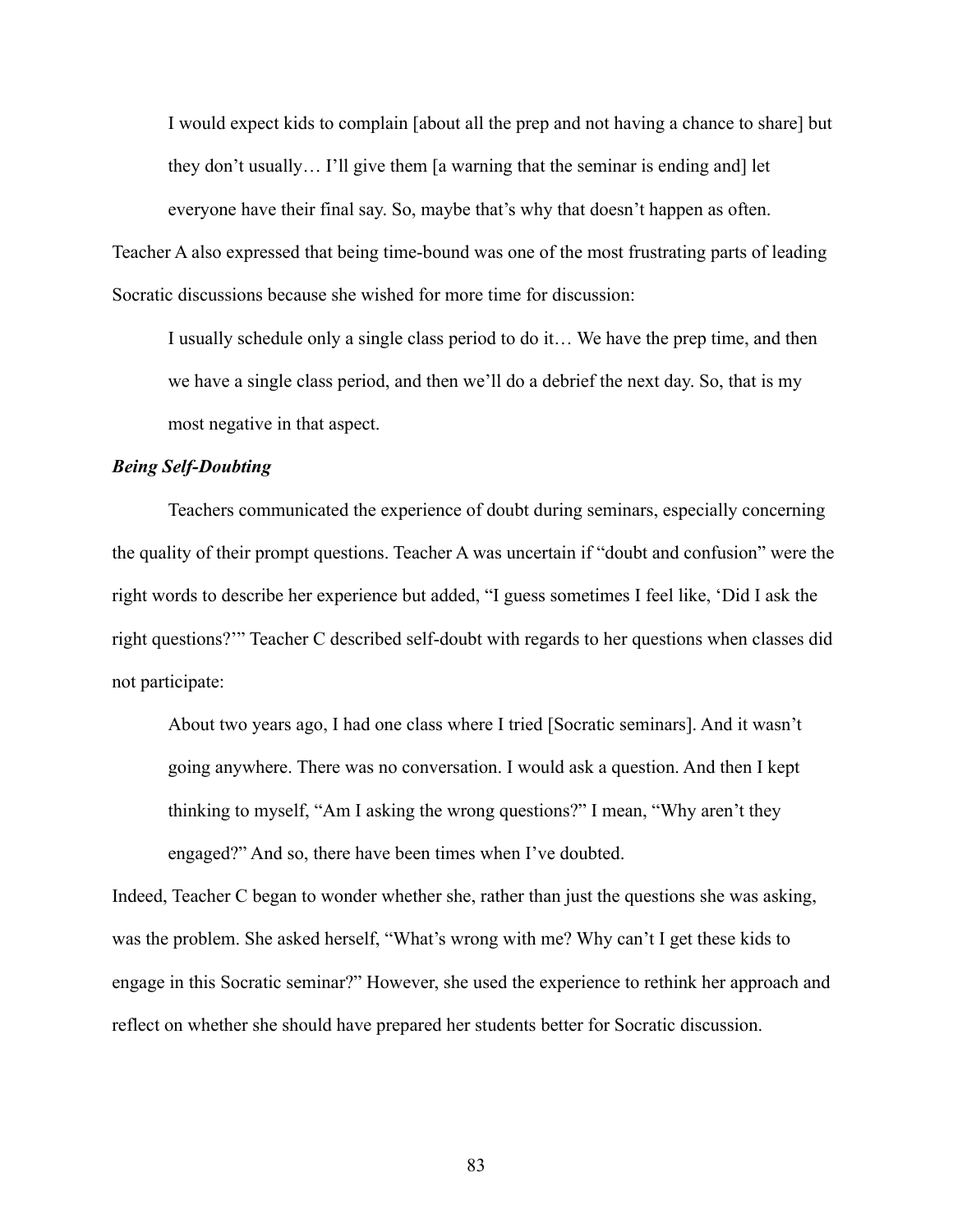> I would expect kids to complain [about all the prep and not having a chance to share] but they don't usually… I'll give them [a warning that the seminar is ending and] let everyone have their final say. So, maybe that's why that doesn't happen as often.

Teacher A also expressed that being time-bound was one of the most frustrating parts of leading Socratic discussions because she wished for more time for discussion:

> I usually schedule only a single class period to do it… We have the prep time, and then we have a single class period, and then we'll do a debrief the next day. So, that is my most negative in that aspect.

### *Being Self-Doubting*

Teachers communicated the experience of doubt during seminars, especially concerning the quality of their prompt questions. Teacher A was uncertain if "doubt and confusion" were the right words to describe her experience but added, "I guess sometimes I feel like, 'Did I ask the right questions?'" Teacher C described self-doubt with regards to her questions when classes did not participate:

> About two years ago, I had one class where I tried [Socratic seminars]. And it wasn't going anywhere. There was no conversation. I would ask a question. And then I kept thinking to myself, "Am I asking the wrong questions?" I mean, "Why aren't they engaged?" And so, there have been times when I've doubted.

Indeed, Teacher C began to wonder whether she, rather than just the questions she was asking, was the problem. She asked herself, "What's wrong with me? Why can't I get these kids to engage in this Socratic seminar?" However, she used the experience to rethink her approach and reflect on whether she should have prepared her students better for Socratic discussion.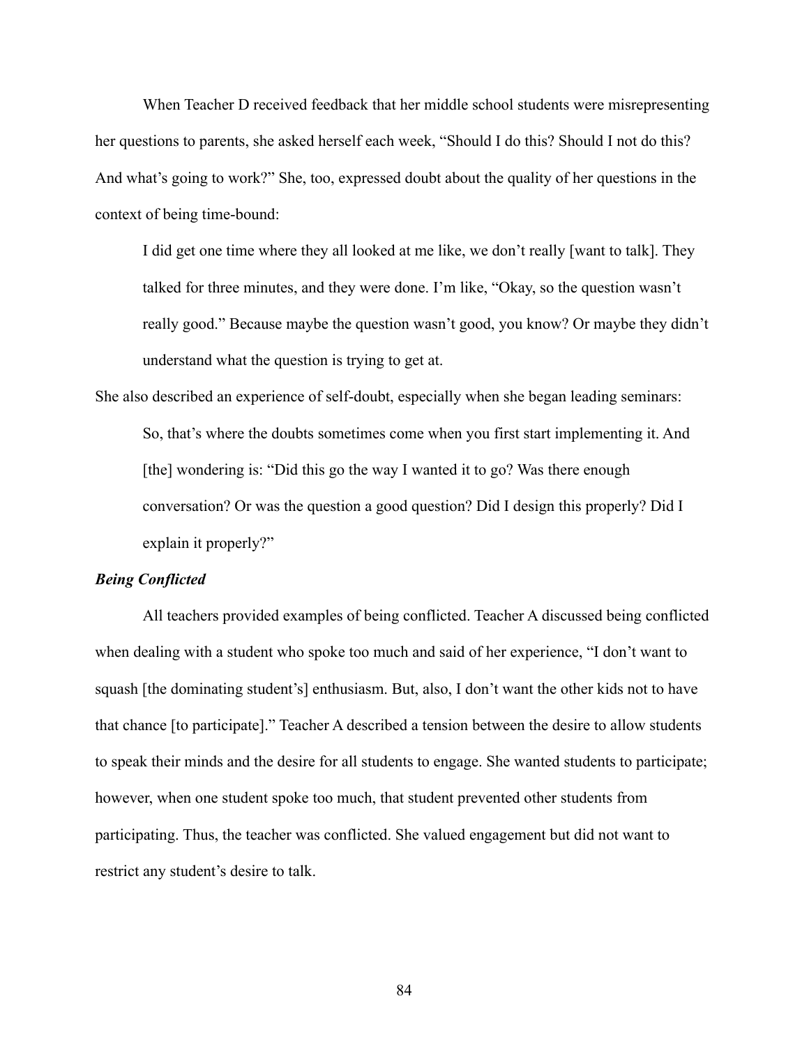When Teacher D received feedback that her middle school students were misrepresenting her questions to parents, she asked herself each week, "Should I do this? Should I not do this? And what's going to work?" She, too, expressed doubt about the quality of her questions in the context of being time-bound:

> I did get one time where they all looked at me like, we don't really [want to talk]. They talked for three minutes, and they were done. I'm like, "Okay, so the question wasn't really good." Because maybe the question wasn't good, you know? Or maybe they didn't understand what the question is trying to get at.

She also described an experience of self-doubt, especially when she began leading seminars:

> So, that's where the doubts sometimes come when you first start implementing it. And [the] wondering is: "Did this go the way I wanted it to go? Was there enough conversation? Or was the question a good question? Did I design this properly? Did I explain it properly?"

***Being Conflicted***

All teachers provided examples of being conflicted. Teacher A discussed being conflicted when dealing with a student who spoke too much and said of her experience, "I don't want to squash [the dominating student's] enthusiasm. But, also, I don't want the other kids not to have that chance [to participate]." Teacher A described a tension between the desire to allow students to speak their minds and the desire for all students to engage. She wanted students to participate; however, when one student spoke too much, that student prevented other students from participating. Thus, the teacher was conflicted. She valued engagement but did not want to restrict any student's desire to talk.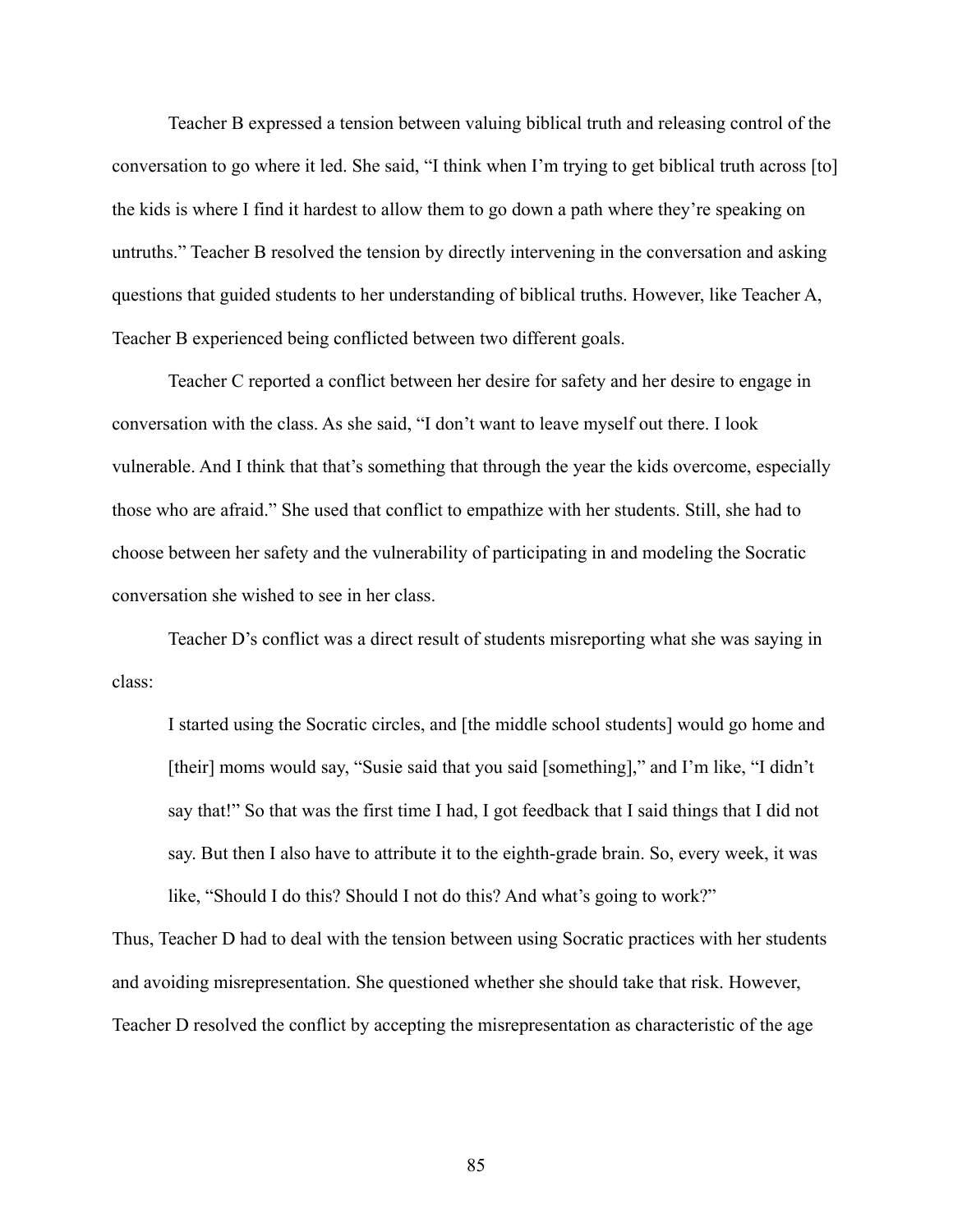Teacher B expressed a tension between valuing biblical truth and releasing control of the conversation to go where it led. She said, "I think when I'm trying to get biblical truth across [to] the kids is where I find it hardest to allow them to go down a path where they're speaking on untruths." Teacher B resolved the tension by directly intervening in the conversation and asking questions that guided students to her understanding of biblical truths. However, like Teacher A, Teacher B experienced being conflicted between two different goals.

Teacher C reported a conflict between her desire for safety and her desire to engage in conversation with the class. As she said, "I don't want to leave myself out there. I look vulnerable. And I think that that's something that through the year the kids overcome, especially those who are afraid." She used that conflict to empathize with her students. Still, she had to choose between her safety and the vulnerability of participating in and modeling the Socratic conversation she wished to see in her class.

Teacher D's conflict was a direct result of students misreporting what she was saying in class:

> I started using the Socratic circles, and [the middle school students] would go home and [their] moms would say, "Susie said that you said [something]," and I'm like, "I didn't say that!" So that was the first time I had, I got feedback that I said things that I did not say. But then I also have to attribute it to the eighth-grade brain. So, every week, it was like, "Should I do this? Should I not do this? And what's going to work?"

Thus, Teacher D had to deal with the tension between using Socratic practices with her students and avoiding misrepresentation. She questioned whether she should take that risk. However, Teacher D resolved the conflict by accepting the misrepresentation as characteristic of the age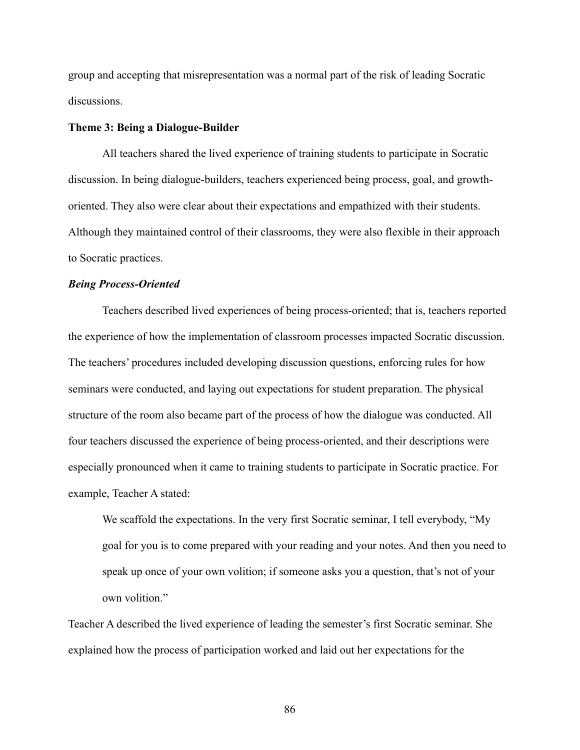group and accepting that misrepresentation was a normal part of the risk of leading Socratic discussions.

### Theme 3: Being a Dialogue-Builder

All teachers shared the lived experience of training students to participate in Socratic discussion. In being dialogue-builders, teachers experienced being process, goal, and growth-oriented. They also were clear about their expectations and empathized with their students. Although they maintained control of their classrooms, they were also flexible in their approach to Socratic practices.

#### *Being Process-Oriented*

Teachers described lived experiences of being process-oriented; that is, teachers reported the experience of how the implementation of classroom processes impacted Socratic discussion. The teachers' procedures included developing discussion questions, enforcing rules for how seminars were conducted, and laying out expectations for student preparation. The physical structure of the room also became part of the process of how the dialogue was conducted. All four teachers discussed the experience of being process-oriented, and their descriptions were especially pronounced when it came to training students to participate in Socratic practice. For example, Teacher A stated:

> We scaffold the expectations. In the very first Socratic seminar, I tell everybody, "My goal for you is to come prepared with your reading and your notes. And then you need to speak up once of your own volition; if someone asks you a question, that's not of your own volition."

Teacher A described the lived experience of leading the semester's first Socratic seminar. She explained how the process of participation worked and laid out her expectations for the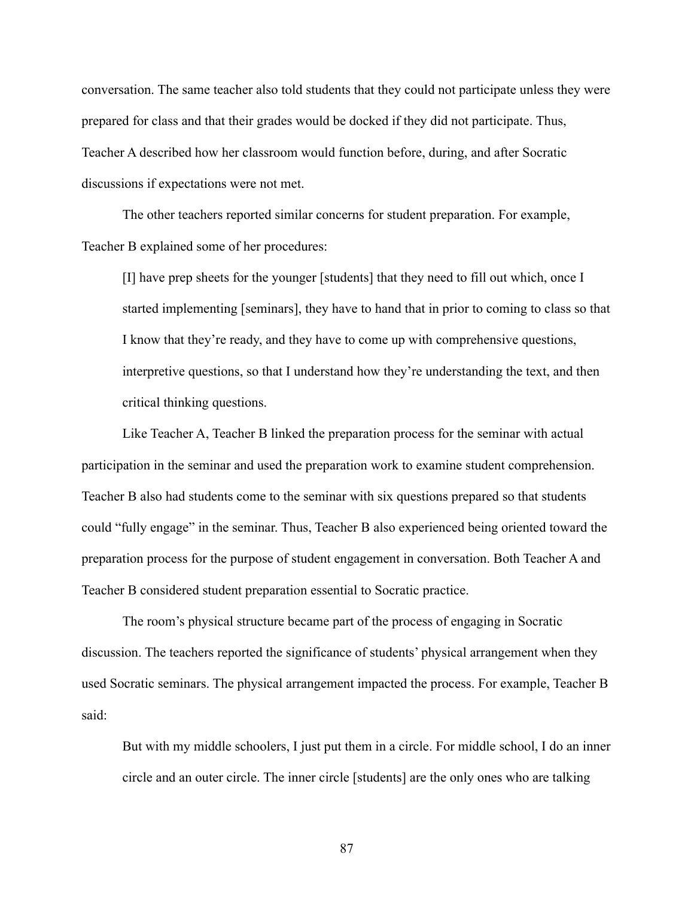conversation. The same teacher also told students that they could not participate unless they were prepared for class and that their grades would be docked if they did not participate. Thus, Teacher A described how her classroom would function before, during, and after Socratic discussions if expectations were not met.

The other teachers reported similar concerns for student preparation. For example, Teacher B explained some of her procedures:

> [I] have prep sheets for the younger [students] that they need to fill out which, once I started implementing [seminars], they have to hand that in prior to coming to class so that I know that they're ready, and they have to come up with comprehensive questions, interpretive questions, so that I understand how they're understanding the text, and then critical thinking questions.

Like Teacher A, Teacher B linked the preparation process for the seminar with actual participation in the seminar and used the preparation work to examine student comprehension. Teacher B also had students come to the seminar with six questions prepared so that students could "fully engage" in the seminar. Thus, Teacher B also experienced being oriented toward the preparation process for the purpose of student engagement in conversation. Both Teacher A and Teacher B considered student preparation essential to Socratic practice.

The room's physical structure became part of the process of engaging in Socratic discussion. The teachers reported the significance of students' physical arrangement when they used Socratic seminars. The physical arrangement impacted the process. For example, Teacher B said:

> But with my middle schoolers, I just put them in a circle. For middle school, I do an inner circle and an outer circle. The inner circle [students] are the only ones who are talking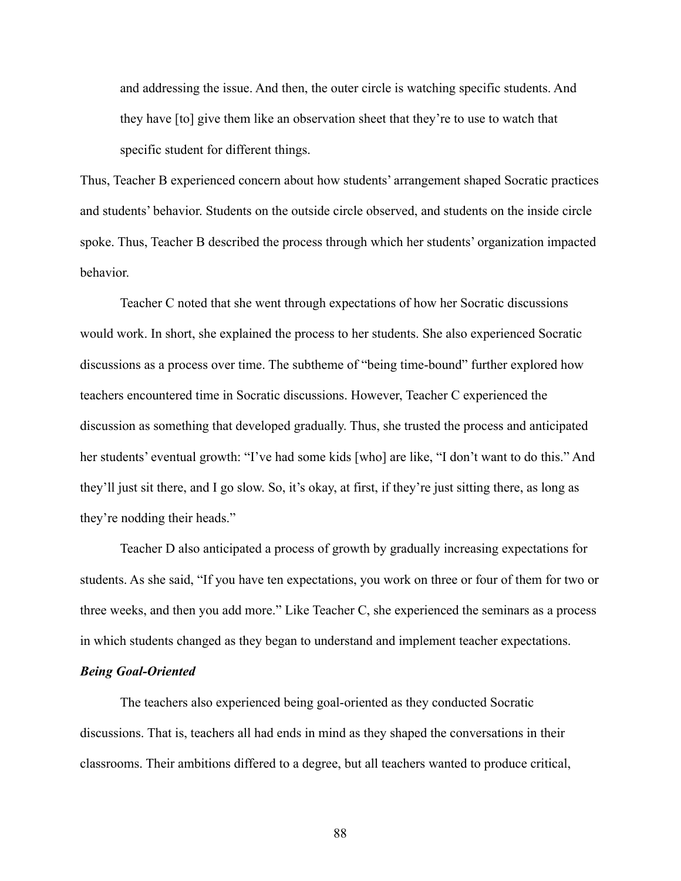> and addressing the issue. And then, the outer circle is watching specific students. And they have [to] give them like an observation sheet that they're to use to watch that specific student for different things.

Thus, Teacher B experienced concern about how students' arrangement shaped Socratic practices and students' behavior. Students on the outside circle observed, and students on the inside circle spoke. Thus, Teacher B described the process through which her students' organization impacted behavior.

Teacher C noted that she went through expectations of how her Socratic discussions would work. In short, she explained the process to her students. She also experienced Socratic discussions as a process over time. The subtheme of "being time-bound" further explored how teachers encountered time in Socratic discussions. However, Teacher C experienced the discussion as something that developed gradually. Thus, she trusted the process and anticipated her students' eventual growth: "I've had some kids [who] are like, "I don't want to do this." And they'll just sit there, and I go slow. So, it's okay, at first, if they're just sitting there, as long as they're nodding their heads."

Teacher D also anticipated a process of growth by gradually increasing expectations for students. As she said, "If you have ten expectations, you work on three or four of them for two or three weeks, and then you add more." Like Teacher C, she experienced the seminars as a process in which students changed as they began to understand and implement teacher expectations.

***Being Goal-Oriented***

The teachers also experienced being goal-oriented as they conducted Socratic discussions. That is, teachers all had ends in mind as they shaped the conversations in their classrooms. Their ambitions differed to a degree, but all teachers wanted to produce critical,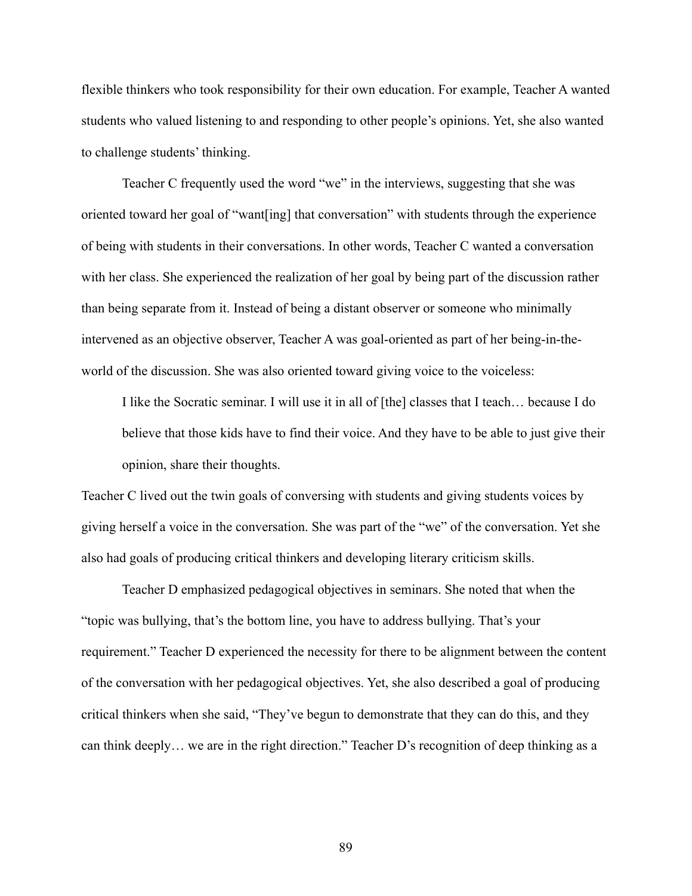flexible thinkers who took responsibility for their own education. For example, Teacher A wanted students who valued listening to and responding to other people's opinions. Yet, she also wanted to challenge students' thinking.

Teacher C frequently used the word "we" in the interviews, suggesting that she was oriented toward her goal of "want[ing] that conversation" with students through the experience of being with students in their conversations. In other words, Teacher C wanted a conversation with her class. She experienced the realization of her goal by being part of the discussion rather than being separate from it. Instead of being a distant observer or someone who minimally intervened as an objective observer, Teacher A was goal-oriented as part of her being-in-the-world of the discussion. She was also oriented toward giving voice to the voiceless:

> I like the Socratic seminar. I will use it in all of [the] classes that I teach… because I do believe that those kids have to find their voice. And they have to be able to just give their opinion, share their thoughts.

Teacher C lived out the twin goals of conversing with students and giving students voices by giving herself a voice in the conversation. She was part of the "we" of the conversation. Yet she also had goals of producing critical thinkers and developing literary criticism skills.

Teacher D emphasized pedagogical objectives in seminars. She noted that when the "topic was bullying, that's the bottom line, you have to address bullying. That's your requirement." Teacher D experienced the necessity for there to be alignment between the content of the conversation with her pedagogical objectives. Yet, she also described a goal of producing critical thinkers when she said, "They've begun to demonstrate that they can do this, and they can think deeply… we are in the right direction." Teacher D's recognition of deep thinking as a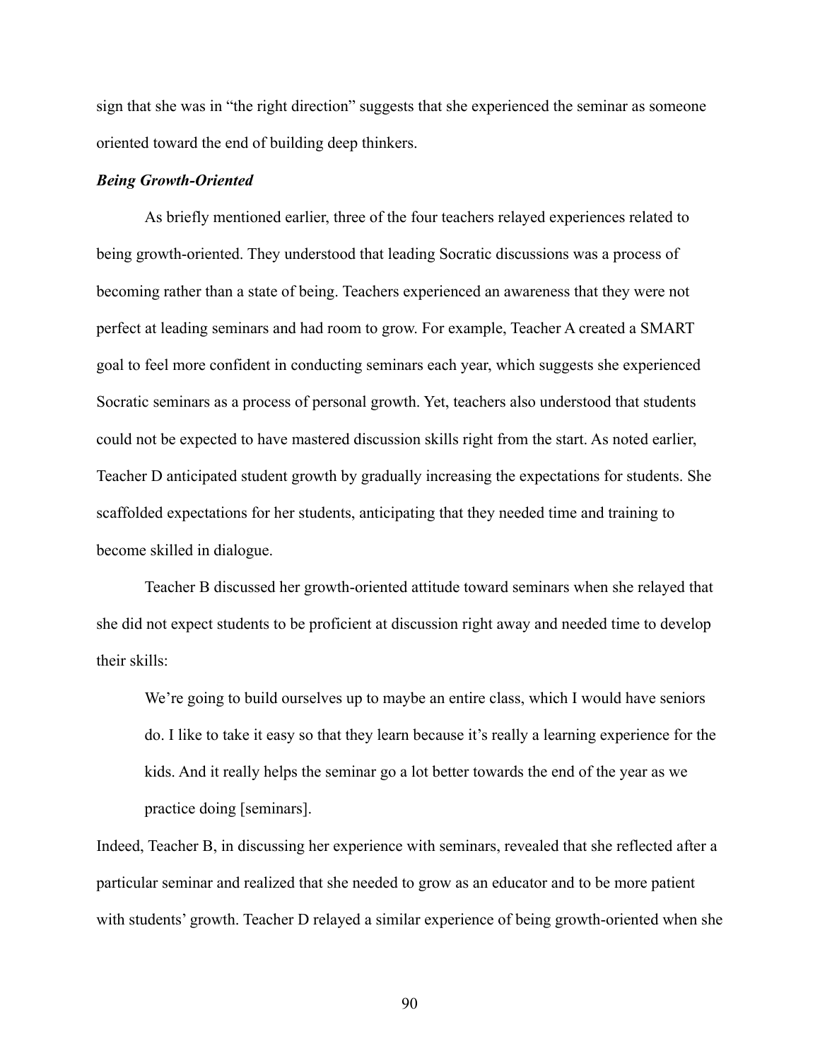sign that she was in "the right direction" suggests that she experienced the seminar as someone oriented toward the end of building deep thinkers.

### *Being Growth-Oriented*

As briefly mentioned earlier, three of the four teachers relayed experiences related to being growth-oriented. They understood that leading Socratic discussions was a process of becoming rather than a state of being. Teachers experienced an awareness that they were not perfect at leading seminars and had room to grow. For example, Teacher A created a SMART goal to feel more confident in conducting seminars each year, which suggests she experienced Socratic seminars as a process of personal growth. Yet, teachers also understood that students could not be expected to have mastered discussion skills right from the start. As noted earlier, Teacher D anticipated student growth by gradually increasing the expectations for students. She scaffolded expectations for her students, anticipating that they needed time and training to become skilled in dialogue.

Teacher B discussed her growth-oriented attitude toward seminars when she relayed that she did not expect students to be proficient at discussion right away and needed time to develop their skills:

> We're going to build ourselves up to maybe an entire class, which I would have seniors do. I like to take it easy so that they learn because it's really a learning experience for the kids. And it really helps the seminar go a lot better towards the end of the year as we practice doing [seminars].

Indeed, Teacher B, in discussing her experience with seminars, revealed that she reflected after a particular seminar and realized that she needed to grow as an educator and to be more patient with students' growth. Teacher D relayed a similar experience of being growth-oriented when she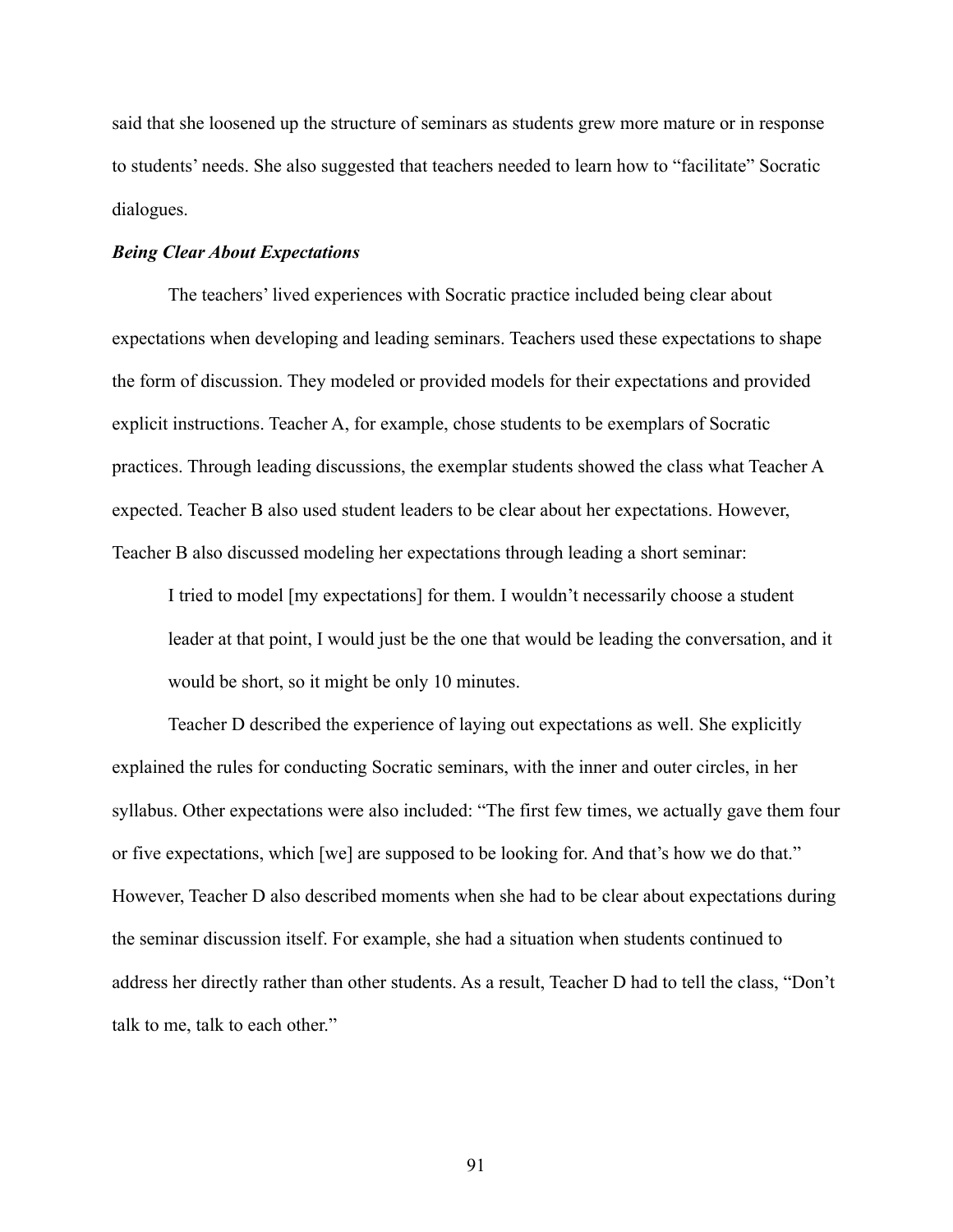said that she loosened up the structure of seminars as students grew more mature or in response to students' needs. She also suggested that teachers needed to learn how to "facilitate" Socratic dialogues.

### ***Being Clear About Expectations***

The teachers' lived experiences with Socratic practice included being clear about expectations when developing and leading seminars. Teachers used these expectations to shape the form of discussion. They modeled or provided models for their expectations and provided explicit instructions. Teacher A, for example, chose students to be exemplars of Socratic practices. Through leading discussions, the exemplar students showed the class what Teacher A expected. Teacher B also used student leaders to be clear about her expectations. However, Teacher B also discussed modeling her expectations through leading a short seminar:

> I tried to model [my expectations] for them. I wouldn't necessarily choose a student leader at that point, I would just be the one that would be leading the conversation, and it would be short, so it might be only 10 minutes.

Teacher D described the experience of laying out expectations as well. She explicitly explained the rules for conducting Socratic seminars, with the inner and outer circles, in her syllabus. Other expectations were also included: "The first few times, we actually gave them four or five expectations, which [we] are supposed to be looking for. And that's how we do that." However, Teacher D also described moments when she had to be clear about expectations during the seminar discussion itself. For example, she had a situation when students continued to address her directly rather than other students. As a result, Teacher D had to tell the class, "Don't talk to me, talk to each other."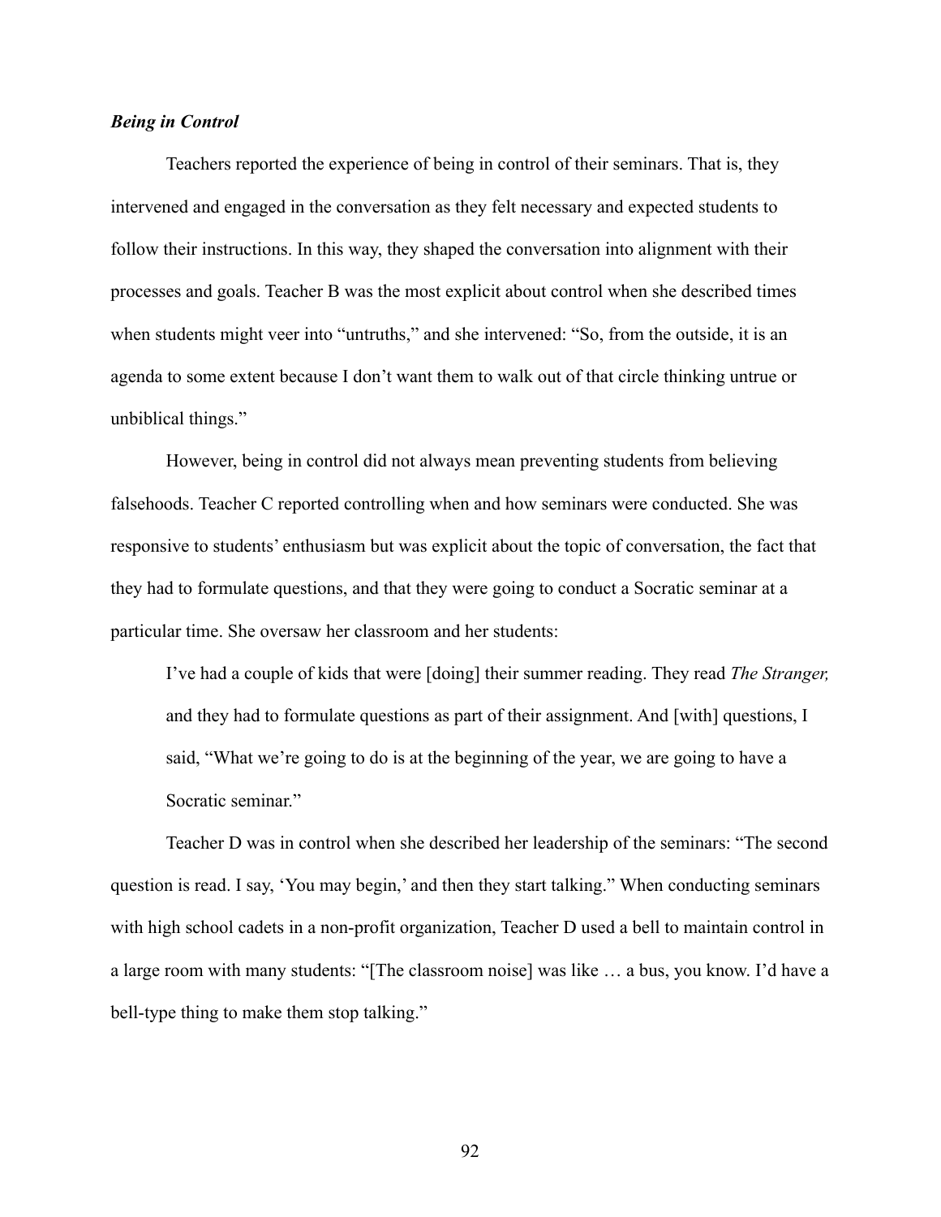### *Being in Control*

Teachers reported the experience of being in control of their seminars. That is, they intervened and engaged in the conversation as they felt necessary and expected students to follow their instructions. In this way, they shaped the conversation into alignment with their processes and goals. Teacher B was the most explicit about control when she described times when students might veer into "untruths," and she intervened: "So, from the outside, it is an agenda to some extent because I don't want them to walk out of that circle thinking untrue or unbiblical things."

However, being in control did not always mean preventing students from believing falsehoods. Teacher C reported controlling when and how seminars were conducted. She was responsive to students' enthusiasm but was explicit about the topic of conversation, the fact that they had to formulate questions, and that they were going to conduct a Socratic seminar at a particular time. She oversaw her classroom and her students:

> I've had a couple of kids that were [doing] their summer reading. They read *The Stranger,* and they had to formulate questions as part of their assignment. And [with] questions, I said, "What we're going to do is at the beginning of the year, we are going to have a Socratic seminar."

Teacher D was in control when she described her leadership of the seminars: "The second question is read. I say, 'You may begin,' and then they start talking." When conducting seminars with high school cadets in a non-profit organization, Teacher D used a bell to maintain control in a large room with many students: "[The classroom noise] was like … a bus, you know. I'd have a bell-type thing to make them stop talking."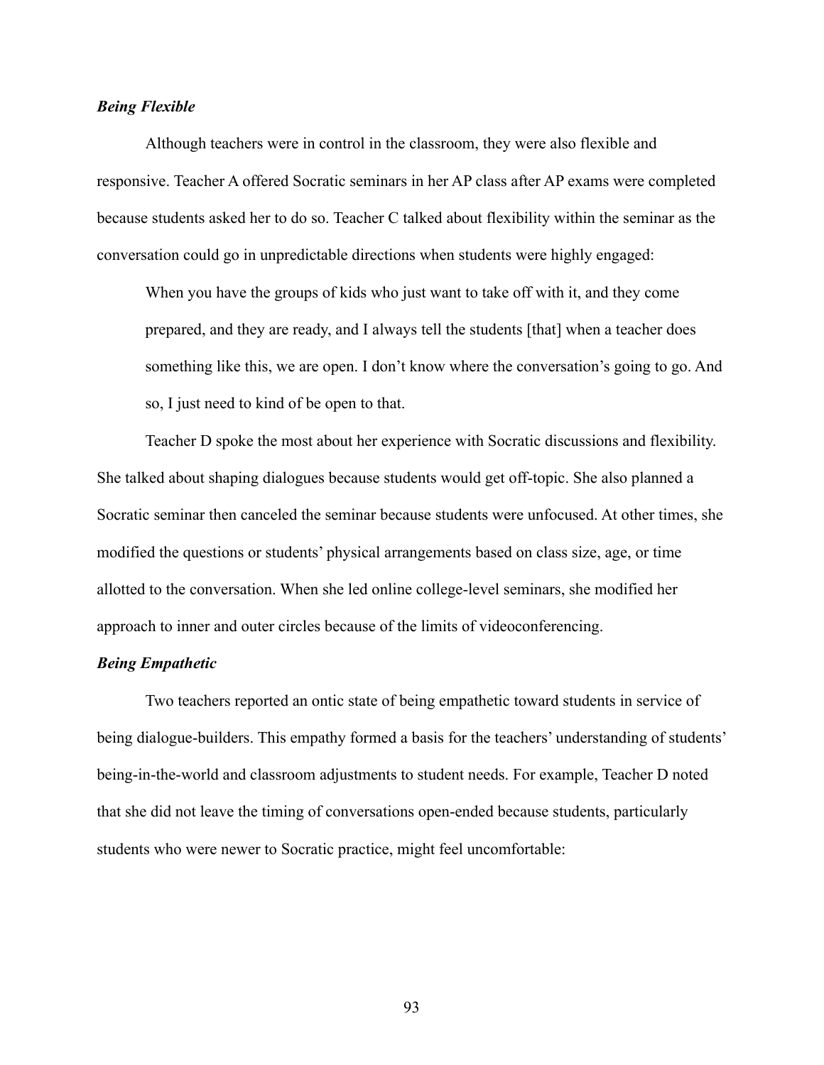### *Being Flexible*

Although teachers were in control in the classroom, they were also flexible and responsive. Teacher A offered Socratic seminars in her AP class after AP exams were completed because students asked her to do so. Teacher C talked about flexibility within the seminar as the conversation could go in unpredictable directions when students were highly engaged:

> When you have the groups of kids who just want to take off with it, and they come prepared, and they are ready, and I always tell the students [that] when a teacher does something like this, we are open. I don't know where the conversation's going to go. And so, I just need to kind of be open to that.

Teacher D spoke the most about her experience with Socratic discussions and flexibility. She talked about shaping dialogues because students would get off-topic. She also planned a Socratic seminar then canceled the seminar because students were unfocused. At other times, she modified the questions or students' physical arrangements based on class size, age, or time allotted to the conversation. When she led online college-level seminars, she modified her approach to inner and outer circles because of the limits of videoconferencing.

### *Being Empathetic*

Two teachers reported an ontic state of being empathetic toward students in service of being dialogue-builders. This empathy formed a basis for the teachers' understanding of students' being-in-the-world and classroom adjustments to student needs. For example, Teacher D noted that she did not leave the timing of conversations open-ended because students, particularly students who were newer to Socratic practice, might feel uncomfortable: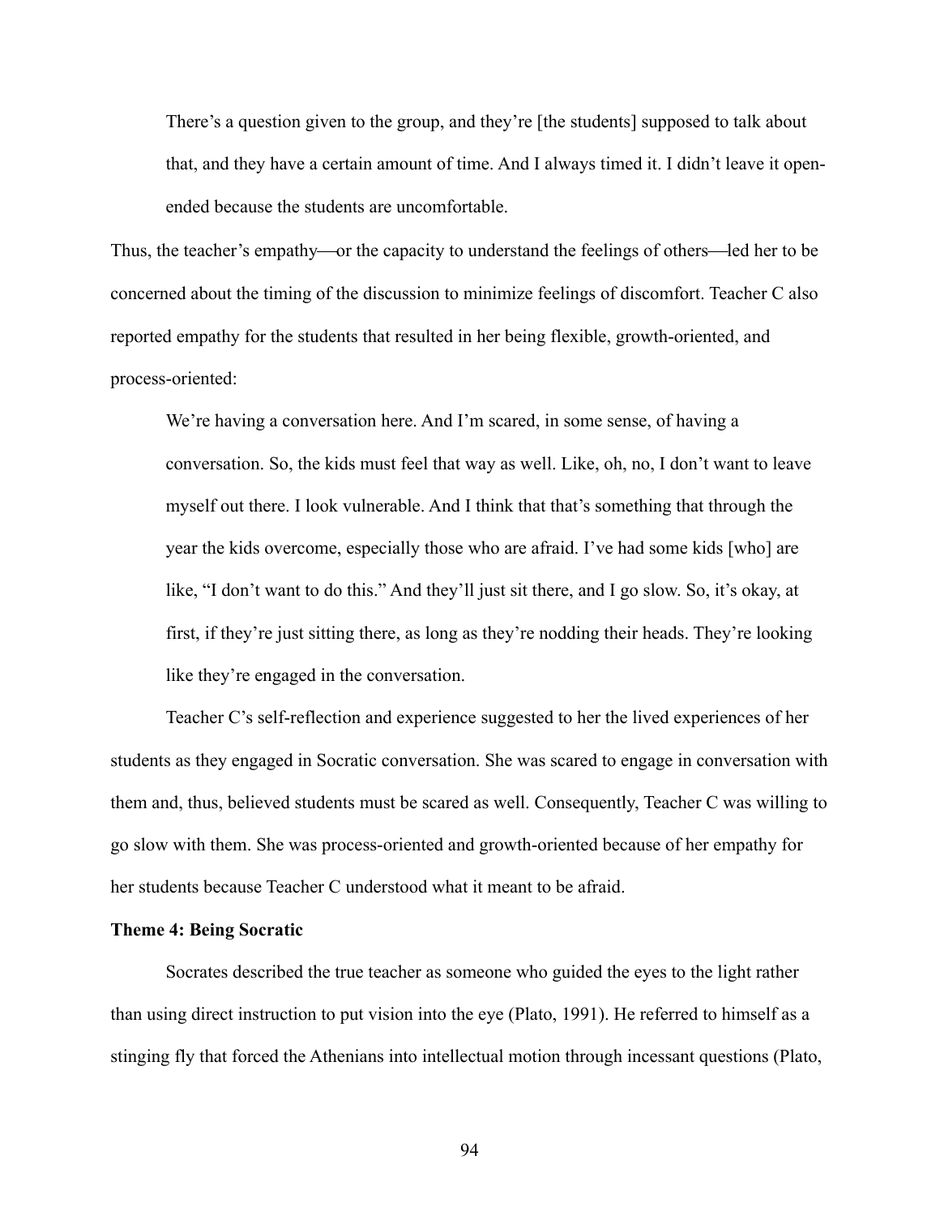> There's a question given to the group, and they're [the students] supposed to talk about that, and they have a certain amount of time. And I always timed it. I didn't leave it open-ended because the students are uncomfortable.

Thus, the teacher's empathy—or the capacity to understand the feelings of others—led her to be concerned about the timing of the discussion to minimize feelings of discomfort. Teacher C also reported empathy for the students that resulted in her being flexible, growth-oriented, and process-oriented:

> We're having a conversation here. And I'm scared, in some sense, of having a conversation. So, the kids must feel that way as well. Like, oh, no, I don't want to leave myself out there. I look vulnerable. And I think that that's something that through the year the kids overcome, especially those who are afraid. I've had some kids [who] are like, "I don't want to do this." And they'll just sit there, and I go slow. So, it's okay, at first, if they're just sitting there, as long as they're nodding their heads. They're looking like they're engaged in the conversation.

Teacher C's self-reflection and experience suggested to her the lived experiences of her students as they engaged in Socratic conversation. She was scared to engage in conversation with them and, thus, believed students must be scared as well. Consequently, Teacher C was willing to go slow with them. She was process-oriented and growth-oriented because of her empathy for her students because Teacher C understood what it meant to be afraid.

**Theme 4: Being Socratic**

Socrates described the true teacher as someone who guided the eyes to the light rather than using direct instruction to put vision into the eye (Plato, 1991). He referred to himself as a stinging fly that forced the Athenians into intellectual motion through incessant questions (Plato,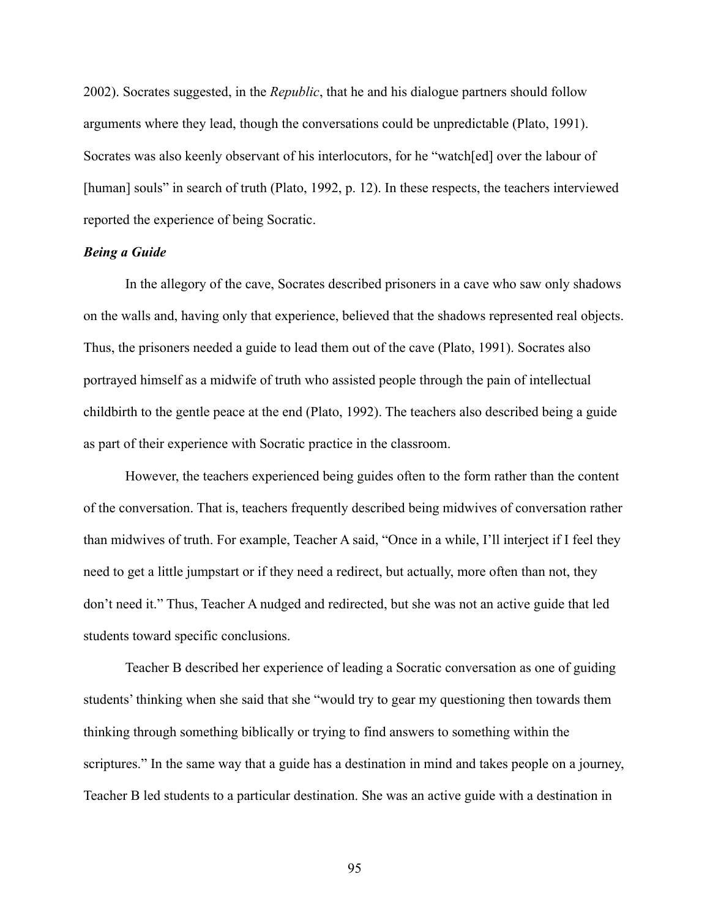2002). Socrates suggested, in the *Republic*, that he and his dialogue partners should follow arguments where they lead, though the conversations could be unpredictable (Plato, 1991). Socrates was also keenly observant of his interlocutors, for he "watch[ed] over the labour of [human] souls" in search of truth (Plato, 1992, p. 12). In these respects, the teachers interviewed reported the experience of being Socratic.

### *Being a Guide*

In the allegory of the cave, Socrates described prisoners in a cave who saw only shadows on the walls and, having only that experience, believed that the shadows represented real objects. Thus, the prisoners needed a guide to lead them out of the cave (Plato, 1991). Socrates also portrayed himself as a midwife of truth who assisted people through the pain of intellectual childbirth to the gentle peace at the end (Plato, 1992). The teachers also described being a guide as part of their experience with Socratic practice in the classroom.

However, the teachers experienced being guides often to the form rather than the content of the conversation. That is, teachers frequently described being midwives of conversation rather than midwives of truth. For example, Teacher A said, "Once in a while, I'll interject if I feel they need to get a little jumpstart or if they need a redirect, but actually, more often than not, they don't need it." Thus, Teacher A nudged and redirected, but she was not an active guide that led students toward specific conclusions.

Teacher B described her experience of leading a Socratic conversation as one of guiding students' thinking when she said that she "would try to gear my questioning then towards them thinking through something biblically or trying to find answers to something within the scriptures." In the same way that a guide has a destination in mind and takes people on a journey, Teacher B led students to a particular destination. She was an active guide with a destination in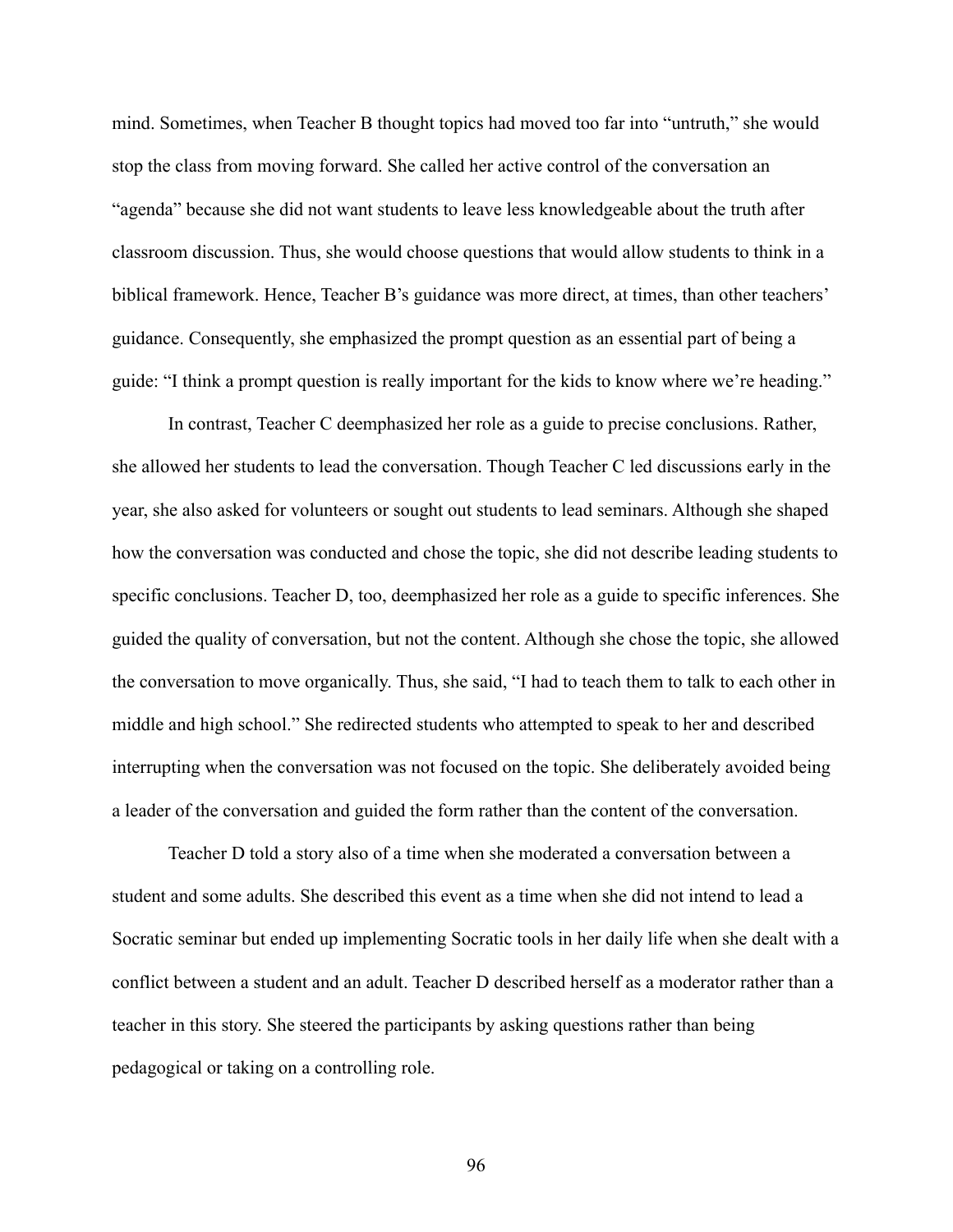mind. Sometimes, when Teacher B thought topics had moved too far into "untruth," she would stop the class from moving forward. She called her active control of the conversation an "agenda" because she did not want students to leave less knowledgeable about the truth after classroom discussion. Thus, she would choose questions that would allow students to think in a biblical framework. Hence, Teacher B's guidance was more direct, at times, than other teachers' guidance. Consequently, she emphasized the prompt question as an essential part of being a guide: "I think a prompt question is really important for the kids to know where we're heading."

In contrast, Teacher C deemphasized her role as a guide to precise conclusions. Rather, she allowed her students to lead the conversation. Though Teacher C led discussions early in the year, she also asked for volunteers or sought out students to lead seminars. Although she shaped how the conversation was conducted and chose the topic, she did not describe leading students to specific conclusions. Teacher D, too, deemphasized her role as a guide to specific inferences. She guided the quality of conversation, but not the content. Although she chose the topic, she allowed the conversation to move organically. Thus, she said, "I had to teach them to talk to each other in middle and high school." She redirected students who attempted to speak to her and described interrupting when the conversation was not focused on the topic. She deliberately avoided being a leader of the conversation and guided the form rather than the content of the conversation.

Teacher D told a story also of a time when she moderated a conversation between a student and some adults. She described this event as a time when she did not intend to lead a Socratic seminar but ended up implementing Socratic tools in her daily life when she dealt with a conflict between a student and an adult. Teacher D described herself as a moderator rather than a teacher in this story. She steered the participants by asking questions rather than being pedagogical or taking on a controlling role.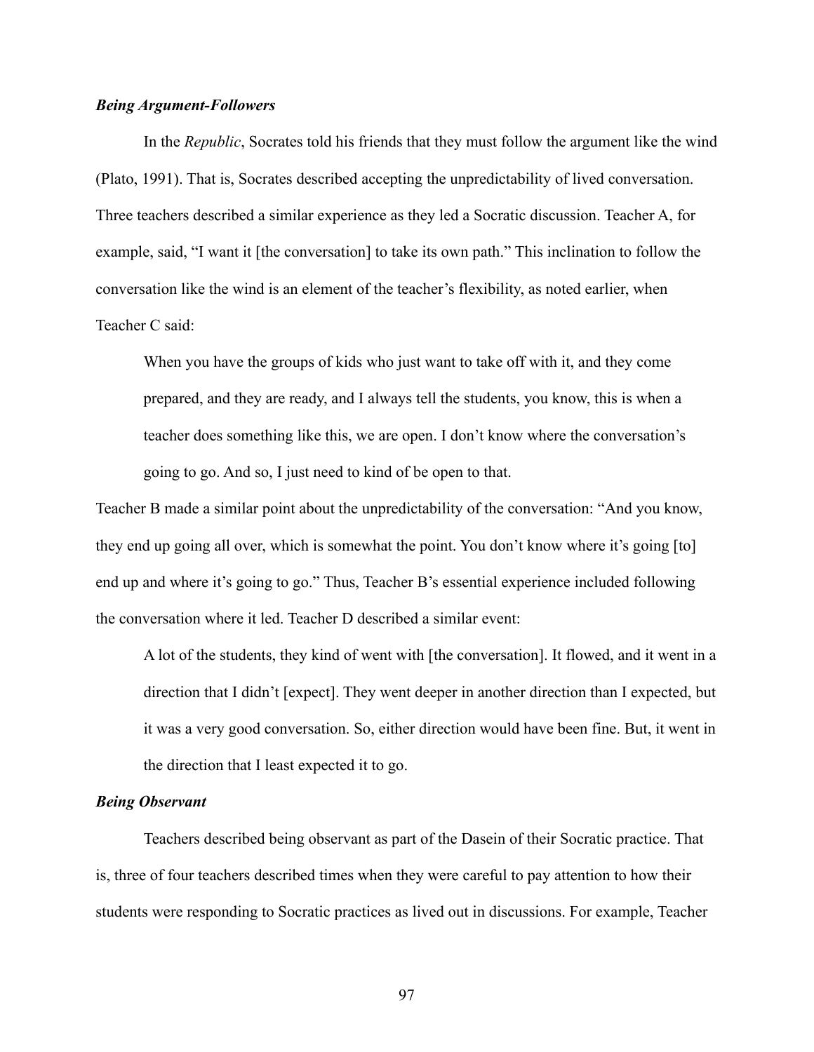### ***Being Argument-Followers***

In the *Republic*, Socrates told his friends that they must follow the argument like the wind (Plato, 1991). That is, Socrates described accepting the unpredictability of lived conversation. Three teachers described a similar experience as they led a Socratic discussion. Teacher A, for example, said, "I want it [the conversation] to take its own path." This inclination to follow the conversation like the wind is an element of the teacher's flexibility, as noted earlier, when Teacher C said:

> When you have the groups of kids who just want to take off with it, and they come prepared, and they are ready, and I always tell the students, you know, this is when a teacher does something like this, we are open. I don't know where the conversation's going to go. And so, I just need to kind of be open to that.

Teacher B made a similar point about the unpredictability of the conversation: "And you know, they end up going all over, which is somewhat the point. You don't know where it's going [to] end up and where it's going to go." Thus, Teacher B's essential experience included following the conversation where it led. Teacher D described a similar event:

> A lot of the students, they kind of went with [the conversation]. It flowed, and it went in a direction that I didn't [expect]. They went deeper in another direction than I expected, but it was a very good conversation. So, either direction would have been fine. But, it went in the direction that I least expected it to go.

### ***Being Observant***

Teachers described being observant as part of the Dasein of their Socratic practice. That is, three of four teachers described times when they were careful to pay attention to how their students were responding to Socratic practices as lived out in discussions. For example, Teacher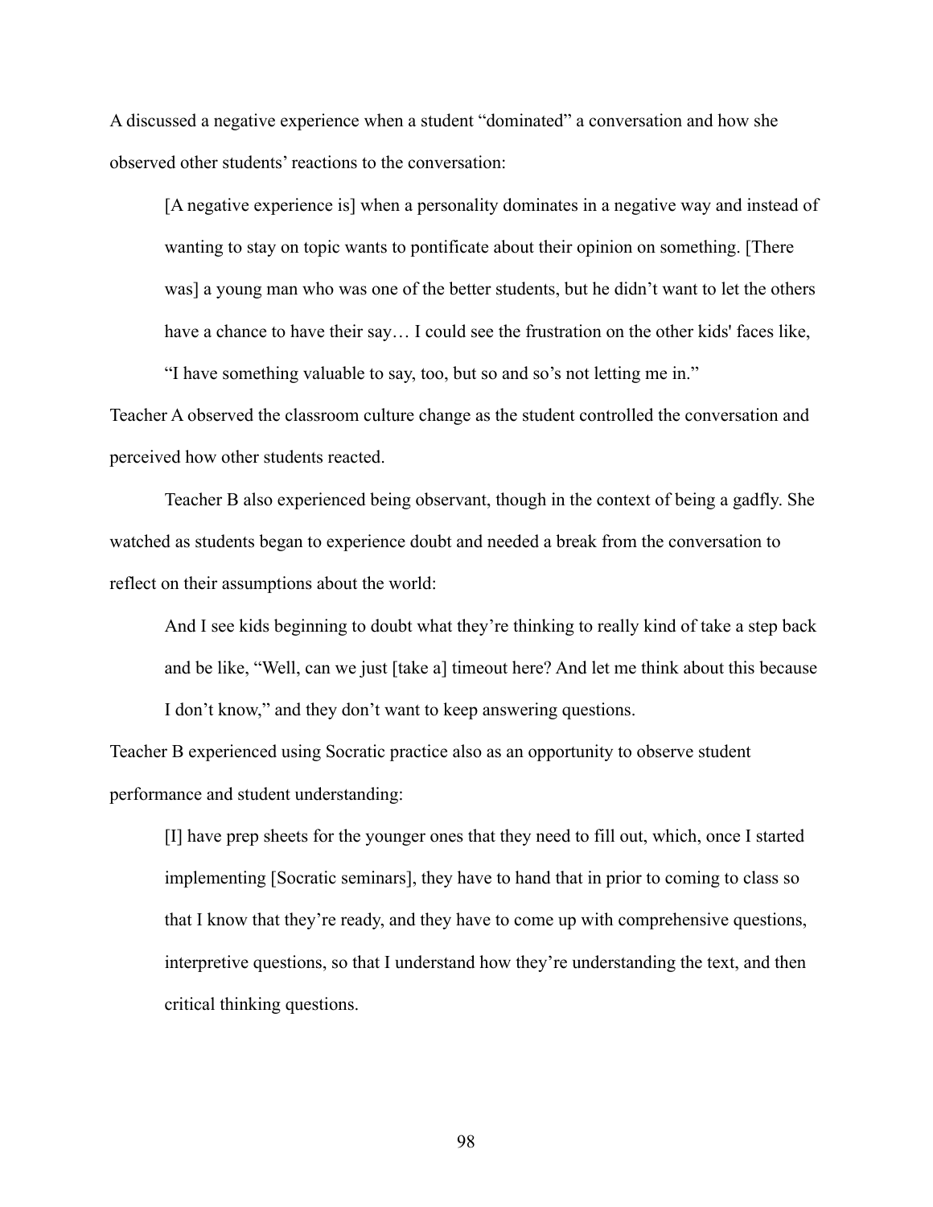A discussed a negative experience when a student "dominated" a conversation and how she observed other students' reactions to the conversation:

> [A negative experience is] when a personality dominates in a negative way and instead of wanting to stay on topic wants to pontificate about their opinion on something. [There was] a young man who was one of the better students, but he didn't want to let the others have a chance to have their say… I could see the frustration on the other kids' faces like, "I have something valuable to say, too, but so and so's not letting me in."

Teacher A observed the classroom culture change as the student controlled the conversation and perceived how other students reacted.

Teacher B also experienced being observant, though in the context of being a gadfly. She watched as students began to experience doubt and needed a break from the conversation to reflect on their assumptions about the world:

> And I see kids beginning to doubt what they're thinking to really kind of take a step back and be like, "Well, can we just [take a] timeout here? And let me think about this because I don't know," and they don't want to keep answering questions.

Teacher B experienced using Socratic practice also as an opportunity to observe student performance and student understanding:

> [I] have prep sheets for the younger ones that they need to fill out, which, once I started implementing [Socratic seminars], they have to hand that in prior to coming to class so that I know that they're ready, and they have to come up with comprehensive questions, interpretive questions, so that I understand how they're understanding the text, and then critical thinking questions.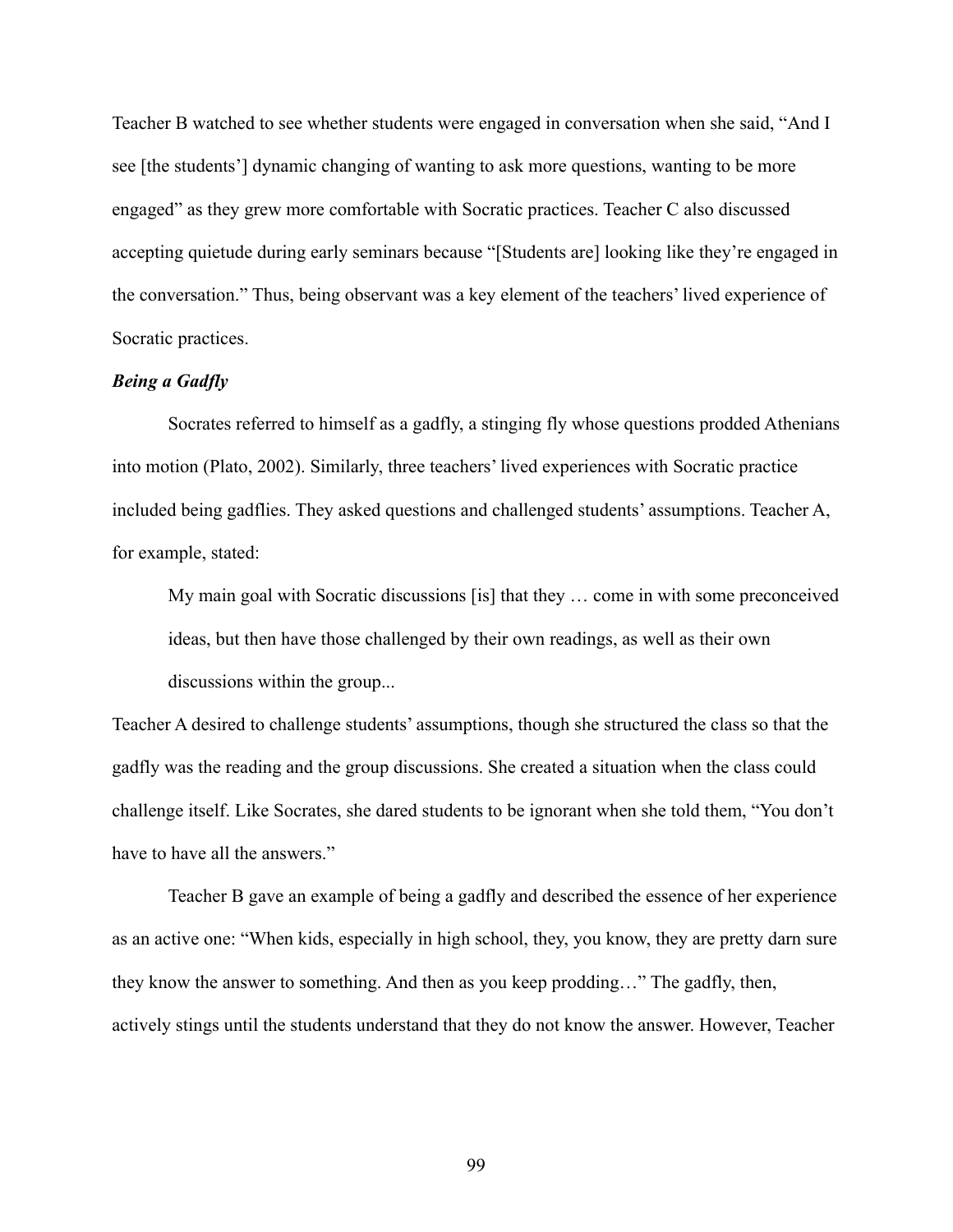Teacher B watched to see whether students were engaged in conversation when she said, "And I see [the students'] dynamic changing of wanting to ask more questions, wanting to be more engaged" as they grew more comfortable with Socratic practices. Teacher C also discussed accepting quietude during early seminars because "[Students are] looking like they're engaged in the conversation." Thus, being observant was a key element of the teachers' lived experience of Socratic practices.

### *Being a Gadfly*

Socrates referred to himself as a gadfly, a stinging fly whose questions prodded Athenians into motion (Plato, 2002). Similarly, three teachers' lived experiences with Socratic practice included being gadflies. They asked questions and challenged students' assumptions. Teacher A, for example, stated:

> My main goal with Socratic discussions [is] that they … come in with some preconceived ideas, but then have those challenged by their own readings, as well as their own discussions within the group...

Teacher A desired to challenge students' assumptions, though she structured the class so that the gadfly was the reading and the group discussions. She created a situation when the class could challenge itself. Like Socrates, she dared students to be ignorant when she told them, "You don't have to have all the answers."

Teacher B gave an example of being a gadfly and described the essence of her experience as an active one: "When kids, especially in high school, they, you know, they are pretty darn sure they know the answer to something. And then as you keep prodding…" The gadfly, then, actively stings until the students understand that they do not know the answer. However, Teacher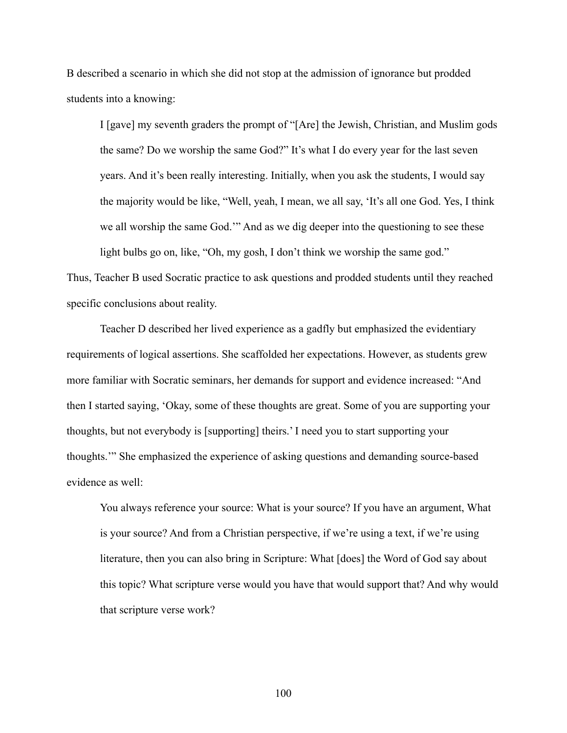B described a scenario in which she did not stop at the admission of ignorance but prodded students into a knowing:

> I [gave] my seventh graders the prompt of "[Are] the Jewish, Christian, and Muslim gods the same? Do we worship the same God?" It's what I do every year for the last seven years. And it's been really interesting. Initially, when you ask the students, I would say the majority would be like, "Well, yeah, I mean, we all say, 'It's all one God. Yes, I think we all worship the same God.'" And as we dig deeper into the questioning to see these light bulbs go on, like, "Oh, my gosh, I don't think we worship the same god."

Thus, Teacher B used Socratic practice to ask questions and prodded students until they reached specific conclusions about reality.

Teacher D described her lived experience as a gadfly but emphasized the evidentiary requirements of logical assertions. She scaffolded her expectations. However, as students grew more familiar with Socratic seminars, her demands for support and evidence increased: "And then I started saying, 'Okay, some of these thoughts are great. Some of you are supporting your thoughts, but not everybody is [supporting] theirs.' I need you to start supporting your thoughts.'" She emphasized the experience of asking questions and demanding source-based evidence as well:

> You always reference your source: What is your source? If you have an argument, What is your source? And from a Christian perspective, if we're using a text, if we're using literature, then you can also bring in Scripture: What [does] the Word of God say about this topic? What scripture verse would you have that would support that? And why would that scripture verse work?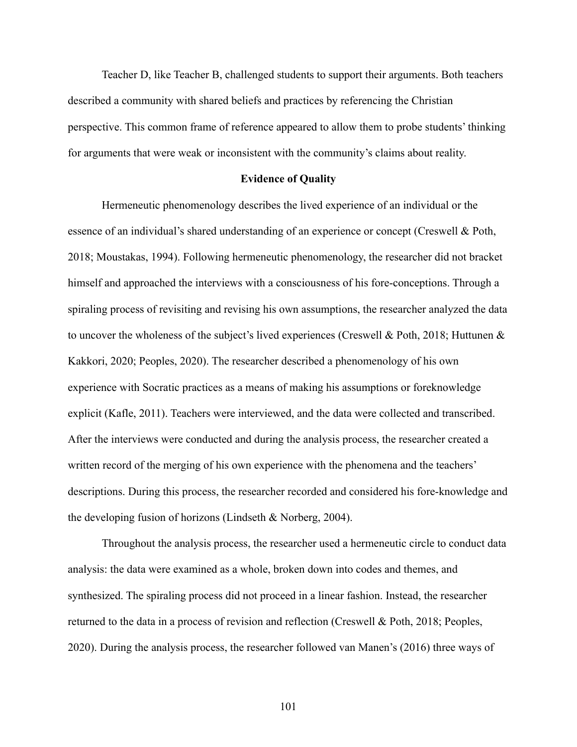Teacher D, like Teacher B, challenged students to support their arguments. Both teachers described a community with shared beliefs and practices by referencing the Christian perspective. This common frame of reference appeared to allow them to probe students' thinking for arguments that were weak or inconsistent with the community's claims about reality.

## Evidence of Quality

Hermeneutic phenomenology describes the lived experience of an individual or the essence of an individual's shared understanding of an experience or concept (Creswell & Poth, 2018; Moustakas, 1994). Following hermeneutic phenomenology, the researcher did not bracket himself and approached the interviews with a consciousness of his fore-conceptions. Through a spiraling process of revisiting and revising his own assumptions, the researcher analyzed the data to uncover the wholeness of the subject's lived experiences (Creswell & Poth, 2018; Huttunen & Kakkori, 2020; Peoples, 2020). The researcher described a phenomenology of his own experience with Socratic practices as a means of making his assumptions or foreknowledge explicit (Kafle, 2011). Teachers were interviewed, and the data were collected and transcribed. After the interviews were conducted and during the analysis process, the researcher created a written record of the merging of his own experience with the phenomena and the teachers' descriptions. During this process, the researcher recorded and considered his fore-knowledge and the developing fusion of horizons (Lindseth & Norberg, 2004).

Throughout the analysis process, the researcher used a hermeneutic circle to conduct data analysis: the data were examined as a whole, broken down into codes and themes, and synthesized. The spiraling process did not proceed in a linear fashion. Instead, the researcher returned to the data in a process of revision and reflection (Creswell & Poth, 2018; Peoples, 2020). During the analysis process, the researcher followed van Manen's (2016) three ways of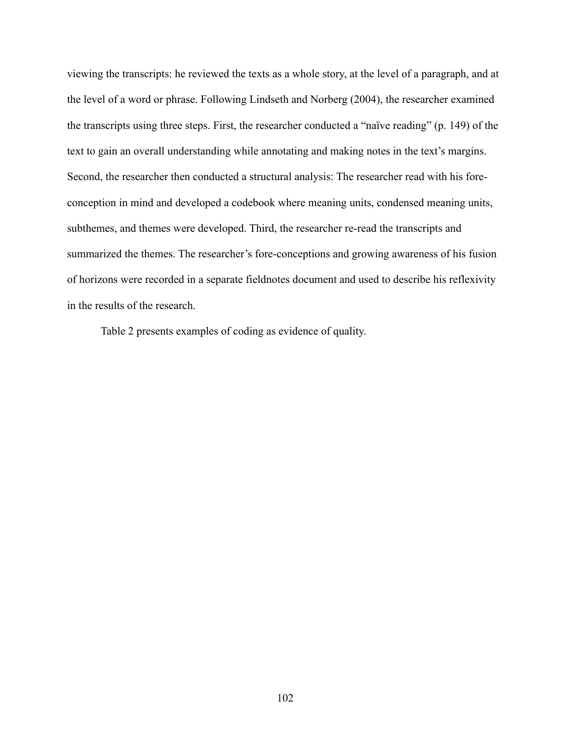viewing the transcripts: he reviewed the texts as a whole story, at the level of a paragraph, and at the level of a word or phrase. Following Lindseth and Norberg (2004), the researcher examined the transcripts using three steps. First, the researcher conducted a "naïve reading" (p. 149) of the text to gain an overall understanding while annotating and making notes in the text's margins. Second, the researcher then conducted a structural analysis: The researcher read with his fore-conception in mind and developed a codebook where meaning units, condensed meaning units, subthemes, and themes were developed. Third, the researcher re-read the transcripts and summarized the themes. The researcher's fore-conceptions and growing awareness of his fusion of horizons were recorded in a separate fieldnotes document and used to describe his reflexivity in the results of the research.

Table 2 presents examples of coding as evidence of quality.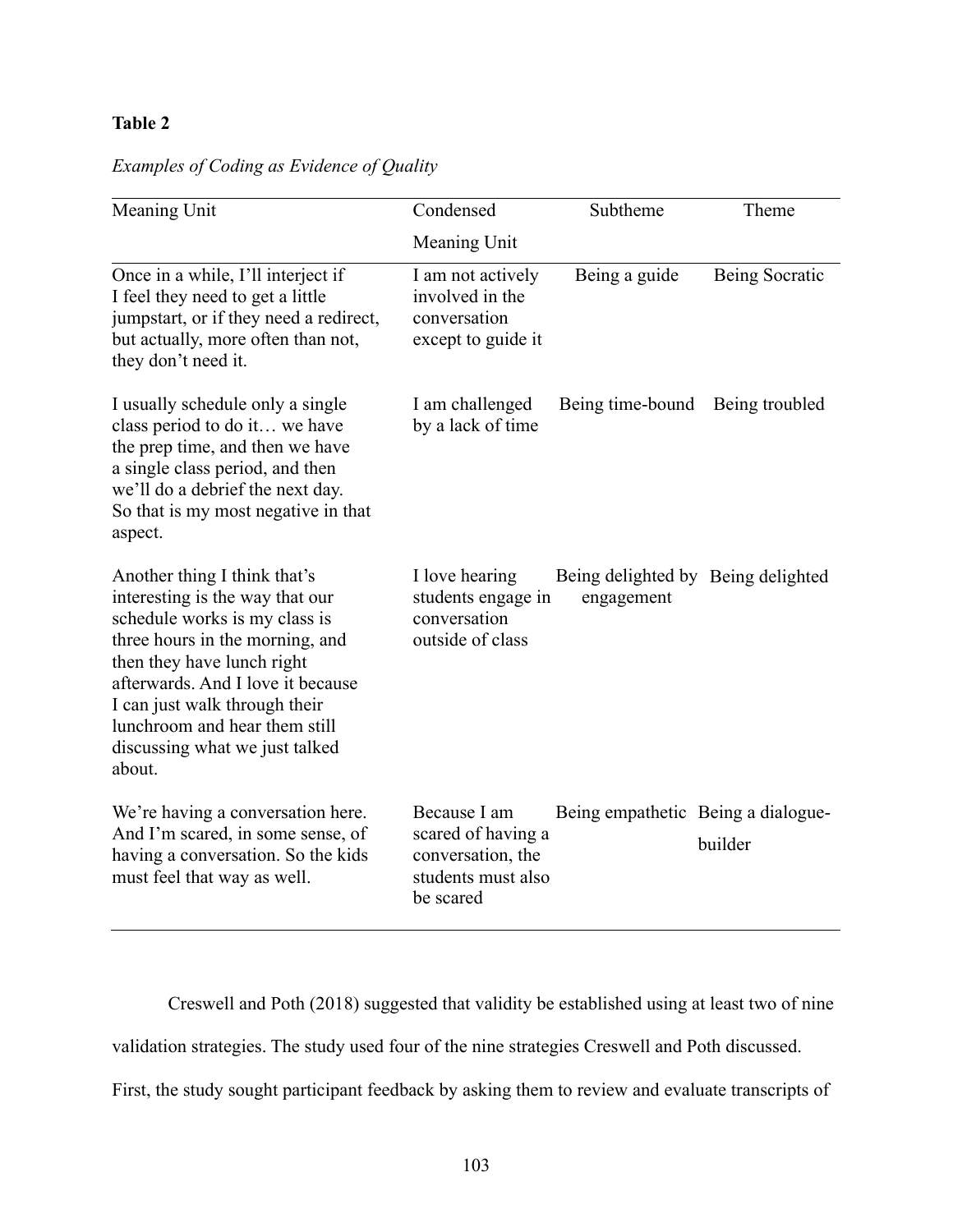**Table 2**

*Examples of Coding as Evidence of Quality*

| Meaning Unit | Condensed Meaning Unit | Subtheme | Theme |
|---|---|---|---|
| Once in a while, I'll interject if I feel they need to get a little jumpstart, or if they need a redirect, but actually, more often than not, they don't need it. | I am not actively involved in the conversation except to guide it | Being a guide | Being Socratic |
| I usually schedule only a single class period to do it… we have the prep time, and then we have a single class period, and then we'll do a debrief the next day. So that is my most negative in that aspect. | I am challenged by a lack of time | Being time-bound | Being troubled |
| Another thing I think that's interesting is the way that our schedule works is my class is three hours in the morning, and then they have lunch right afterwards. And I love it because I can just walk through their lunchroom and hear them still discussing what we just talked about. | I love hearing students engage in conversation outside of class | Being delighted by engagement | Being delighted |
| We're having a conversation here. And I'm scared, in some sense, of having a conversation. So the kids must feel that way as well. | Because I am scared of having a conversation, the students must also be scared | Being empathetic | Being a dialogue-builder |

Creswell and Poth (2018) suggested that validity be established using at least two of nine validation strategies. The study used four of the nine strategies Creswell and Poth discussed. First, the study sought participant feedback by asking them to review and evaluate transcripts of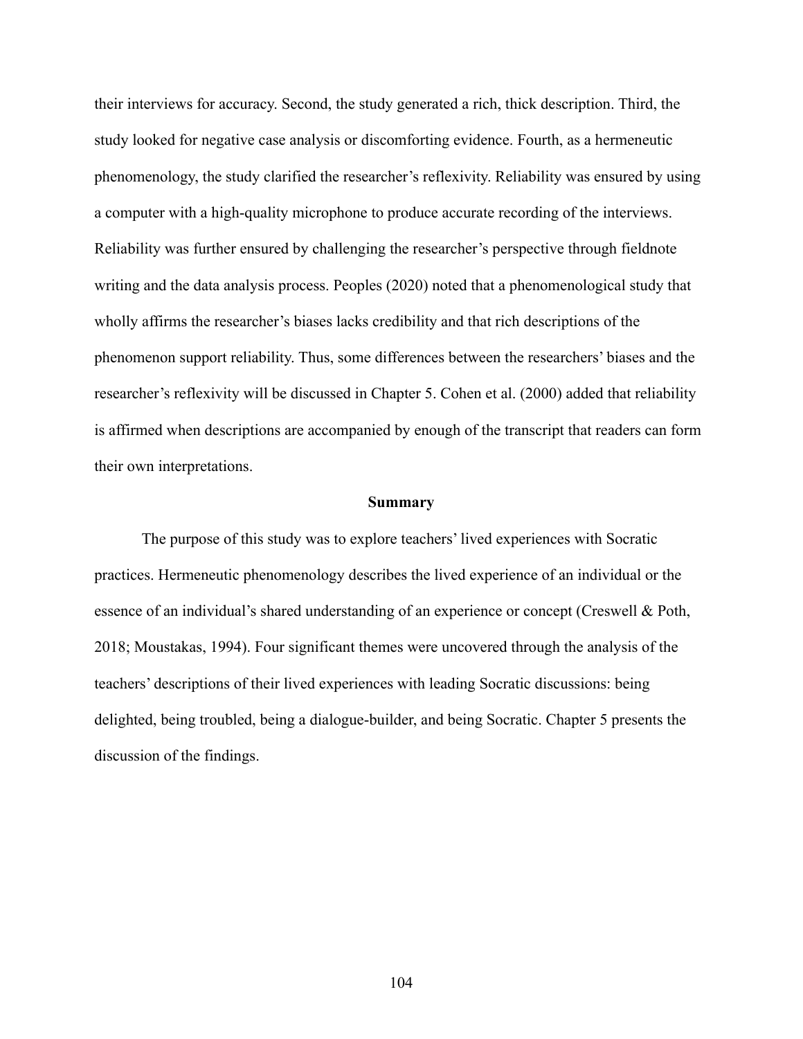their interviews for accuracy. Second, the study generated a rich, thick description. Third, the study looked for negative case analysis or discomforting evidence. Fourth, as a hermeneutic phenomenology, the study clarified the researcher's reflexivity. Reliability was ensured by using a computer with a high-quality microphone to produce accurate recording of the interviews. Reliability was further ensured by challenging the researcher's perspective through fieldnote writing and the data analysis process. Peoples (2020) noted that a phenomenological study that wholly affirms the researcher's biases lacks credibility and that rich descriptions of the phenomenon support reliability. Thus, some differences between the researchers' biases and the researcher's reflexivity will be discussed in Chapter 5. Cohen et al. (2000) added that reliability is affirmed when descriptions are accompanied by enough of the transcript that readers can form their own interpretations.

## Summary

The purpose of this study was to explore teachers' lived experiences with Socratic practices. Hermeneutic phenomenology describes the lived experience of an individual or the essence of an individual's shared understanding of an experience or concept (Creswell & Poth, 2018; Moustakas, 1994). Four significant themes were uncovered through the analysis of the teachers' descriptions of their lived experiences with leading Socratic discussions: being delighted, being troubled, being a dialogue-builder, and being Socratic. Chapter 5 presents the discussion of the findings.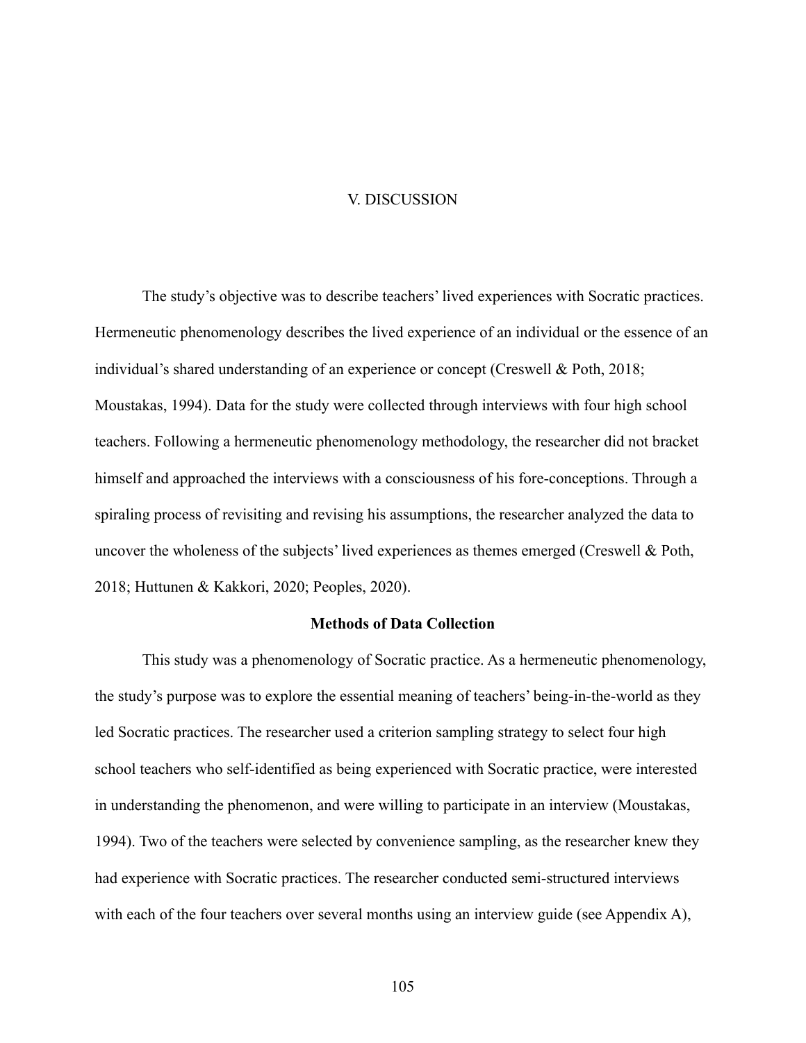# V. DISCUSSION

The study's objective was to describe teachers' lived experiences with Socratic practices. Hermeneutic phenomenology describes the lived experience of an individual or the essence of an individual's shared understanding of an experience or concept (Creswell & Poth, 2018; Moustakas, 1994). Data for the study were collected through interviews with four high school teachers. Following a hermeneutic phenomenology methodology, the researcher did not bracket himself and approached the interviews with a consciousness of his fore-conceptions. Through a spiraling process of revisiting and revising his assumptions, the researcher analyzed the data to uncover the wholeness of the subjects' lived experiences as themes emerged (Creswell & Poth, 2018; Huttunen & Kakkori, 2020; Peoples, 2020).

## Methods of Data Collection

This study was a phenomenology of Socratic practice. As a hermeneutic phenomenology, the study's purpose was to explore the essential meaning of teachers' being-in-the-world as they led Socratic practices. The researcher used a criterion sampling strategy to select four high school teachers who self-identified as being experienced with Socratic practice, were interested in understanding the phenomenon, and were willing to participate in an interview (Moustakas, 1994). Two of the teachers were selected by convenience sampling, as the researcher knew they had experience with Socratic practices. The researcher conducted semi-structured interviews with each of the four teachers over several months using an interview guide (see Appendix A),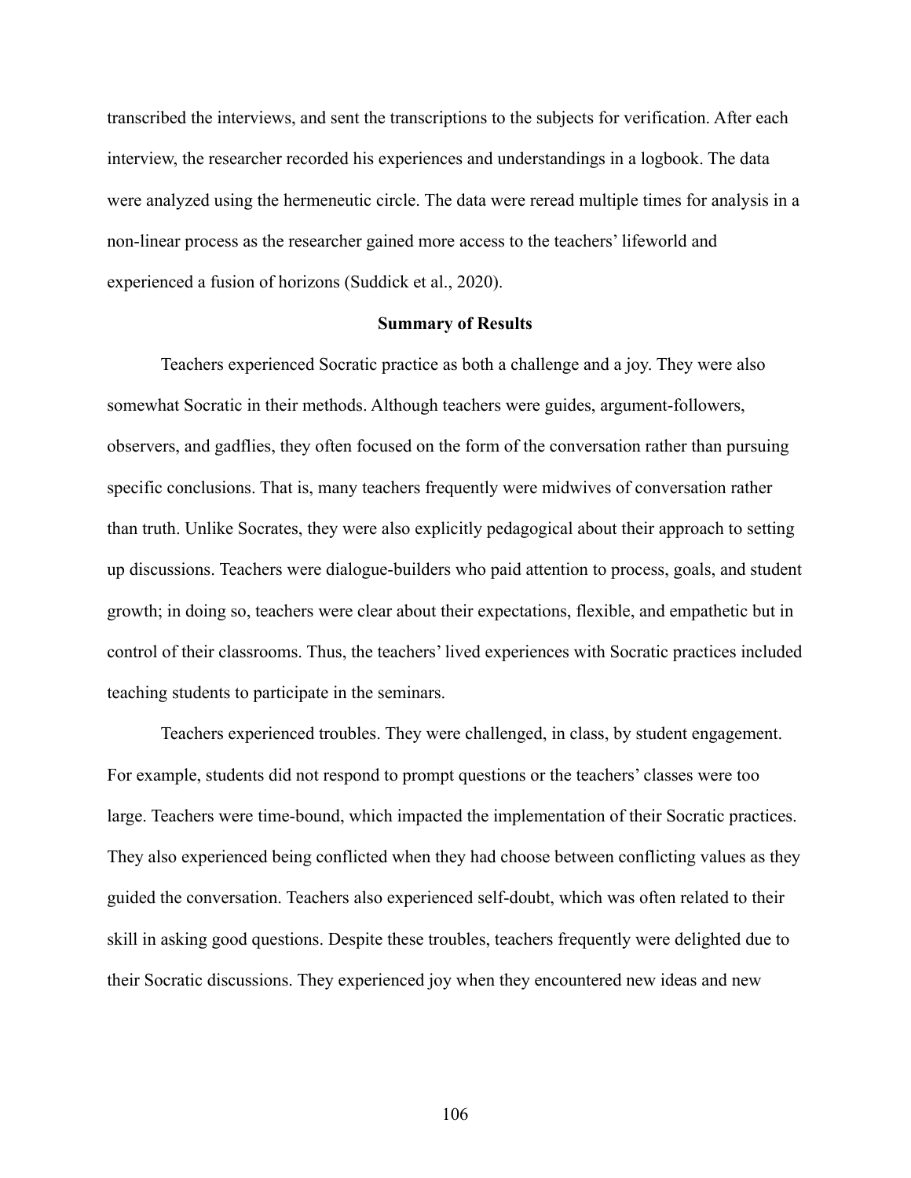transcribed the interviews, and sent the transcriptions to the subjects for verification. After each interview, the researcher recorded his experiences and understandings in a logbook. The data were analyzed using the hermeneutic circle. The data were reread multiple times for analysis in a non-linear process as the researcher gained more access to the teachers' lifeworld and experienced a fusion of horizons (Suddick et al., 2020).

## Summary of Results

Teachers experienced Socratic practice as both a challenge and a joy. They were also somewhat Socratic in their methods. Although teachers were guides, argument-followers, observers, and gadflies, they often focused on the form of the conversation rather than pursuing specific conclusions. That is, many teachers frequently were midwives of conversation rather than truth. Unlike Socrates, they were also explicitly pedagogical about their approach to setting up discussions. Teachers were dialogue-builders who paid attention to process, goals, and student growth; in doing so, teachers were clear about their expectations, flexible, and empathetic but in control of their classrooms. Thus, the teachers' lived experiences with Socratic practices included teaching students to participate in the seminars.

Teachers experienced troubles. They were challenged, in class, by student engagement. For example, students did not respond to prompt questions or the teachers' classes were too large. Teachers were time-bound, which impacted the implementation of their Socratic practices. They also experienced being conflicted when they had choose between conflicting values as they guided the conversation. Teachers also experienced self-doubt, which was often related to their skill in asking good questions. Despite these troubles, teachers frequently were delighted due to their Socratic discussions. They experienced joy when they encountered new ideas and new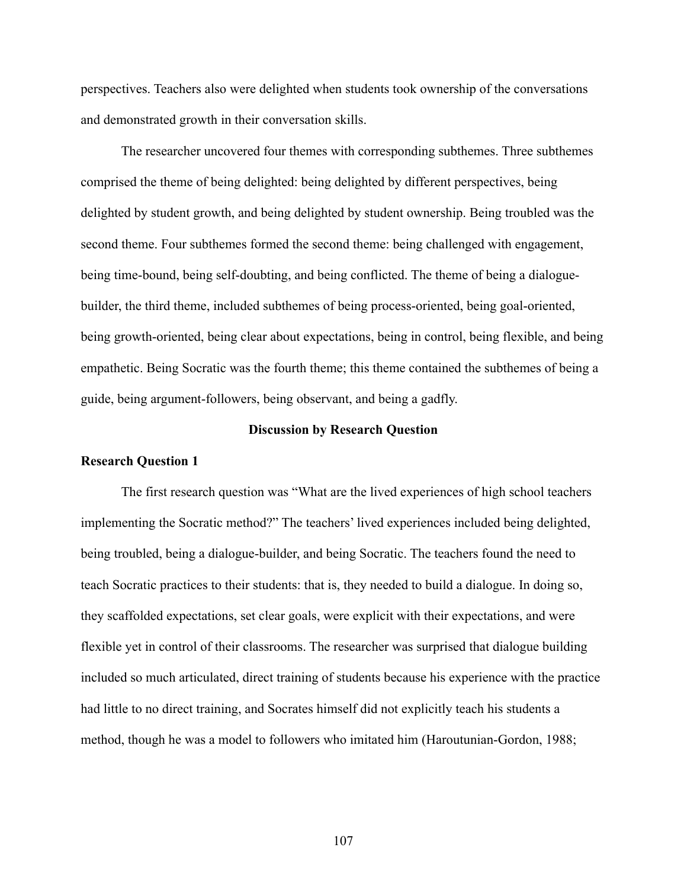perspectives. Teachers also were delighted when students took ownership of the conversations and demonstrated growth in their conversation skills.

The researcher uncovered four themes with corresponding subthemes. Three subthemes comprised the theme of being delighted: being delighted by different perspectives, being delighted by student growth, and being delighted by student ownership. Being troubled was the second theme. Four subthemes formed the second theme: being challenged with engagement, being time-bound, being self-doubting, and being conflicted. The theme of being a dialogue-builder, the third theme, included subthemes of being process-oriented, being goal-oriented, being growth-oriented, being clear about expectations, being in control, being flexible, and being empathetic. Being Socratic was the fourth theme; this theme contained the subthemes of being a guide, being argument-followers, being observant, and being a gadfly.

## Discussion by Research Question

### Research Question 1

The first research question was "What are the lived experiences of high school teachers implementing the Socratic method?" The teachers' lived experiences included being delighted, being troubled, being a dialogue-builder, and being Socratic. The teachers found the need to teach Socratic practices to their students: that is, they needed to build a dialogue. In doing so, they scaffolded expectations, set clear goals, were explicit with their expectations, and were flexible yet in control of their classrooms. The researcher was surprised that dialogue building included so much articulated, direct training of students because his experience with the practice had little to no direct training, and Socrates himself did not explicitly teach his students a method, though he was a model to followers who imitated him (Haroutunian-Gordon, 1988;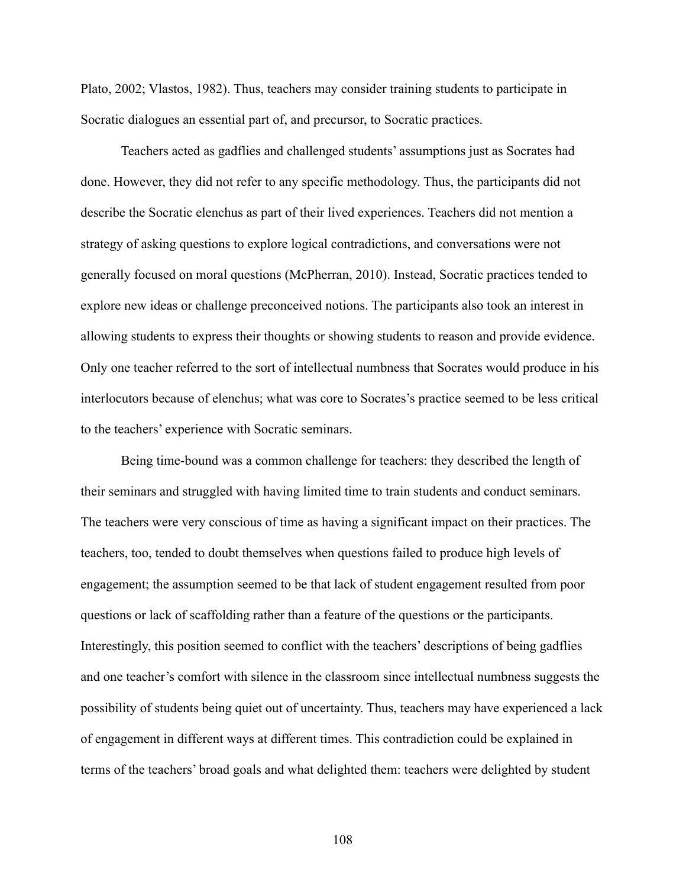Plato, 2002; Vlastos, 1982). Thus, teachers may consider training students to participate in Socratic dialogues an essential part of, and precursor, to Socratic practices.

Teachers acted as gadflies and challenged students' assumptions just as Socrates had done. However, they did not refer to any specific methodology. Thus, the participants did not describe the Socratic elenchus as part of their lived experiences. Teachers did not mention a strategy of asking questions to explore logical contradictions, and conversations were not generally focused on moral questions (McPherran, 2010). Instead, Socratic practices tended to explore new ideas or challenge preconceived notions. The participants also took an interest in allowing students to express their thoughts or showing students to reason and provide evidence. Only one teacher referred to the sort of intellectual numbness that Socrates would produce in his interlocutors because of elenchus; what was core to Socrates's practice seemed to be less critical to the teachers' experience with Socratic seminars.

Being time-bound was a common challenge for teachers: they described the length of their seminars and struggled with having limited time to train students and conduct seminars. The teachers were very conscious of time as having a significant impact on their practices. The teachers, too, tended to doubt themselves when questions failed to produce high levels of engagement; the assumption seemed to be that lack of student engagement resulted from poor questions or lack of scaffolding rather than a feature of the questions or the participants. Interestingly, this position seemed to conflict with the teachers' descriptions of being gadflies and one teacher's comfort with silence in the classroom since intellectual numbness suggests the possibility of students being quiet out of uncertainty. Thus, teachers may have experienced a lack of engagement in different ways at different times. This contradiction could be explained in terms of the teachers' broad goals and what delighted them: teachers were delighted by student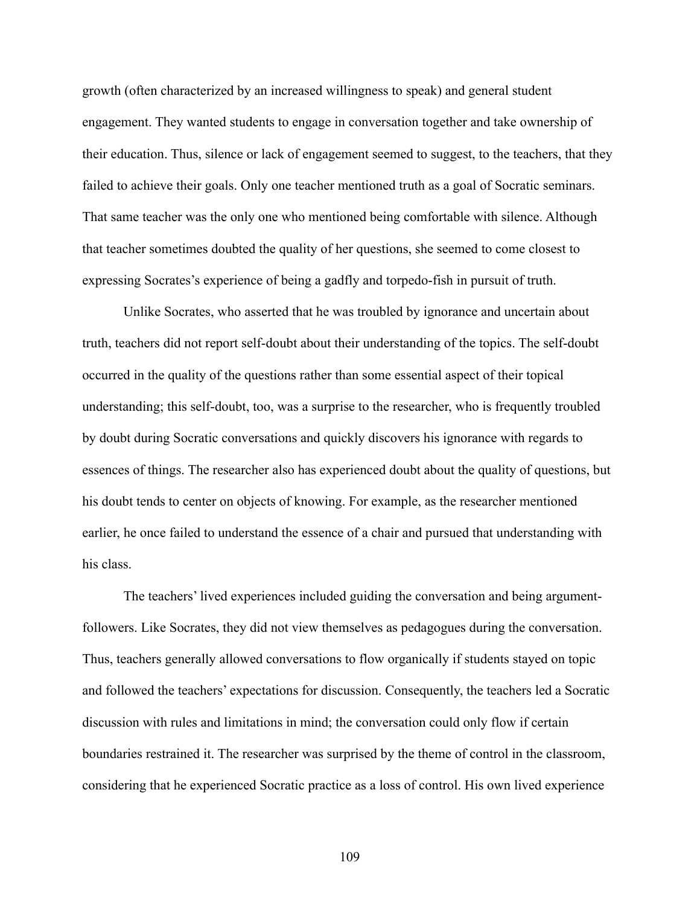growth (often characterized by an increased willingness to speak) and general student engagement. They wanted students to engage in conversation together and take ownership of their education. Thus, silence or lack of engagement seemed to suggest, to the teachers, that they failed to achieve their goals. Only one teacher mentioned truth as a goal of Socratic seminars. That same teacher was the only one who mentioned being comfortable with silence. Although that teacher sometimes doubted the quality of her questions, she seemed to come closest to expressing Socrates's experience of being a gadfly and torpedo-fish in pursuit of truth.

Unlike Socrates, who asserted that he was troubled by ignorance and uncertain about truth, teachers did not report self-doubt about their understanding of the topics. The self-doubt occurred in the quality of the questions rather than some essential aspect of their topical understanding; this self-doubt, too, was a surprise to the researcher, who is frequently troubled by doubt during Socratic conversations and quickly discovers his ignorance with regards to essences of things. The researcher also has experienced doubt about the quality of questions, but his doubt tends to center on objects of knowing. For example, as the researcher mentioned earlier, he once failed to understand the essence of a chair and pursued that understanding with his class.

The teachers' lived experiences included guiding the conversation and being argument-followers. Like Socrates, they did not view themselves as pedagogues during the conversation. Thus, teachers generally allowed conversations to flow organically if students stayed on topic and followed the teachers' expectations for discussion. Consequently, the teachers led a Socratic discussion with rules and limitations in mind; the conversation could only flow if certain boundaries restrained it. The researcher was surprised by the theme of control in the classroom, considering that he experienced Socratic practice as a loss of control. His own lived experience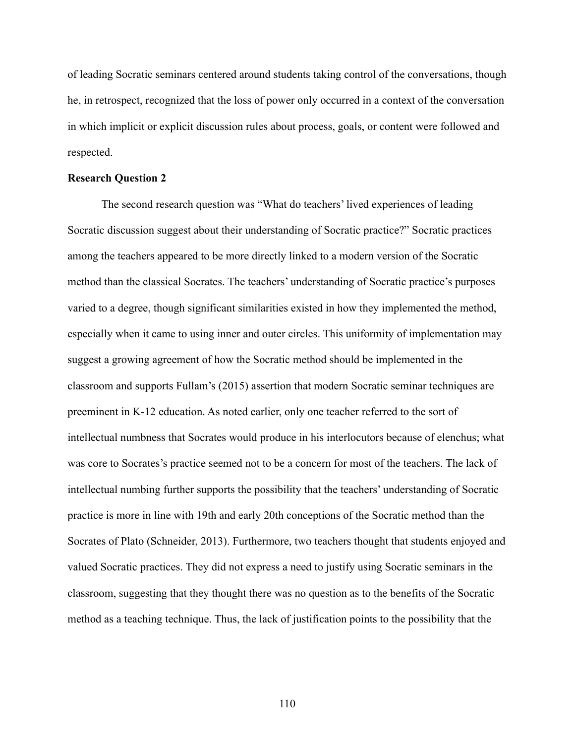of leading Socratic seminars centered around students taking control of the conversations, though he, in retrospect, recognized that the loss of power only occurred in a context of the conversation in which implicit or explicit discussion rules about process, goals, or content were followed and respected.

**Research Question 2**

The second research question was "What do teachers' lived experiences of leading Socratic discussion suggest about their understanding of Socratic practice?" Socratic practices among the teachers appeared to be more directly linked to a modern version of the Socratic method than the classical Socrates. The teachers' understanding of Socratic practice's purposes varied to a degree, though significant similarities existed in how they implemented the method, especially when it came to using inner and outer circles. This uniformity of implementation may suggest a growing agreement of how the Socratic method should be implemented in the classroom and supports Fullam's (2015) assertion that modern Socratic seminar techniques are preeminent in K-12 education. As noted earlier, only one teacher referred to the sort of intellectual numbness that Socrates would produce in his interlocutors because of elenchus; what was core to Socrates's practice seemed not to be a concern for most of the teachers. The lack of intellectual numbing further supports the possibility that the teachers' understanding of Socratic practice is more in line with 19th and early 20th conceptions of the Socratic method than the Socrates of Plato (Schneider, 2013). Furthermore, two teachers thought that students enjoyed and valued Socratic practices. They did not express a need to justify using Socratic seminars in the classroom, suggesting that they thought there was no question as to the benefits of the Socratic method as a teaching technique. Thus, the lack of justification points to the possibility that the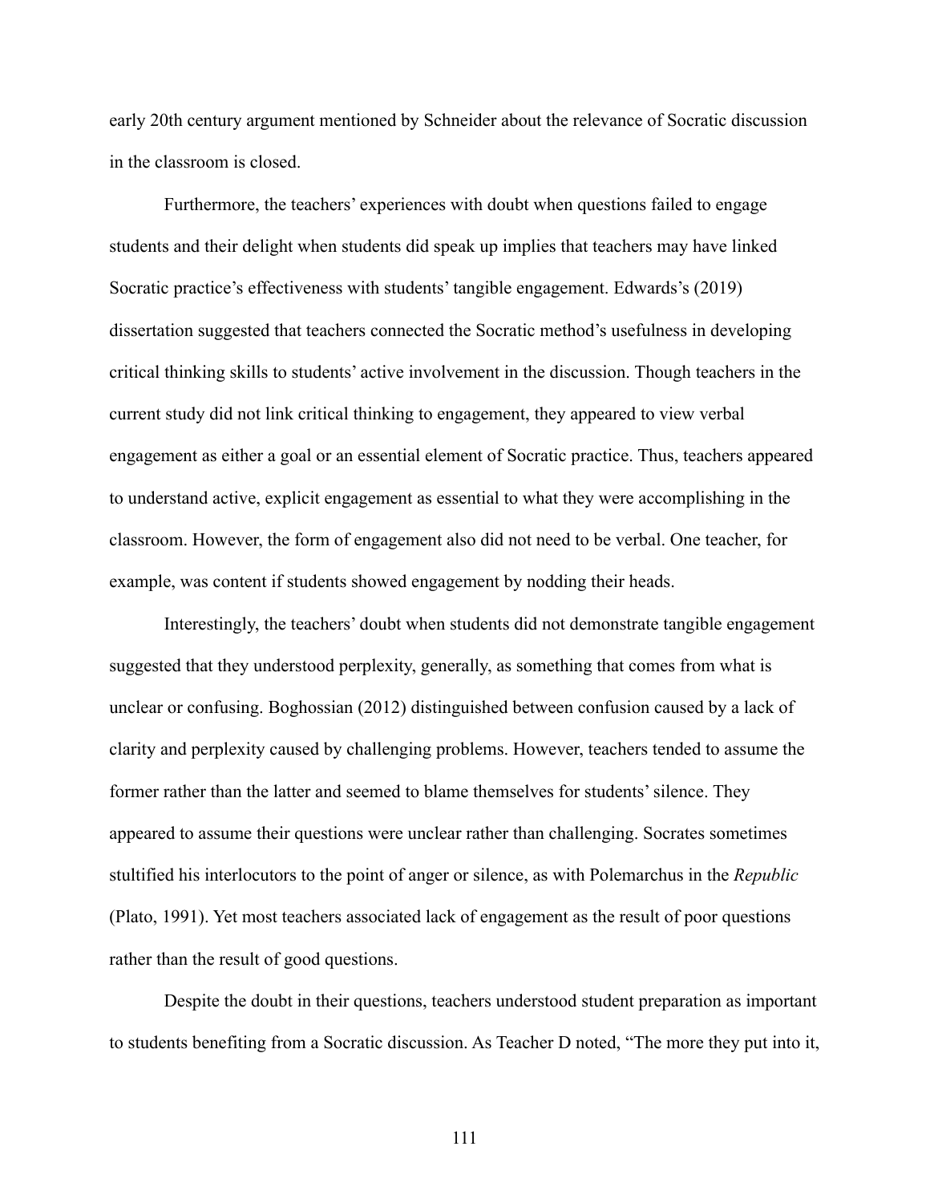early 20th century argument mentioned by Schneider about the relevance of Socratic discussion in the classroom is closed.

Furthermore, the teachers' experiences with doubt when questions failed to engage students and their delight when students did speak up implies that teachers may have linked Socratic practice's effectiveness with students' tangible engagement. Edwards's (2019) dissertation suggested that teachers connected the Socratic method's usefulness in developing critical thinking skills to students' active involvement in the discussion. Though teachers in the current study did not link critical thinking to engagement, they appeared to view verbal engagement as either a goal or an essential element of Socratic practice. Thus, teachers appeared to understand active, explicit engagement as essential to what they were accomplishing in the classroom. However, the form of engagement also did not need to be verbal. One teacher, for example, was content if students showed engagement by nodding their heads.

Interestingly, the teachers' doubt when students did not demonstrate tangible engagement suggested that they understood perplexity, generally, as something that comes from what is unclear or confusing. Boghossian (2012) distinguished between confusion caused by a lack of clarity and perplexity caused by challenging problems. However, teachers tended to assume the former rather than the latter and seemed to blame themselves for students' silence. They appeared to assume their questions were unclear rather than challenging. Socrates sometimes stultified his interlocutors to the point of anger or silence, as with Polemarchus in the *Republic* (Plato, 1991). Yet most teachers associated lack of engagement as the result of poor questions rather than the result of good questions.

Despite the doubt in their questions, teachers understood student preparation as important to students benefiting from a Socratic discussion. As Teacher D noted, "The more they put into it,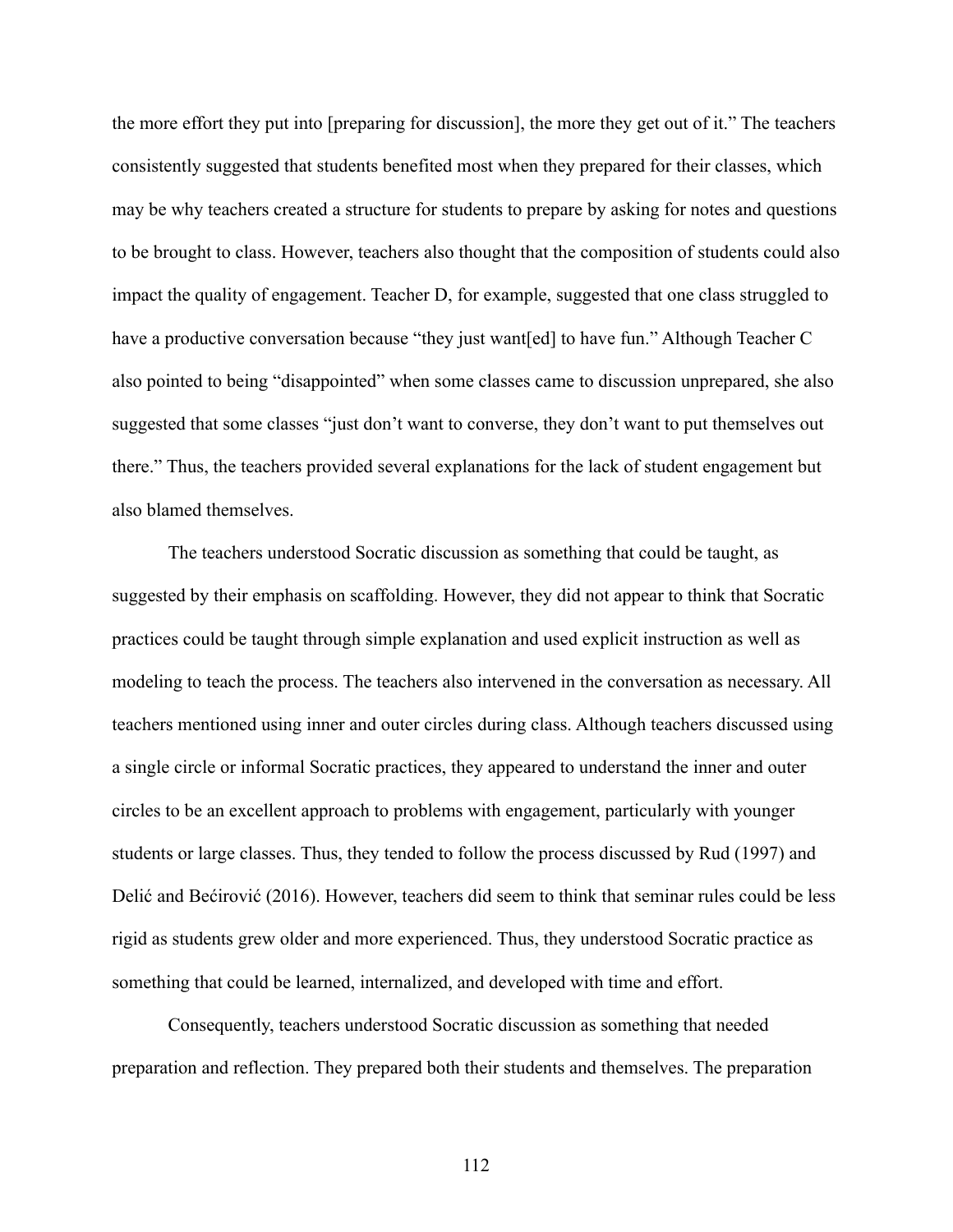the more effort they put into [preparing for discussion], the more they get out of it." The teachers consistently suggested that students benefited most when they prepared for their classes, which may be why teachers created a structure for students to prepare by asking for notes and questions to be brought to class. However, teachers also thought that the composition of students could also impact the quality of engagement. Teacher D, for example, suggested that one class struggled to have a productive conversation because "they just want[ed] to have fun." Although Teacher C also pointed to being "disappointed" when some classes came to discussion unprepared, she also suggested that some classes "just don't want to converse, they don't want to put themselves out there." Thus, the teachers provided several explanations for the lack of student engagement but also blamed themselves.

The teachers understood Socratic discussion as something that could be taught, as suggested by their emphasis on scaffolding. However, they did not appear to think that Socratic practices could be taught through simple explanation and used explicit instruction as well as modeling to teach the process. The teachers also intervened in the conversation as necessary. All teachers mentioned using inner and outer circles during class. Although teachers discussed using a single circle or informal Socratic practices, they appeared to understand the inner and outer circles to be an excellent approach to problems with engagement, particularly with younger students or large classes. Thus, they tended to follow the process discussed by Rud (1997) and Delić and Bećirović (2016). However, teachers did seem to think that seminar rules could be less rigid as students grew older and more experienced. Thus, they understood Socratic practice as something that could be learned, internalized, and developed with time and effort.

Consequently, teachers understood Socratic discussion as something that needed preparation and reflection. They prepared both their students and themselves. The preparation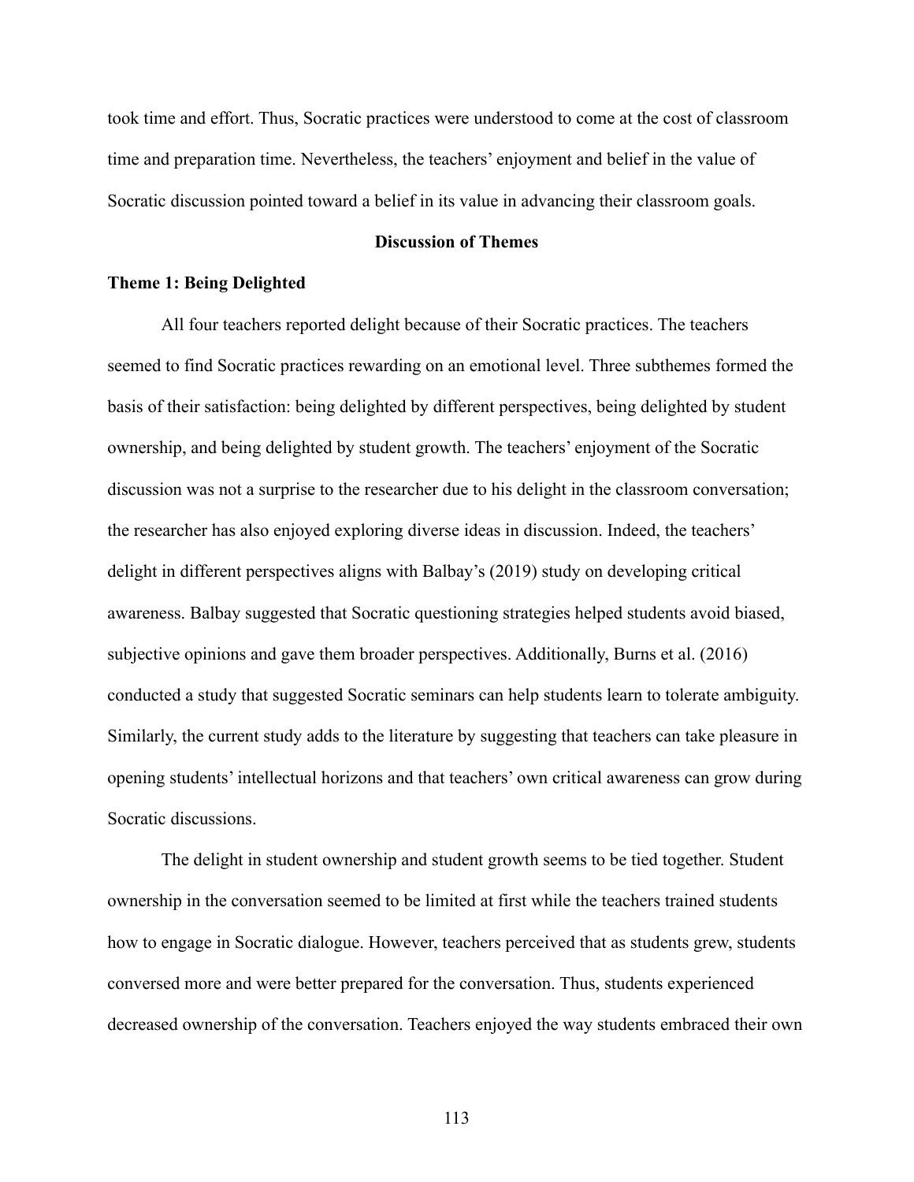took time and effort. Thus, Socratic practices were understood to come at the cost of classroom time and preparation time. Nevertheless, the teachers' enjoyment and belief in the value of Socratic discussion pointed toward a belief in its value in advancing their classroom goals.

## Discussion of Themes

### Theme 1: Being Delighted

All four teachers reported delight because of their Socratic practices. The teachers seemed to find Socratic practices rewarding on an emotional level. Three subthemes formed the basis of their satisfaction: being delighted by different perspectives, being delighted by student ownership, and being delighted by student growth. The teachers' enjoyment of the Socratic discussion was not a surprise to the researcher due to his delight in the classroom conversation; the researcher has also enjoyed exploring diverse ideas in discussion. Indeed, the teachers' delight in different perspectives aligns with Balbay's (2019) study on developing critical awareness. Balbay suggested that Socratic questioning strategies helped students avoid biased, subjective opinions and gave them broader perspectives. Additionally, Burns et al. (2016) conducted a study that suggested Socratic seminars can help students learn to tolerate ambiguity. Similarly, the current study adds to the literature by suggesting that teachers can take pleasure in opening students' intellectual horizons and that teachers' own critical awareness can grow during Socratic discussions.

The delight in student ownership and student growth seems to be tied together. Student ownership in the conversation seemed to be limited at first while the teachers trained students how to engage in Socratic dialogue. However, teachers perceived that as students grew, students conversed more and were better prepared for the conversation. Thus, students experienced decreased ownership of the conversation. Teachers enjoyed the way students embraced their own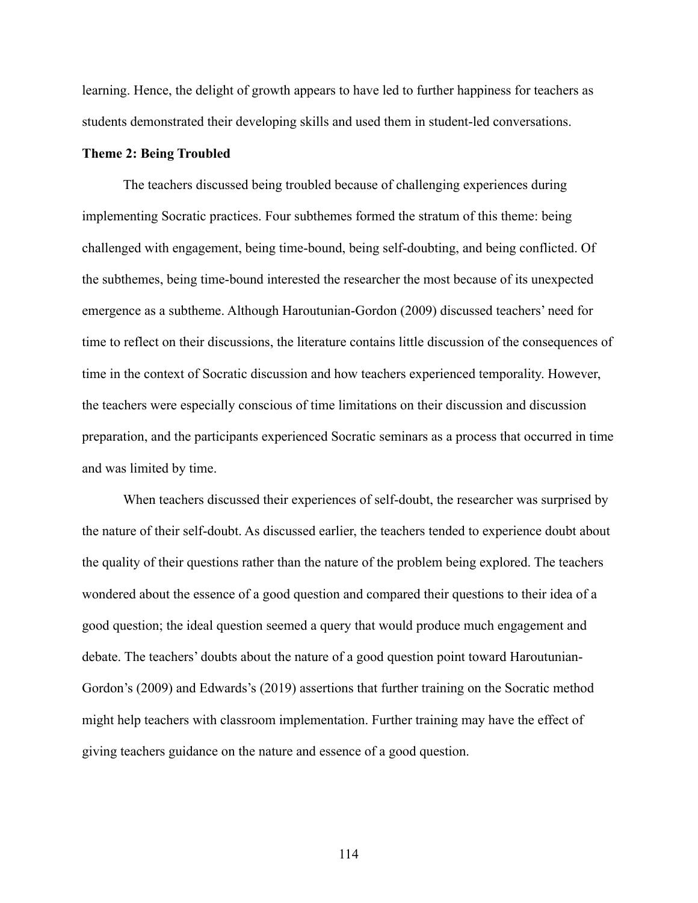learning. Hence, the delight of growth appears to have led to further happiness for teachers as students demonstrated their developing skills and used them in student-led conversations.

### Theme 2: Being Troubled

The teachers discussed being troubled because of challenging experiences during implementing Socratic practices. Four subthemes formed the stratum of this theme: being challenged with engagement, being time-bound, being self-doubting, and being conflicted. Of the subthemes, being time-bound interested the researcher the most because of its unexpected emergence as a subtheme. Although Haroutunian-Gordon (2009) discussed teachers' need for time to reflect on their discussions, the literature contains little discussion of the consequences of time in the context of Socratic discussion and how teachers experienced temporality. However, the teachers were especially conscious of time limitations on their discussion and discussion preparation, and the participants experienced Socratic seminars as a process that occurred in time and was limited by time.

When teachers discussed their experiences of self-doubt, the researcher was surprised by the nature of their self-doubt. As discussed earlier, the teachers tended to experience doubt about the quality of their questions rather than the nature of the problem being explored. The teachers wondered about the essence of a good question and compared their questions to their idea of a good question; the ideal question seemed a query that would produce much engagement and debate. The teachers' doubts about the nature of a good question point toward Haroutunian-Gordon's (2009) and Edwards's (2019) assertions that further training on the Socratic method might help teachers with classroom implementation. Further training may have the effect of giving teachers guidance on the nature and essence of a good question.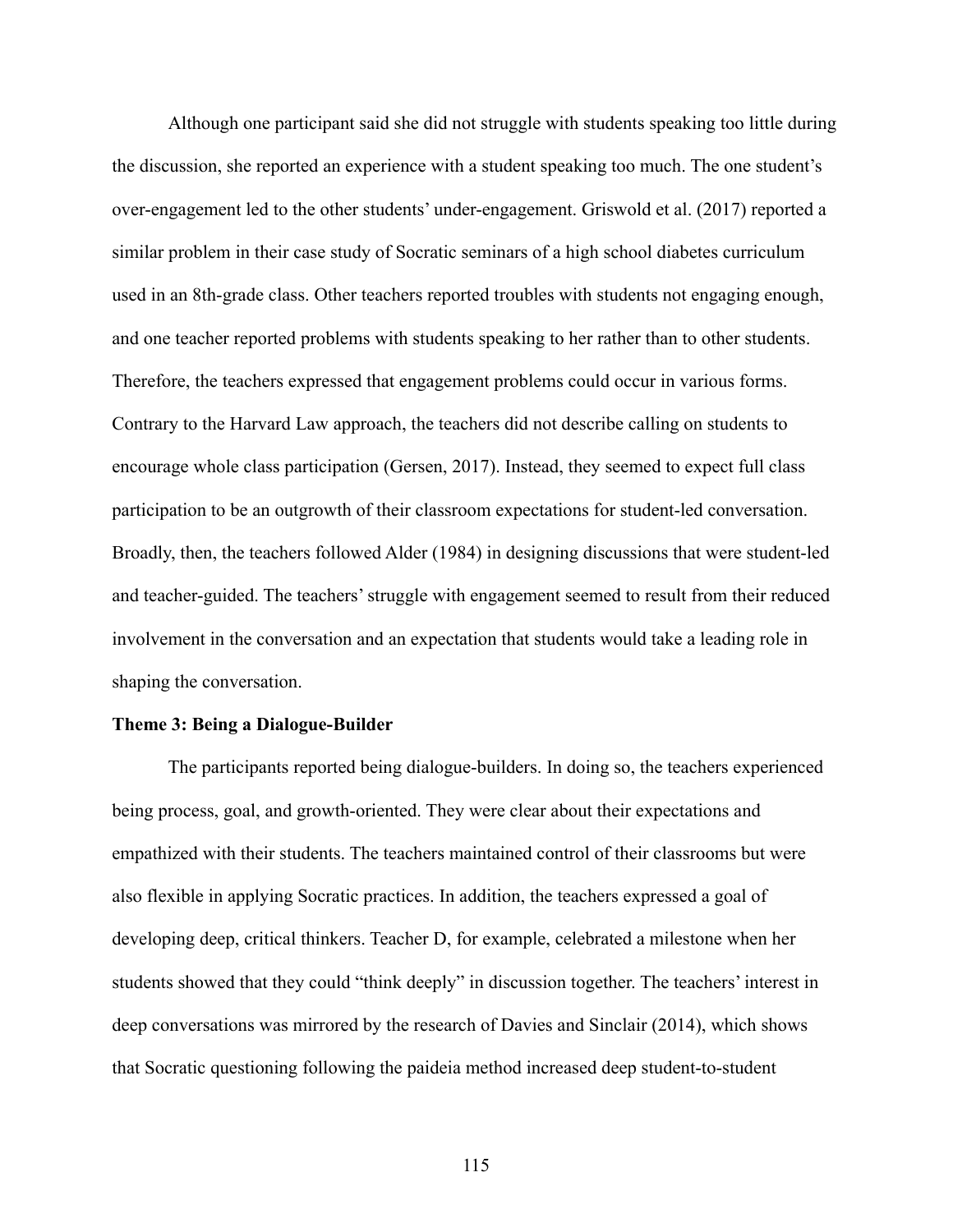Although one participant said she did not struggle with students speaking too little during the discussion, she reported an experience with a student speaking too much. The one student's over-engagement led to the other students' under-engagement. Griswold et al. (2017) reported a similar problem in their case study of Socratic seminars of a high school diabetes curriculum used in an 8th-grade class. Other teachers reported troubles with students not engaging enough, and one teacher reported problems with students speaking to her rather than to other students. Therefore, the teachers expressed that engagement problems could occur in various forms. Contrary to the Harvard Law approach, the teachers did not describe calling on students to encourage whole class participation (Gersen, 2017). Instead, they seemed to expect full class participation to be an outgrowth of their classroom expectations for student-led conversation. Broadly, then, the teachers followed Alder (1984) in designing discussions that were student-led and teacher-guided. The teachers' struggle with engagement seemed to result from their reduced involvement in the conversation and an expectation that students would take a leading role in shaping the conversation.

**Theme 3: Being a Dialogue-Builder**

The participants reported being dialogue-builders. In doing so, the teachers experienced being process, goal, and growth-oriented. They were clear about their expectations and empathized with their students. The teachers maintained control of their classrooms but were also flexible in applying Socratic practices. In addition, the teachers expressed a goal of developing deep, critical thinkers. Teacher D, for example, celebrated a milestone when her students showed that they could "think deeply" in discussion together. The teachers' interest in deep conversations was mirrored by the research of Davies and Sinclair (2014), which shows that Socratic questioning following the paideia method increased deep student-to-student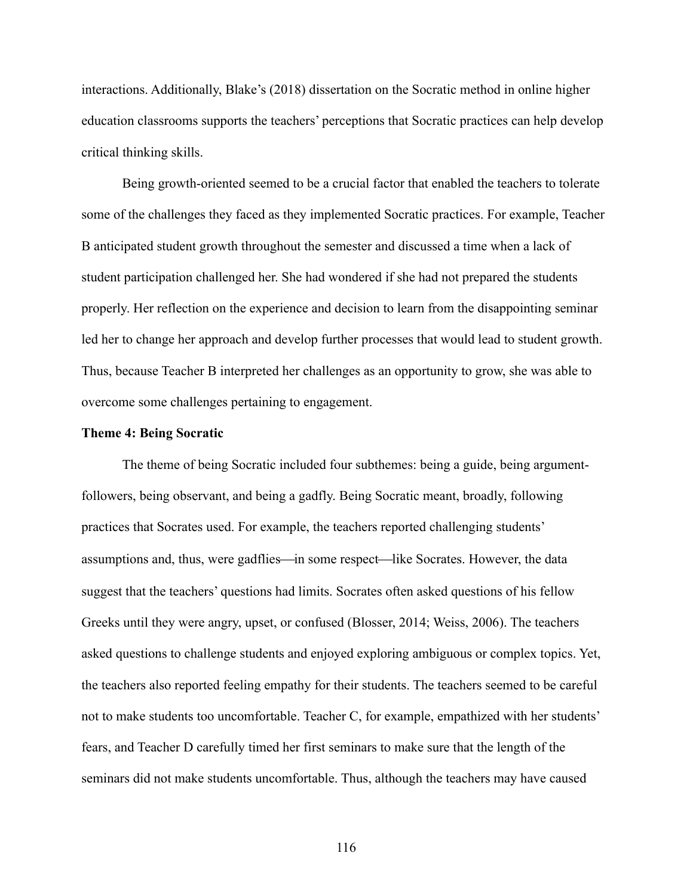interactions. Additionally, Blake's (2018) dissertation on the Socratic method in online higher education classrooms supports the teachers' perceptions that Socratic practices can help develop critical thinking skills.

Being growth-oriented seemed to be a crucial factor that enabled the teachers to tolerate some of the challenges they faced as they implemented Socratic practices. For example, Teacher B anticipated student growth throughout the semester and discussed a time when a lack of student participation challenged her. She had wondered if she had not prepared the students properly. Her reflection on the experience and decision to learn from the disappointing seminar led her to change her approach and develop further processes that would lead to student growth. Thus, because Teacher B interpreted her challenges as an opportunity to grow, she was able to overcome some challenges pertaining to engagement.

### Theme 4: Being Socratic

The theme of being Socratic included four subthemes: being a guide, being argument-followers, being observant, and being a gadfly. Being Socratic meant, broadly, following practices that Socrates used. For example, the teachers reported challenging students' assumptions and, thus, were gadflies—in some respect—like Socrates. However, the data suggest that the teachers' questions had limits. Socrates often asked questions of his fellow Greeks until they were angry, upset, or confused (Blosser, 2014; Weiss, 2006). The teachers asked questions to challenge students and enjoyed exploring ambiguous or complex topics. Yet, the teachers also reported feeling empathy for their students. The teachers seemed to be careful not to make students too uncomfortable. Teacher C, for example, empathized with her students' fears, and Teacher D carefully timed her first seminars to make sure that the length of the seminars did not make students uncomfortable. Thus, although the teachers may have caused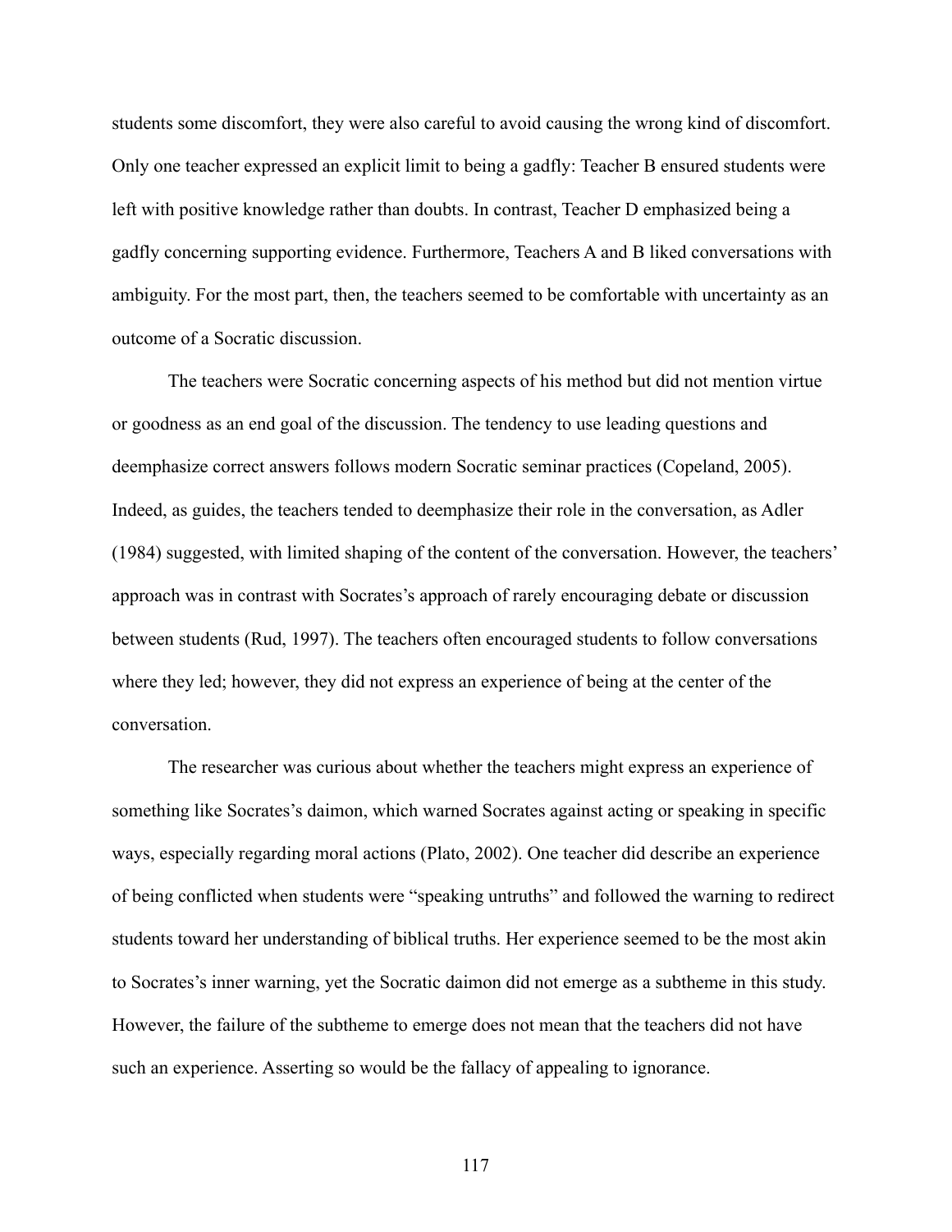students some discomfort, they were also careful to avoid causing the wrong kind of discomfort. Only one teacher expressed an explicit limit to being a gadfly: Teacher B ensured students were left with positive knowledge rather than doubts. In contrast, Teacher D emphasized being a gadfly concerning supporting evidence. Furthermore, Teachers A and B liked conversations with ambiguity. For the most part, then, the teachers seemed to be comfortable with uncertainty as an outcome of a Socratic discussion.

The teachers were Socratic concerning aspects of his method but did not mention virtue or goodness as an end goal of the discussion. The tendency to use leading questions and deemphasize correct answers follows modern Socratic seminar practices (Copeland, 2005). Indeed, as guides, the teachers tended to deemphasize their role in the conversation, as Adler (1984) suggested, with limited shaping of the content of the conversation. However, the teachers' approach was in contrast with Socrates's approach of rarely encouraging debate or discussion between students (Rud, 1997). The teachers often encouraged students to follow conversations where they led; however, they did not express an experience of being at the center of the conversation.

The researcher was curious about whether the teachers might express an experience of something like Socrates's daimon, which warned Socrates against acting or speaking in specific ways, especially regarding moral actions (Plato, 2002). One teacher did describe an experience of being conflicted when students were "speaking untruths" and followed the warning to redirect students toward her understanding of biblical truths. Her experience seemed to be the most akin to Socrates's inner warning, yet the Socratic daimon did not emerge as a subtheme in this study. However, the failure of the subtheme to emerge does not mean that the teachers did not have such an experience. Asserting so would be the fallacy of appealing to ignorance.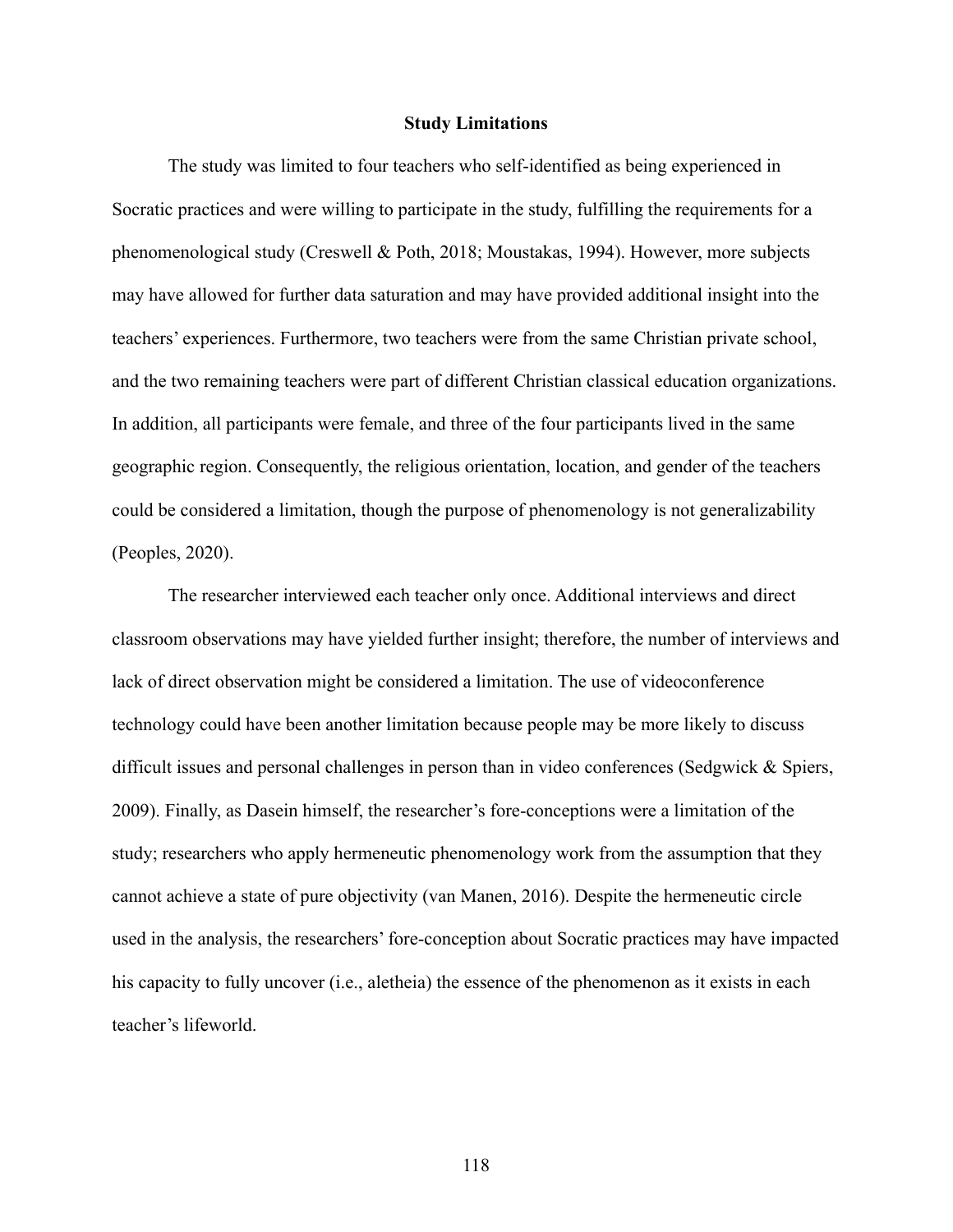## Study Limitations

The study was limited to four teachers who self-identified as being experienced in Socratic practices and were willing to participate in the study, fulfilling the requirements for a phenomenological study (Creswell & Poth, 2018; Moustakas, 1994). However, more subjects may have allowed for further data saturation and may have provided additional insight into the teachers' experiences. Furthermore, two teachers were from the same Christian private school, and the two remaining teachers were part of different Christian classical education organizations. In addition, all participants were female, and three of the four participants lived in the same geographic region. Consequently, the religious orientation, location, and gender of the teachers could be considered a limitation, though the purpose of phenomenology is not generalizability (Peoples, 2020).

The researcher interviewed each teacher only once. Additional interviews and direct classroom observations may have yielded further insight; therefore, the number of interviews and lack of direct observation might be considered a limitation. The use of videoconference technology could have been another limitation because people may be more likely to discuss difficult issues and personal challenges in person than in video conferences (Sedgwick & Spiers, 2009). Finally, as Dasein himself, the researcher's fore-conceptions were a limitation of the study; researchers who apply hermeneutic phenomenology work from the assumption that they cannot achieve a state of pure objectivity (van Manen, 2016). Despite the hermeneutic circle used in the analysis, the researchers' fore-conception about Socratic practices may have impacted his capacity to fully uncover (i.e., aletheia) the essence of the phenomenon as it exists in each teacher's lifeworld.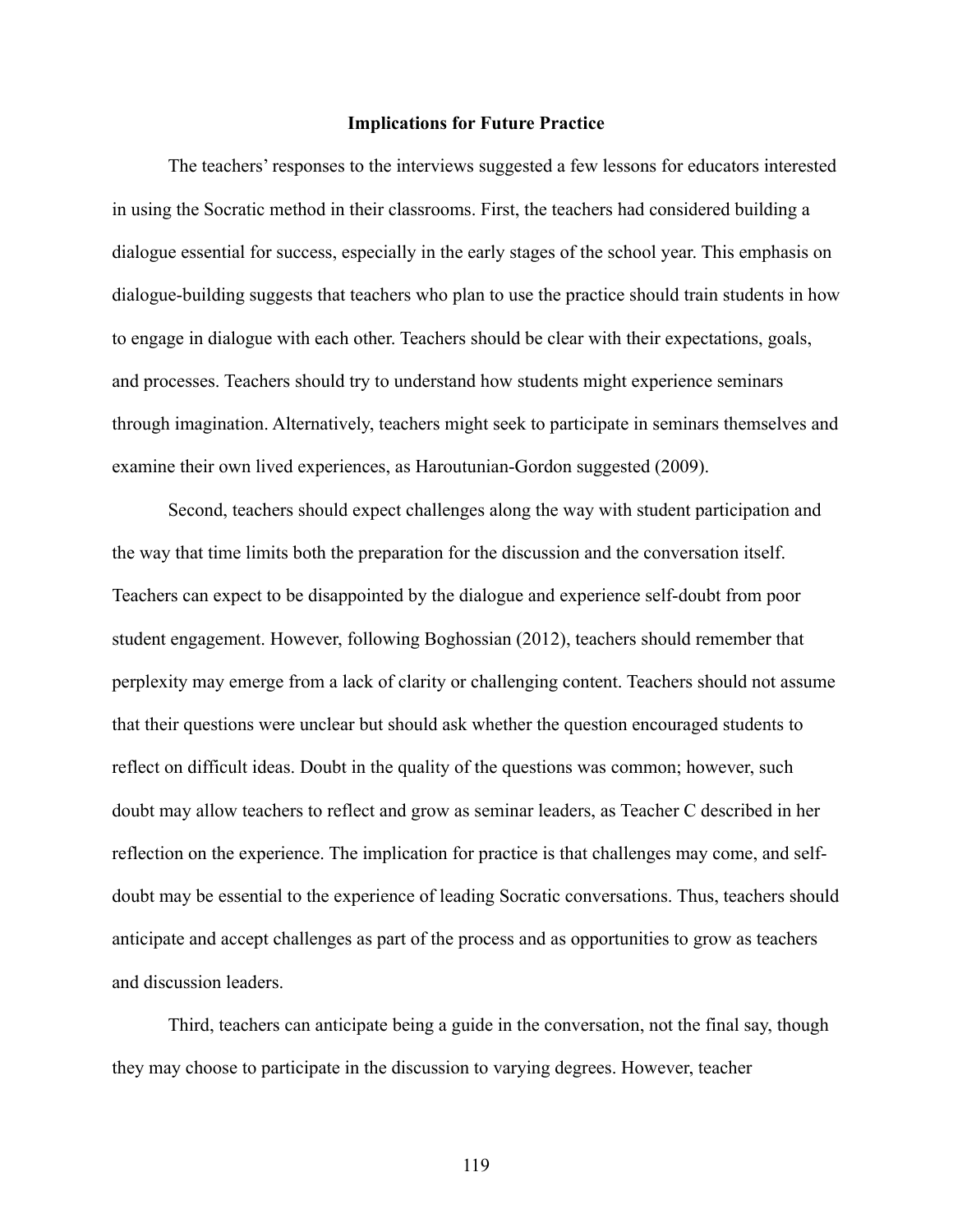## Implications for Future Practice

The teachers' responses to the interviews suggested a few lessons for educators interested in using the Socratic method in their classrooms. First, the teachers had considered building a dialogue essential for success, especially in the early stages of the school year. This emphasis on dialogue-building suggests that teachers who plan to use the practice should train students in how to engage in dialogue with each other. Teachers should be clear with their expectations, goals, and processes. Teachers should try to understand how students might experience seminars through imagination. Alternatively, teachers might seek to participate in seminars themselves and examine their own lived experiences, as Haroutunian-Gordon suggested (2009).

Second, teachers should expect challenges along the way with student participation and the way that time limits both the preparation for the discussion and the conversation itself. Teachers can expect to be disappointed by the dialogue and experience self-doubt from poor student engagement. However, following Boghossian (2012), teachers should remember that perplexity may emerge from a lack of clarity or challenging content. Teachers should not assume that their questions were unclear but should ask whether the question encouraged students to reflect on difficult ideas. Doubt in the quality of the questions was common; however, such doubt may allow teachers to reflect and grow as seminar leaders, as Teacher C described in her reflection on the experience. The implication for practice is that challenges may come, and self-doubt may be essential to the experience of leading Socratic conversations. Thus, teachers should anticipate and accept challenges as part of the process and as opportunities to grow as teachers and discussion leaders.

Third, teachers can anticipate being a guide in the conversation, not the final say, though they may choose to participate in the discussion to varying degrees. However, teacher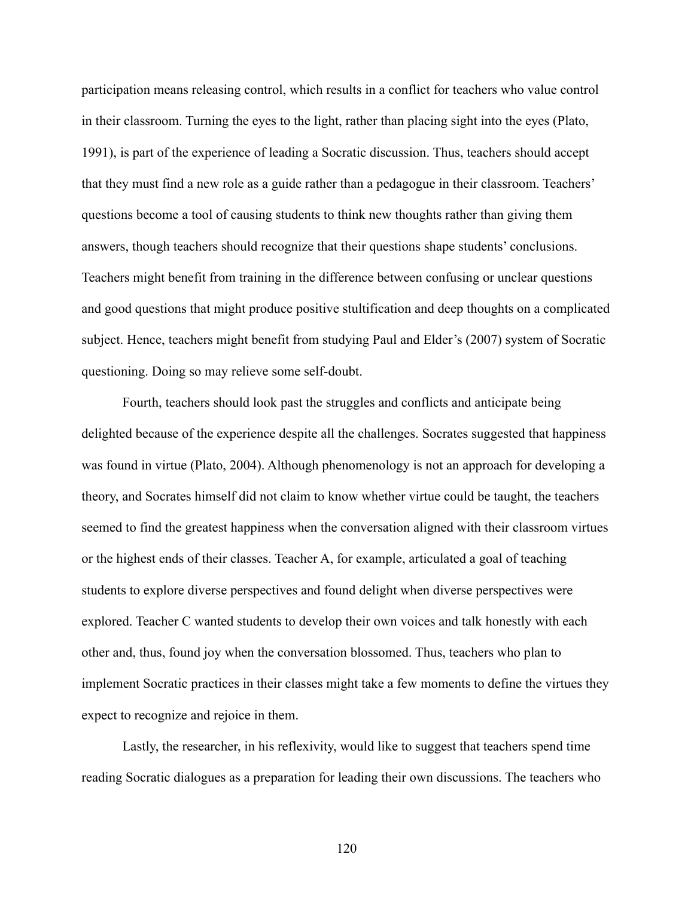participation means releasing control, which results in a conflict for teachers who value control in their classroom. Turning the eyes to the light, rather than placing sight into the eyes (Plato, 1991), is part of the experience of leading a Socratic discussion. Thus, teachers should accept that they must find a new role as a guide rather than a pedagogue in their classroom. Teachers' questions become a tool of causing students to think new thoughts rather than giving them answers, though teachers should recognize that their questions shape students' conclusions. Teachers might benefit from training in the difference between confusing or unclear questions and good questions that might produce positive stultification and deep thoughts on a complicated subject. Hence, teachers might benefit from studying Paul and Elder's (2007) system of Socratic questioning. Doing so may relieve some self-doubt.

Fourth, teachers should look past the struggles and conflicts and anticipate being delighted because of the experience despite all the challenges. Socrates suggested that happiness was found in virtue (Plato, 2004). Although phenomenology is not an approach for developing a theory, and Socrates himself did not claim to know whether virtue could be taught, the teachers seemed to find the greatest happiness when the conversation aligned with their classroom virtues or the highest ends of their classes. Teacher A, for example, articulated a goal of teaching students to explore diverse perspectives and found delight when diverse perspectives were explored. Teacher C wanted students to develop their own voices and talk honestly with each other and, thus, found joy when the conversation blossomed. Thus, teachers who plan to implement Socratic practices in their classes might take a few moments to define the virtues they expect to recognize and rejoice in them.

Lastly, the researcher, in his reflexivity, would like to suggest that teachers spend time reading Socratic dialogues as a preparation for leading their own discussions. The teachers who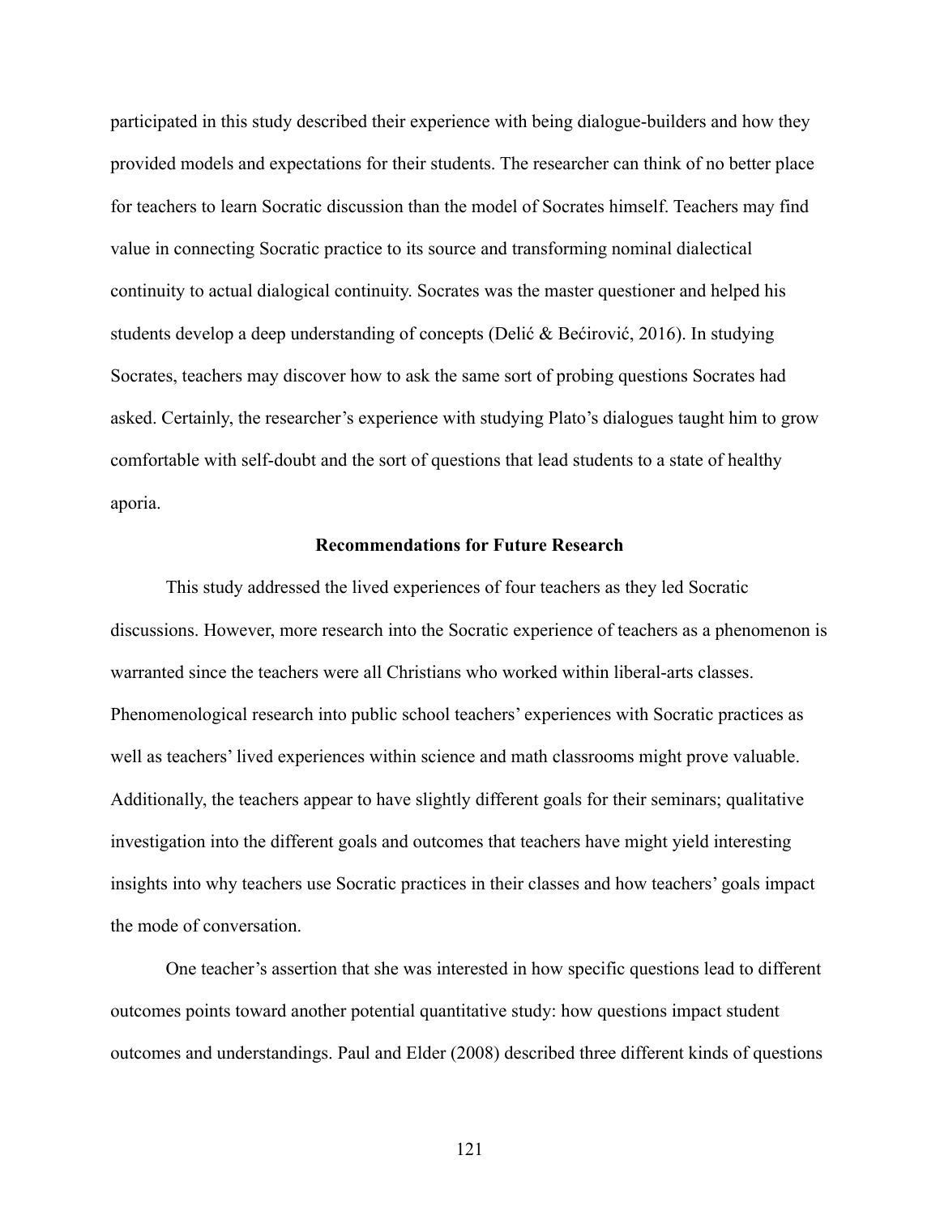participated in this study described their experience with being dialogue-builders and how they provided models and expectations for their students. The researcher can think of no better place for teachers to learn Socratic discussion than the model of Socrates himself. Teachers may find value in connecting Socratic practice to its source and transforming nominal dialectical continuity to actual dialogical continuity. Socrates was the master questioner and helped his students develop a deep understanding of concepts (Delić & Bećirović, 2016). In studying Socrates, teachers may discover how to ask the same sort of probing questions Socrates had asked. Certainly, the researcher's experience with studying Plato's dialogues taught him to grow comfortable with self-doubt and the sort of questions that lead students to a state of healthy aporia.

## Recommendations for Future Research

This study addressed the lived experiences of four teachers as they led Socratic discussions. However, more research into the Socratic experience of teachers as a phenomenon is warranted since the teachers were all Christians who worked within liberal-arts classes. Phenomenological research into public school teachers' experiences with Socratic practices as well as teachers' lived experiences within science and math classrooms might prove valuable. Additionally, the teachers appear to have slightly different goals for their seminars; qualitative investigation into the different goals and outcomes that teachers have might yield interesting insights into why teachers use Socratic practices in their classes and how teachers' goals impact the mode of conversation.

One teacher's assertion that she was interested in how specific questions lead to different outcomes points toward another potential quantitative study: how questions impact student outcomes and understandings. Paul and Elder (2008) described three different kinds of questions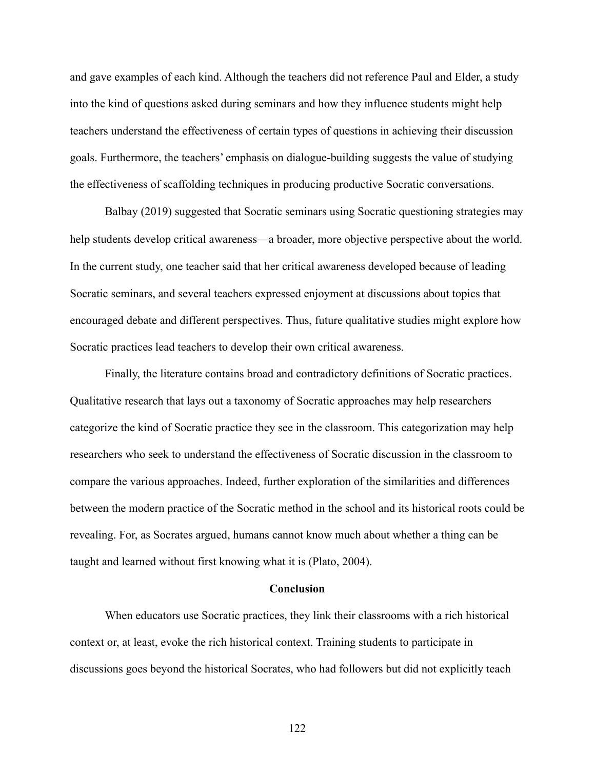and gave examples of each kind. Although the teachers did not reference Paul and Elder, a study into the kind of questions asked during seminars and how they influence students might help teachers understand the effectiveness of certain types of questions in achieving their discussion goals. Furthermore, the teachers' emphasis on dialogue-building suggests the value of studying the effectiveness of scaffolding techniques in producing productive Socratic conversations.

Balbay (2019) suggested that Socratic seminars using Socratic questioning strategies may help students develop critical awareness—a broader, more objective perspective about the world. In the current study, one teacher said that her critical awareness developed because of leading Socratic seminars, and several teachers expressed enjoyment at discussions about topics that encouraged debate and different perspectives. Thus, future qualitative studies might explore how Socratic practices lead teachers to develop their own critical awareness.

Finally, the literature contains broad and contradictory definitions of Socratic practices. Qualitative research that lays out a taxonomy of Socratic approaches may help researchers categorize the kind of Socratic practice they see in the classroom. This categorization may help researchers who seek to understand the effectiveness of Socratic discussion in the classroom to compare the various approaches. Indeed, further exploration of the similarities and differences between the modern practice of the Socratic method in the school and its historical roots could be revealing. For, as Socrates argued, humans cannot know much about whether a thing can be taught and learned without first knowing what it is (Plato, 2004).

## Conclusion

When educators use Socratic practices, they link their classrooms with a rich historical context or, at least, evoke the rich historical context. Training students to participate in discussions goes beyond the historical Socrates, who had followers but did not explicitly teach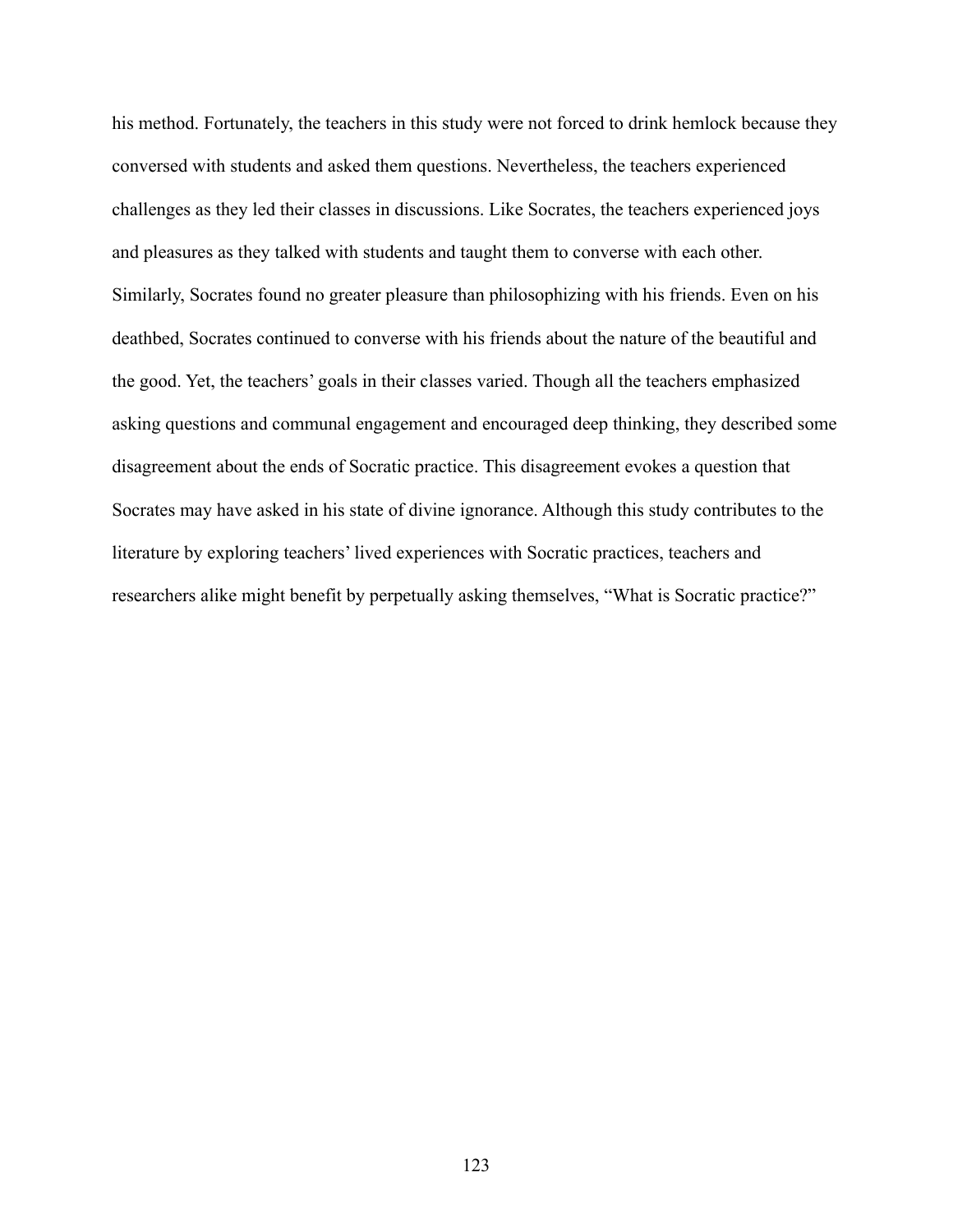his method. Fortunately, the teachers in this study were not forced to drink hemlock because they conversed with students and asked them questions. Nevertheless, the teachers experienced challenges as they led their classes in discussions. Like Socrates, the teachers experienced joys and pleasures as they talked with students and taught them to converse with each other. Similarly, Socrates found no greater pleasure than philosophizing with his friends. Even on his deathbed, Socrates continued to converse with his friends about the nature of the beautiful and the good. Yet, the teachers' goals in their classes varied. Though all the teachers emphasized asking questions and communal engagement and encouraged deep thinking, they described some disagreement about the ends of Socratic practice. This disagreement evokes a question that Socrates may have asked in his state of divine ignorance. Although this study contributes to the literature by exploring teachers' lived experiences with Socratic practices, teachers and researchers alike might benefit by perpetually asking themselves, "What is Socratic practice?"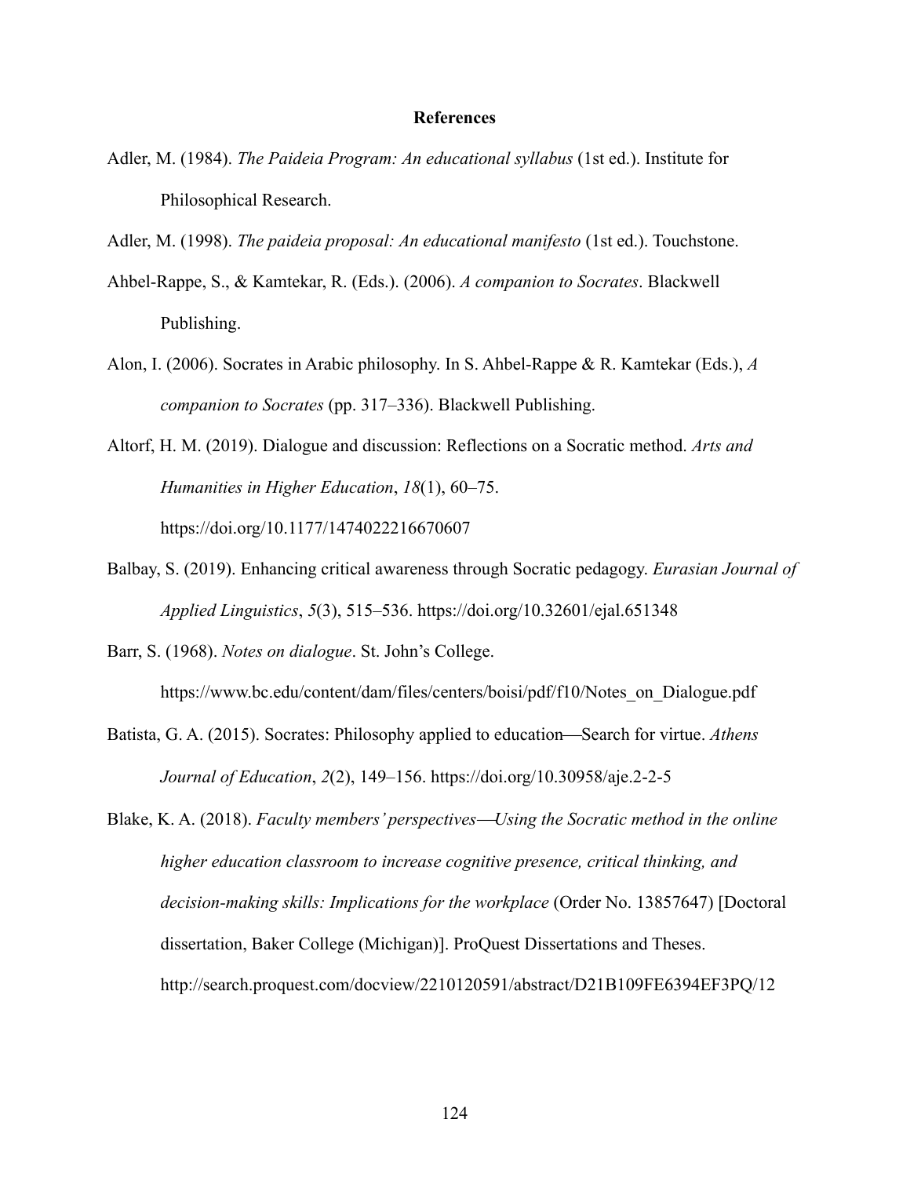# References

Adler, M. (1984). *The Paideia Program: An educational syllabus* (1st ed.). Institute for Philosophical Research.

Adler, M. (1998). *The paideia proposal: An educational manifesto* (1st ed.). Touchstone.

Ahbel-Rappe, S., & Kamtekar, R. (Eds.). (2006). *A companion to Socrates*. Blackwell Publishing.

Alon, I. (2006). Socrates in Arabic philosophy. In S. Ahbel-Rappe & R. Kamtekar (Eds.), *A companion to Socrates* (pp. 317–336). Blackwell Publishing.

Altorf, H. M. (2019). Dialogue and discussion: Reflections on a Socratic method. *Arts and Humanities in Higher Education*, *18*(1), 60–75. https://doi.org/10.1177/1474022216670607

Balbay, S. (2019). Enhancing critical awareness through Socratic pedagogy. *Eurasian Journal of Applied Linguistics*, *5*(3), 515–536. https://doi.org/10.32601/ejal.651348

Barr, S. (1968). *Notes on dialogue*. St. John's College. https://www.bc.edu/content/dam/files/centers/boisi/pdf/f10/Notes_on_Dialogue.pdf

Batista, G. A. (2015). Socrates: Philosophy applied to education—Search for virtue. *Athens Journal of Education*, *2*(2), 149–156. https://doi.org/10.30958/aje.2-2-5

Blake, K. A. (2018). *Faculty members' perspectives—Using the Socratic method in the online higher education classroom to increase cognitive presence, critical thinking, and decision-making skills: Implications for the workplace* (Order No. 13857647) [Doctoral dissertation, Baker College (Michigan)]. ProQuest Dissertations and Theses. http://search.proquest.com/docview/2210120591/abstract/D21B109FE6394EF3PQ/12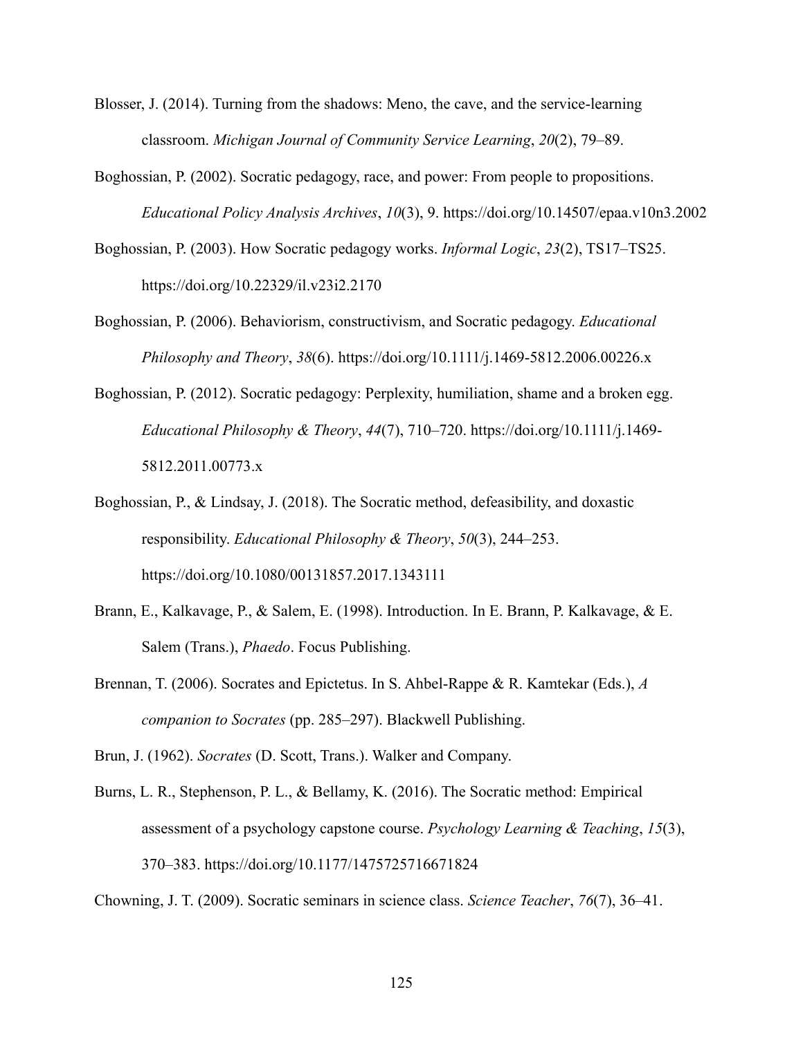Blosser, J. (2014). Turning from the shadows: Meno, the cave, and the service-learning classroom. *Michigan Journal of Community Service Learning*, *20*(2), 79–89.

Boghossian, P. (2002). Socratic pedagogy, race, and power: From people to propositions. *Educational Policy Analysis Archives*, *10*(3), 9. https://doi.org/10.14507/epaa.v10n3.2002

Boghossian, P. (2003). How Socratic pedagogy works. *Informal Logic*, *23*(2), TS17–TS25. https://doi.org/10.22329/il.v23i2.2170

Boghossian, P. (2006). Behaviorism, constructivism, and Socratic pedagogy. *Educational Philosophy and Theory*, *38*(6). https://doi.org/10.1111/j.1469-5812.2006.00226.x

Boghossian, P. (2012). Socratic pedagogy: Perplexity, humiliation, shame and a broken egg. *Educational Philosophy & Theory*, *44*(7), 710–720. https://doi.org/10.1111/j.1469-5812.2011.00773.x

Boghossian, P., & Lindsay, J. (2018). The Socratic method, defeasibility, and doxastic responsibility. *Educational Philosophy & Theory*, *50*(3), 244–253. https://doi.org/10.1080/00131857.2017.1343111

Brann, E., Kalkavage, P., & Salem, E. (1998). Introduction. In E. Brann, P. Kalkavage, & E. Salem (Trans.), *Phaedo*. Focus Publishing.

Brennan, T. (2006). Socrates and Epictetus. In S. Ahbel-Rappe & R. Kamtekar (Eds.), *A companion to Socrates* (pp. 285–297). Blackwell Publishing.

Brun, J. (1962). *Socrates* (D. Scott, Trans.). Walker and Company.

Burns, L. R., Stephenson, P. L., & Bellamy, K. (2016). The Socratic method: Empirical assessment of a psychology capstone course. *Psychology Learning & Teaching*, *15*(3), 370–383. https://doi.org/10.1177/1475725716671824

Chowning, J. T. (2009). Socratic seminars in science class. *Science Teacher*, *76*(7), 36–41.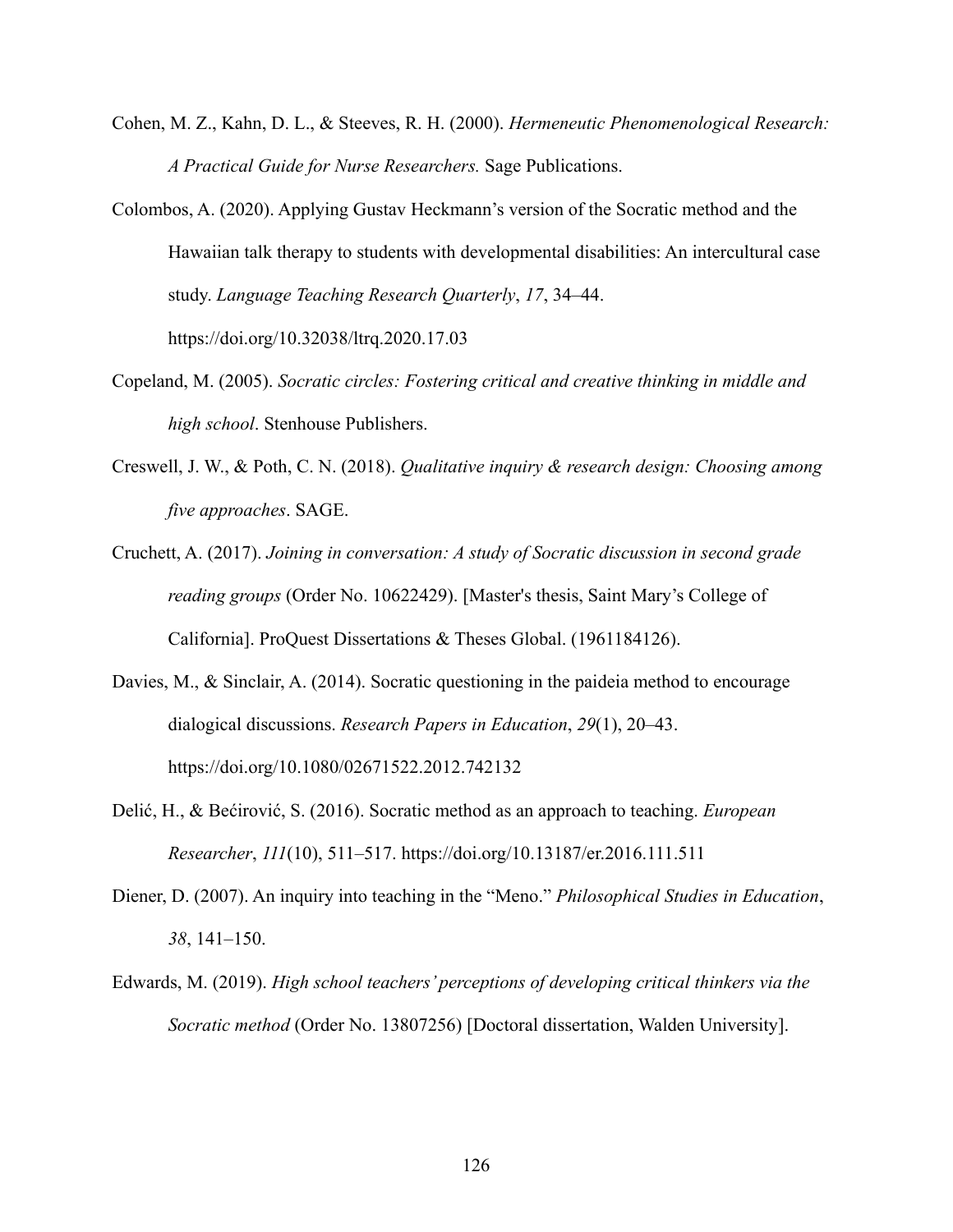Cohen, M. Z., Kahn, D. L., & Steeves, R. H. (2000). *Hermeneutic Phenomenological Research: A Practical Guide for Nurse Researchers.* Sage Publications.

Colombos, A. (2020). Applying Gustav Heckmann's version of the Socratic method and the Hawaiian talk therapy to students with developmental disabilities: An intercultural case study. *Language Teaching Research Quarterly*, *17*, 34–44. https://doi.org/10.32038/ltrq.2020.17.03

Copeland, M. (2005). *Socratic circles: Fostering critical and creative thinking in middle and high school*. Stenhouse Publishers.

Creswell, J. W., & Poth, C. N. (2018). *Qualitative inquiry & research design: Choosing among five approaches*. SAGE.

Cruchett, A. (2017). *Joining in conversation: A study of Socratic discussion in second grade reading groups* (Order No. 10622429). [Master's thesis, Saint Mary's College of California]. ProQuest Dissertations & Theses Global. (1961184126).

Davies, M., & Sinclair, A. (2014). Socratic questioning in the paideia method to encourage dialogical discussions. *Research Papers in Education*, *29*(1), 20–43. https://doi.org/10.1080/02671522.2012.742132

Delić, H., & Bećirović, S. (2016). Socratic method as an approach to teaching. *European Researcher*, *111*(10), 511–517. https://doi.org/10.13187/er.2016.111.511

Diener, D. (2007). An inquiry into teaching in the "Meno." *Philosophical Studies in Education*, *38*, 141–150.

Edwards, M. (2019). *High school teachers' perceptions of developing critical thinkers via the Socratic method* (Order No. 13807256) [Doctoral dissertation, Walden University].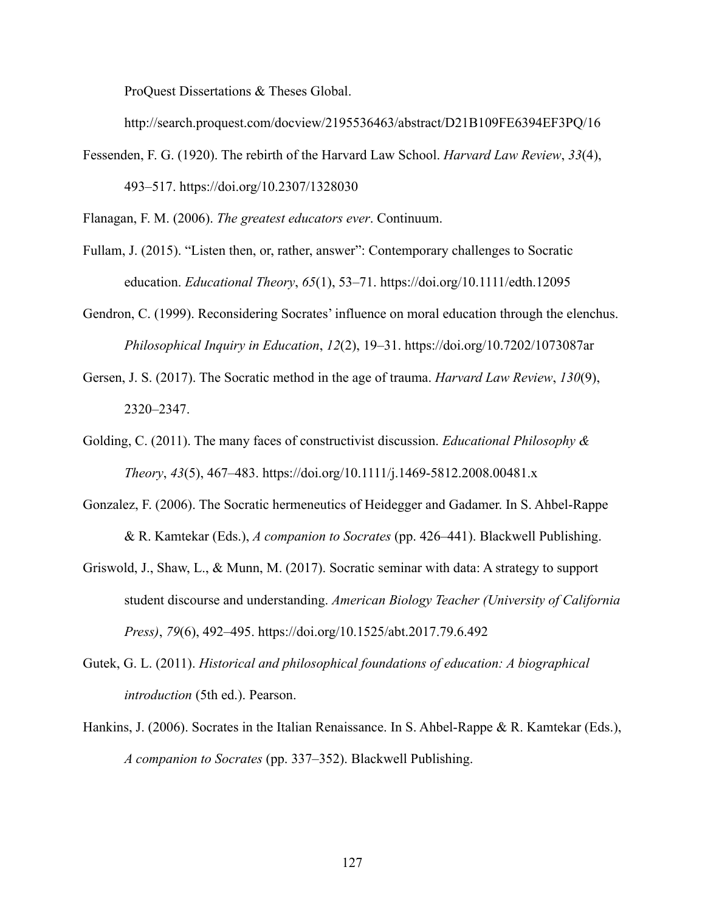ProQuest Dissertations & Theses Global. http://search.proquest.com/docview/2195536463/abstract/D21B109FE6394EF3PQ/16

Fessenden, F. G. (1920). The rebirth of the Harvard Law School. *Harvard Law Review*, *33*(4), 493–517. https://doi.org/10.2307/1328030

Flanagan, F. M. (2006). *The greatest educators ever*. Continuum.

Fullam, J. (2015). "Listen then, or, rather, answer": Contemporary challenges to Socratic education. *Educational Theory*, *65*(1), 53–71. https://doi.org/10.1111/edth.12095

Gendron, C. (1999). Reconsidering Socrates' influence on moral education through the elenchus. *Philosophical Inquiry in Education*, *12*(2), 19–31. https://doi.org/10.7202/1073087ar

Gersen, J. S. (2017). The Socratic method in the age of trauma. *Harvard Law Review*, *130*(9), 2320–2347.

Golding, C. (2011). The many faces of constructivist discussion. *Educational Philosophy & Theory*, *43*(5), 467–483. https://doi.org/10.1111/j.1469-5812.2008.00481.x

Gonzalez, F. (2006). The Socratic hermeneutics of Heidegger and Gadamer. In S. Ahbel-Rappe & R. Kamtekar (Eds.), *A companion to Socrates* (pp. 426–441). Blackwell Publishing.

Griswold, J., Shaw, L., & Munn, M. (2017). Socratic seminar with data: A strategy to support student discourse and understanding. *American Biology Teacher (University of California Press)*, *79*(6), 492–495. https://doi.org/10.1525/abt.2017.79.6.492

Gutek, G. L. (2011). *Historical and philosophical foundations of education: A biographical introduction* (5th ed.). Pearson.

Hankins, J. (2006). Socrates in the Italian Renaissance. In S. Ahbel-Rappe & R. Kamtekar (Eds.), *A companion to Socrates* (pp. 337–352). Blackwell Publishing.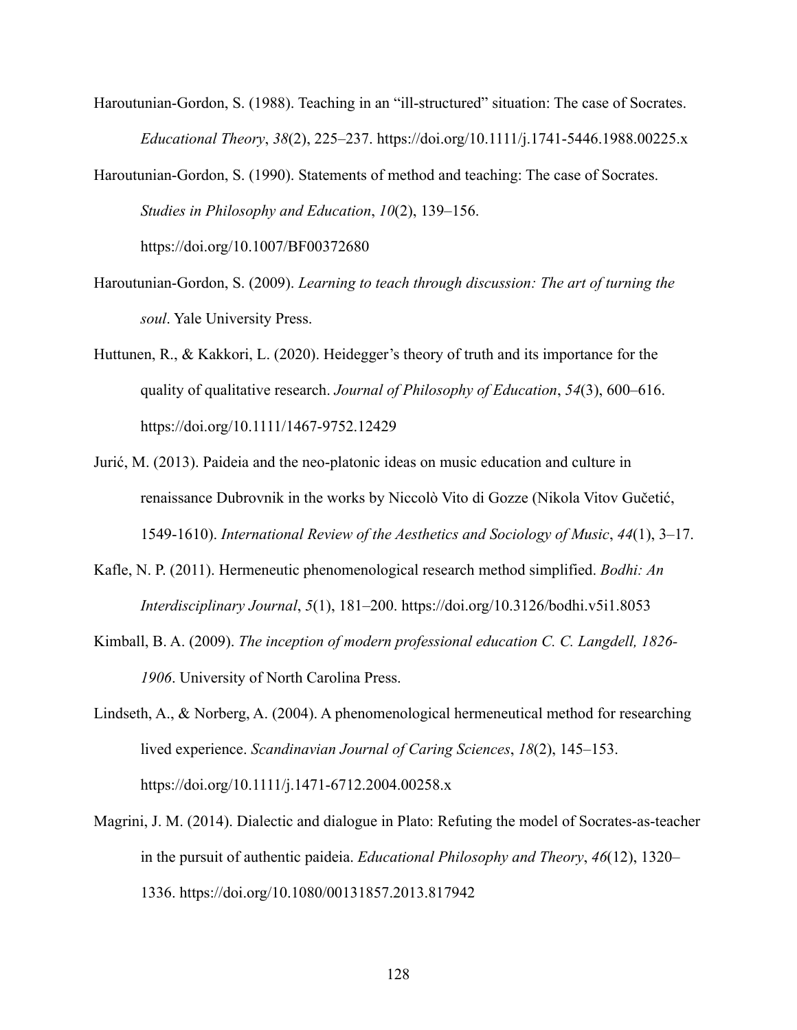Haroutunian-Gordon, S. (1988). Teaching in an "ill-structured" situation: The case of Socrates. *Educational Theory*, *38*(2), 225–237. https://doi.org/10.1111/j.1741-5446.1988.00225.x

Haroutunian-Gordon, S. (1990). Statements of method and teaching: The case of Socrates. *Studies in Philosophy and Education*, *10*(2), 139–156. https://doi.org/10.1007/BF00372680

Haroutunian-Gordon, S. (2009). *Learning to teach through discussion: The art of turning the soul*. Yale University Press.

Huttunen, R., & Kakkori, L. (2020). Heidegger's theory of truth and its importance for the quality of qualitative research. *Journal of Philosophy of Education*, *54*(3), 600–616. https://doi.org/10.1111/1467-9752.12429

Jurić, M. (2013). Paideia and the neo-platonic ideas on music education and culture in renaissance Dubrovnik in the works by Niccolò Vito di Gozze (Nikola Vitov Gučetić, 1549-1610). *International Review of the Aesthetics and Sociology of Music*, *44*(1), 3–17.

Kafle, N. P. (2011). Hermeneutic phenomenological research method simplified. *Bodhi: An Interdisciplinary Journal*, *5*(1), 181–200. https://doi.org/10.3126/bodhi.v5i1.8053

Kimball, B. A. (2009). *The inception of modern professional education C. C. Langdell, 1826-1906*. University of North Carolina Press.

Lindseth, A., & Norberg, A. (2004). A phenomenological hermeneutical method for researching lived experience. *Scandinavian Journal of Caring Sciences*, *18*(2), 145–153. https://doi.org/10.1111/j.1471-6712.2004.00258.x

Magrini, J. M. (2014). Dialectic and dialogue in Plato: Refuting the model of Socrates-as-teacher in the pursuit of authentic paideia. *Educational Philosophy and Theory*, *46*(12), 1320–1336. https://doi.org/10.1080/00131857.2013.817942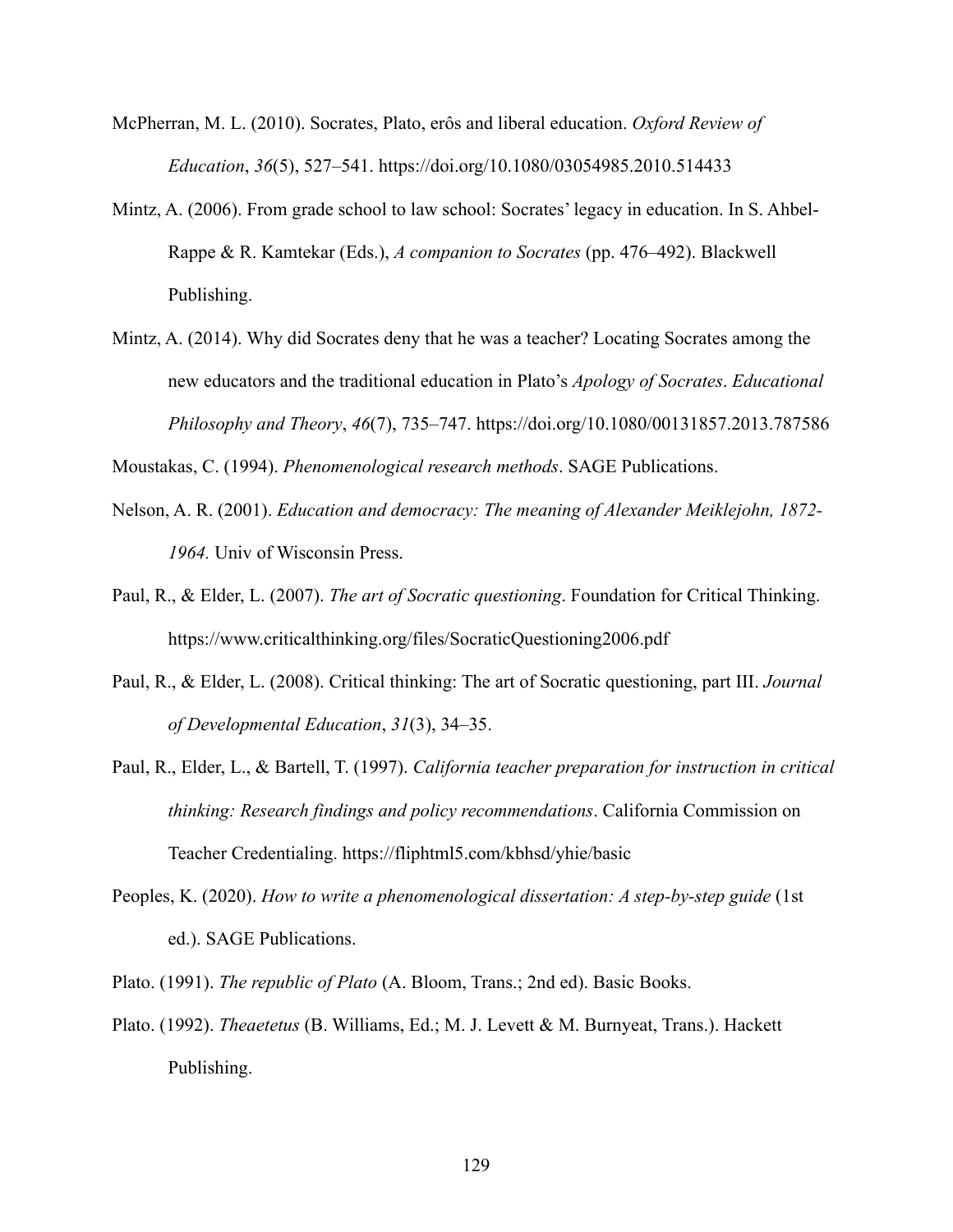McPherran, M. L. (2010). Socrates, Plato, erôs and liberal education. *Oxford Review of Education*, *36*(5), 527–541. https://doi.org/10.1080/03054985.2010.514433

Mintz, A. (2006). From grade school to law school: Socrates' legacy in education. In S. Ahbel-Rappe & R. Kamtekar (Eds.), *A companion to Socrates* (pp. 476–492). Blackwell Publishing.

Mintz, A. (2014). Why did Socrates deny that he was a teacher? Locating Socrates among the new educators and the traditional education in Plato's *Apology of Socrates*. *Educational Philosophy and Theory*, *46*(7), 735–747. https://doi.org/10.1080/00131857.2013.787586

Moustakas, C. (1994). *Phenomenological research methods*. SAGE Publications.

Nelson, A. R. (2001). *Education and democracy: The meaning of Alexander Meiklejohn, 1872-1964.* Univ of Wisconsin Press.

Paul, R., & Elder, L. (2007). *The art of Socratic questioning*. Foundation for Critical Thinking. https://www.criticalthinking.org/files/SocraticQuestioning2006.pdf

Paul, R., & Elder, L. (2008). Critical thinking: The art of Socratic questioning, part III. *Journal of Developmental Education*, *31*(3), 34–35.

Paul, R., Elder, L., & Bartell, T. (1997). *California teacher preparation for instruction in critical thinking: Research findings and policy recommendations*. California Commission on Teacher Credentialing. https://fliphtml5.com/kbhsd/yhie/basic

Peoples, K. (2020). *How to write a phenomenological dissertation: A step-by-step guide* (1st ed.). SAGE Publications.

Plato. (1991). *The republic of Plato* (A. Bloom, Trans.; 2nd ed). Basic Books.

Plato. (1992). *Theaetetus* (B. Williams, Ed.; M. J. Levett & M. Burnyeat, Trans.). Hackett Publishing.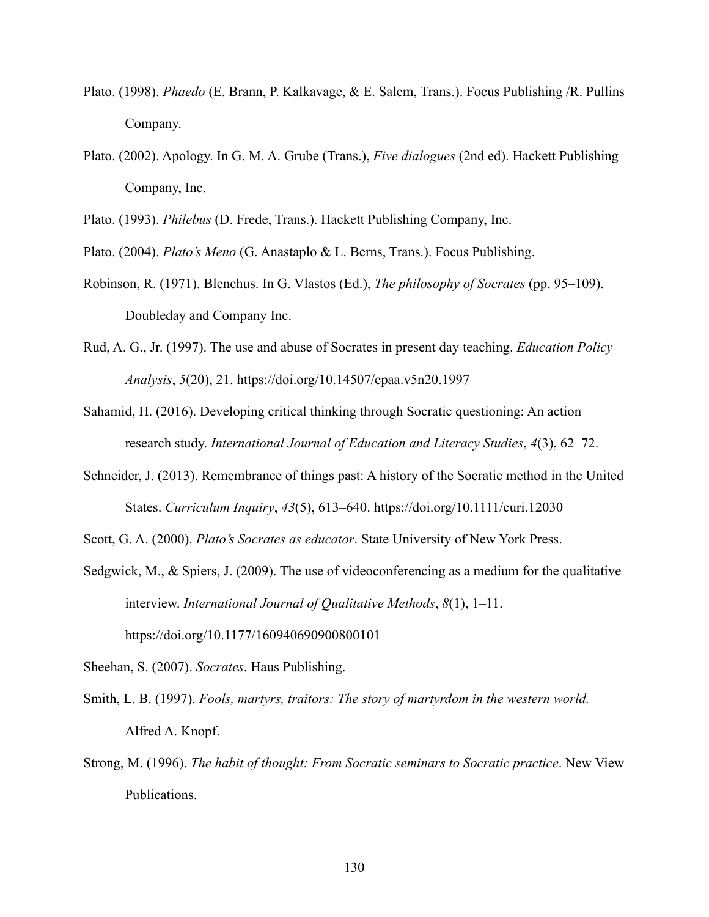Plato. (1998). *Phaedo* (E. Brann, P. Kalkavage, & E. Salem, Trans.). Focus Publishing /R. Pullins Company.

Plato. (2002). Apology. In G. M. A. Grube (Trans.), *Five dialogues* (2nd ed). Hackett Publishing Company, Inc.

Plato. (1993). *Philebus* (D. Frede, Trans.). Hackett Publishing Company, Inc.

Plato. (2004). *Plato's Meno* (G. Anastaplo & L. Berns, Trans.). Focus Publishing.

Robinson, R. (1971). Blenchus. In G. Vlastos (Ed.), *The philosophy of Socrates* (pp. 95–109). Doubleday and Company Inc.

Rud, A. G., Jr. (1997). The use and abuse of Socrates in present day teaching. *Education Policy Analysis*, *5*(20), 21. https://doi.org/10.14507/epaa.v5n20.1997

Sahamid, H. (2016). Developing critical thinking through Socratic questioning: An action research study. *International Journal of Education and Literacy Studies*, *4*(3), 62–72.

Schneider, J. (2013). Remembrance of things past: A history of the Socratic method in the United States. *Curriculum Inquiry*, *43*(5), 613–640. https://doi.org/10.1111/curi.12030

Scott, G. A. (2000). *Plato's Socrates as educator*. State University of New York Press.

Sedgwick, M., & Spiers, J. (2009). The use of videoconferencing as a medium for the qualitative interview. *International Journal of Qualitative Methods*, *8*(1), 1–11. https://doi.org/10.1177/160940690900800101

Sheehan, S. (2007). *Socrates*. Haus Publishing.

Smith, L. B. (1997). *Fools, martyrs, traitors: The story of martyrdom in the western world.* Alfred A. Knopf.

Strong, M. (1996). *The habit of thought: From Socratic seminars to Socratic practice*. New View Publications.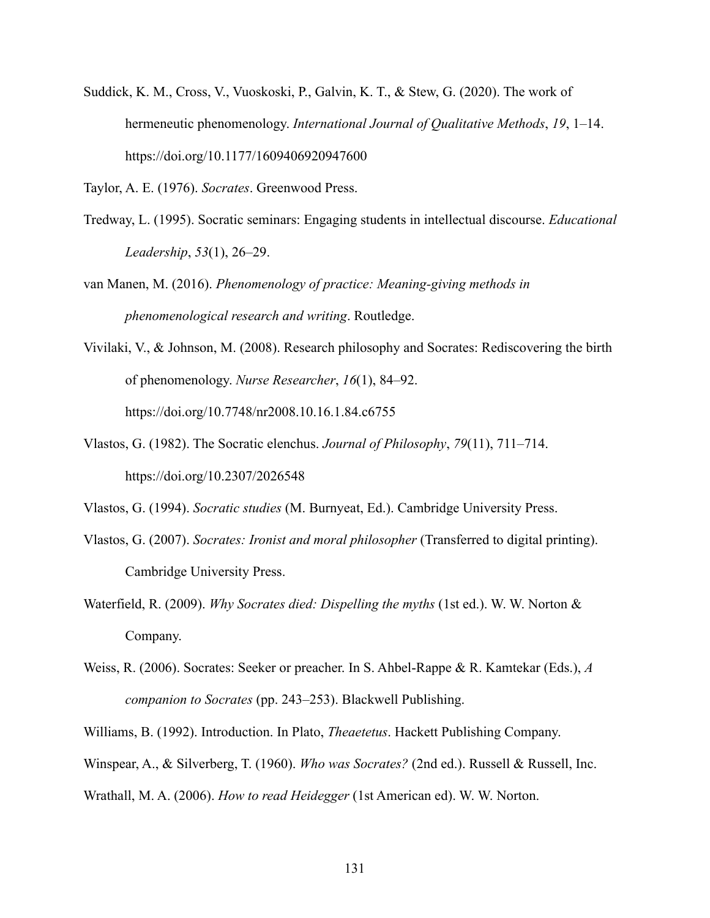Suddick, K. M., Cross, V., Vuoskoski, P., Galvin, K. T., & Stew, G. (2020). The work of hermeneutic phenomenology. *International Journal of Qualitative Methods*, *19*, 1–14. https://doi.org/10.1177/1609406920947600

Taylor, A. E. (1976). *Socrates*. Greenwood Press.

Tredway, L. (1995). Socratic seminars: Engaging students in intellectual discourse. *Educational Leadership*, *53*(1), 26–29.

van Manen, M. (2016). *Phenomenology of practice: Meaning-giving methods in phenomenological research and writing*. Routledge.

Vivilaki, V., & Johnson, M. (2008). Research philosophy and Socrates: Rediscovering the birth of phenomenology. *Nurse Researcher*, *16*(1), 84–92. https://doi.org/10.7748/nr2008.10.16.1.84.c6755

Vlastos, G. (1982). The Socratic elenchus. *Journal of Philosophy*, *79*(11), 711–714. https://doi.org/10.2307/2026548

Vlastos, G. (1994). *Socratic studies* (M. Burnyeat, Ed.). Cambridge University Press.

Vlastos, G. (2007). *Socrates: Ironist and moral philosopher* (Transferred to digital printing). Cambridge University Press.

Waterfield, R. (2009). *Why Socrates died: Dispelling the myths* (1st ed.). W. W. Norton & Company.

Weiss, R. (2006). Socrates: Seeker or preacher. In S. Ahbel-Rappe & R. Kamtekar (Eds.), *A companion to Socrates* (pp. 243–253). Blackwell Publishing.

Williams, B. (1992). Introduction. In Plato, *Theaetetus*. Hackett Publishing Company.

Winspear, A., & Silverberg, T. (1960). *Who was Socrates?* (2nd ed.). Russell & Russell, Inc.

Wrathall, M. A. (2006). *How to read Heidegger* (1st American ed). W. W. Norton.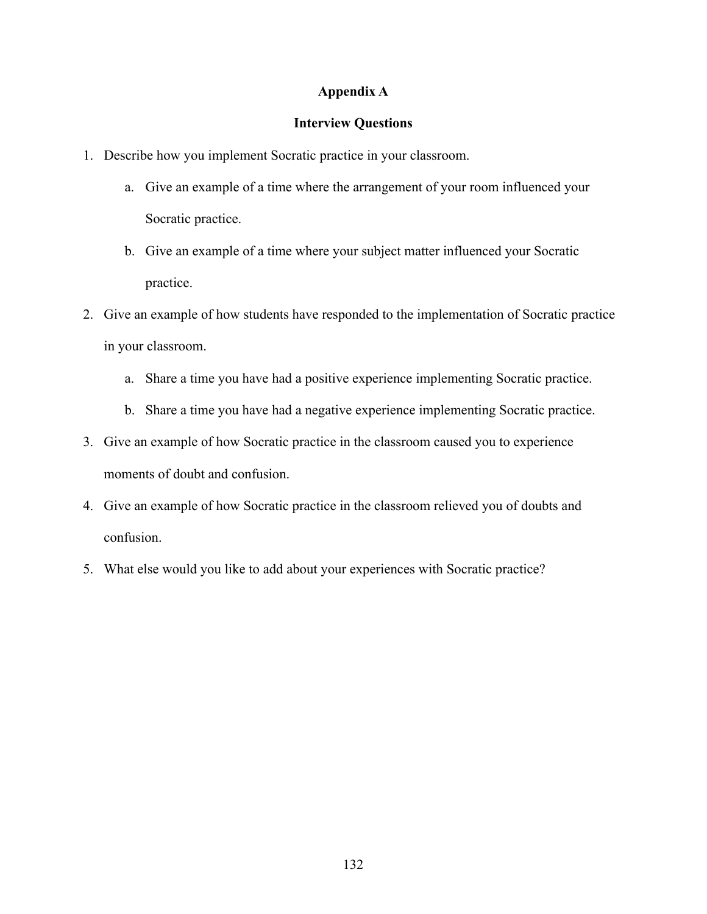# Appendix A

## Interview Questions

1. Describe how you implement Socratic practice in your classroom.
   a. Give an example of a time where the arrangement of your room influenced your Socratic practice.
   b. Give an example of a time where your subject matter influenced your Socratic practice.
2. Give an example of how students have responded to the implementation of Socratic practice in your classroom.
   a. Share a time you have had a positive experience implementing Socratic practice.
   b. Share a time you have had a negative experience implementing Socratic practice.
3. Give an example of how Socratic practice in the classroom caused you to experience moments of doubt and confusion.
4. Give an example of how Socratic practice in the classroom relieved you of doubts and confusion.
5. What else would you like to add about your experiences with Socratic practice?